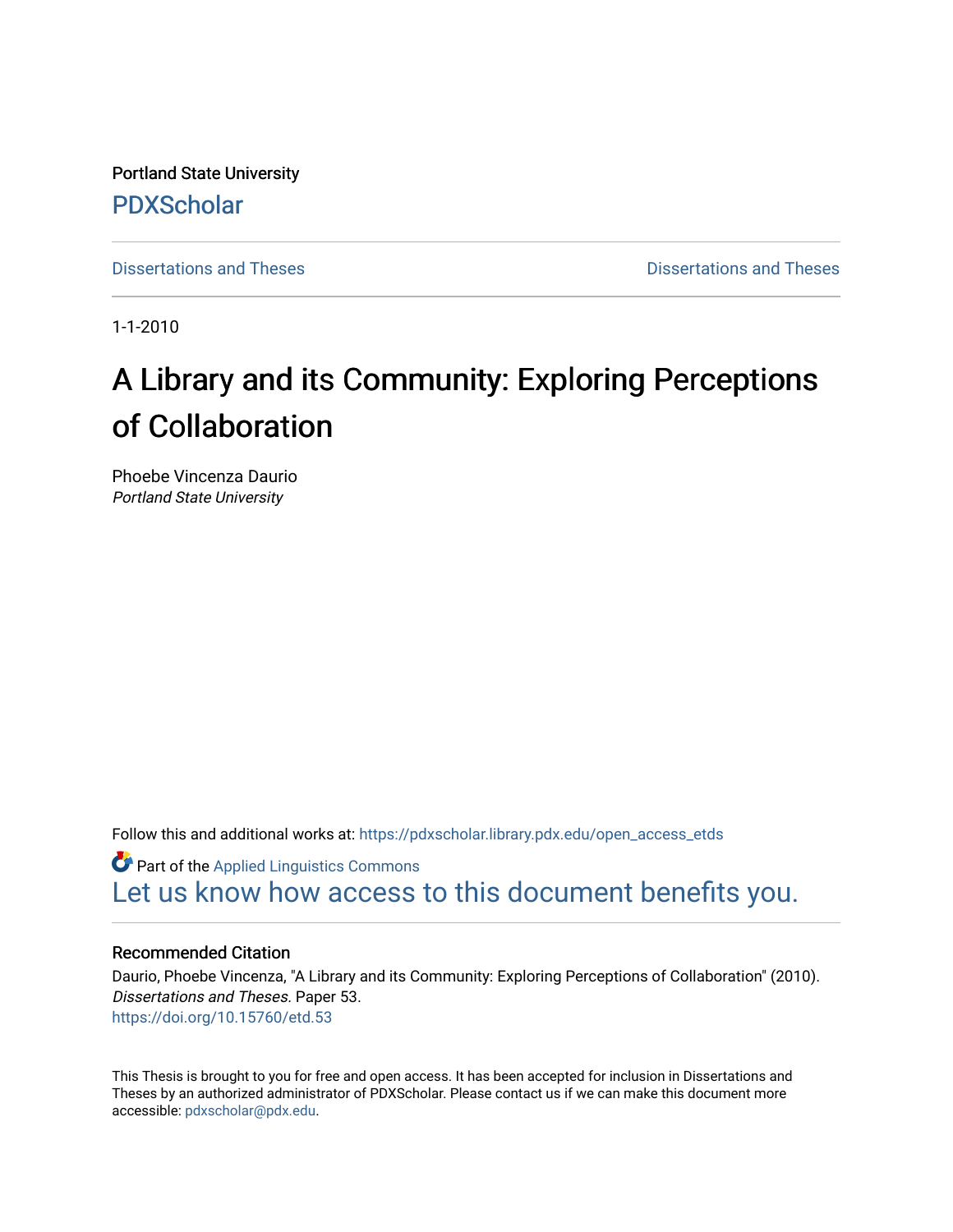Portland State University

PDXScholar

Dissertations and Theses | Dissertations and Theses

1-1-2010

# A Library and its Community: Exploring Perceptions of Collaboration

Phoebe Vincenza Daurio

*Portland State University*

Follow this and additional works at: https://pdxscholar.library.pdx.edu/open_access_etds

Part of the Applied Linguistics Commons

Let us know how access to this document benefits you.

### Recommended Citation

Daurio, Phoebe Vincenza, "A Library and its Community: Exploring Perceptions of Collaboration" (2010). *Dissertations and Theses.* Paper 53.

https://doi.org/10.15760/etd.53

This Thesis is brought to you for free and open access. It has been accepted for inclusion in Dissertations and Theses by an authorized administrator of PDXScholar. Please contact us if we can make this document more accessible: pdxscholar@pdx.edu.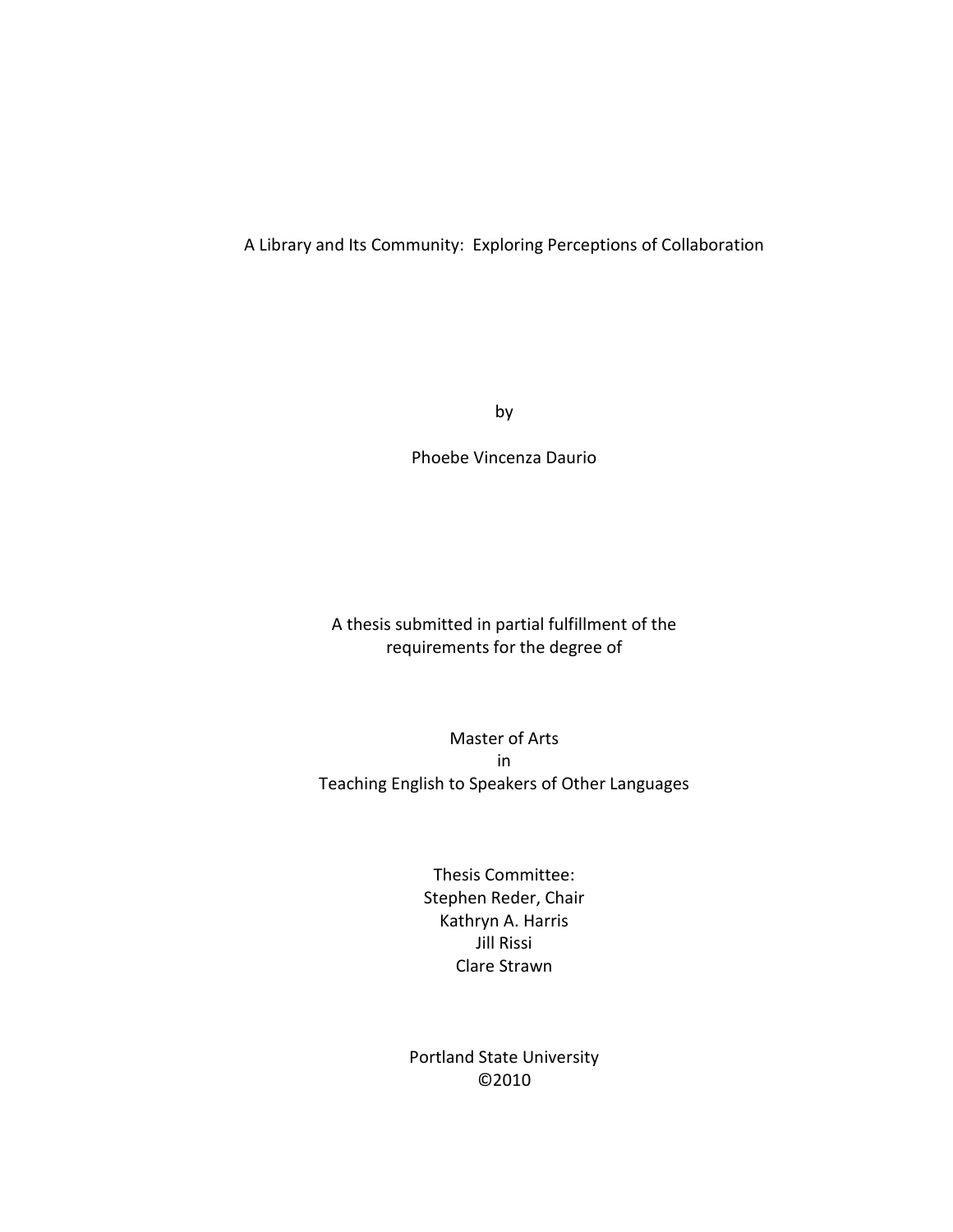# A Library and Its Community: Exploring Perceptions of Collaboration

by

Phoebe Vincenza Daurio

A thesis submitted in partial fulfillment of the requirements for the degree of

Master of Arts
in
Teaching English to Speakers of Other Languages

Thesis Committee:
Stephen Reder, Chair
Kathryn A. Harris
Jill Rissi
Clare Strawn

Portland State University
©2010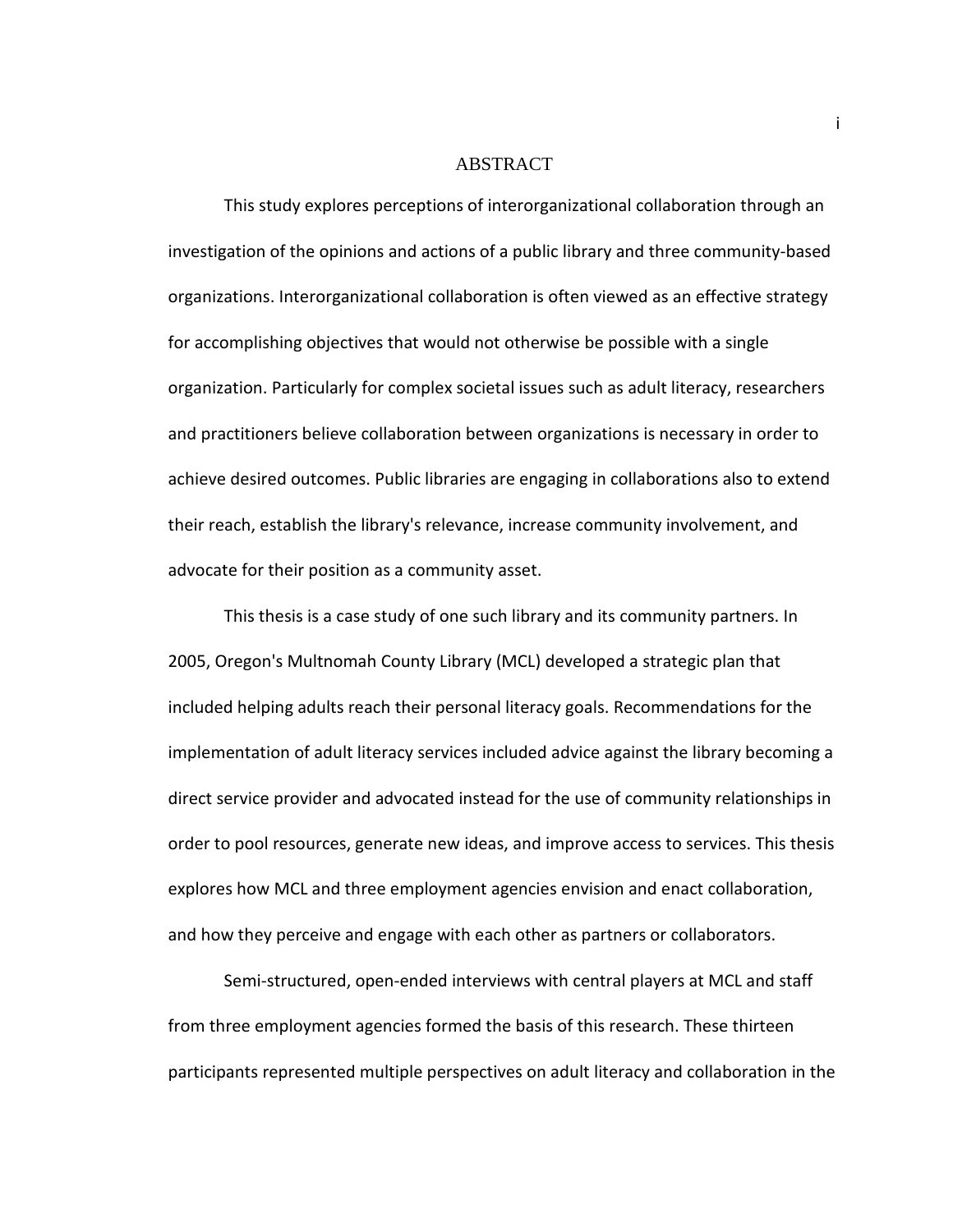# ABSTRACT

This study explores perceptions of interorganizational collaboration through an investigation of the opinions and actions of a public library and three community-based organizations. Interorganizational collaboration is often viewed as an effective strategy for accomplishing objectives that would not otherwise be possible with a single organization. Particularly for complex societal issues such as adult literacy, researchers and practitioners believe collaboration between organizations is necessary in order to achieve desired outcomes. Public libraries are engaging in collaborations also to extend their reach, establish the library's relevance, increase community involvement, and advocate for their position as a community asset.

This thesis is a case study of one such library and its community partners. In 2005, Oregon's Multnomah County Library (MCL) developed a strategic plan that included helping adults reach their personal literacy goals. Recommendations for the implementation of adult literacy services included advice against the library becoming a direct service provider and advocated instead for the use of community relationships in order to pool resources, generate new ideas, and improve access to services. This thesis explores how MCL and three employment agencies envision and enact collaboration, and how they perceive and engage with each other as partners or collaborators.

Semi-structured, open-ended interviews with central players at MCL and staff from three employment agencies formed the basis of this research. These thirteen participants represented multiple perspectives on adult literacy and collaboration in the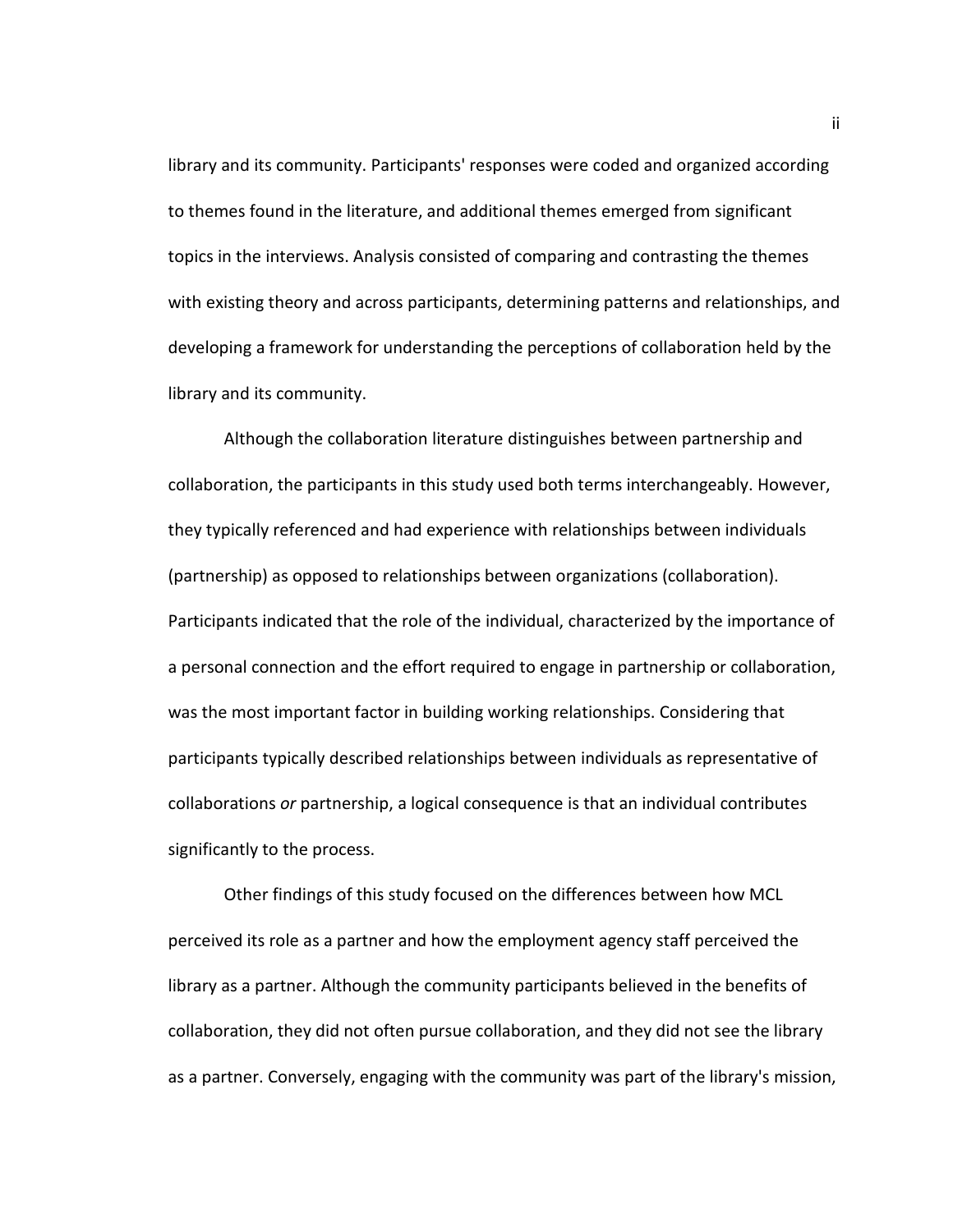library and its community. Participants' responses were coded and organized according to themes found in the literature, and additional themes emerged from significant topics in the interviews. Analysis consisted of comparing and contrasting the themes with existing theory and across participants, determining patterns and relationships, and developing a framework for understanding the perceptions of collaboration held by the library and its community.

Although the collaboration literature distinguishes between partnership and collaboration, the participants in this study used both terms interchangeably. However, they typically referenced and had experience with relationships between individuals (partnership) as opposed to relationships between organizations (collaboration). Participants indicated that the role of the individual, characterized by the importance of a personal connection and the effort required to engage in partnership or collaboration, was the most important factor in building working relationships. Considering that participants typically described relationships between individuals as representative of collaborations *or* partnership, a logical consequence is that an individual contributes significantly to the process.

Other findings of this study focused on the differences between how MCL perceived its role as a partner and how the employment agency staff perceived the library as a partner. Although the community participants believed in the benefits of collaboration, they did not often pursue collaboration, and they did not see the library as a partner. Conversely, engaging with the community was part of the library's mission,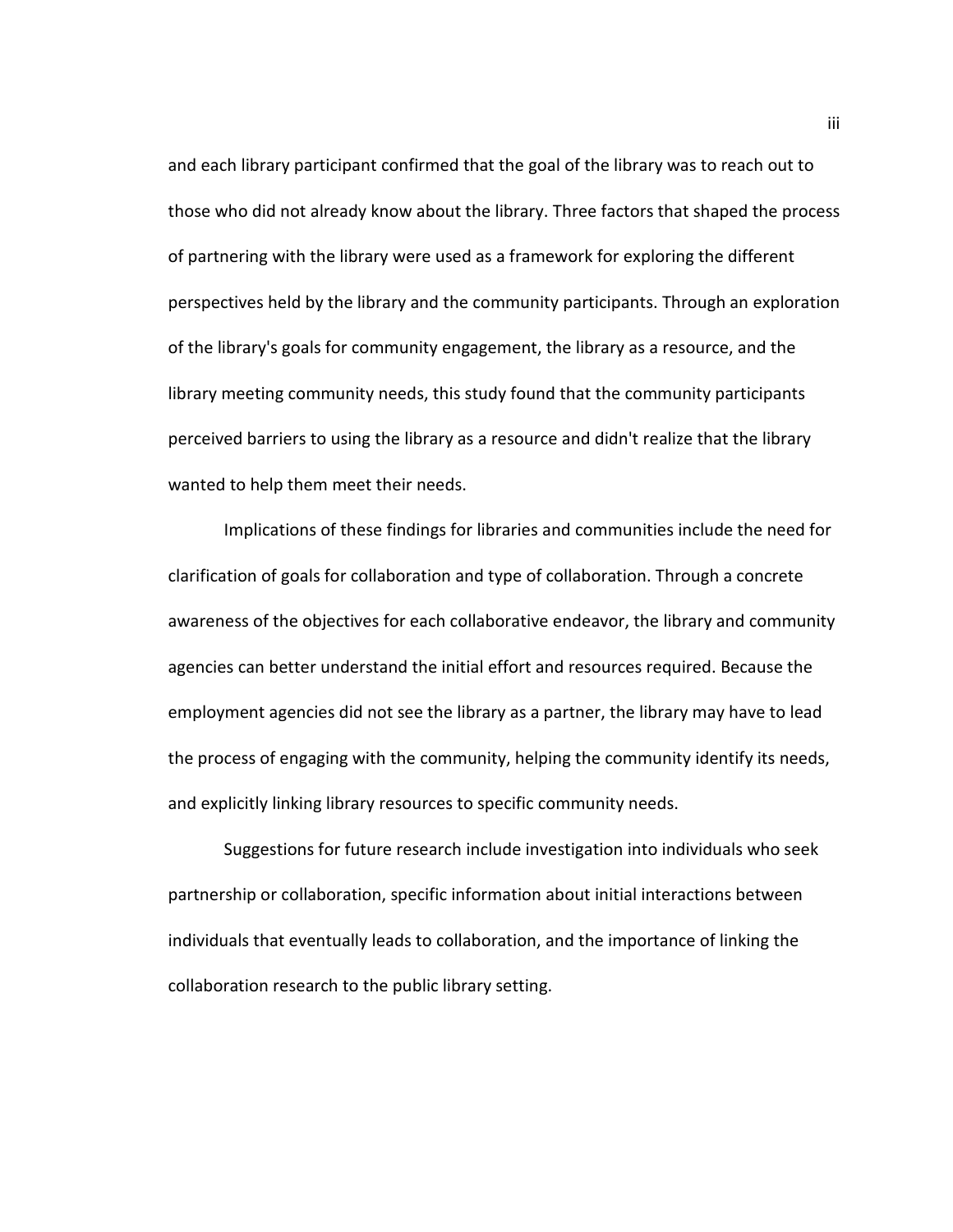and each library participant confirmed that the goal of the library was to reach out to those who did not already know about the library. Three factors that shaped the process of partnering with the library were used as a framework for exploring the different perspectives held by the library and the community participants. Through an exploration of the library's goals for community engagement, the library as a resource, and the library meeting community needs, this study found that the community participants perceived barriers to using the library as a resource and didn't realize that the library wanted to help them meet their needs.

Implications of these findings for libraries and communities include the need for clarification of goals for collaboration and type of collaboration. Through a concrete awareness of the objectives for each collaborative endeavor, the library and community agencies can better understand the initial effort and resources required. Because the employment agencies did not see the library as a partner, the library may have to lead the process of engaging with the community, helping the community identify its needs, and explicitly linking library resources to specific community needs.

Suggestions for future research include investigation into individuals who seek partnership or collaboration, specific information about initial interactions between individuals that eventually leads to collaboration, and the importance of linking the collaboration research to the public library setting.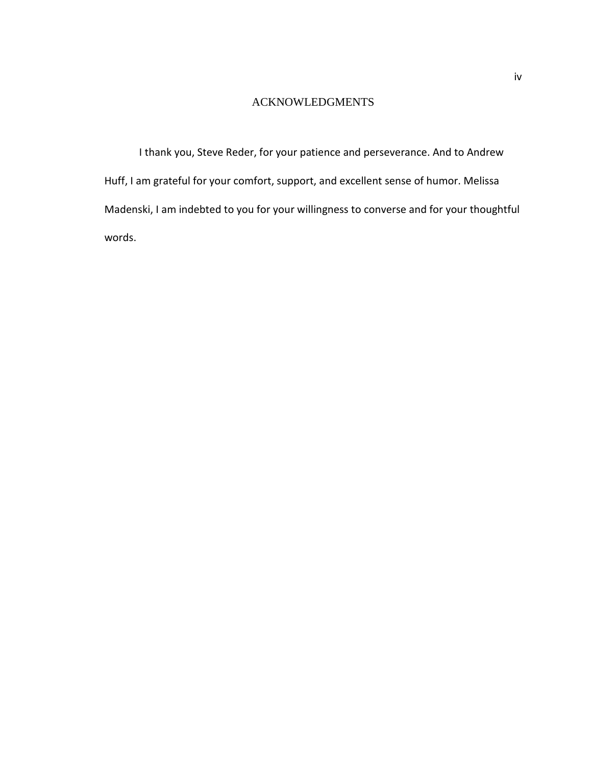# ACKNOWLEDGMENTS

I thank you, Steve Reder, for your patience and perseverance. And to Andrew Huff, I am grateful for your comfort, support, and excellent sense of humor. Melissa Madenski, I am indebted to you for your willingness to converse and for your thoughtful words.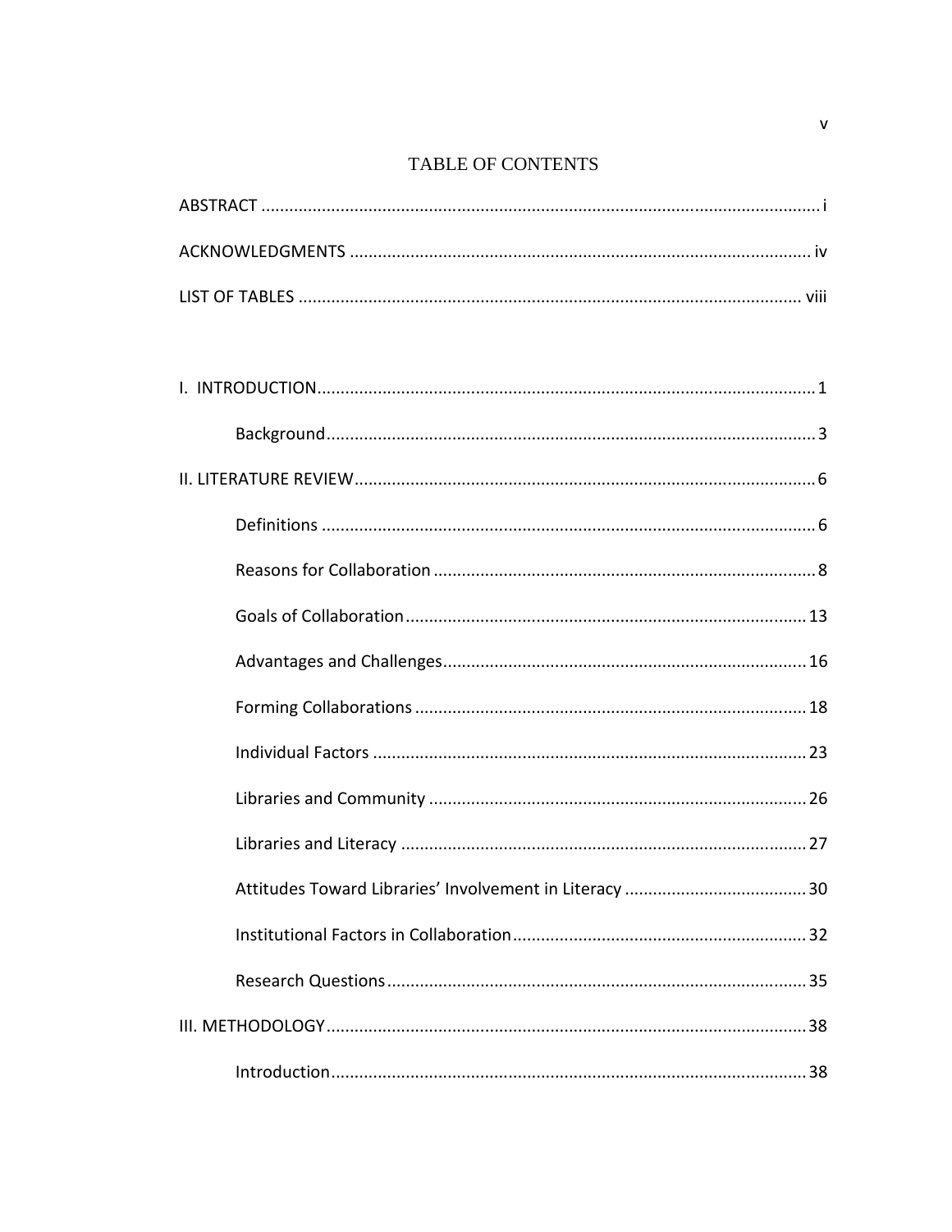## TABLE OF CONTENTS

ABSTRACT ........................................................................................................................ i

ACKNOWLEDGMENTS ................................................................................................. iv

LIST OF TABLES .......................................................................................................... viii

I. INTRODUCTION.......................................................................................................... 1

  Background ........................................................................................................ 3

II. LITERATURE REVIEW ................................................................................................. 6

  Definitions ......................................................................................................... 6

  Reasons for Collaboration ................................................................................. 8

  Goals of Collaboration ..................................................................................... 13

  Advantages and Challenges ............................................................................. 16

  Forming Collaborations ................................................................................... 18

  Individual Factors ............................................................................................ 23

  Libraries and Community ................................................................................ 26

  Libraries and Literacy ...................................................................................... 27

  Attitudes Toward Libraries' Involvement in Literacy ...................................... 30

  Institutional Factors in Collaboration .............................................................. 32

  Research Questions ......................................................................................... 35

III. METHODOLOGY ...................................................................................................... 38

  Introduction ..................................................................................................... 38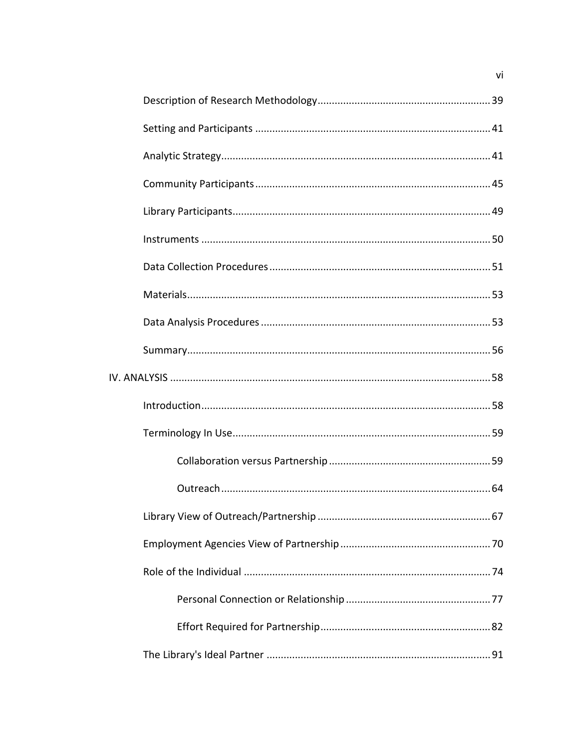Description of Research Methodology 39

Setting and Participants 41

Analytic Strategy 41

Community Participants 45

Library Participants 49

Instruments 50

Data Collection Procedures 51

Materials 53

Data Analysis Procedures 53

Summary 56

IV. ANALYSIS 58

Introduction 58

Terminology In Use 59

Collaboration versus Partnership 59

Outreach 64

Library View of Outreach/Partnership 67

Employment Agencies View of Partnership 70

Role of the Individual 74

Personal Connection or Relationship 77

Effort Required for Partnership 82

The Library's Ideal Partner 91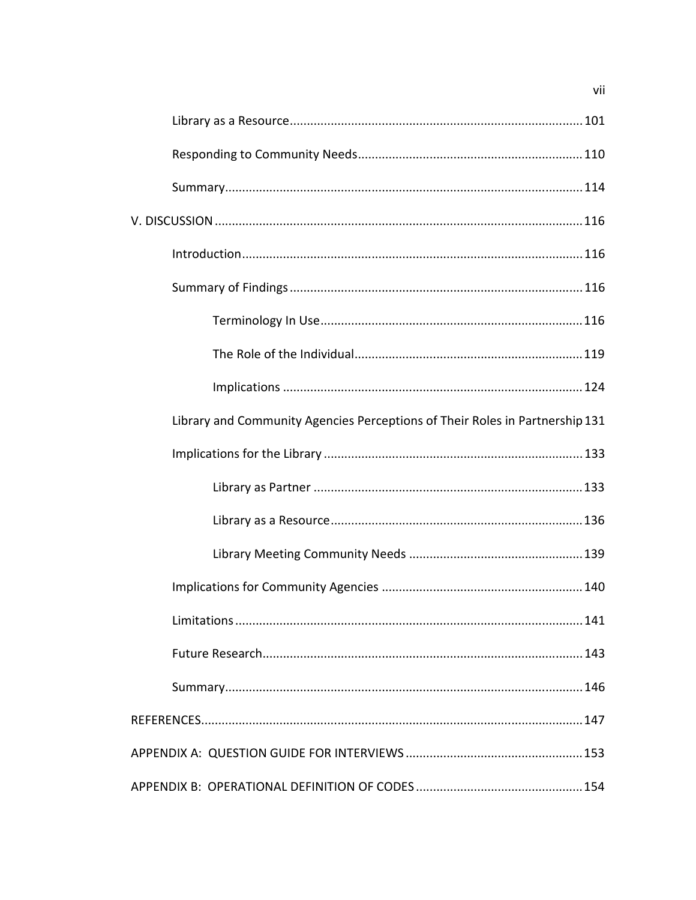Library as a Resource ........................................................................................ 101

Responding to Community Needs ........................................................................ 110

Summary ................................................................................................................ 114

V. DISCUSSION ........................................................................................................ 116

Introduction ............................................................................................................ 116

Summary of Findings ............................................................................................. 116

Terminology In Use ................................................................................................ 116

The Role of the Individual ...................................................................................... 119

Implications ............................................................................................................ 124

Library and Community Agencies Perceptions of Their Roles in Partnership 131

Implications for the Library ................................................................................... 133

Library as Partner ................................................................................................... 133

Library as a Resource ............................................................................................. 136

Library Meeting Community Needs ...................................................................... 139

Implications for Community Agencies .................................................................. 140

Limitations .............................................................................................................. 141

Future Research ...................................................................................................... 143

Summary ................................................................................................................ 146

REFERENCES ........................................................................................................... 147

APPENDIX A: QUESTION GUIDE FOR INTERVIEWS ................................................ 153

APPENDIX B: OPERATIONAL DEFINITION OF CODES ............................................. 154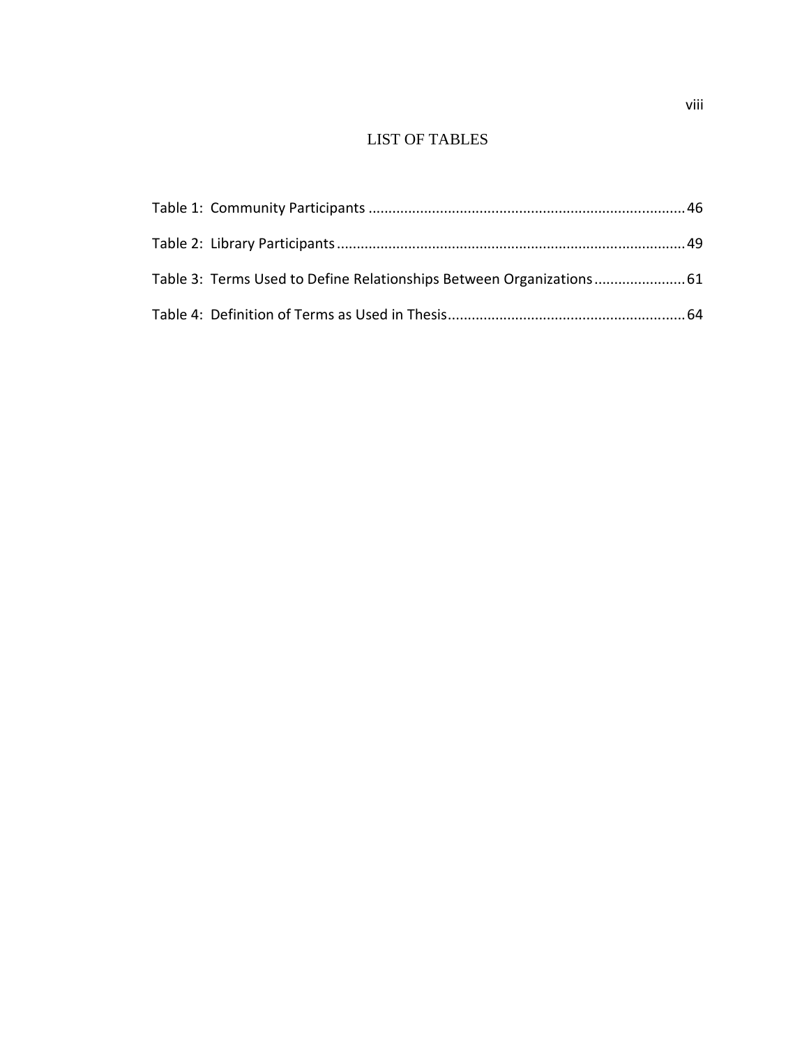# LIST OF TABLES

Table 1: Community Participants ............................................................................... 46

Table 2: Library Participants....................................................................................... 49

Table 3: Terms Used to Define Relationships Between Organizations ....................... 61

Table 4: Definition of Terms as Used in Thesis............................................................ 64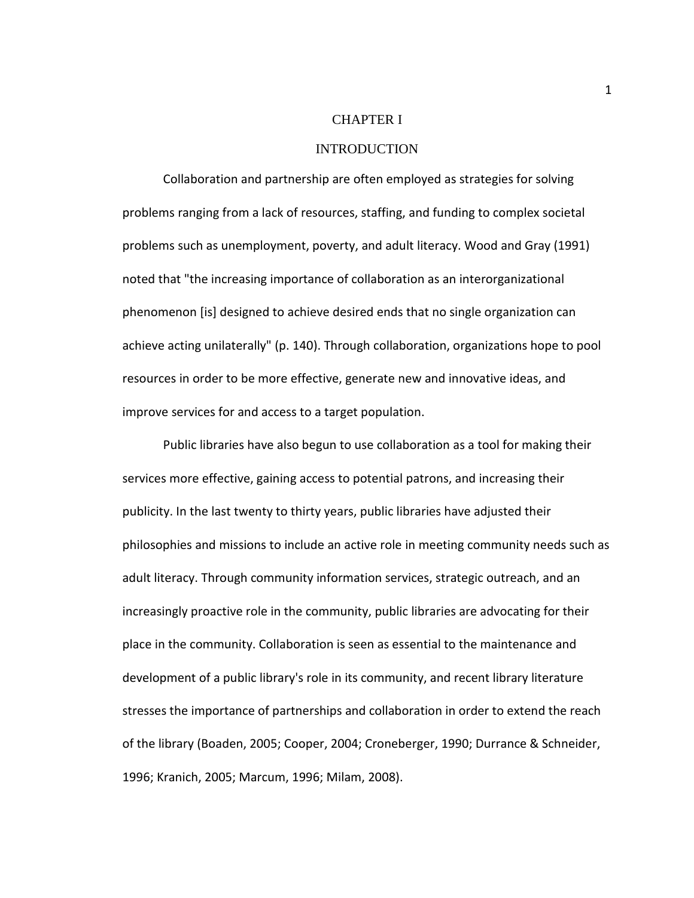# CHAPTER I

## INTRODUCTION

Collaboration and partnership are often employed as strategies for solving problems ranging from a lack of resources, staffing, and funding to complex societal problems such as unemployment, poverty, and adult literacy. Wood and Gray (1991) noted that "the increasing importance of collaboration as an interorganizational phenomenon [is] designed to achieve desired ends that no single organization can achieve acting unilaterally" (p. 140). Through collaboration, organizations hope to pool resources in order to be more effective, generate new and innovative ideas, and improve services for and access to a target population.

Public libraries have also begun to use collaboration as a tool for making their services more effective, gaining access to potential patrons, and increasing their publicity. In the last twenty to thirty years, public libraries have adjusted their philosophies and missions to include an active role in meeting community needs such as adult literacy. Through community information services, strategic outreach, and an increasingly proactive role in the community, public libraries are advocating for their place in the community. Collaboration is seen as essential to the maintenance and development of a public library's role in its community, and recent library literature stresses the importance of partnerships and collaboration in order to extend the reach of the library (Boaden, 2005; Cooper, 2004; Croneberger, 1990; Durrance & Schneider, 1996; Kranich, 2005; Marcum, 1996; Milam, 2008).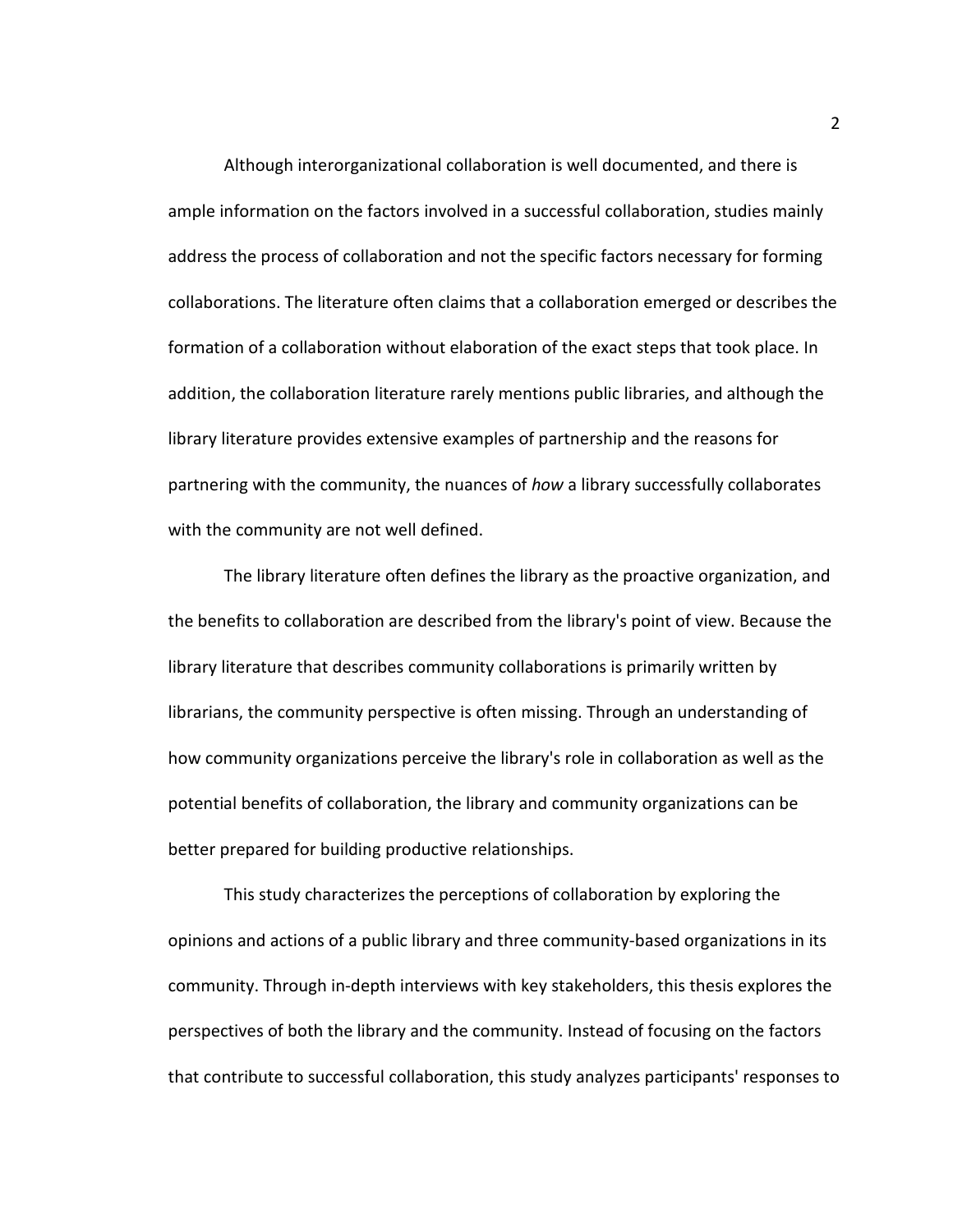Although interorganizational collaboration is well documented, and there is ample information on the factors involved in a successful collaboration, studies mainly address the process of collaboration and not the specific factors necessary for forming collaborations. The literature often claims that a collaboration emerged or describes the formation of a collaboration without elaboration of the exact steps that took place. In addition, the collaboration literature rarely mentions public libraries, and although the library literature provides extensive examples of partnership and the reasons for partnering with the community, the nuances of *how* a library successfully collaborates with the community are not well defined.

The library literature often defines the library as the proactive organization, and the benefits to collaboration are described from the library's point of view. Because the library literature that describes community collaborations is primarily written by librarians, the community perspective is often missing. Through an understanding of how community organizations perceive the library's role in collaboration as well as the potential benefits of collaboration, the library and community organizations can be better prepared for building productive relationships.

This study characterizes the perceptions of collaboration by exploring the opinions and actions of a public library and three community-based organizations in its community. Through in-depth interviews with key stakeholders, this thesis explores the perspectives of both the library and the community. Instead of focusing on the factors that contribute to successful collaboration, this study analyzes participants' responses to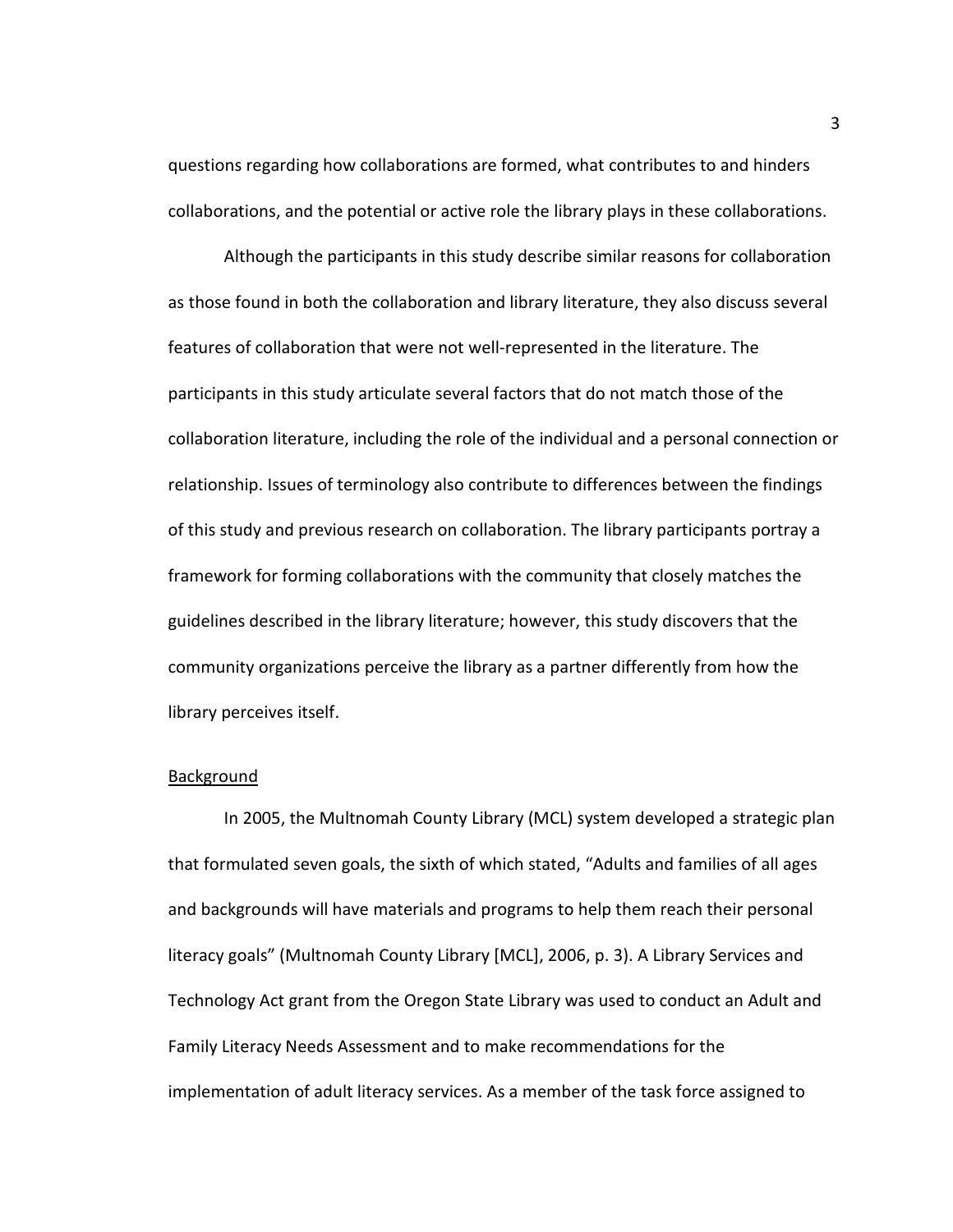questions regarding how collaborations are formed, what contributes to and hinders collaborations, and the potential or active role the library plays in these collaborations.

Although the participants in this study describe similar reasons for collaboration as those found in both the collaboration and library literature, they also discuss several features of collaboration that were not well-represented in the literature. The participants in this study articulate several factors that do not match those of the collaboration literature, including the role of the individual and a personal connection or relationship. Issues of terminology also contribute to differences between the findings of this study and previous research on collaboration. The library participants portray a framework for forming collaborations with the community that closely matches the guidelines described in the library literature; however, this study discovers that the community organizations perceive the library as a partner differently from how the library perceives itself.

## Background

In 2005, the Multnomah County Library (MCL) system developed a strategic plan that formulated seven goals, the sixth of which stated, "Adults and families of all ages and backgrounds will have materials and programs to help them reach their personal literacy goals" (Multnomah County Library [MCL], 2006, p. 3). A Library Services and Technology Act grant from the Oregon State Library was used to conduct an Adult and Family Literacy Needs Assessment and to make recommendations for the implementation of adult literacy services. As a member of the task force assigned to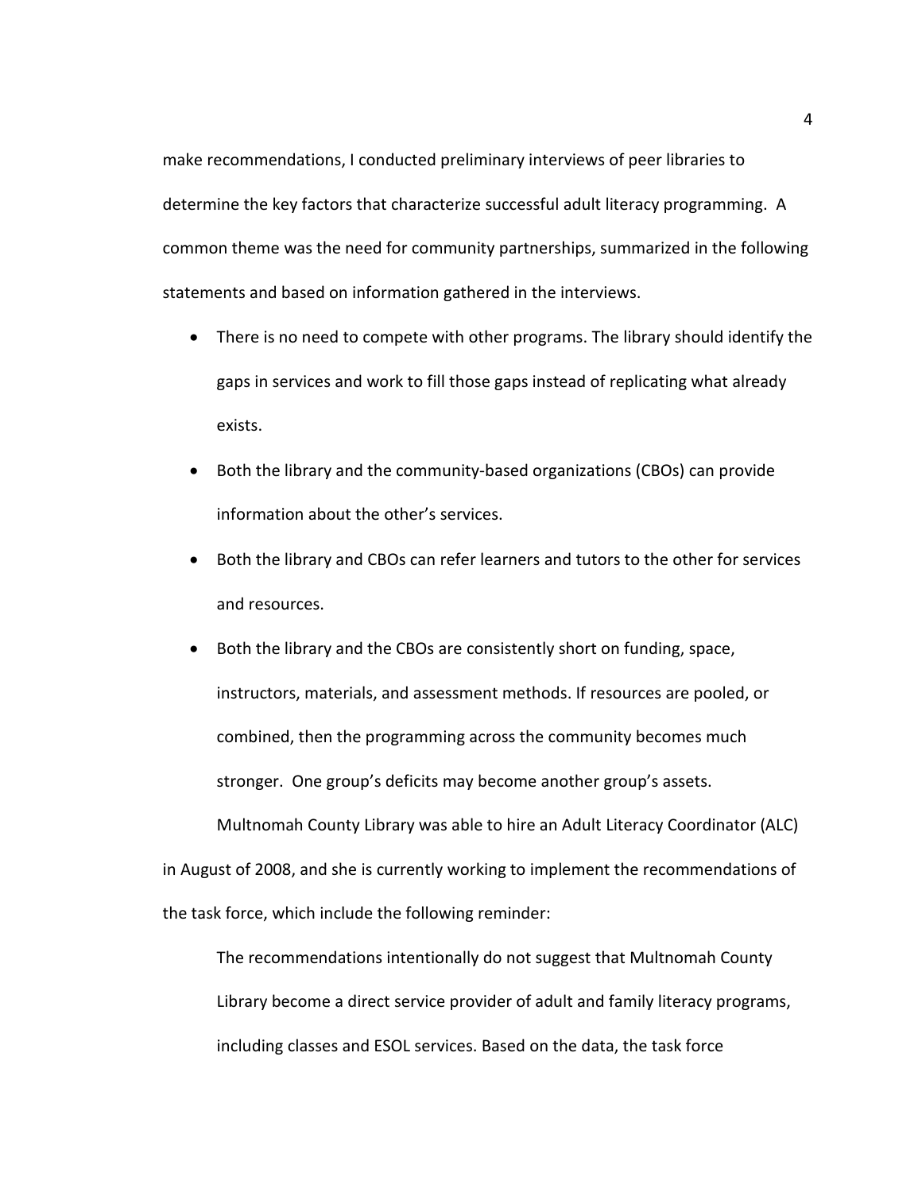make recommendations, I conducted preliminary interviews of peer libraries to determine the key factors that characterize successful adult literacy programming. A common theme was the need for community partnerships, summarized in the following statements and based on information gathered in the interviews.

- There is no need to compete with other programs. The library should identify the gaps in services and work to fill those gaps instead of replicating what already exists.
- Both the library and the community-based organizations (CBOs) can provide information about the other's services.
- Both the library and CBOs can refer learners and tutors to the other for services and resources.
- Both the library and the CBOs are consistently short on funding, space, instructors, materials, and assessment methods. If resources are pooled, or combined, then the programming across the community becomes much stronger. One group's deficits may become another group's assets.

Multnomah County Library was able to hire an Adult Literacy Coordinator (ALC) in August of 2008, and she is currently working to implement the recommendations of the task force, which include the following reminder:

> The recommendations intentionally do not suggest that Multnomah County Library become a direct service provider of adult and family literacy programs, including classes and ESOL services. Based on the data, the task force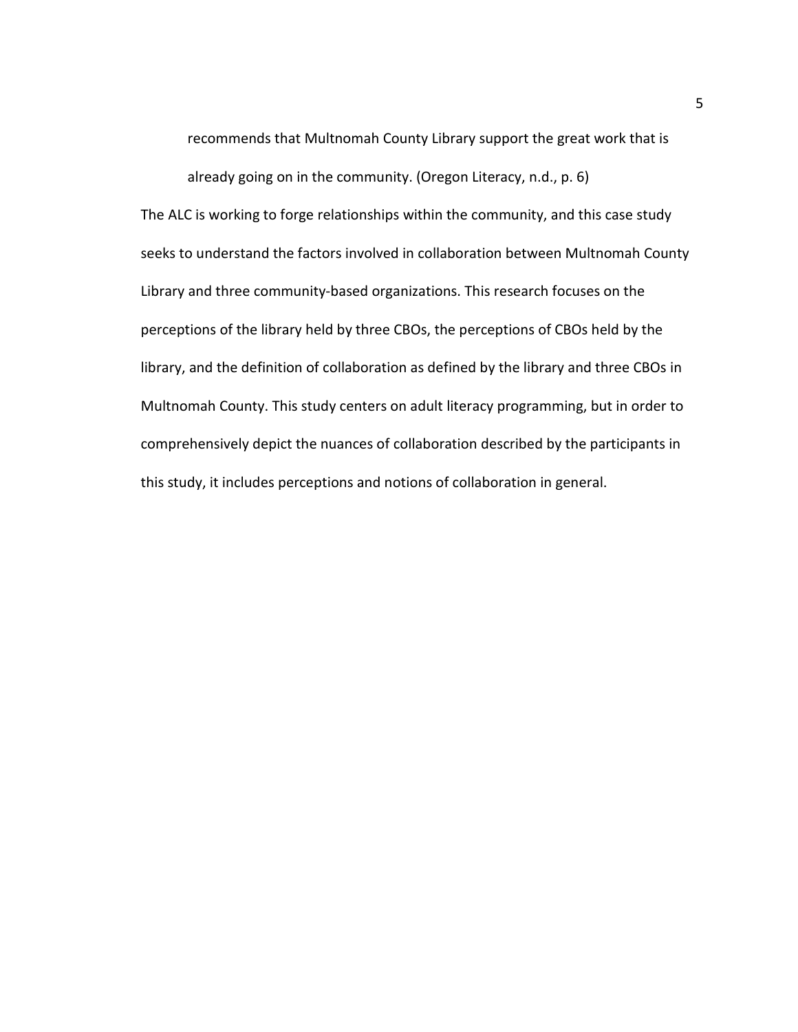> recommends that Multnomah County Library support the great work that is already going on in the community. (Oregon Literacy, n.d., p. 6)

The ALC is working to forge relationships within the community, and this case study seeks to understand the factors involved in collaboration between Multnomah County Library and three community-based organizations. This research focuses on the perceptions of the library held by three CBOs, the perceptions of CBOs held by the library, and the definition of collaboration as defined by the library and three CBOs in Multnomah County. This study centers on adult literacy programming, but in order to comprehensively depict the nuances of collaboration described by the participants in this study, it includes perceptions and notions of collaboration in general.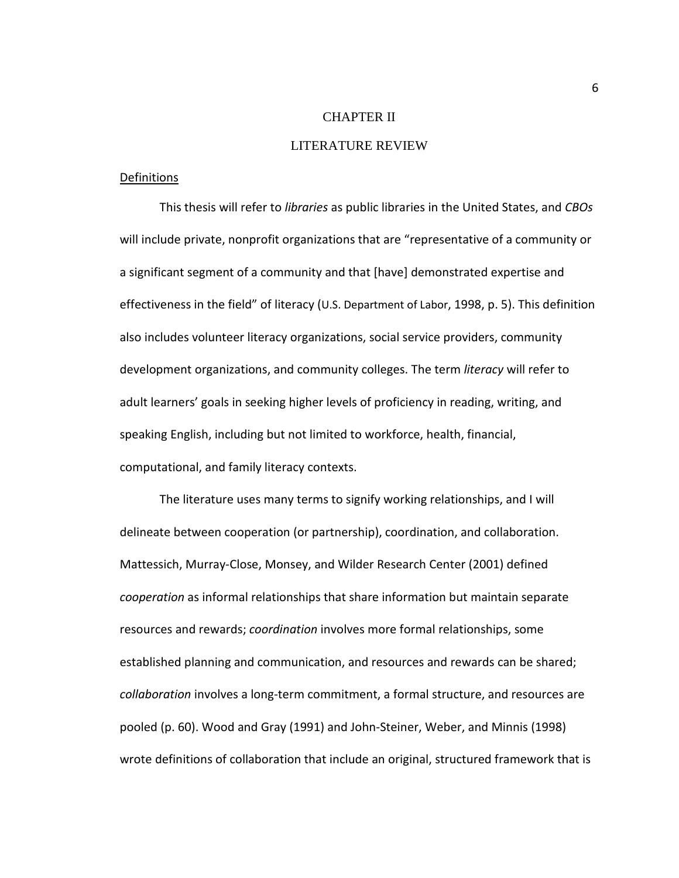# CHAPTER II

# LITERATURE REVIEW

## Definitions

This thesis will refer to *libraries* as public libraries in the United States, and *CBOs* will include private, nonprofit organizations that are "representative of a community or a significant segment of a community and that [have] demonstrated expertise and effectiveness in the field" of literacy (U.S. Department of Labor, 1998, p. 5). This definition also includes volunteer literacy organizations, social service providers, community development organizations, and community colleges. The term *literacy* will refer to adult learners' goals in seeking higher levels of proficiency in reading, writing, and speaking English, including but not limited to workforce, health, financial, computational, and family literacy contexts.

The literature uses many terms to signify working relationships, and I will delineate between cooperation (or partnership), coordination, and collaboration. Mattessich, Murray-Close, Monsey, and Wilder Research Center (2001) defined *cooperation* as informal relationships that share information but maintain separate resources and rewards; *coordination* involves more formal relationships, some established planning and communication, and resources and rewards can be shared; *collaboration* involves a long-term commitment, a formal structure, and resources are pooled (p. 60). Wood and Gray (1991) and John-Steiner, Weber, and Minnis (1998) wrote definitions of collaboration that include an original, structured framework that is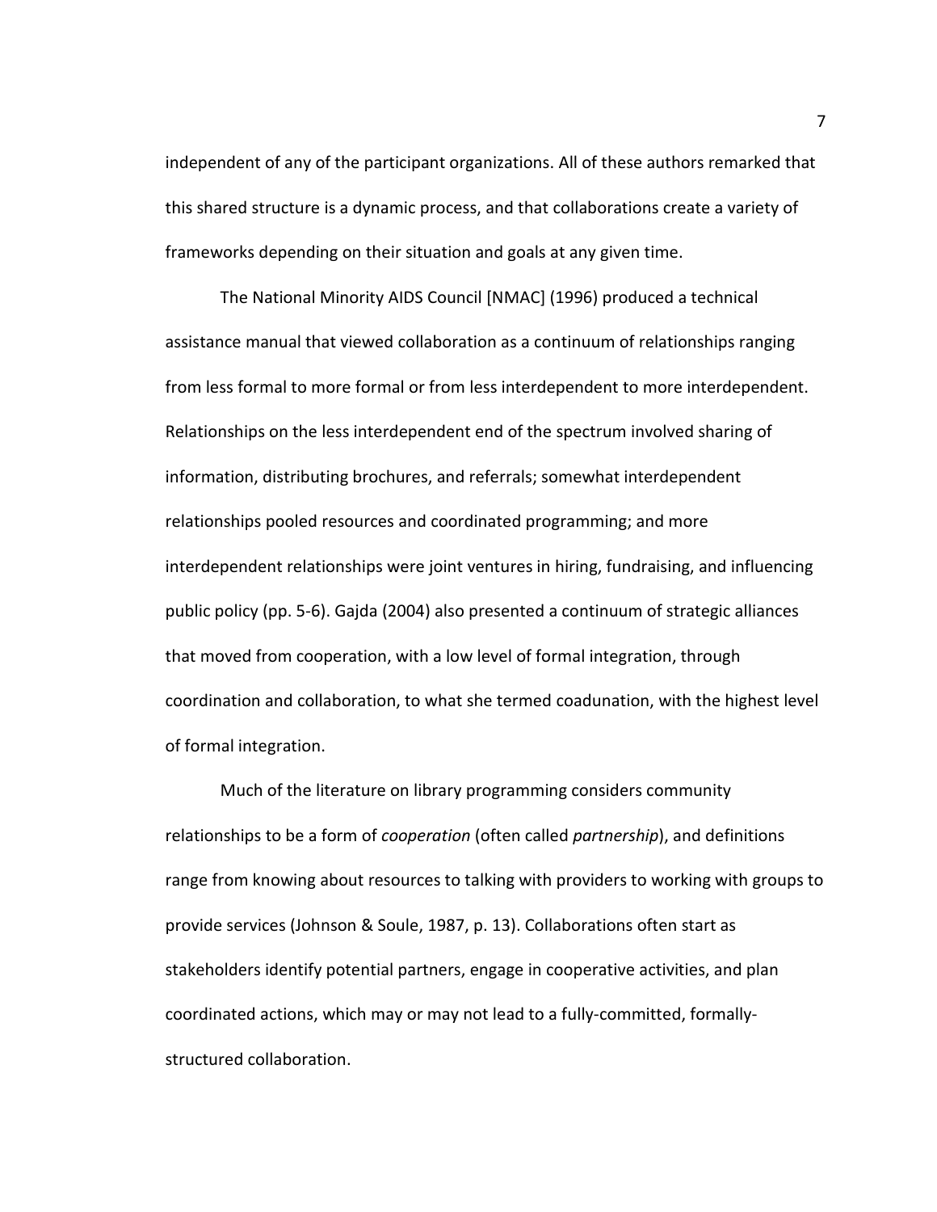independent of any of the participant organizations. All of these authors remarked that this shared structure is a dynamic process, and that collaborations create a variety of frameworks depending on their situation and goals at any given time.

The National Minority AIDS Council [NMAC] (1996) produced a technical assistance manual that viewed collaboration as a continuum of relationships ranging from less formal to more formal or from less interdependent to more interdependent. Relationships on the less interdependent end of the spectrum involved sharing of information, distributing brochures, and referrals; somewhat interdependent relationships pooled resources and coordinated programming; and more interdependent relationships were joint ventures in hiring, fundraising, and influencing public policy (pp. 5-6). Gajda (2004) also presented a continuum of strategic alliances that moved from cooperation, with a low level of formal integration, through coordination and collaboration, to what she termed coadunation, with the highest level of formal integration.

Much of the literature on library programming considers community relationships to be a form of *cooperation* (often called *partnership*), and definitions range from knowing about resources to talking with providers to working with groups to provide services (Johnson & Soule, 1987, p. 13). Collaborations often start as stakeholders identify potential partners, engage in cooperative activities, and plan coordinated actions, which may or may not lead to a fully-committed, formally-structured collaboration.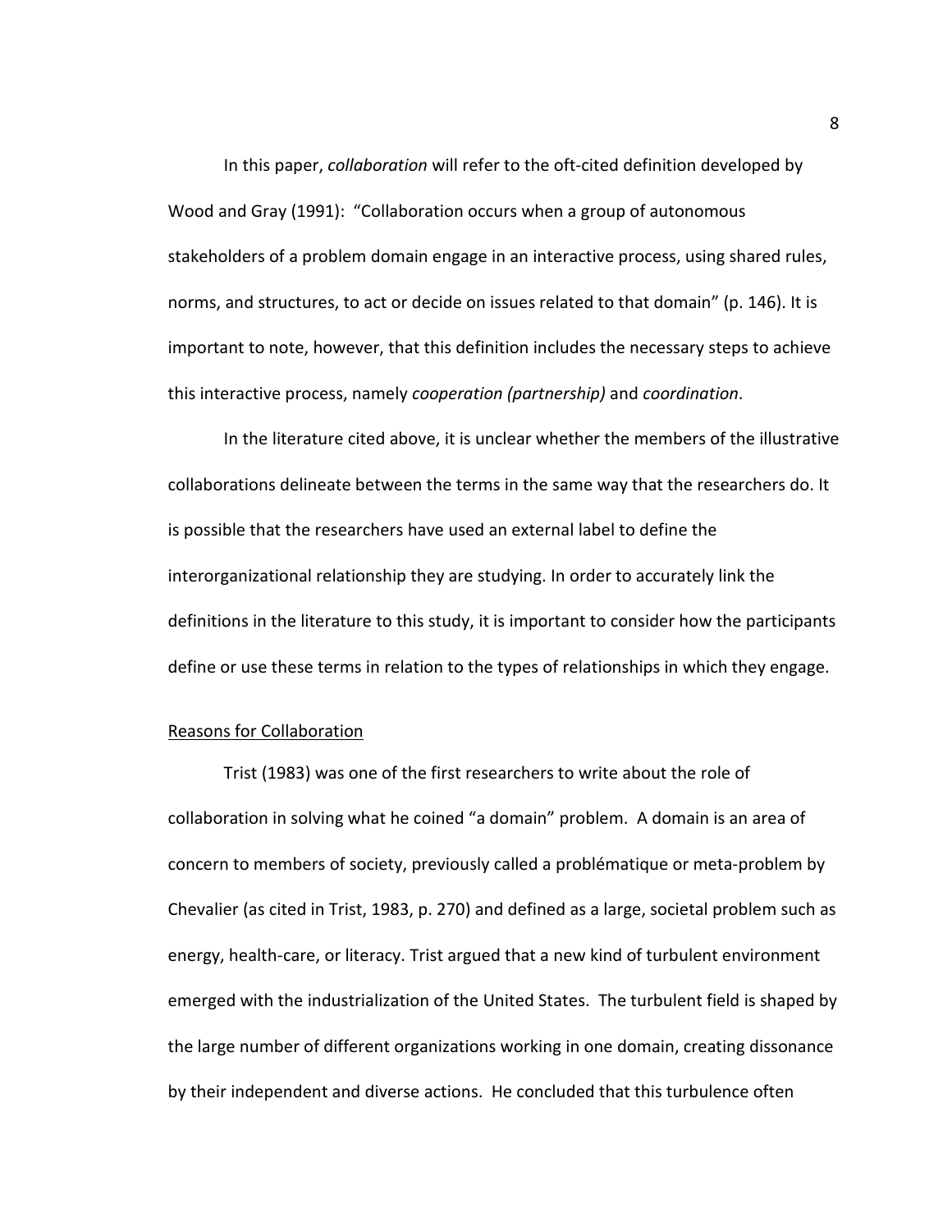In this paper, *collaboration* will refer to the oft-cited definition developed by Wood and Gray (1991): "Collaboration occurs when a group of autonomous stakeholders of a problem domain engage in an interactive process, using shared rules, norms, and structures, to act or decide on issues related to that domain" (p. 146). It is important to note, however, that this definition includes the necessary steps to achieve this interactive process, namely *cooperation (partnership)* and *coordination*.

In the literature cited above, it is unclear whether the members of the illustrative collaborations delineate between the terms in the same way that the researchers do. It is possible that the researchers have used an external label to define the interorganizational relationship they are studying. In order to accurately link the definitions in the literature to this study, it is important to consider how the participants define or use these terms in relation to the types of relationships in which they engage.

<u>Reasons for Collaboration</u>

Trist (1983) was one of the first researchers to write about the role of collaboration in solving what he coined "a domain" problem. A domain is an area of concern to members of society, previously called a problématique or meta-problem by Chevalier (as cited in Trist, 1983, p. 270) and defined as a large, societal problem such as energy, health-care, or literacy. Trist argued that a new kind of turbulent environment emerged with the industrialization of the United States. The turbulent field is shaped by the large number of different organizations working in one domain, creating dissonance by their independent and diverse actions. He concluded that this turbulence often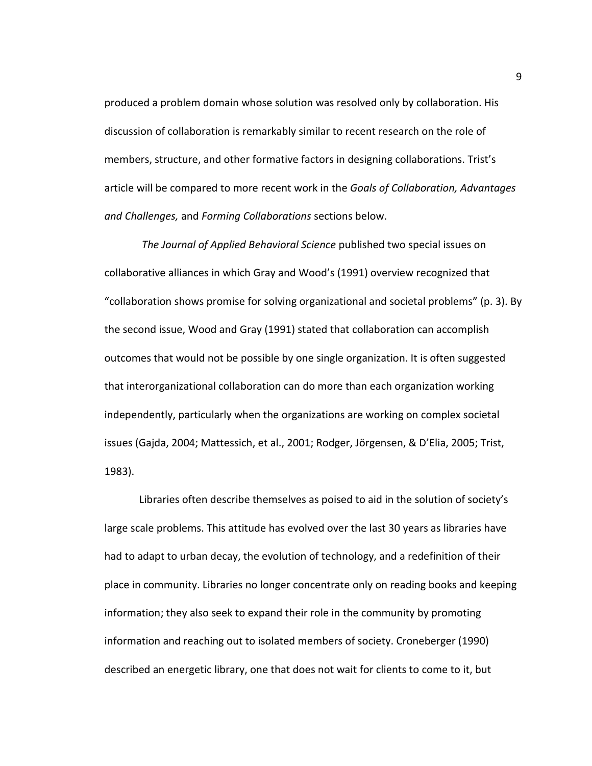produced a problem domain whose solution was resolved only by collaboration. His discussion of collaboration is remarkably similar to recent research on the role of members, structure, and other formative factors in designing collaborations. Trist's article will be compared to more recent work in the *Goals of Collaboration, Advantages and Challenges,* and *Forming Collaborations* sections below.

*The Journal of Applied Behavioral Science* published two special issues on collaborative alliances in which Gray and Wood's (1991) overview recognized that "collaboration shows promise for solving organizational and societal problems" (p. 3). By the second issue, Wood and Gray (1991) stated that collaboration can accomplish outcomes that would not be possible by one single organization. It is often suggested that interorganizational collaboration can do more than each organization working independently, particularly when the organizations are working on complex societal issues (Gajda, 2004; Mattessich, et al., 2001; Rodger, Jörgensen, & D'Elia, 2005; Trist, 1983).

Libraries often describe themselves as poised to aid in the solution of society's large scale problems. This attitude has evolved over the last 30 years as libraries have had to adapt to urban decay, the evolution of technology, and a redefinition of their place in community. Libraries no longer concentrate only on reading books and keeping information; they also seek to expand their role in the community by promoting information and reaching out to isolated members of society. Croneberger (1990) described an energetic library, one that does not wait for clients to come to it, but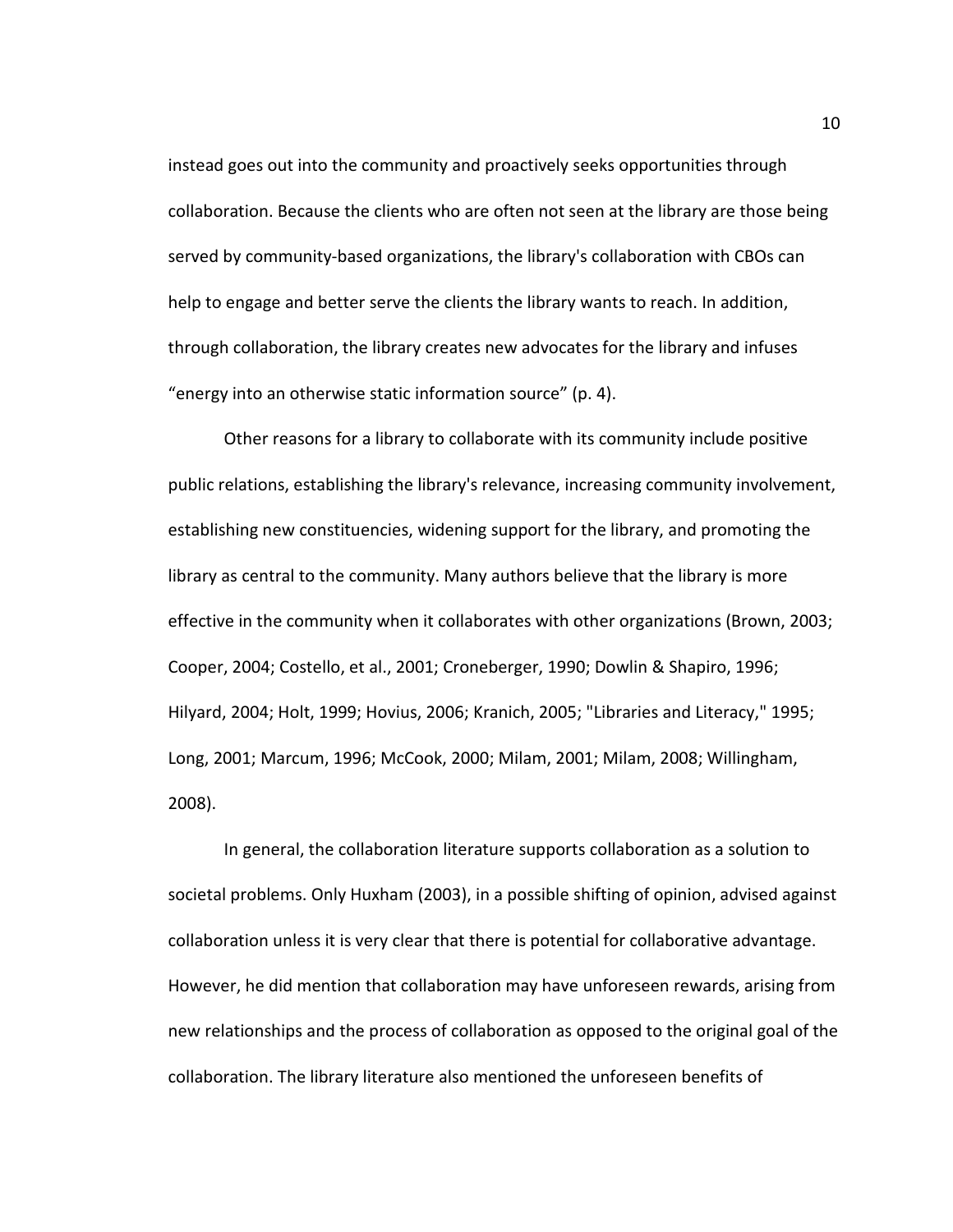instead goes out into the community and proactively seeks opportunities through collaboration. Because the clients who are often not seen at the library are those being served by community-based organizations, the library's collaboration with CBOs can help to engage and better serve the clients the library wants to reach. In addition, through collaboration, the library creates new advocates for the library and infuses "energy into an otherwise static information source" (p. 4).

Other reasons for a library to collaborate with its community include positive public relations, establishing the library's relevance, increasing community involvement, establishing new constituencies, widening support for the library, and promoting the library as central to the community. Many authors believe that the library is more effective in the community when it collaborates with other organizations (Brown, 2003; Cooper, 2004; Costello, et al., 2001; Croneberger, 1990; Dowlin & Shapiro, 1996; Hilyard, 2004; Holt, 1999; Hovius, 2006; Kranich, 2005; "Libraries and Literacy," 1995; Long, 2001; Marcum, 1996; McCook, 2000; Milam, 2001; Milam, 2008; Willingham, 2008).

In general, the collaboration literature supports collaboration as a solution to societal problems. Only Huxham (2003), in a possible shifting of opinion, advised against collaboration unless it is very clear that there is potential for collaborative advantage. However, he did mention that collaboration may have unforeseen rewards, arising from new relationships and the process of collaboration as opposed to the original goal of the collaboration. The library literature also mentioned the unforeseen benefits of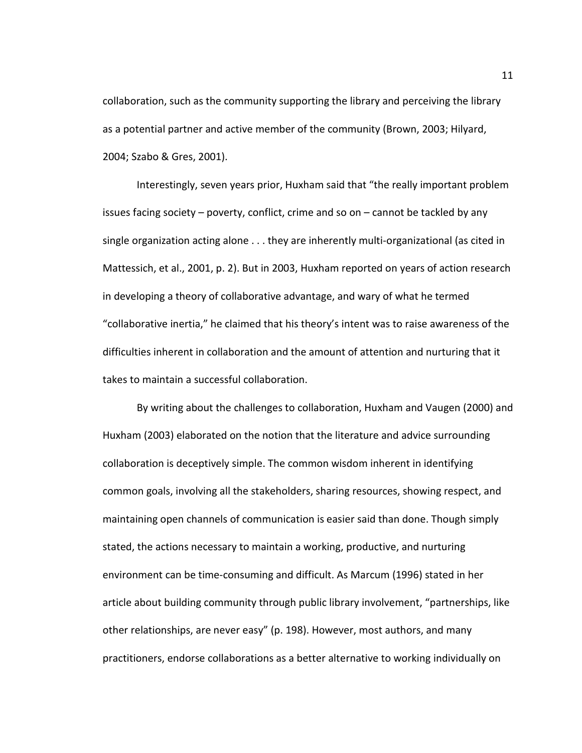collaboration, such as the community supporting the library and perceiving the library as a potential partner and active member of the community (Brown, 2003; Hilyard, 2004; Szabo & Gres, 2001).

Interestingly, seven years prior, Huxham said that "the really important problem issues facing society – poverty, conflict, crime and so on – cannot be tackled by any single organization acting alone . . . they are inherently multi-organizational (as cited in Mattessich, et al., 2001, p. 2). But in 2003, Huxham reported on years of action research in developing a theory of collaborative advantage, and wary of what he termed "collaborative inertia," he claimed that his theory's intent was to raise awareness of the difficulties inherent in collaboration and the amount of attention and nurturing that it takes to maintain a successful collaboration.

By writing about the challenges to collaboration, Huxham and Vaugen (2000) and Huxham (2003) elaborated on the notion that the literature and advice surrounding collaboration is deceptively simple. The common wisdom inherent in identifying common goals, involving all the stakeholders, sharing resources, showing respect, and maintaining open channels of communication is easier said than done. Though simply stated, the actions necessary to maintain a working, productive, and nurturing environment can be time-consuming and difficult. As Marcum (1996) stated in her article about building community through public library involvement, "partnerships, like other relationships, are never easy" (p. 198). However, most authors, and many practitioners, endorse collaborations as a better alternative to working individually on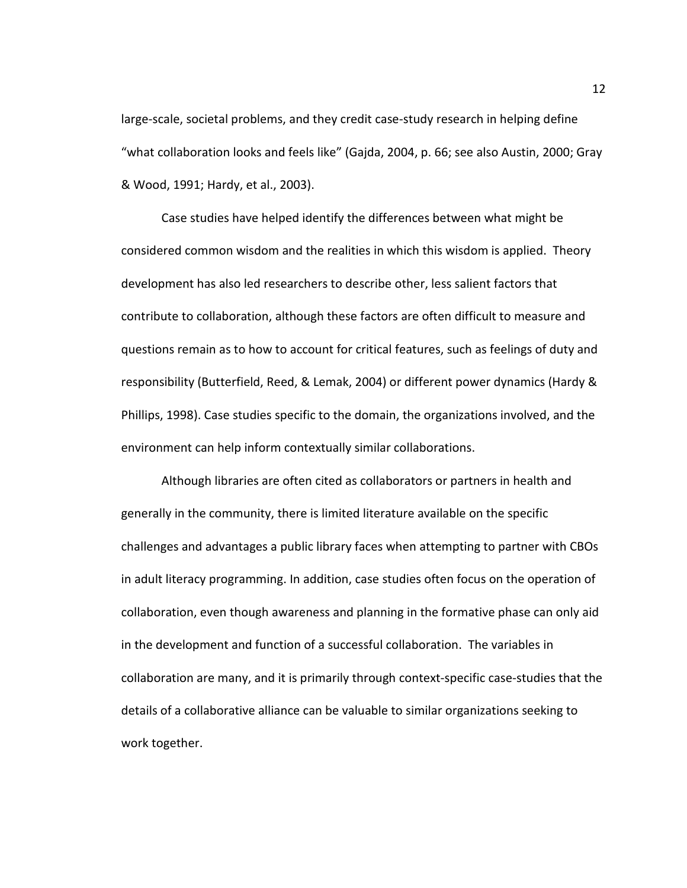large-scale, societal problems, and they credit case-study research in helping define "what collaboration looks and feels like" (Gajda, 2004, p. 66; see also Austin, 2000; Gray & Wood, 1991; Hardy, et al., 2003).

Case studies have helped identify the differences between what might be considered common wisdom and the realities in which this wisdom is applied. Theory development has also led researchers to describe other, less salient factors that contribute to collaboration, although these factors are often difficult to measure and questions remain as to how to account for critical features, such as feelings of duty and responsibility (Butterfield, Reed, & Lemak, 2004) or different power dynamics (Hardy & Phillips, 1998). Case studies specific to the domain, the organizations involved, and the environment can help inform contextually similar collaborations.

Although libraries are often cited as collaborators or partners in health and generally in the community, there is limited literature available on the specific challenges and advantages a public library faces when attempting to partner with CBOs in adult literacy programming. In addition, case studies often focus on the operation of collaboration, even though awareness and planning in the formative phase can only aid in the development and function of a successful collaboration. The variables in collaboration are many, and it is primarily through context-specific case-studies that the details of a collaborative alliance can be valuable to similar organizations seeking to work together.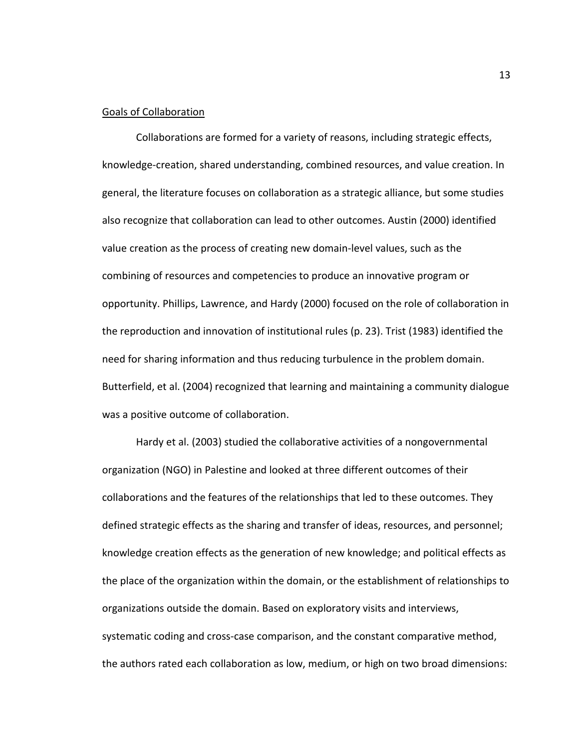Goals of Collaboration

Collaborations are formed for a variety of reasons, including strategic effects, knowledge-creation, shared understanding, combined resources, and value creation. In general, the literature focuses on collaboration as a strategic alliance, but some studies also recognize that collaboration can lead to other outcomes. Austin (2000) identified value creation as the process of creating new domain-level values, such as the combining of resources and competencies to produce an innovative program or opportunity. Phillips, Lawrence, and Hardy (2000) focused on the role of collaboration in the reproduction and innovation of institutional rules (p. 23). Trist (1983) identified the need for sharing information and thus reducing turbulence in the problem domain. Butterfield, et al. (2004) recognized that learning and maintaining a community dialogue was a positive outcome of collaboration.

Hardy et al. (2003) studied the collaborative activities of a nongovernmental organization (NGO) in Palestine and looked at three different outcomes of their collaborations and the features of the relationships that led to these outcomes. They defined strategic effects as the sharing and transfer of ideas, resources, and personnel; knowledge creation effects as the generation of new knowledge; and political effects as the place of the organization within the domain, or the establishment of relationships to organizations outside the domain. Based on exploratory visits and interviews, systematic coding and cross-case comparison, and the constant comparative method, the authors rated each collaboration as low, medium, or high on two broad dimensions: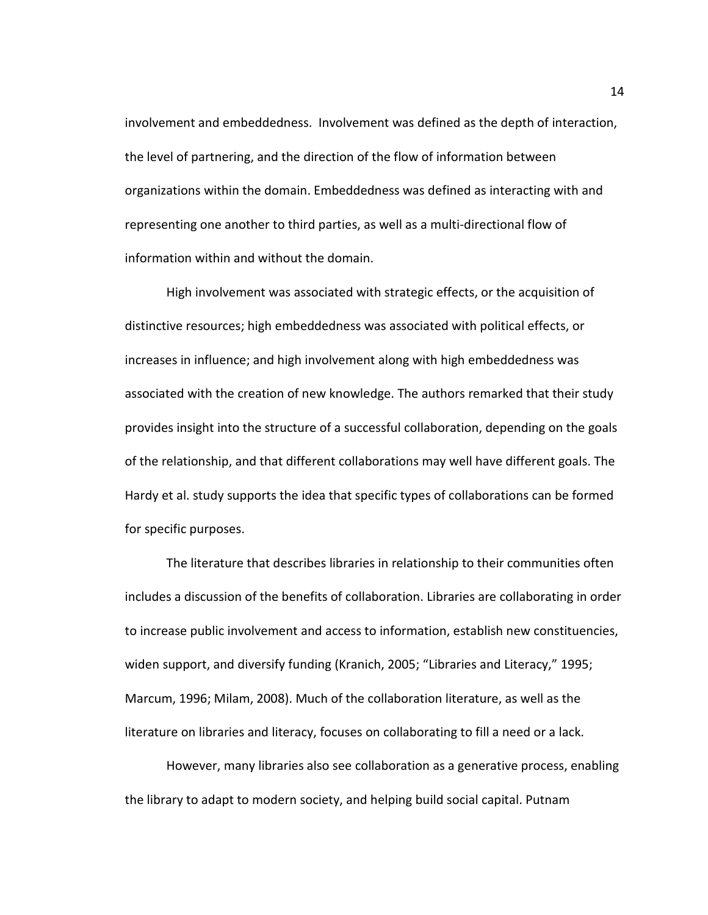involvement and embeddedness. Involvement was defined as the depth of interaction, the level of partnering, and the direction of the flow of information between organizations within the domain. Embeddedness was defined as interacting with and representing one another to third parties, as well as a multi-directional flow of information within and without the domain.

High involvement was associated with strategic effects, or the acquisition of distinctive resources; high embeddedness was associated with political effects, or increases in influence; and high involvement along with high embeddedness was associated with the creation of new knowledge. The authors remarked that their study provides insight into the structure of a successful collaboration, depending on the goals of the relationship, and that different collaborations may well have different goals. The Hardy et al. study supports the idea that specific types of collaborations can be formed for specific purposes.

The literature that describes libraries in relationship to their communities often includes a discussion of the benefits of collaboration. Libraries are collaborating in order to increase public involvement and access to information, establish new constituencies, widen support, and diversify funding (Kranich, 2005; "Libraries and Literacy," 1995; Marcum, 1996; Milam, 2008). Much of the collaboration literature, as well as the literature on libraries and literacy, focuses on collaborating to fill a need or a lack.

However, many libraries also see collaboration as a generative process, enabling the library to adapt to modern society, and helping build social capital. Putnam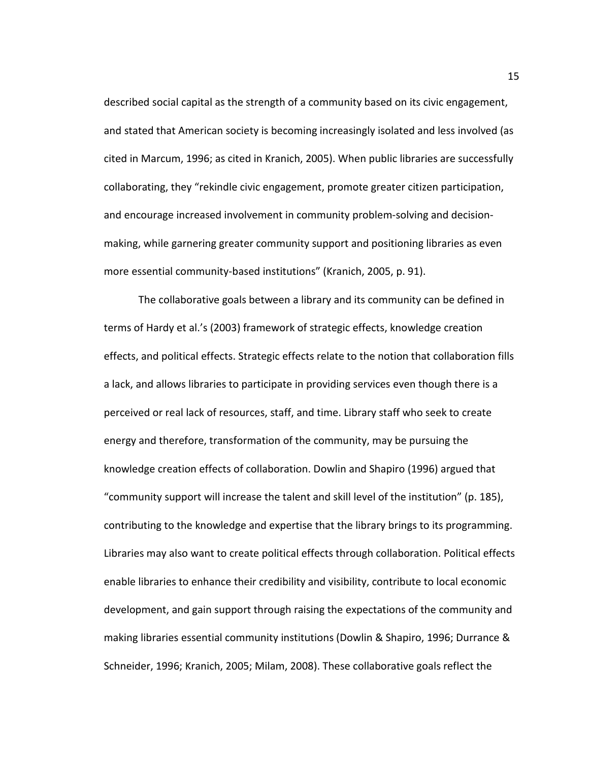described social capital as the strength of a community based on its civic engagement, and stated that American society is becoming increasingly isolated and less involved (as cited in Marcum, 1996; as cited in Kranich, 2005). When public libraries are successfully collaborating, they "rekindle civic engagement, promote greater citizen participation, and encourage increased involvement in community problem-solving and decision-making, while garnering greater community support and positioning libraries as even more essential community-based institutions" (Kranich, 2005, p. 91).

The collaborative goals between a library and its community can be defined in terms of Hardy et al.'s (2003) framework of strategic effects, knowledge creation effects, and political effects. Strategic effects relate to the notion that collaboration fills a lack, and allows libraries to participate in providing services even though there is a perceived or real lack of resources, staff, and time. Library staff who seek to create energy and therefore, transformation of the community, may be pursuing the knowledge creation effects of collaboration. Dowlin and Shapiro (1996) argued that "community support will increase the talent and skill level of the institution" (p. 185), contributing to the knowledge and expertise that the library brings to its programming. Libraries may also want to create political effects through collaboration. Political effects enable libraries to enhance their credibility and visibility, contribute to local economic development, and gain support through raising the expectations of the community and making libraries essential community institutions (Dowlin & Shapiro, 1996; Durrance & Schneider, 1996; Kranich, 2005; Milam, 2008). These collaborative goals reflect the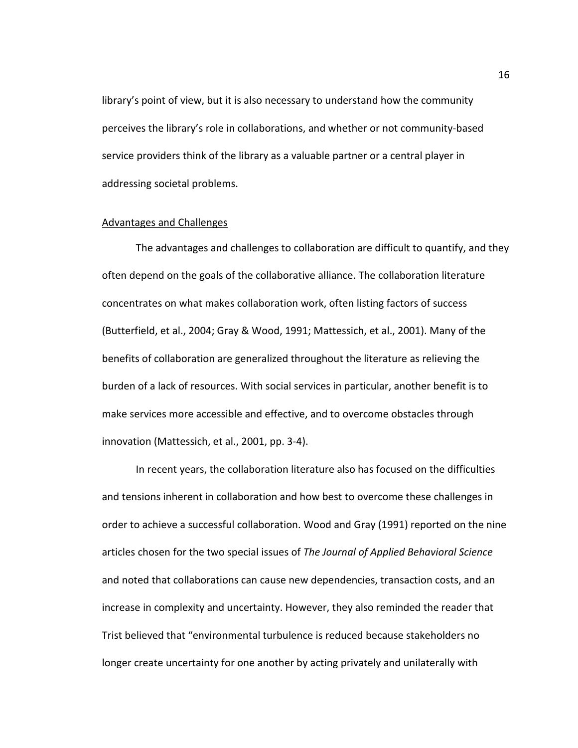library's point of view, but it is also necessary to understand how the community perceives the library's role in collaborations, and whether or not community-based service providers think of the library as a valuable partner or a central player in addressing societal problems.

## Advantages and Challenges

The advantages and challenges to collaboration are difficult to quantify, and they often depend on the goals of the collaborative alliance. The collaboration literature concentrates on what makes collaboration work, often listing factors of success (Butterfield, et al., 2004; Gray & Wood, 1991; Mattessich, et al., 2001). Many of the benefits of collaboration are generalized throughout the literature as relieving the burden of a lack of resources. With social services in particular, another benefit is to make services more accessible and effective, and to overcome obstacles through innovation (Mattessich, et al., 2001, pp. 3-4).

In recent years, the collaboration literature also has focused on the difficulties and tensions inherent in collaboration and how best to overcome these challenges in order to achieve a successful collaboration. Wood and Gray (1991) reported on the nine articles chosen for the two special issues of *The Journal of Applied Behavioral Science* and noted that collaborations can cause new dependencies, transaction costs, and an increase in complexity and uncertainty. However, they also reminded the reader that Trist believed that "environmental turbulence is reduced because stakeholders no longer create uncertainty for one another by acting privately and unilaterally with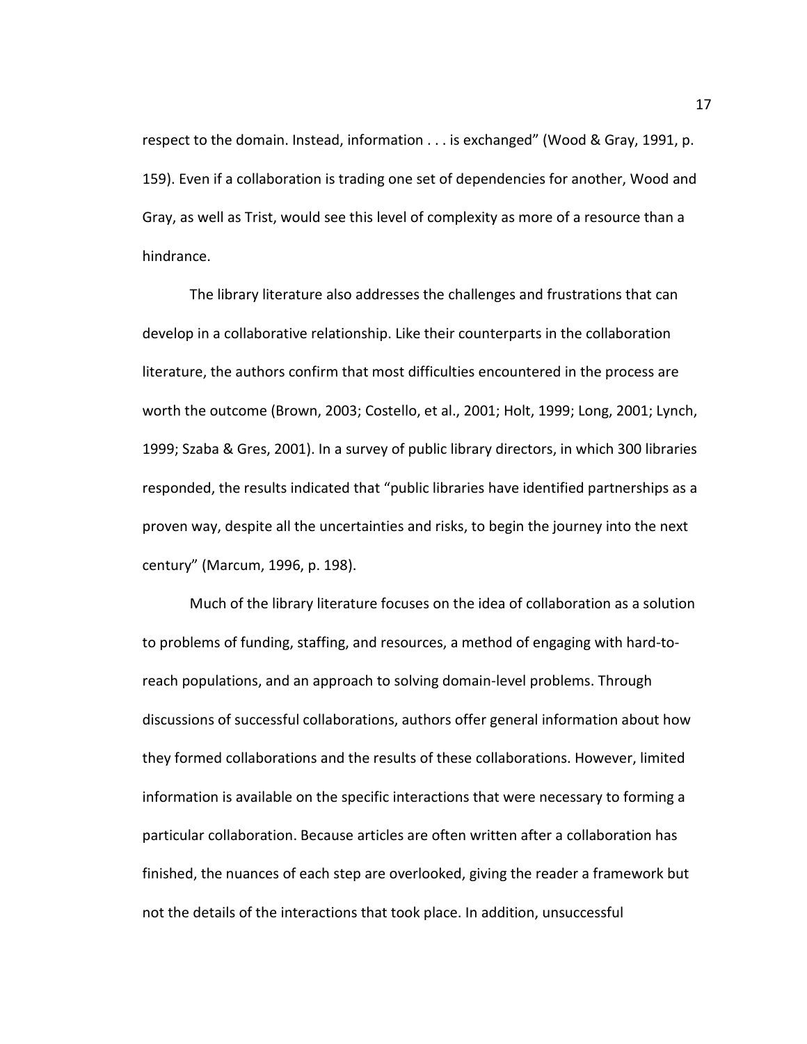respect to the domain. Instead, information . . . is exchanged" (Wood & Gray, 1991, p. 159). Even if a collaboration is trading one set of dependencies for another, Wood and Gray, as well as Trist, would see this level of complexity as more of a resource than a hindrance.

The library literature also addresses the challenges and frustrations that can develop in a collaborative relationship. Like their counterparts in the collaboration literature, the authors confirm that most difficulties encountered in the process are worth the outcome (Brown, 2003; Costello, et al., 2001; Holt, 1999; Long, 2001; Lynch, 1999; Szaba & Gres, 2001). In a survey of public library directors, in which 300 libraries responded, the results indicated that "public libraries have identified partnerships as a proven way, despite all the uncertainties and risks, to begin the journey into the next century" (Marcum, 1996, p. 198).

Much of the library literature focuses on the idea of collaboration as a solution to problems of funding, staffing, and resources, a method of engaging with hard-to-reach populations, and an approach to solving domain-level problems. Through discussions of successful collaborations, authors offer general information about how they formed collaborations and the results of these collaborations. However, limited information is available on the specific interactions that were necessary to forming a particular collaboration. Because articles are often written after a collaboration has finished, the nuances of each step are overlooked, giving the reader a framework but not the details of the interactions that took place. In addition, unsuccessful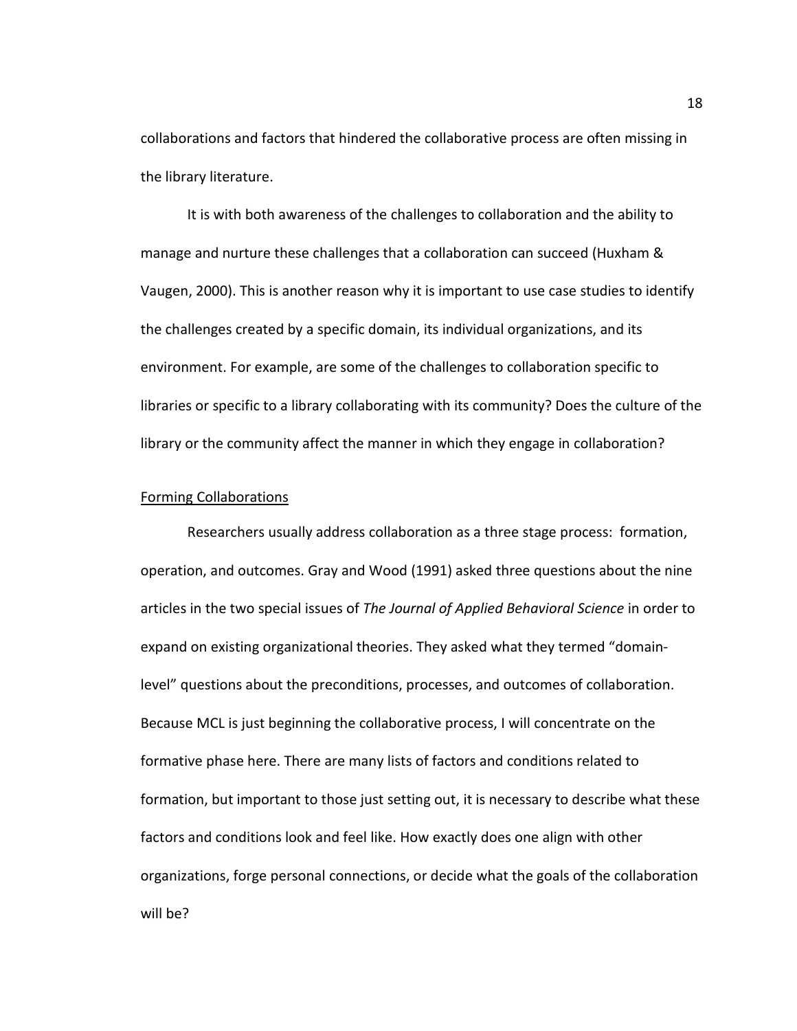collaborations and factors that hindered the collaborative process are often missing in the library literature.

It is with both awareness of the challenges to collaboration and the ability to manage and nurture these challenges that a collaboration can succeed (Huxham & Vaugen, 2000). This is another reason why it is important to use case studies to identify the challenges created by a specific domain, its individual organizations, and its environment. For example, are some of the challenges to collaboration specific to libraries or specific to a library collaborating with its community? Does the culture of the library or the community affect the manner in which they engage in collaboration?

## Forming Collaborations

Researchers usually address collaboration as a three stage process: formation, operation, and outcomes. Gray and Wood (1991) asked three questions about the nine articles in the two special issues of *The Journal of Applied Behavioral Science* in order to expand on existing organizational theories. They asked what they termed "domain-level" questions about the preconditions, processes, and outcomes of collaboration. Because MCL is just beginning the collaborative process, I will concentrate on the formative phase here. There are many lists of factors and conditions related to formation, but important to those just setting out, it is necessary to describe what these factors and conditions look and feel like. How exactly does one align with other organizations, forge personal connections, or decide what the goals of the collaboration will be?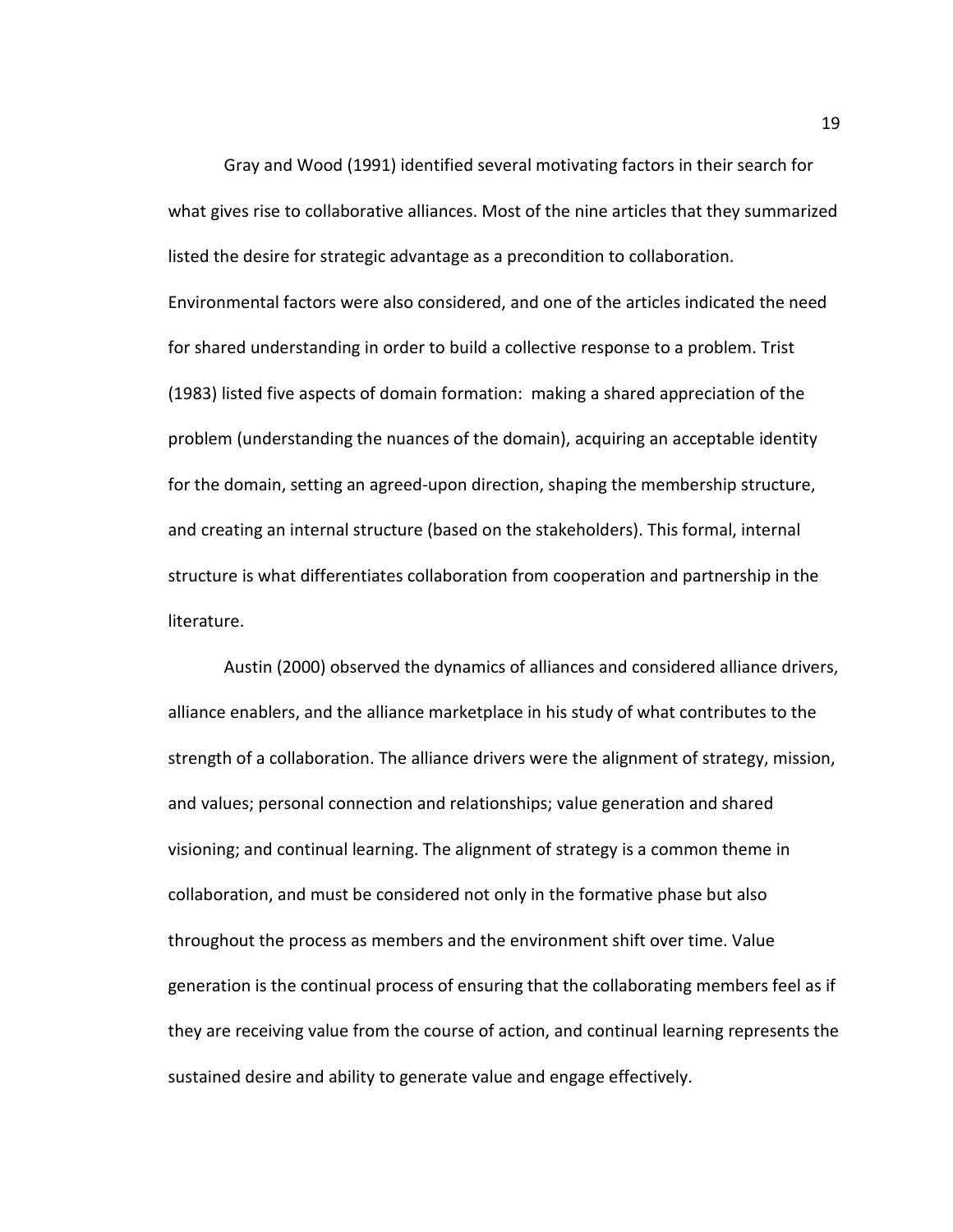Gray and Wood (1991) identified several motivating factors in their search for what gives rise to collaborative alliances. Most of the nine articles that they summarized listed the desire for strategic advantage as a precondition to collaboration. Environmental factors were also considered, and one of the articles indicated the need for shared understanding in order to build a collective response to a problem. Trist (1983) listed five aspects of domain formation: making a shared appreciation of the problem (understanding the nuances of the domain), acquiring an acceptable identity for the domain, setting an agreed-upon direction, shaping the membership structure, and creating an internal structure (based on the stakeholders). This formal, internal structure is what differentiates collaboration from cooperation and partnership in the literature.

Austin (2000) observed the dynamics of alliances and considered alliance drivers, alliance enablers, and the alliance marketplace in his study of what contributes to the strength of a collaboration. The alliance drivers were the alignment of strategy, mission, and values; personal connection and relationships; value generation and shared visioning; and continual learning. The alignment of strategy is a common theme in collaboration, and must be considered not only in the formative phase but also throughout the process as members and the environment shift over time. Value generation is the continual process of ensuring that the collaborating members feel as if they are receiving value from the course of action, and continual learning represents the sustained desire and ability to generate value and engage effectively.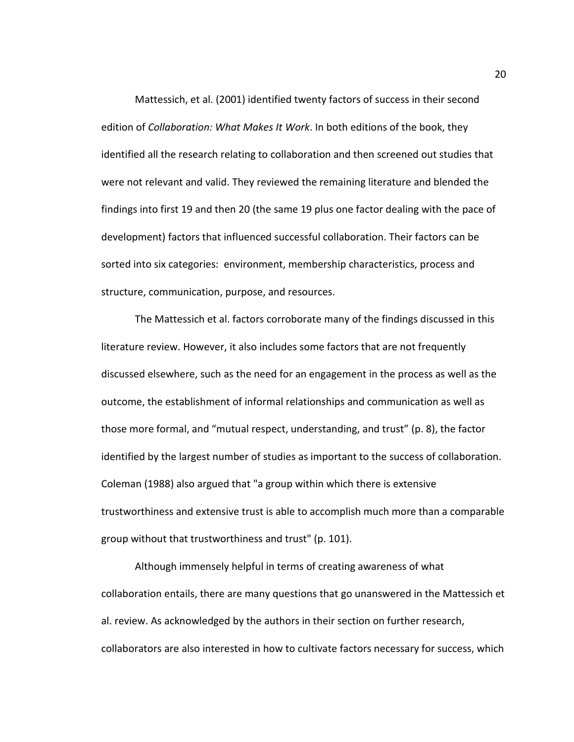Mattessich, et al. (2001) identified twenty factors of success in their second edition of *Collaboration: What Makes It Work*. In both editions of the book, they identified all the research relating to collaboration and then screened out studies that were not relevant and valid. They reviewed the remaining literature and blended the findings into first 19 and then 20 (the same 19 plus one factor dealing with the pace of development) factors that influenced successful collaboration. Their factors can be sorted into six categories: environment, membership characteristics, process and structure, communication, purpose, and resources.

The Mattessich et al. factors corroborate many of the findings discussed in this literature review. However, it also includes some factors that are not frequently discussed elsewhere, such as the need for an engagement in the process as well as the outcome, the establishment of informal relationships and communication as well as those more formal, and "mutual respect, understanding, and trust" (p. 8), the factor identified by the largest number of studies as important to the success of collaboration. Coleman (1988) also argued that "a group within which there is extensive trustworthiness and extensive trust is able to accomplish much more than a comparable group without that trustworthiness and trust" (p. 101).

Although immensely helpful in terms of creating awareness of what collaboration entails, there are many questions that go unanswered in the Mattessich et al. review. As acknowledged by the authors in their section on further research, collaborators are also interested in how to cultivate factors necessary for success, which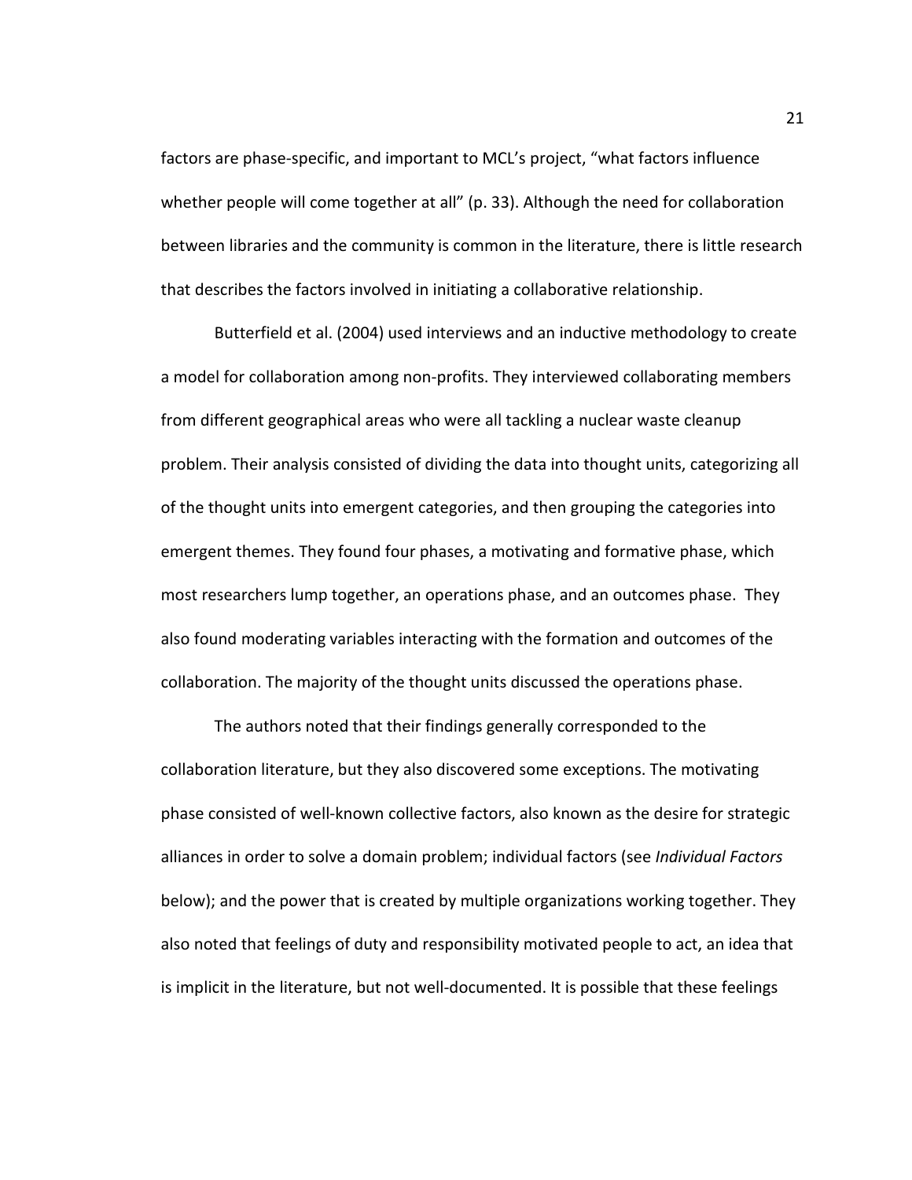factors are phase-specific, and important to MCL's project, "what factors influence whether people will come together at all" (p. 33). Although the need for collaboration between libraries and the community is common in the literature, there is little research that describes the factors involved in initiating a collaborative relationship.

Butterfield et al. (2004) used interviews and an inductive methodology to create a model for collaboration among non-profits. They interviewed collaborating members from different geographical areas who were all tackling a nuclear waste cleanup problem. Their analysis consisted of dividing the data into thought units, categorizing all of the thought units into emergent categories, and then grouping the categories into emergent themes. They found four phases, a motivating and formative phase, which most researchers lump together, an operations phase, and an outcomes phase. They also found moderating variables interacting with the formation and outcomes of the collaboration. The majority of the thought units discussed the operations phase.

The authors noted that their findings generally corresponded to the collaboration literature, but they also discovered some exceptions. The motivating phase consisted of well-known collective factors, also known as the desire for strategic alliances in order to solve a domain problem; individual factors (see *Individual Factors* below); and the power that is created by multiple organizations working together. They also noted that feelings of duty and responsibility motivated people to act, an idea that is implicit in the literature, but not well-documented. It is possible that these feelings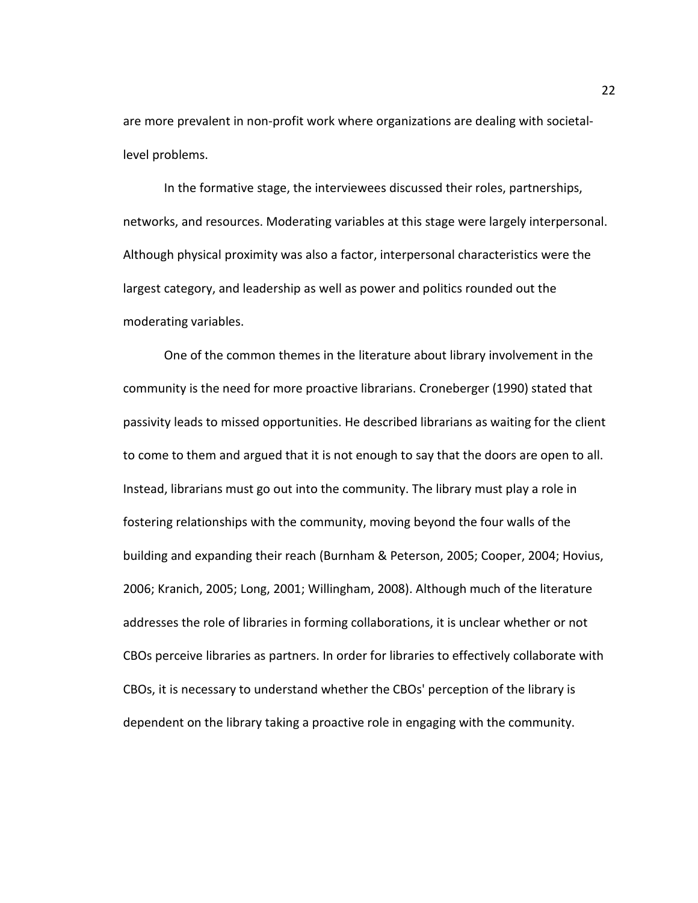are more prevalent in non-profit work where organizations are dealing with societal-level problems.

In the formative stage, the interviewees discussed their roles, partnerships, networks, and resources. Moderating variables at this stage were largely interpersonal. Although physical proximity was also a factor, interpersonal characteristics were the largest category, and leadership as well as power and politics rounded out the moderating variables.

One of the common themes in the literature about library involvement in the community is the need for more proactive librarians. Croneberger (1990) stated that passivity leads to missed opportunities. He described librarians as waiting for the client to come to them and argued that it is not enough to say that the doors are open to all. Instead, librarians must go out into the community. The library must play a role in fostering relationships with the community, moving beyond the four walls of the building and expanding their reach (Burnham & Peterson, 2005; Cooper, 2004; Hovius, 2006; Kranich, 2005; Long, 2001; Willingham, 2008). Although much of the literature addresses the role of libraries in forming collaborations, it is unclear whether or not CBOs perceive libraries as partners. In order for libraries to effectively collaborate with CBOs, it is necessary to understand whether the CBOs' perception of the library is dependent on the library taking a proactive role in engaging with the community.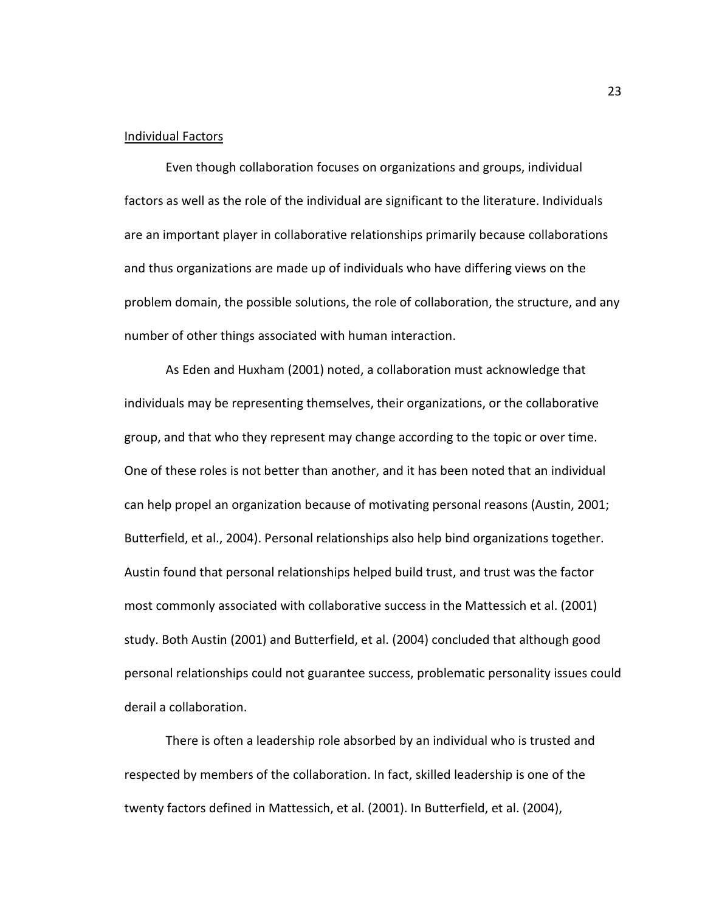Individual Factors

Even though collaboration focuses on organizations and groups, individual factors as well as the role of the individual are significant to the literature. Individuals are an important player in collaborative relationships primarily because collaborations and thus organizations are made up of individuals who have differing views on the problem domain, the possible solutions, the role of collaboration, the structure, and any number of other things associated with human interaction.

As Eden and Huxham (2001) noted, a collaboration must acknowledge that individuals may be representing themselves, their organizations, or the collaborative group, and that who they represent may change according to the topic or over time. One of these roles is not better than another, and it has been noted that an individual can help propel an organization because of motivating personal reasons (Austin, 2001; Butterfield, et al., 2004). Personal relationships also help bind organizations together. Austin found that personal relationships helped build trust, and trust was the factor most commonly associated with collaborative success in the Mattessich et al. (2001) study. Both Austin (2001) and Butterfield, et al. (2004) concluded that although good personal relationships could not guarantee success, problematic personality issues could derail a collaboration.

There is often a leadership role absorbed by an individual who is trusted and respected by members of the collaboration. In fact, skilled leadership is one of the twenty factors defined in Mattessich, et al. (2001). In Butterfield, et al. (2004),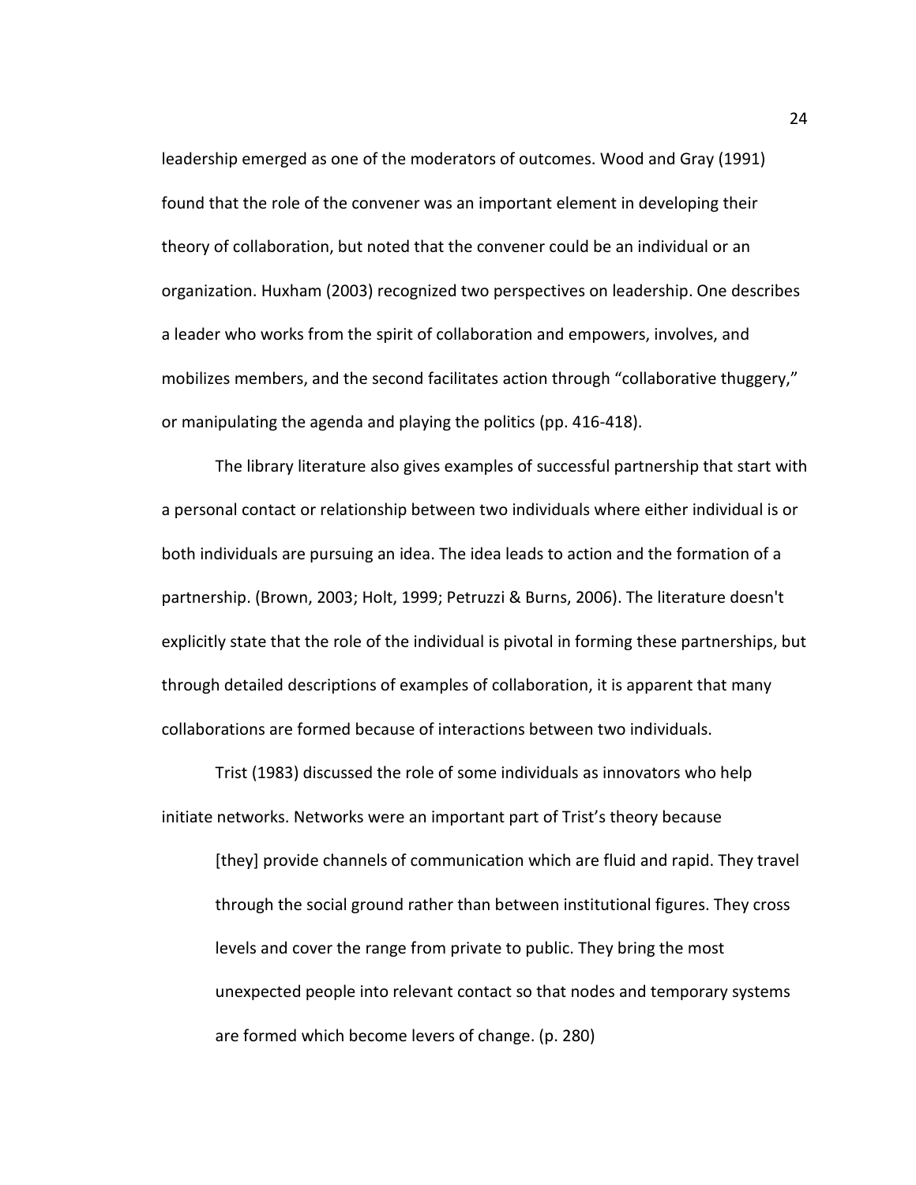leadership emerged as one of the moderators of outcomes. Wood and Gray (1991) found that the role of the convener was an important element in developing their theory of collaboration, but noted that the convener could be an individual or an organization. Huxham (2003) recognized two perspectives on leadership. One describes a leader who works from the spirit of collaboration and empowers, involves, and mobilizes members, and the second facilitates action through "collaborative thuggery," or manipulating the agenda and playing the politics (pp. 416-418).

The library literature also gives examples of successful partnership that start with a personal contact or relationship between two individuals where either individual is or both individuals are pursuing an idea. The idea leads to action and the formation of a partnership. (Brown, 2003; Holt, 1999; Petruzzi & Burns, 2006). The literature doesn't explicitly state that the role of the individual is pivotal in forming these partnerships, but through detailed descriptions of examples of collaboration, it is apparent that many collaborations are formed because of interactions between two individuals.

Trist (1983) discussed the role of some individuals as innovators who help initiate networks. Networks were an important part of Trist's theory because

> [they] provide channels of communication which are fluid and rapid. They travel through the social ground rather than between institutional figures. They cross levels and cover the range from private to public. They bring the most unexpected people into relevant contact so that nodes and temporary systems are formed which become levers of change. (p. 280)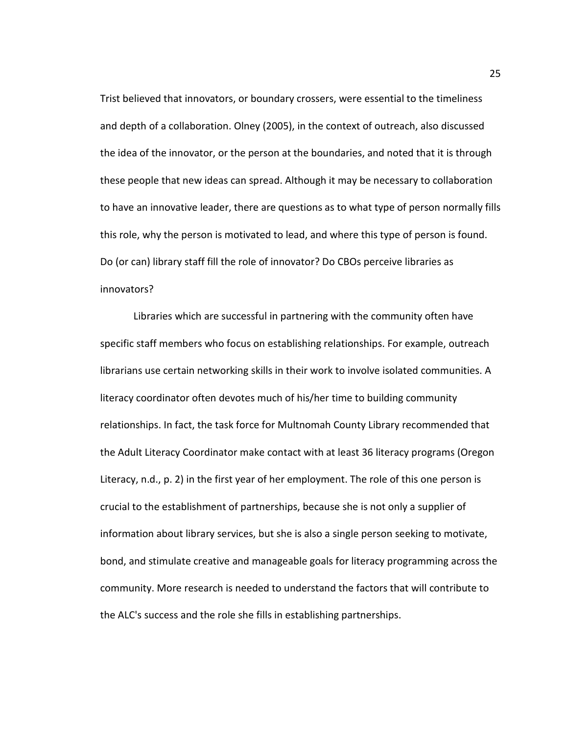Trist believed that innovators, or boundary crossers, were essential to the timeliness and depth of a collaboration. Olney (2005), in the context of outreach, also discussed the idea of the innovator, or the person at the boundaries, and noted that it is through these people that new ideas can spread. Although it may be necessary to collaboration to have an innovative leader, there are questions as to what type of person normally fills this role, why the person is motivated to lead, and where this type of person is found. Do (or can) library staff fill the role of innovator? Do CBOs perceive libraries as innovators?

Libraries which are successful in partnering with the community often have specific staff members who focus on establishing relationships. For example, outreach librarians use certain networking skills in their work to involve isolated communities. A literacy coordinator often devotes much of his/her time to building community relationships. In fact, the task force for Multnomah County Library recommended that the Adult Literacy Coordinator make contact with at least 36 literacy programs (Oregon Literacy, n.d., p. 2) in the first year of her employment. The role of this one person is crucial to the establishment of partnerships, because she is not only a supplier of information about library services, but she is also a single person seeking to motivate, bond, and stimulate creative and manageable goals for literacy programming across the community. More research is needed to understand the factors that will contribute to the ALC's success and the role she fills in establishing partnerships.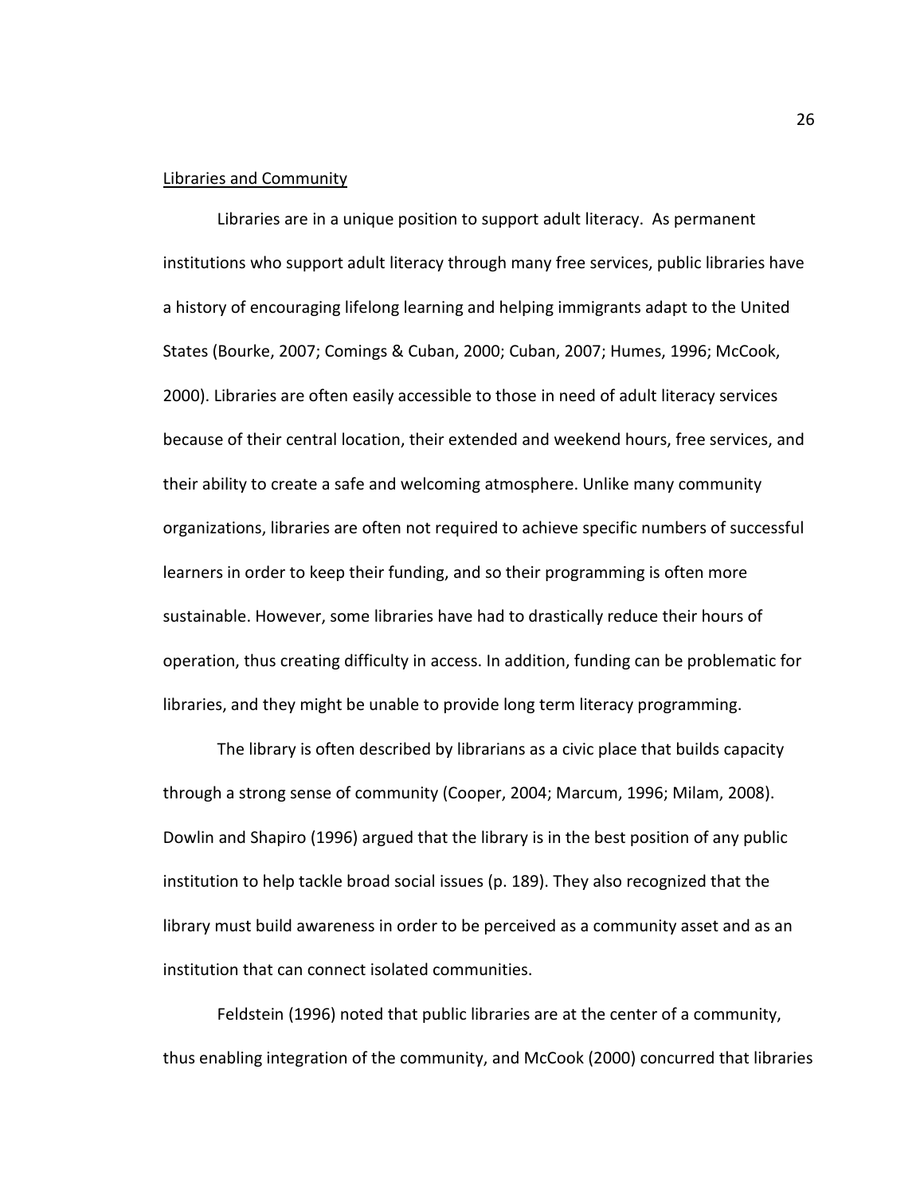Libraries and Community

Libraries are in a unique position to support adult literacy. As permanent institutions who support adult literacy through many free services, public libraries have a history of encouraging lifelong learning and helping immigrants adapt to the United States (Bourke, 2007; Comings & Cuban, 2000; Cuban, 2007; Humes, 1996; McCook, 2000). Libraries are often easily accessible to those in need of adult literacy services because of their central location, their extended and weekend hours, free services, and their ability to create a safe and welcoming atmosphere. Unlike many community organizations, libraries are often not required to achieve specific numbers of successful learners in order to keep their funding, and so their programming is often more sustainable. However, some libraries have had to drastically reduce their hours of operation, thus creating difficulty in access. In addition, funding can be problematic for libraries, and they might be unable to provide long term literacy programming.

The library is often described by librarians as a civic place that builds capacity through a strong sense of community (Cooper, 2004; Marcum, 1996; Milam, 2008). Dowlin and Shapiro (1996) argued that the library is in the best position of any public institution to help tackle broad social issues (p. 189). They also recognized that the library must build awareness in order to be perceived as a community asset and as an institution that can connect isolated communities.

Feldstein (1996) noted that public libraries are at the center of a community, thus enabling integration of the community, and McCook (2000) concurred that libraries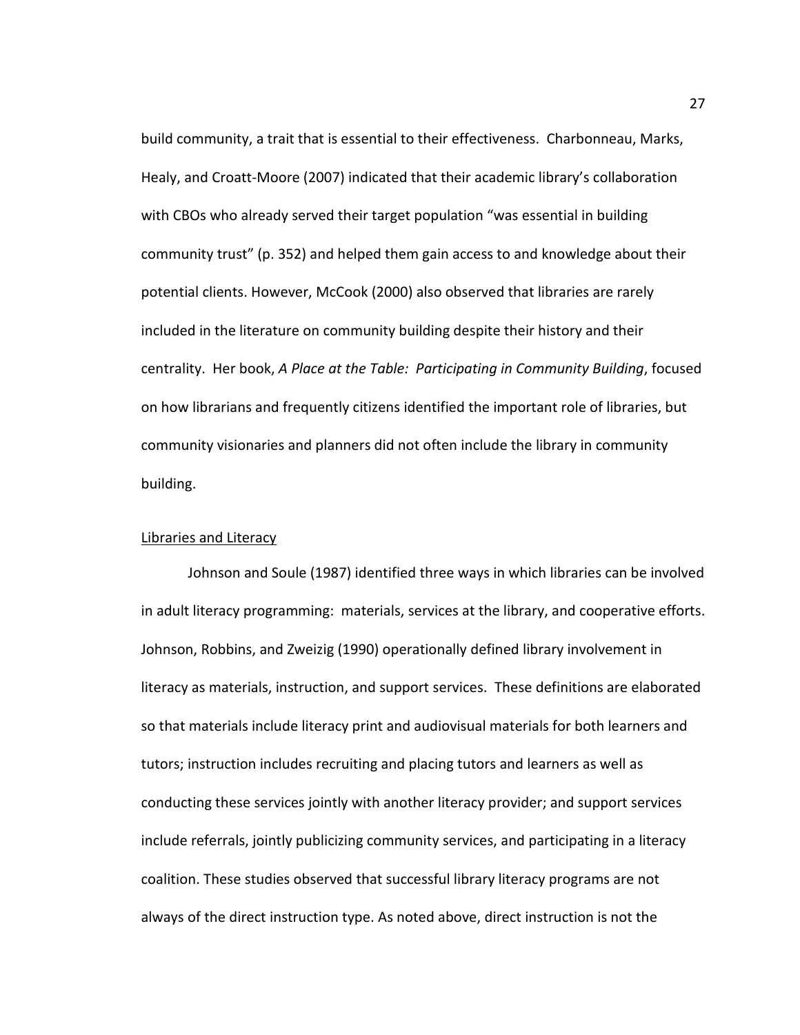build community, a trait that is essential to their effectiveness. Charbonneau, Marks, Healy, and Croatt-Moore (2007) indicated that their academic library's collaboration with CBOs who already served their target population "was essential in building community trust" (p. 352) and helped them gain access to and knowledge about their potential clients. However, McCook (2000) also observed that libraries are rarely included in the literature on community building despite their history and their centrality. Her book, *A Place at the Table: Participating in Community Building*, focused on how librarians and frequently citizens identified the important role of libraries, but community visionaries and planners did not often include the library in community building.

## Libraries and Literacy

Johnson and Soule (1987) identified three ways in which libraries can be involved in adult literacy programming: materials, services at the library, and cooperative efforts. Johnson, Robbins, and Zweizig (1990) operationally defined library involvement in literacy as materials, instruction, and support services. These definitions are elaborated so that materials include literacy print and audiovisual materials for both learners and tutors; instruction includes recruiting and placing tutors and learners as well as conducting these services jointly with another literacy provider; and support services include referrals, jointly publicizing community services, and participating in a literacy coalition. These studies observed that successful library literacy programs are not always of the direct instruction type. As noted above, direct instruction is not the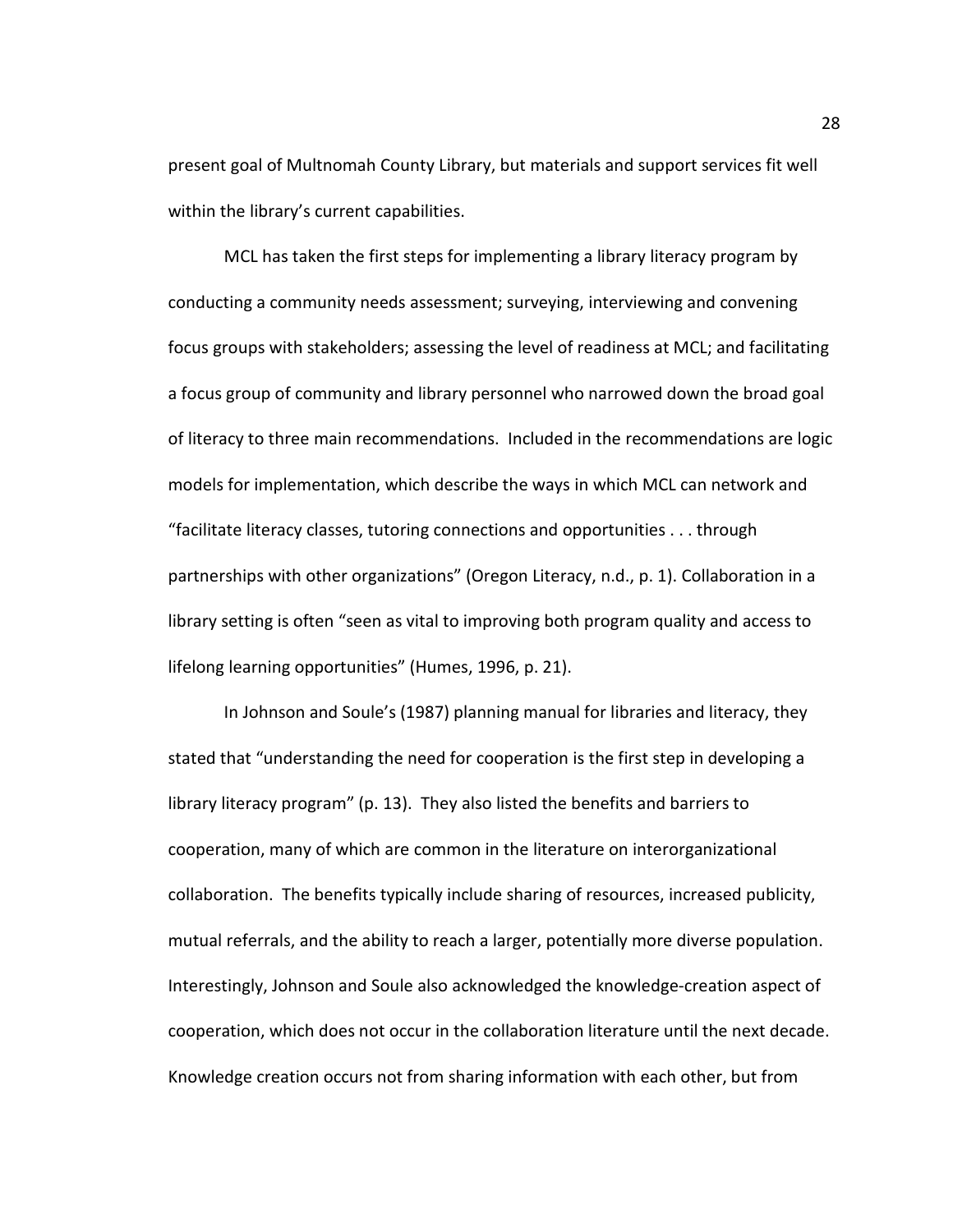present goal of Multnomah County Library, but materials and support services fit well within the library's current capabilities.

MCL has taken the first steps for implementing a library literacy program by conducting a community needs assessment; surveying, interviewing and convening focus groups with stakeholders; assessing the level of readiness at MCL; and facilitating a focus group of community and library personnel who narrowed down the broad goal of literacy to three main recommendations. Included in the recommendations are logic models for implementation, which describe the ways in which MCL can network and "facilitate literacy classes, tutoring connections and opportunities . . . through partnerships with other organizations" (Oregon Literacy, n.d., p. 1). Collaboration in a library setting is often "seen as vital to improving both program quality and access to lifelong learning opportunities" (Humes, 1996, p. 21).

In Johnson and Soule's (1987) planning manual for libraries and literacy, they stated that "understanding the need for cooperation is the first step in developing a library literacy program" (p. 13). They also listed the benefits and barriers to cooperation, many of which are common in the literature on interorganizational collaboration. The benefits typically include sharing of resources, increased publicity, mutual referrals, and the ability to reach a larger, potentially more diverse population. Interestingly, Johnson and Soule also acknowledged the knowledge-creation aspect of cooperation, which does not occur in the collaboration literature until the next decade. Knowledge creation occurs not from sharing information with each other, but from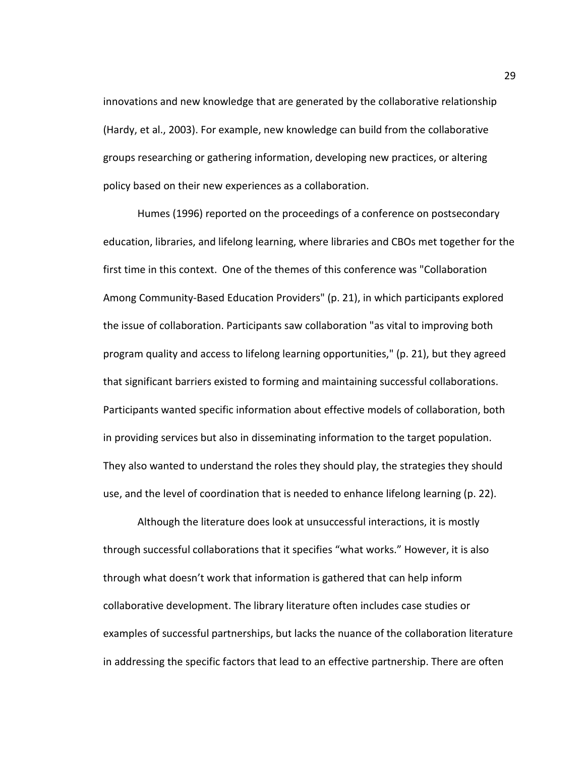innovations and new knowledge that are generated by the collaborative relationship (Hardy, et al., 2003). For example, new knowledge can build from the collaborative groups researching or gathering information, developing new practices, or altering policy based on their new experiences as a collaboration.

Humes (1996) reported on the proceedings of a conference on postsecondary education, libraries, and lifelong learning, where libraries and CBOs met together for the first time in this context. One of the themes of this conference was "Collaboration Among Community-Based Education Providers" (p. 21), in which participants explored the issue of collaboration. Participants saw collaboration "as vital to improving both program quality and access to lifelong learning opportunities," (p. 21), but they agreed that significant barriers existed to forming and maintaining successful collaborations. Participants wanted specific information about effective models of collaboration, both in providing services but also in disseminating information to the target population. They also wanted to understand the roles they should play, the strategies they should use, and the level of coordination that is needed to enhance lifelong learning (p. 22).

Although the literature does look at unsuccessful interactions, it is mostly through successful collaborations that it specifies “what works.” However, it is also through what doesn’t work that information is gathered that can help inform collaborative development. The library literature often includes case studies or examples of successful partnerships, but lacks the nuance of the collaboration literature in addressing the specific factors that lead to an effective partnership. There are often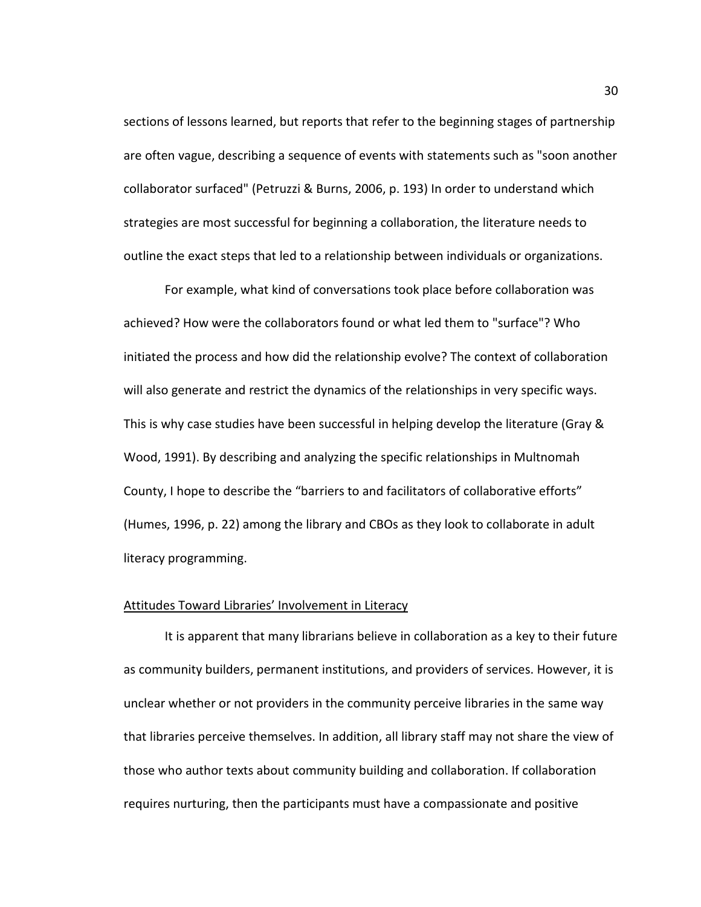sections of lessons learned, but reports that refer to the beginning stages of partnership are often vague, describing a sequence of events with statements such as "soon another collaborator surfaced" (Petruzzi & Burns, 2006, p. 193) In order to understand which strategies are most successful for beginning a collaboration, the literature needs to outline the exact steps that led to a relationship between individuals or organizations.

For example, what kind of conversations took place before collaboration was achieved? How were the collaborators found or what led them to "surface"? Who initiated the process and how did the relationship evolve? The context of collaboration will also generate and restrict the dynamics of the relationships in very specific ways. This is why case studies have been successful in helping develop the literature (Gray & Wood, 1991). By describing and analyzing the specific relationships in Multnomah County, I hope to describe the "barriers to and facilitators of collaborative efforts" (Humes, 1996, p. 22) among the library and CBOs as they look to collaborate in adult literacy programming.

### Attitudes Toward Libraries' Involvement in Literacy

It is apparent that many librarians believe in collaboration as a key to their future as community builders, permanent institutions, and providers of services. However, it is unclear whether or not providers in the community perceive libraries in the same way that libraries perceive themselves. In addition, all library staff may not share the view of those who author texts about community building and collaboration. If collaboration requires nurturing, then the participants must have a compassionate and positive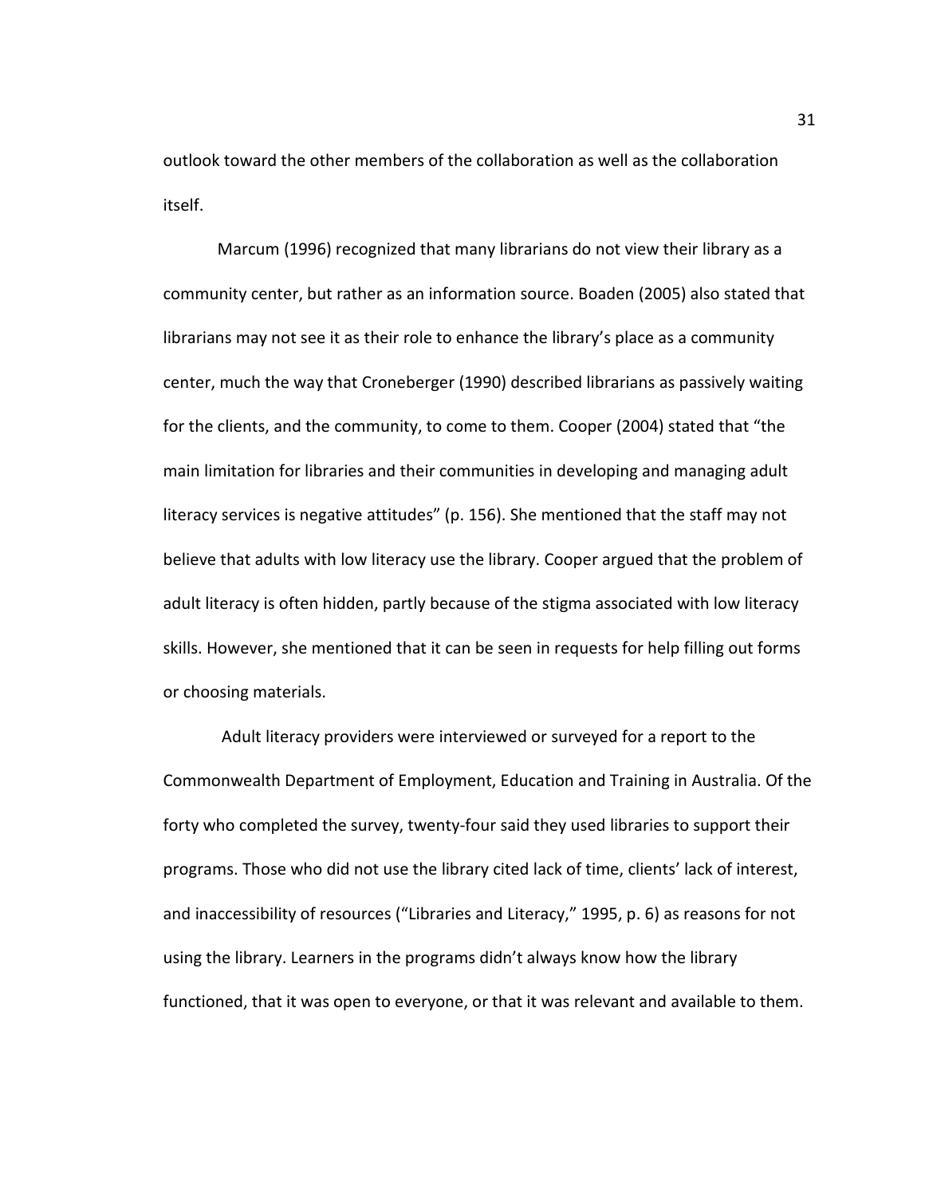outlook toward the other members of the collaboration as well as the collaboration itself.

Marcum (1996) recognized that many librarians do not view their library as a community center, but rather as an information source. Boaden (2005) also stated that librarians may not see it as their role to enhance the library's place as a community center, much the way that Croneberger (1990) described librarians as passively waiting for the clients, and the community, to come to them. Cooper (2004) stated that "the main limitation for libraries and their communities in developing and managing adult literacy services is negative attitudes" (p. 156). She mentioned that the staff may not believe that adults with low literacy use the library. Cooper argued that the problem of adult literacy is often hidden, partly because of the stigma associated with low literacy skills. However, she mentioned that it can be seen in requests for help filling out forms or choosing materials.

Adult literacy providers were interviewed or surveyed for a report to the Commonwealth Department of Employment, Education and Training in Australia. Of the forty who completed the survey, twenty-four said they used libraries to support their programs. Those who did not use the library cited lack of time, clients' lack of interest, and inaccessibility of resources ("Libraries and Literacy," 1995, p. 6) as reasons for not using the library. Learners in the programs didn't always know how the library functioned, that it was open to everyone, or that it was relevant and available to them.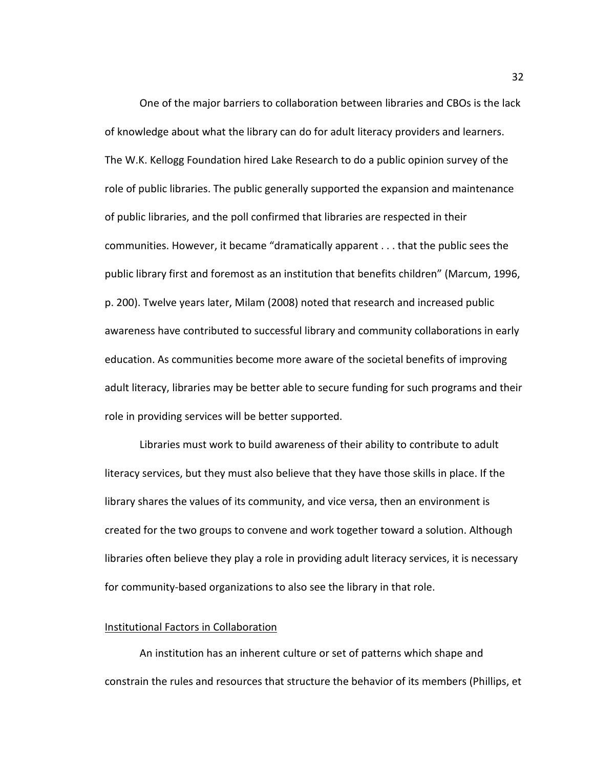One of the major barriers to collaboration between libraries and CBOs is the lack of knowledge about what the library can do for adult literacy providers and learners. The W.K. Kellogg Foundation hired Lake Research to do a public opinion survey of the role of public libraries. The public generally supported the expansion and maintenance of public libraries, and the poll confirmed that libraries are respected in their communities. However, it became "dramatically apparent . . . that the public sees the public library first and foremost as an institution that benefits children" (Marcum, 1996, p. 200). Twelve years later, Milam (2008) noted that research and increased public awareness have contributed to successful library and community collaborations in early education. As communities become more aware of the societal benefits of improving adult literacy, libraries may be better able to secure funding for such programs and their role in providing services will be better supported.

Libraries must work to build awareness of their ability to contribute to adult literacy services, but they must also believe that they have those skills in place. If the library shares the values of its community, and vice versa, then an environment is created for the two groups to convene and work together toward a solution. Although libraries often believe they play a role in providing adult literacy services, it is necessary for community-based organizations to also see the library in that role.

Institutional Factors in Collaboration

An institution has an inherent culture or set of patterns which shape and constrain the rules and resources that structure the behavior of its members (Phillips, et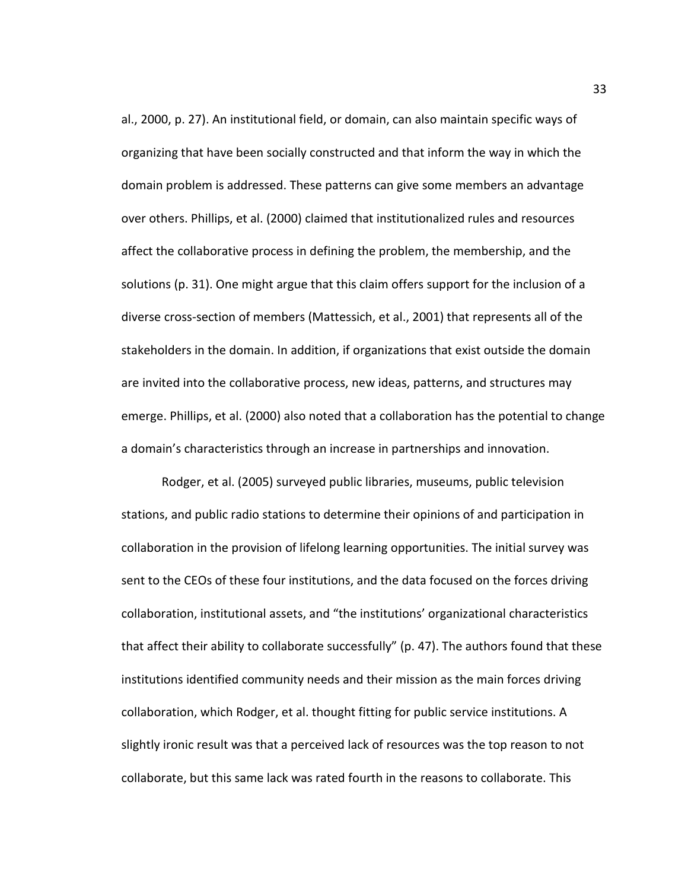al., 2000, p. 27). An institutional field, or domain, can also maintain specific ways of organizing that have been socially constructed and that inform the way in which the domain problem is addressed. These patterns can give some members an advantage over others. Phillips, et al. (2000) claimed that institutionalized rules and resources affect the collaborative process in defining the problem, the membership, and the solutions (p. 31). One might argue that this claim offers support for the inclusion of a diverse cross-section of members (Mattessich, et al., 2001) that represents all of the stakeholders in the domain. In addition, if organizations that exist outside the domain are invited into the collaborative process, new ideas, patterns, and structures may emerge. Phillips, et al. (2000) also noted that a collaboration has the potential to change a domain's characteristics through an increase in partnerships and innovation.

Rodger, et al. (2005) surveyed public libraries, museums, public television stations, and public radio stations to determine their opinions of and participation in collaboration in the provision of lifelong learning opportunities. The initial survey was sent to the CEOs of these four institutions, and the data focused on the forces driving collaboration, institutional assets, and "the institutions' organizational characteristics that affect their ability to collaborate successfully" (p. 47). The authors found that these institutions identified community needs and their mission as the main forces driving collaboration, which Rodger, et al. thought fitting for public service institutions. A slightly ironic result was that a perceived lack of resources was the top reason to not collaborate, but this same lack was rated fourth in the reasons to collaborate. This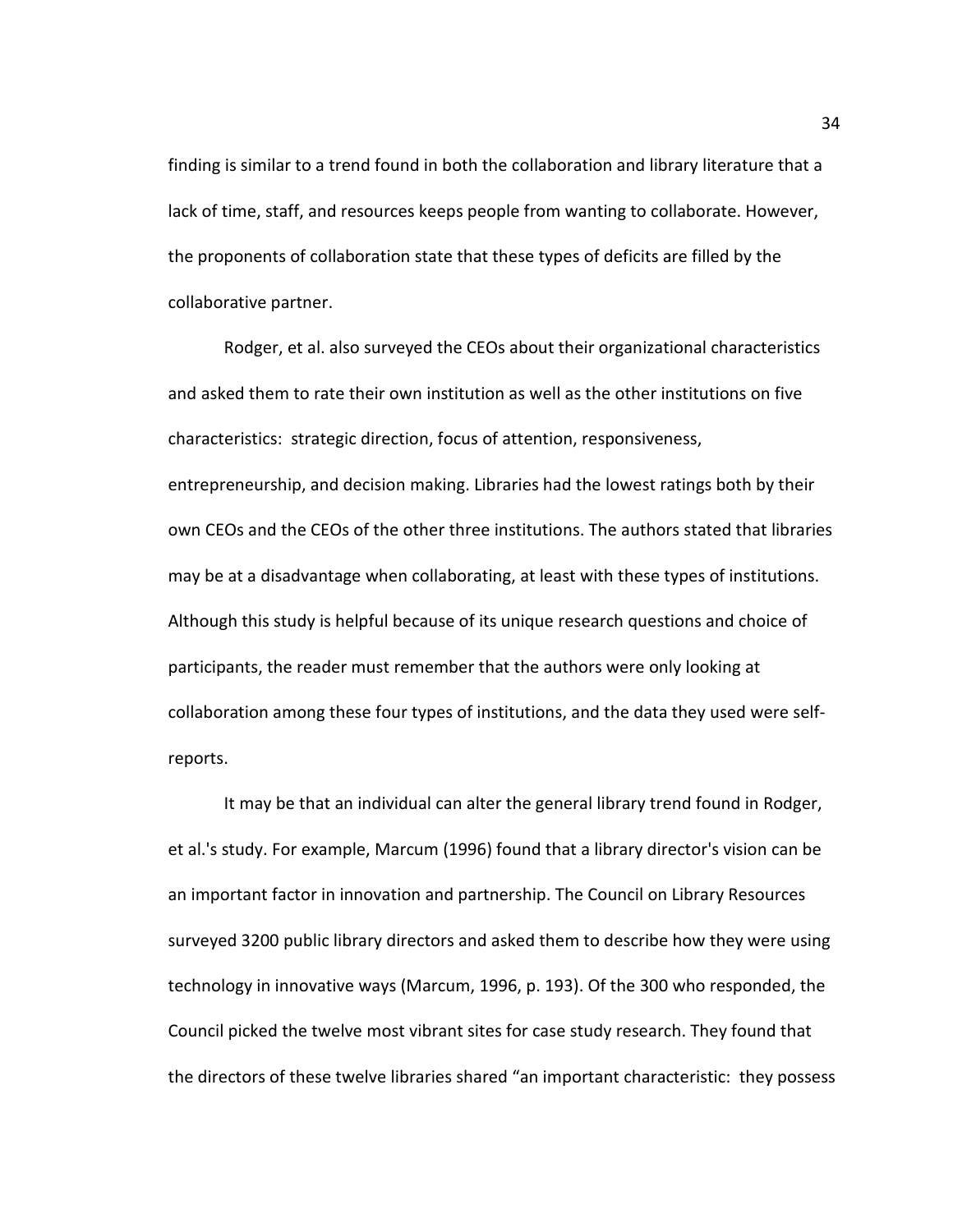finding is similar to a trend found in both the collaboration and library literature that a lack of time, staff, and resources keeps people from wanting to collaborate. However, the proponents of collaboration state that these types of deficits are filled by the collaborative partner.

Rodger, et al. also surveyed the CEOs about their organizational characteristics and asked them to rate their own institution as well as the other institutions on five characteristics: strategic direction, focus of attention, responsiveness, entrepreneurship, and decision making. Libraries had the lowest ratings both by their own CEOs and the CEOs of the other three institutions. The authors stated that libraries may be at a disadvantage when collaborating, at least with these types of institutions. Although this study is helpful because of its unique research questions and choice of participants, the reader must remember that the authors were only looking at collaboration among these four types of institutions, and the data they used were self-reports.

It may be that an individual can alter the general library trend found in Rodger, et al.'s study. For example, Marcum (1996) found that a library director's vision can be an important factor in innovation and partnership. The Council on Library Resources surveyed 3200 public library directors and asked them to describe how they were using technology in innovative ways (Marcum, 1996, p. 193). Of the 300 who responded, the Council picked the twelve most vibrant sites for case study research. They found that the directors of these twelve libraries shared "an important characteristic: they possess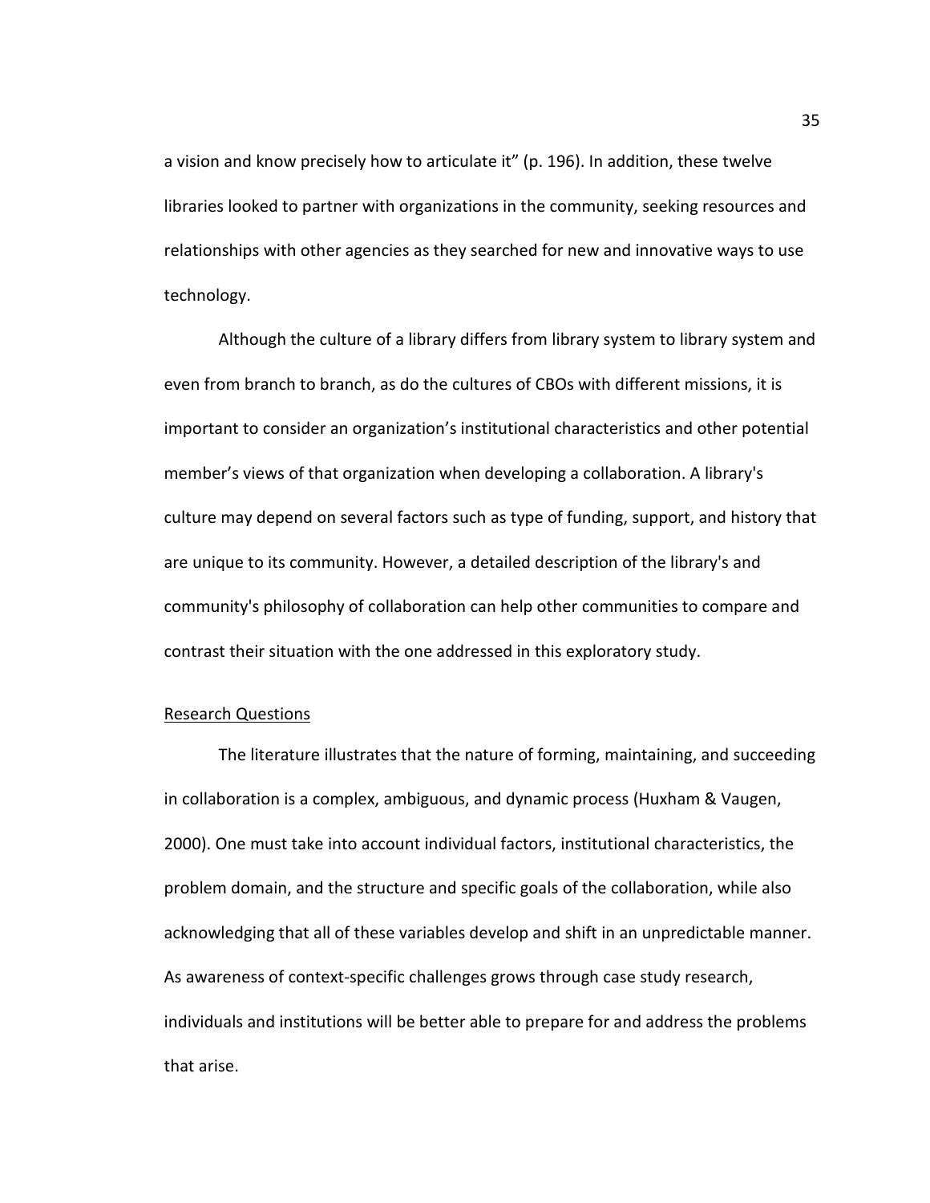a vision and know precisely how to articulate it" (p. 196). In addition, these twelve libraries looked to partner with organizations in the community, seeking resources and relationships with other agencies as they searched for new and innovative ways to use technology.

Although the culture of a library differs from library system to library system and even from branch to branch, as do the cultures of CBOs with different missions, it is important to consider an organization's institutional characteristics and other potential member's views of that organization when developing a collaboration. A library's culture may depend on several factors such as type of funding, support, and history that are unique to its community. However, a detailed description of the library's and community's philosophy of collaboration can help other communities to compare and contrast their situation with the one addressed in this exploratory study.

## Research Questions

The literature illustrates that the nature of forming, maintaining, and succeeding in collaboration is a complex, ambiguous, and dynamic process (Huxham & Vaugen, 2000). One must take into account individual factors, institutional characteristics, the problem domain, and the structure and specific goals of the collaboration, while also acknowledging that all of these variables develop and shift in an unpredictable manner. As awareness of context-specific challenges grows through case study research, individuals and institutions will be better able to prepare for and address the problems that arise.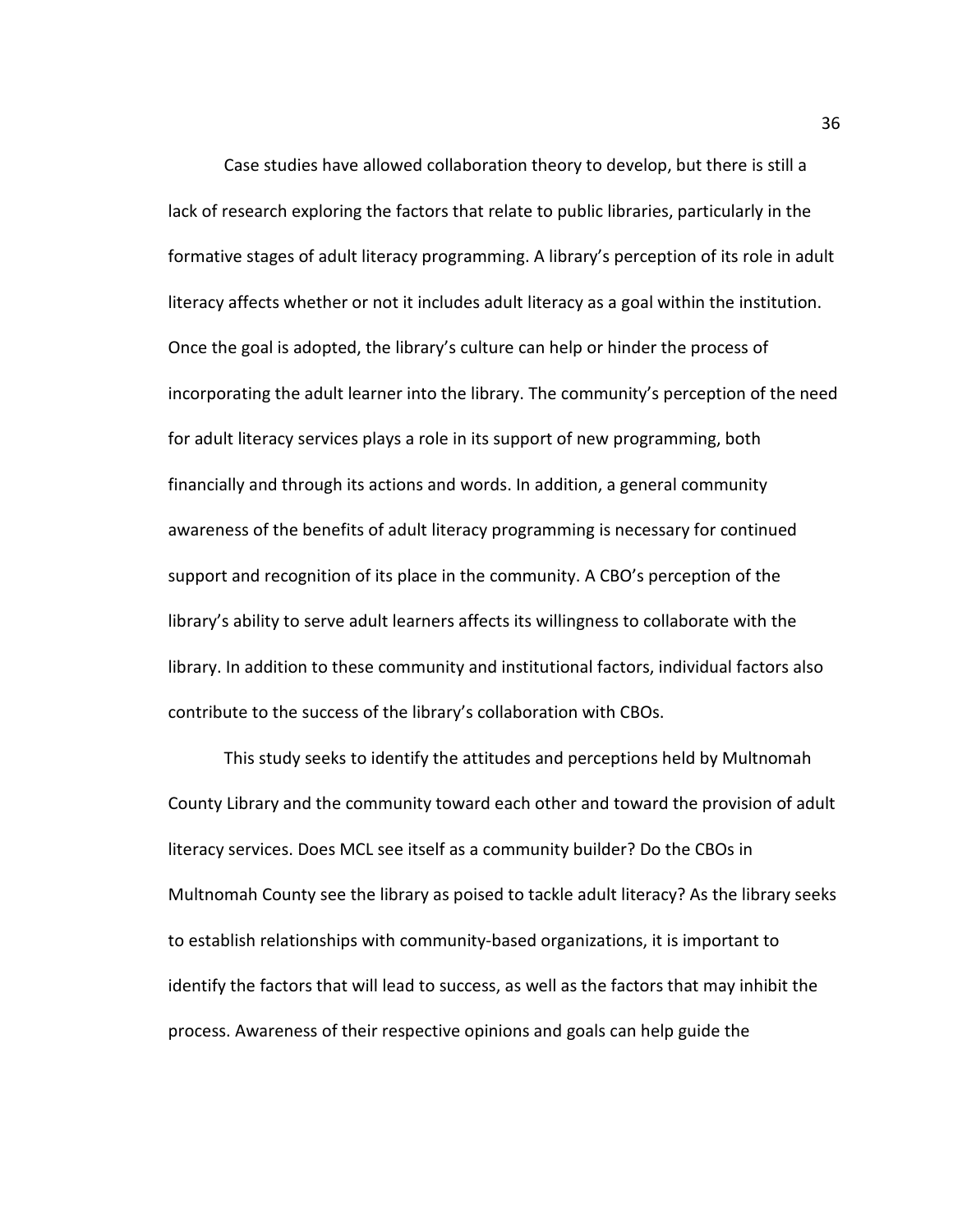Case studies have allowed collaboration theory to develop, but there is still a lack of research exploring the factors that relate to public libraries, particularly in the formative stages of adult literacy programming. A library's perception of its role in adult literacy affects whether or not it includes adult literacy as a goal within the institution. Once the goal is adopted, the library's culture can help or hinder the process of incorporating the adult learner into the library. The community's perception of the need for adult literacy services plays a role in its support of new programming, both financially and through its actions and words. In addition, a general community awareness of the benefits of adult literacy programming is necessary for continued support and recognition of its place in the community. A CBO's perception of the library's ability to serve adult learners affects its willingness to collaborate with the library. In addition to these community and institutional factors, individual factors also contribute to the success of the library's collaboration with CBOs.

This study seeks to identify the attitudes and perceptions held by Multnomah County Library and the community toward each other and toward the provision of adult literacy services. Does MCL see itself as a community builder? Do the CBOs in Multnomah County see the library as poised to tackle adult literacy? As the library seeks to establish relationships with community-based organizations, it is important to identify the factors that will lead to success, as well as the factors that may inhibit the process. Awareness of their respective opinions and goals can help guide the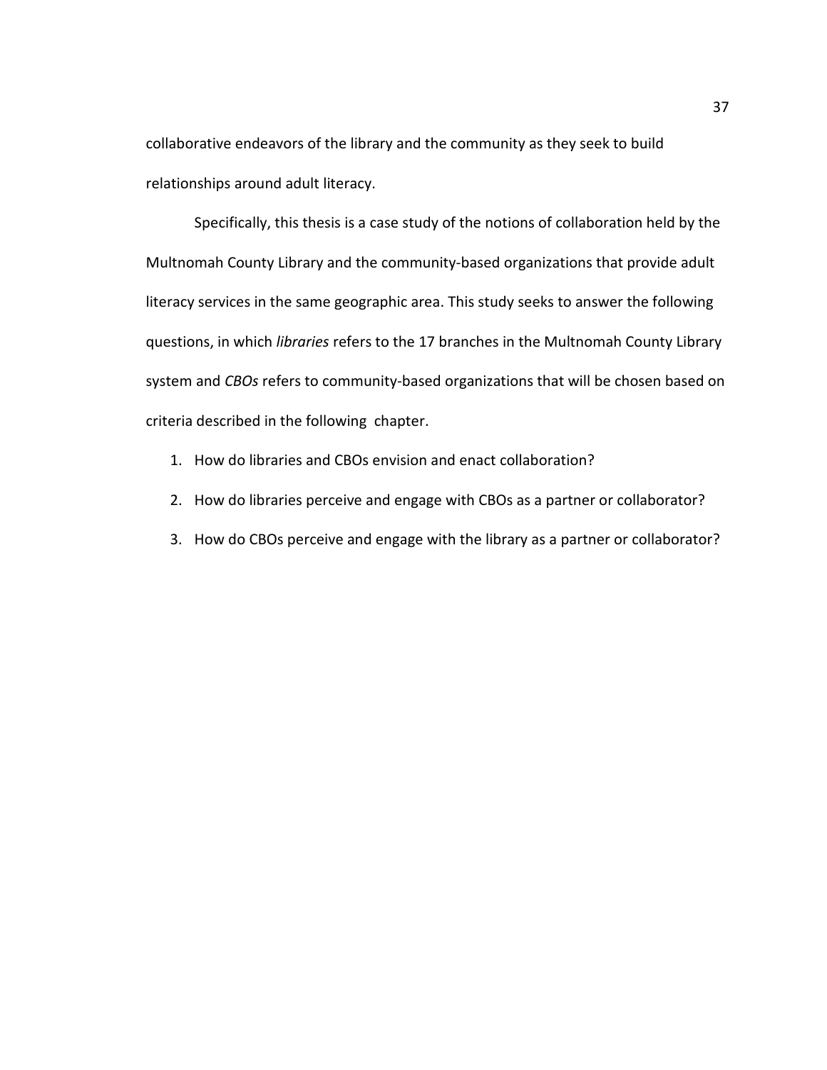collaborative endeavors of the library and the community as they seek to build relationships around adult literacy.

Specifically, this thesis is a case study of the notions of collaboration held by the Multnomah County Library and the community-based organizations that provide adult literacy services in the same geographic area. This study seeks to answer the following questions, in which *libraries* refers to the 17 branches in the Multnomah County Library system and *CBOs* refers to community-based organizations that will be chosen based on criteria described in the following  chapter.

1. How do libraries and CBOs envision and enact collaboration?
2. How do libraries perceive and engage with CBOs as a partner or collaborator?
3. How do CBOs perceive and engage with the library as a partner or collaborator?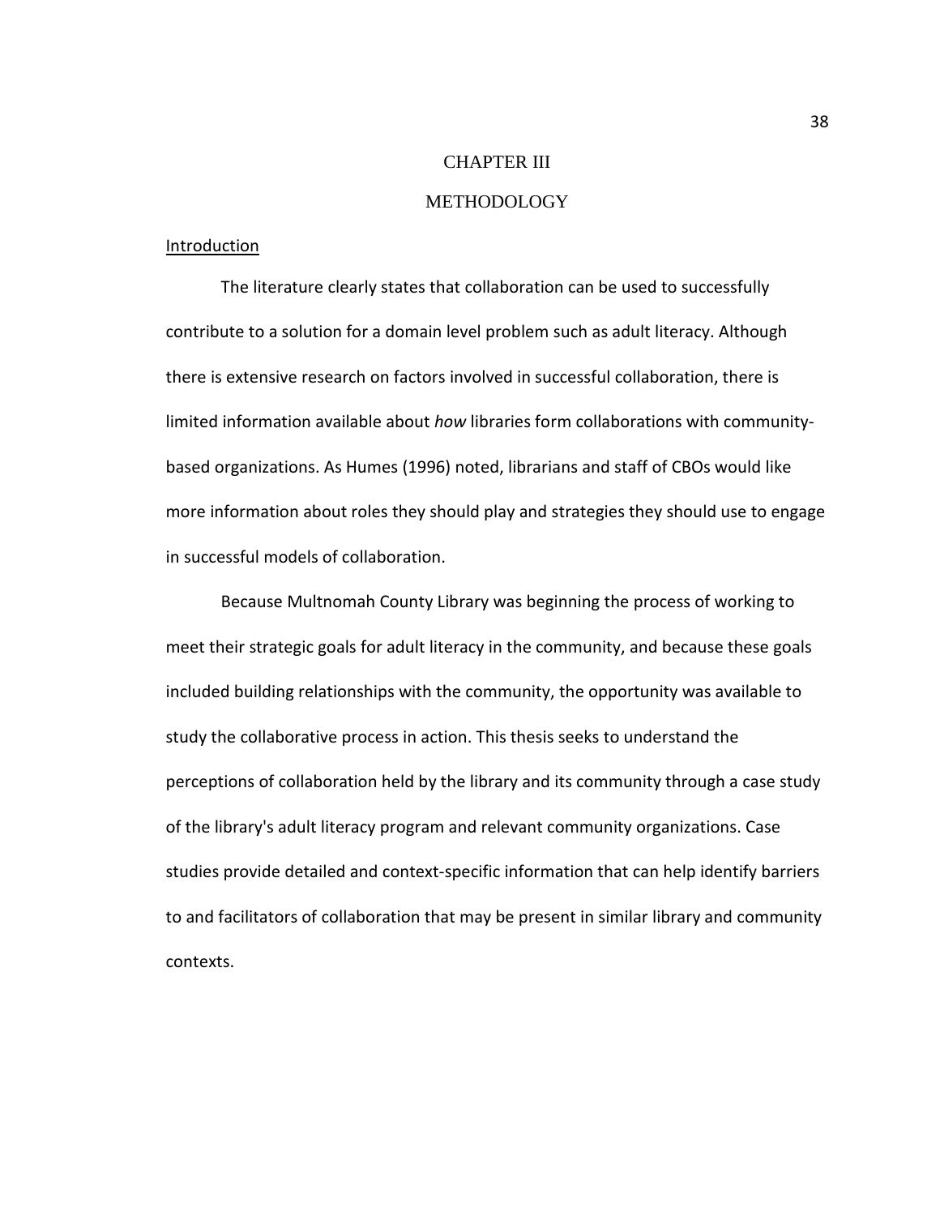# CHAPTER III

# METHODOLOGY

## Introduction

The literature clearly states that collaboration can be used to successfully contribute to a solution for a domain level problem such as adult literacy. Although there is extensive research on factors involved in successful collaboration, there is limited information available about *how* libraries form collaborations with community-based organizations. As Humes (1996) noted, librarians and staff of CBOs would like more information about roles they should play and strategies they should use to engage in successful models of collaboration.

Because Multnomah County Library was beginning the process of working to meet their strategic goals for adult literacy in the community, and because these goals included building relationships with the community, the opportunity was available to study the collaborative process in action. This thesis seeks to understand the perceptions of collaboration held by the library and its community through a case study of the library's adult literacy program and relevant community organizations. Case studies provide detailed and context-specific information that can help identify barriers to and facilitators of collaboration that may be present in similar library and community contexts.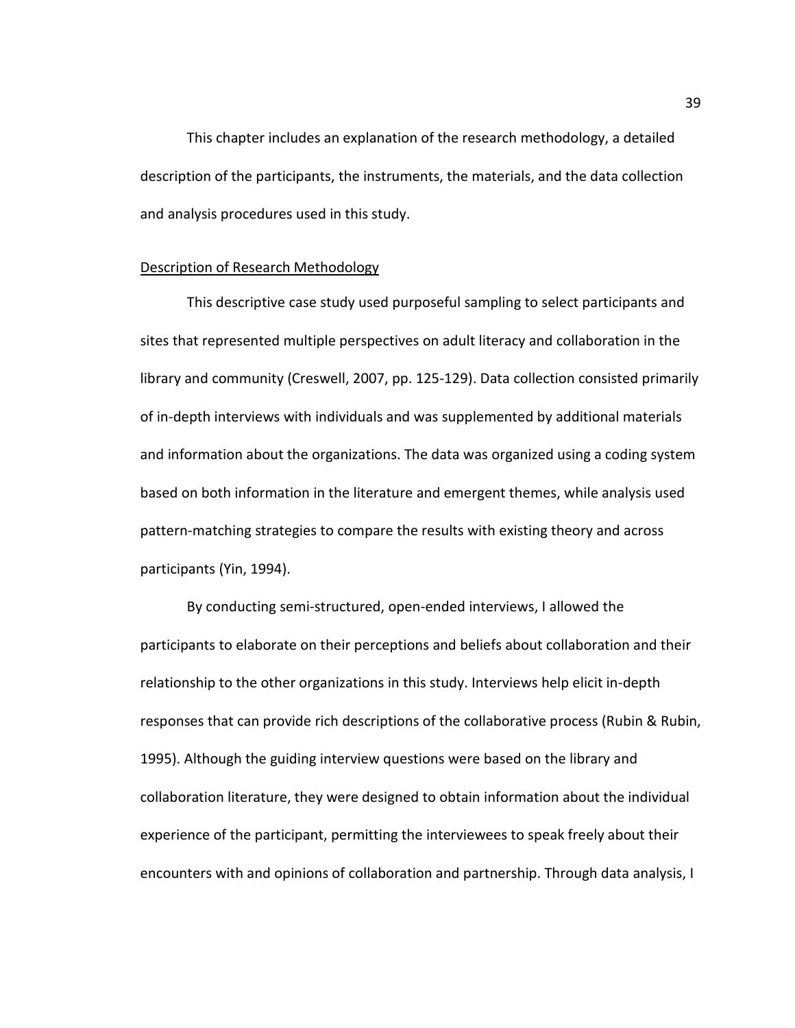This chapter includes an explanation of the research methodology, a detailed description of the participants, the instruments, the materials, and the data collection and analysis procedures used in this study.

## Description of Research Methodology

This descriptive case study used purposeful sampling to select participants and sites that represented multiple perspectives on adult literacy and collaboration in the library and community (Creswell, 2007, pp. 125-129). Data collection consisted primarily of in-depth interviews with individuals and was supplemented by additional materials and information about the organizations. The data was organized using a coding system based on both information in the literature and emergent themes, while analysis used pattern-matching strategies to compare the results with existing theory and across participants (Yin, 1994).

By conducting semi-structured, open-ended interviews, I allowed the participants to elaborate on their perceptions and beliefs about collaboration and their relationship to the other organizations in this study. Interviews help elicit in-depth responses that can provide rich descriptions of the collaborative process (Rubin & Rubin, 1995). Although the guiding interview questions were based on the library and collaboration literature, they were designed to obtain information about the individual experience of the participant, permitting the interviewees to speak freely about their encounters with and opinions of collaboration and partnership. Through data analysis, I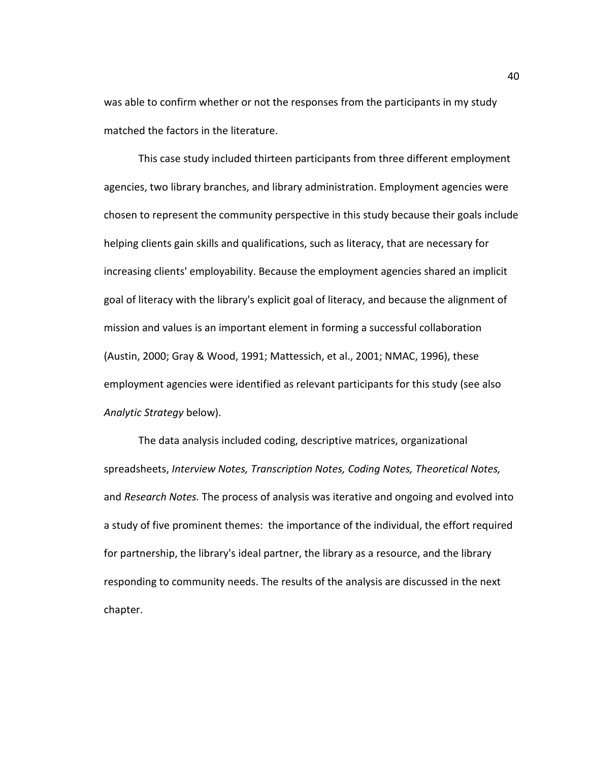was able to confirm whether or not the responses from the participants in my study matched the factors in the literature.

This case study included thirteen participants from three different employment agencies, two library branches, and library administration. Employment agencies were chosen to represent the community perspective in this study because their goals include helping clients gain skills and qualifications, such as literacy, that are necessary for increasing clients' employability. Because the employment agencies shared an implicit goal of literacy with the library's explicit goal of literacy, and because the alignment of mission and values is an important element in forming a successful collaboration (Austin, 2000; Gray & Wood, 1991; Mattessich, et al., 2001; NMAC, 1996), these employment agencies were identified as relevant participants for this study (see also *Analytic Strategy* below).

The data analysis included coding, descriptive matrices, organizational spreadsheets, *Interview Notes, Transcription Notes, Coding Notes, Theoretical Notes,* and *Research Notes.* The process of analysis was iterative and ongoing and evolved into a study of five prominent themes: the importance of the individual, the effort required for partnership, the library's ideal partner, the library as a resource, and the library responding to community needs. The results of the analysis are discussed in the next chapter.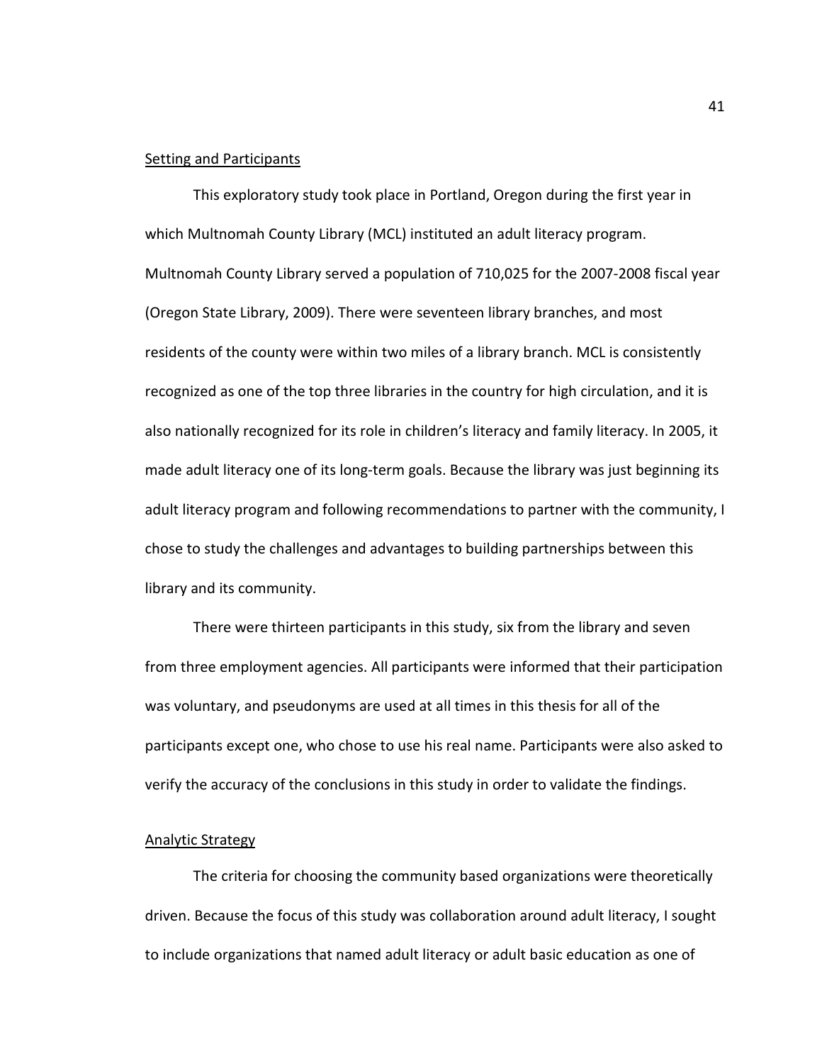Setting and Participants

This exploratory study took place in Portland, Oregon during the first year in which Multnomah County Library (MCL) instituted an adult literacy program. Multnomah County Library served a population of 710,025 for the 2007-2008 fiscal year (Oregon State Library, 2009). There were seventeen library branches, and most residents of the county were within two miles of a library branch. MCL is consistently recognized as one of the top three libraries in the country for high circulation, and it is also nationally recognized for its role in children's literacy and family literacy. In 2005, it made adult literacy one of its long-term goals. Because the library was just beginning its adult literacy program and following recommendations to partner with the community, I chose to study the challenges and advantages to building partnerships between this library and its community.

There were thirteen participants in this study, six from the library and seven from three employment agencies. All participants were informed that their participation was voluntary, and pseudonyms are used at all times in this thesis for all of the participants except one, who chose to use his real name. Participants were also asked to verify the accuracy of the conclusions in this study in order to validate the findings.

Analytic Strategy

The criteria for choosing the community based organizations were theoretically driven. Because the focus of this study was collaboration around adult literacy, I sought to include organizations that named adult literacy or adult basic education as one of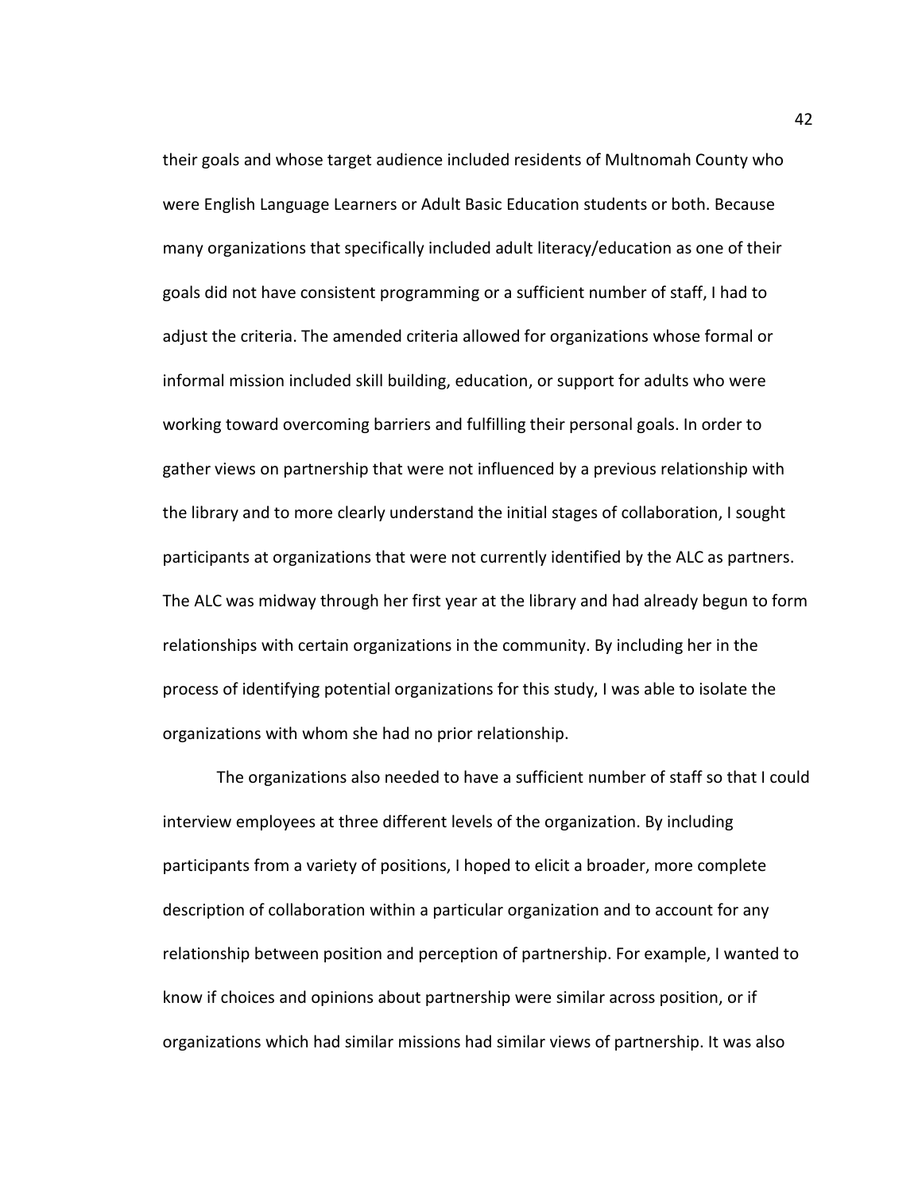their goals and whose target audience included residents of Multnomah County who were English Language Learners or Adult Basic Education students or both. Because many organizations that specifically included adult literacy/education as one of their goals did not have consistent programming or a sufficient number of staff, I had to adjust the criteria. The amended criteria allowed for organizations whose formal or informal mission included skill building, education, or support for adults who were working toward overcoming barriers and fulfilling their personal goals. In order to gather views on partnership that were not influenced by a previous relationship with the library and to more clearly understand the initial stages of collaboration, I sought participants at organizations that were not currently identified by the ALC as partners. The ALC was midway through her first year at the library and had already begun to form relationships with certain organizations in the community. By including her in the process of identifying potential organizations for this study, I was able to isolate the organizations with whom she had no prior relationship.

The organizations also needed to have a sufficient number of staff so that I could interview employees at three different levels of the organization. By including participants from a variety of positions, I hoped to elicit a broader, more complete description of collaboration within a particular organization and to account for any relationship between position and perception of partnership. For example, I wanted to know if choices and opinions about partnership were similar across position, or if organizations which had similar missions had similar views of partnership. It was also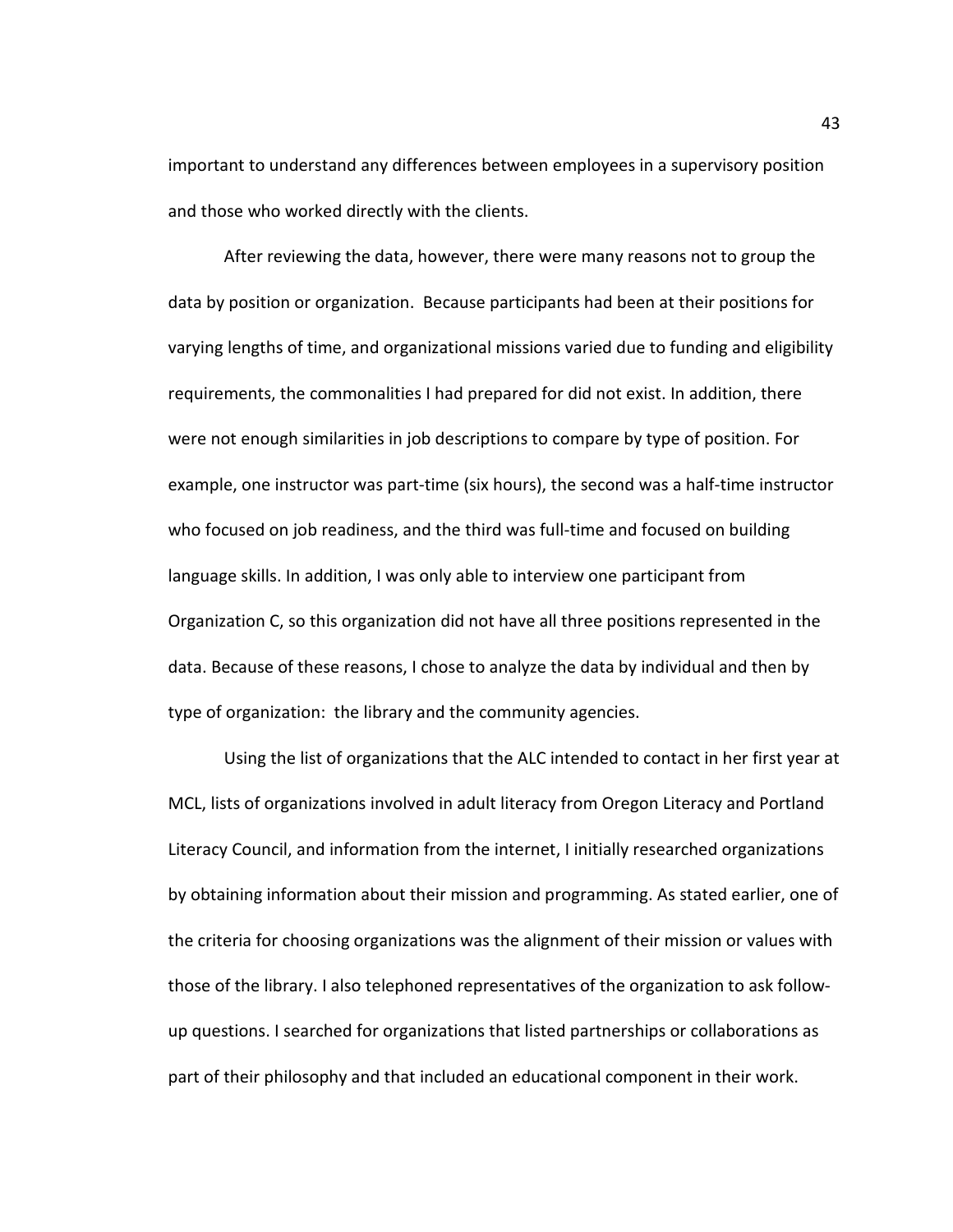important to understand any differences between employees in a supervisory position and those who worked directly with the clients.

After reviewing the data, however, there were many reasons not to group the data by position or organization. Because participants had been at their positions for varying lengths of time, and organizational missions varied due to funding and eligibility requirements, the commonalities I had prepared for did not exist. In addition, there were not enough similarities in job descriptions to compare by type of position. For example, one instructor was part-time (six hours), the second was a half-time instructor who focused on job readiness, and the third was full-time and focused on building language skills. In addition, I was only able to interview one participant from Organization C, so this organization did not have all three positions represented in the data. Because of these reasons, I chose to analyze the data by individual and then by type of organization: the library and the community agencies.

Using the list of organizations that the ALC intended to contact in her first year at MCL, lists of organizations involved in adult literacy from Oregon Literacy and Portland Literacy Council, and information from the internet, I initially researched organizations by obtaining information about their mission and programming. As stated earlier, one of the criteria for choosing organizations was the alignment of their mission or values with those of the library. I also telephoned representatives of the organization to ask follow-up questions. I searched for organizations that listed partnerships or collaborations as part of their philosophy and that included an educational component in their work.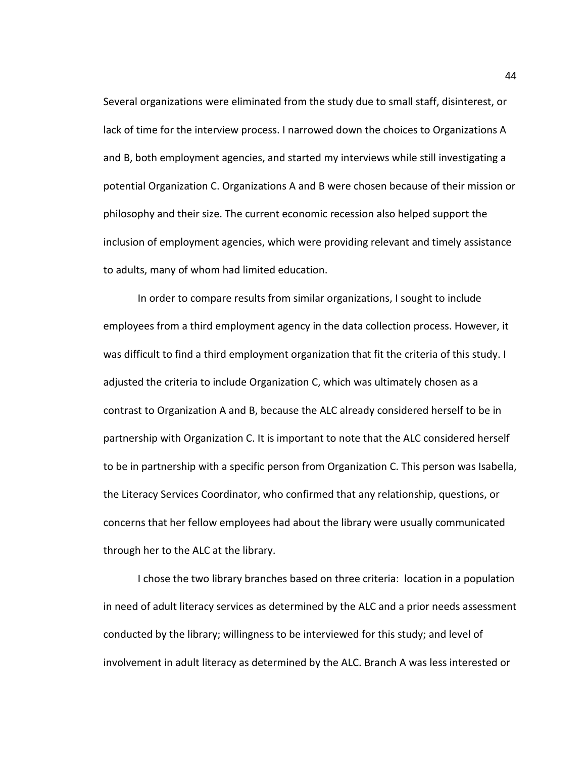Several organizations were eliminated from the study due to small staff, disinterest, or lack of time for the interview process. I narrowed down the choices to Organizations A and B, both employment agencies, and started my interviews while still investigating a potential Organization C. Organizations A and B were chosen because of their mission or philosophy and their size. The current economic recession also helped support the inclusion of employment agencies, which were providing relevant and timely assistance to adults, many of whom had limited education.

In order to compare results from similar organizations, I sought to include employees from a third employment agency in the data collection process. However, it was difficult to find a third employment organization that fit the criteria of this study. I adjusted the criteria to include Organization C, which was ultimately chosen as a contrast to Organization A and B, because the ALC already considered herself to be in partnership with Organization C. It is important to note that the ALC considered herself to be in partnership with a specific person from Organization C. This person was Isabella, the Literacy Services Coordinator, who confirmed that any relationship, questions, or concerns that her fellow employees had about the library were usually communicated through her to the ALC at the library.

I chose the two library branches based on three criteria: location in a population in need of adult literacy services as determined by the ALC and a prior needs assessment conducted by the library; willingness to be interviewed for this study; and level of involvement in adult literacy as determined by the ALC. Branch A was less interested or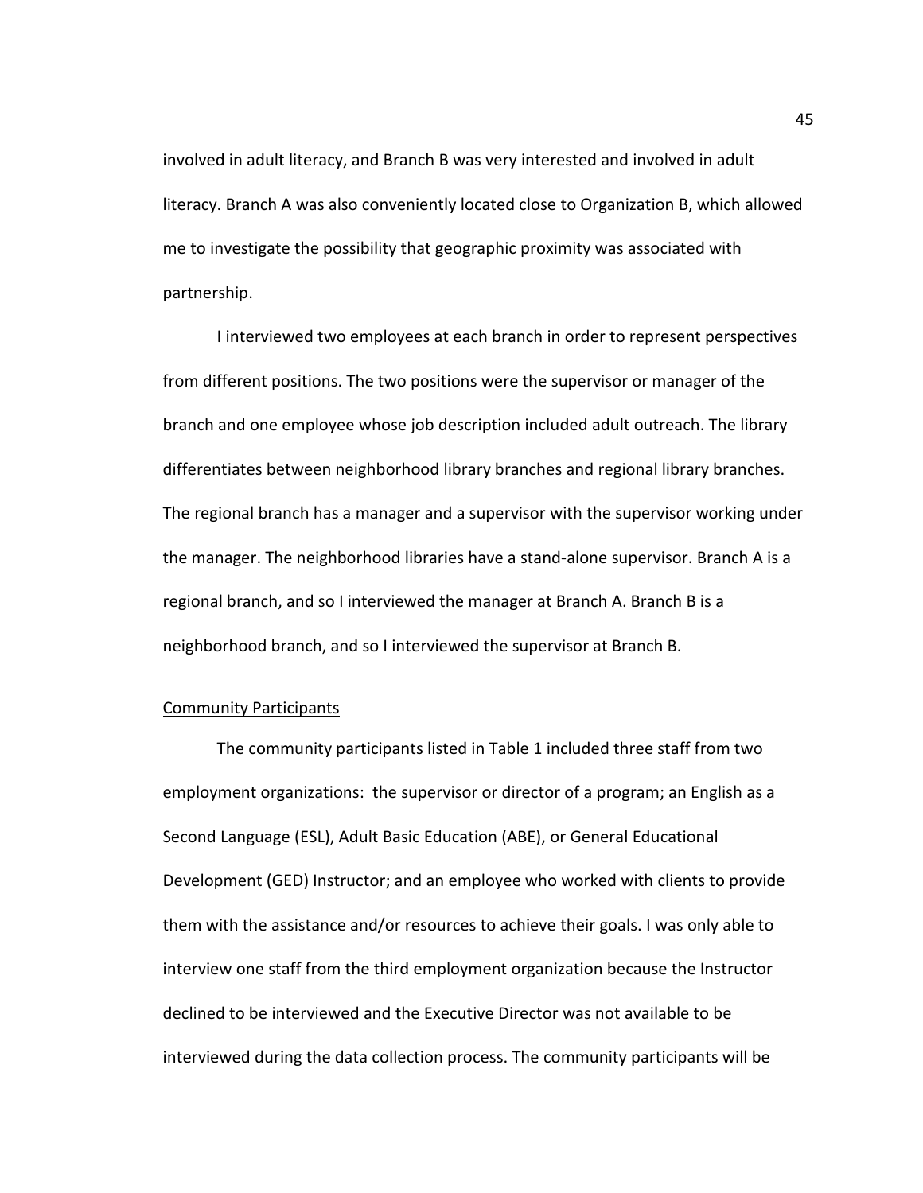involved in adult literacy, and Branch B was very interested and involved in adult literacy. Branch A was also conveniently located close to Organization B, which allowed me to investigate the possibility that geographic proximity was associated with partnership.

I interviewed two employees at each branch in order to represent perspectives from different positions. The two positions were the supervisor or manager of the branch and one employee whose job description included adult outreach. The library differentiates between neighborhood library branches and regional library branches. The regional branch has a manager and a supervisor with the supervisor working under the manager. The neighborhood libraries have a stand-alone supervisor. Branch A is a regional branch, and so I interviewed the manager at Branch A. Branch B is a neighborhood branch, and so I interviewed the supervisor at Branch B.

Community Participants

The community participants listed in Table 1 included three staff from two employment organizations: the supervisor or director of a program; an English as a Second Language (ESL), Adult Basic Education (ABE), or General Educational Development (GED) Instructor; and an employee who worked with clients to provide them with the assistance and/or resources to achieve their goals. I was only able to interview one staff from the third employment organization because the Instructor declined to be interviewed and the Executive Director was not available to be interviewed during the data collection process. The community participants will be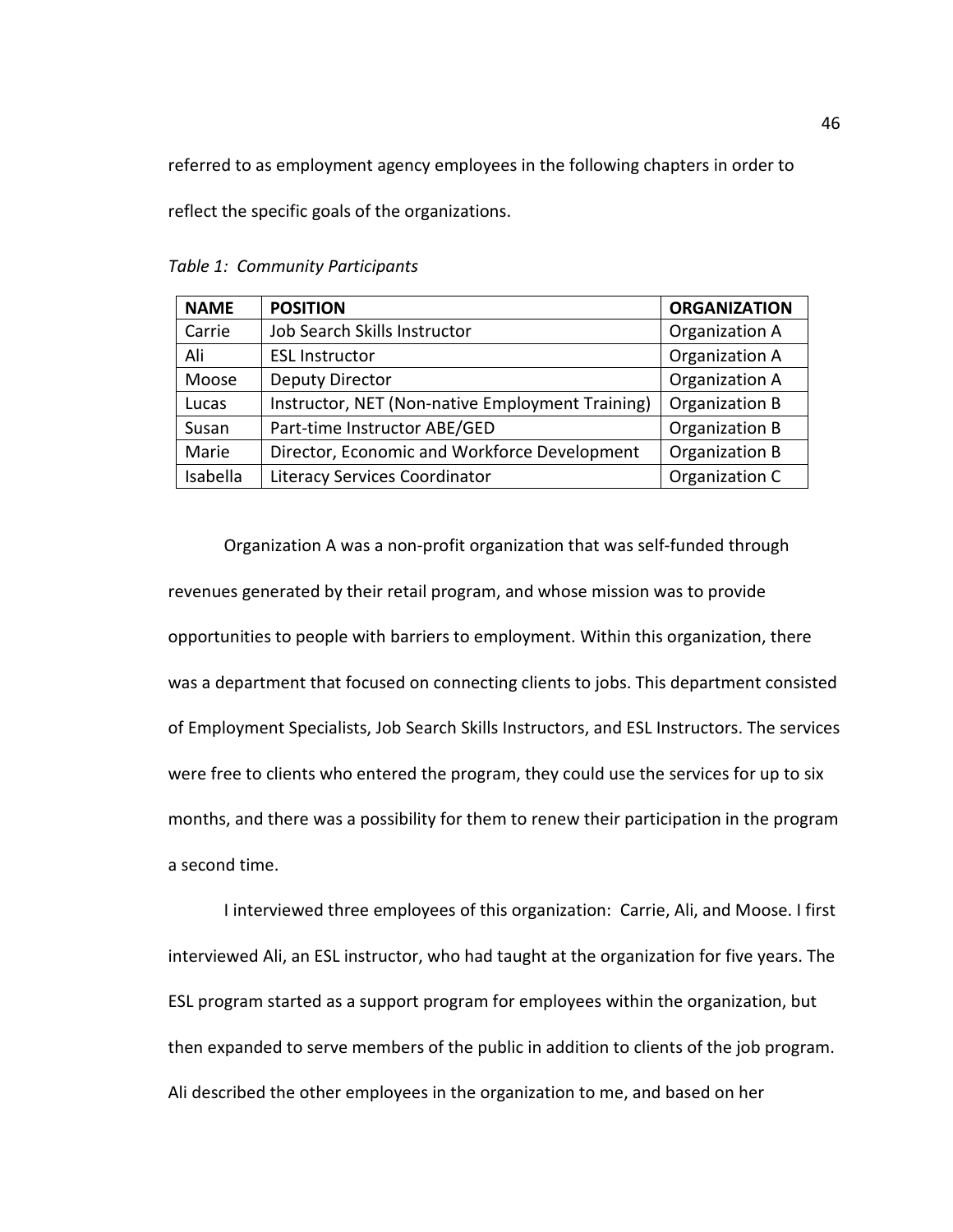referred to as employment agency employees in the following chapters in order to reflect the specific goals of the organizations.

*Table 1: Community Participants*

| NAME | POSITION | ORGANIZATION |
|---|---|---|
| Carrie | Job Search Skills Instructor | Organization A |
| Ali | ESL Instructor | Organization A |
| Moose | Deputy Director | Organization A |
| Lucas | Instructor, NET (Non-native Employment Training) | Organization B |
| Susan | Part-time Instructor ABE/GED | Organization B |
| Marie | Director, Economic and Workforce Development | Organization B |
| Isabella | Literacy Services Coordinator | Organization C |

Organization A was a non-profit organization that was self-funded through revenues generated by their retail program, and whose mission was to provide opportunities to people with barriers to employment. Within this organization, there was a department that focused on connecting clients to jobs. This department consisted of Employment Specialists, Job Search Skills Instructors, and ESL Instructors. The services were free to clients who entered the program, they could use the services for up to six months, and there was a possibility for them to renew their participation in the program a second time.

I interviewed three employees of this organization: Carrie, Ali, and Moose. I first interviewed Ali, an ESL instructor, who had taught at the organization for five years. The ESL program started as a support program for employees within the organization, but then expanded to serve members of the public in addition to clients of the job program. Ali described the other employees in the organization to me, and based on her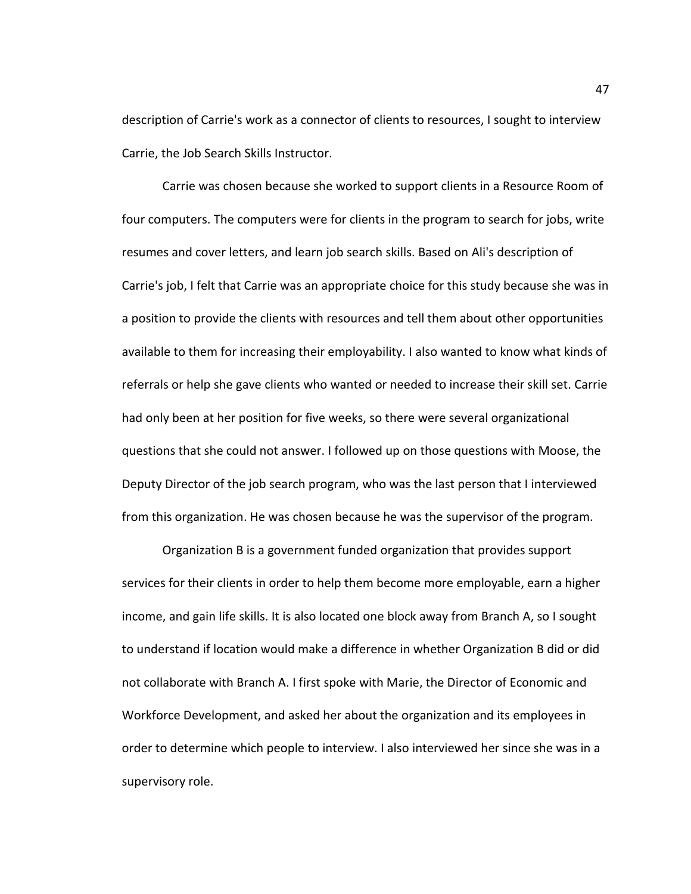description of Carrie's work as a connector of clients to resources, I sought to interview Carrie, the Job Search Skills Instructor.

Carrie was chosen because she worked to support clients in a Resource Room of four computers. The computers were for clients in the program to search for jobs, write resumes and cover letters, and learn job search skills. Based on Ali's description of Carrie's job, I felt that Carrie was an appropriate choice for this study because she was in a position to provide the clients with resources and tell them about other opportunities available to them for increasing their employability. I also wanted to know what kinds of referrals or help she gave clients who wanted or needed to increase their skill set. Carrie had only been at her position for five weeks, so there were several organizational questions that she could not answer. I followed up on those questions with Moose, the Deputy Director of the job search program, who was the last person that I interviewed from this organization. He was chosen because he was the supervisor of the program.

Organization B is a government funded organization that provides support services for their clients in order to help them become more employable, earn a higher income, and gain life skills. It is also located one block away from Branch A, so I sought to understand if location would make a difference in whether Organization B did or did not collaborate with Branch A. I first spoke with Marie, the Director of Economic and Workforce Development, and asked her about the organization and its employees in order to determine which people to interview. I also interviewed her since she was in a supervisory role.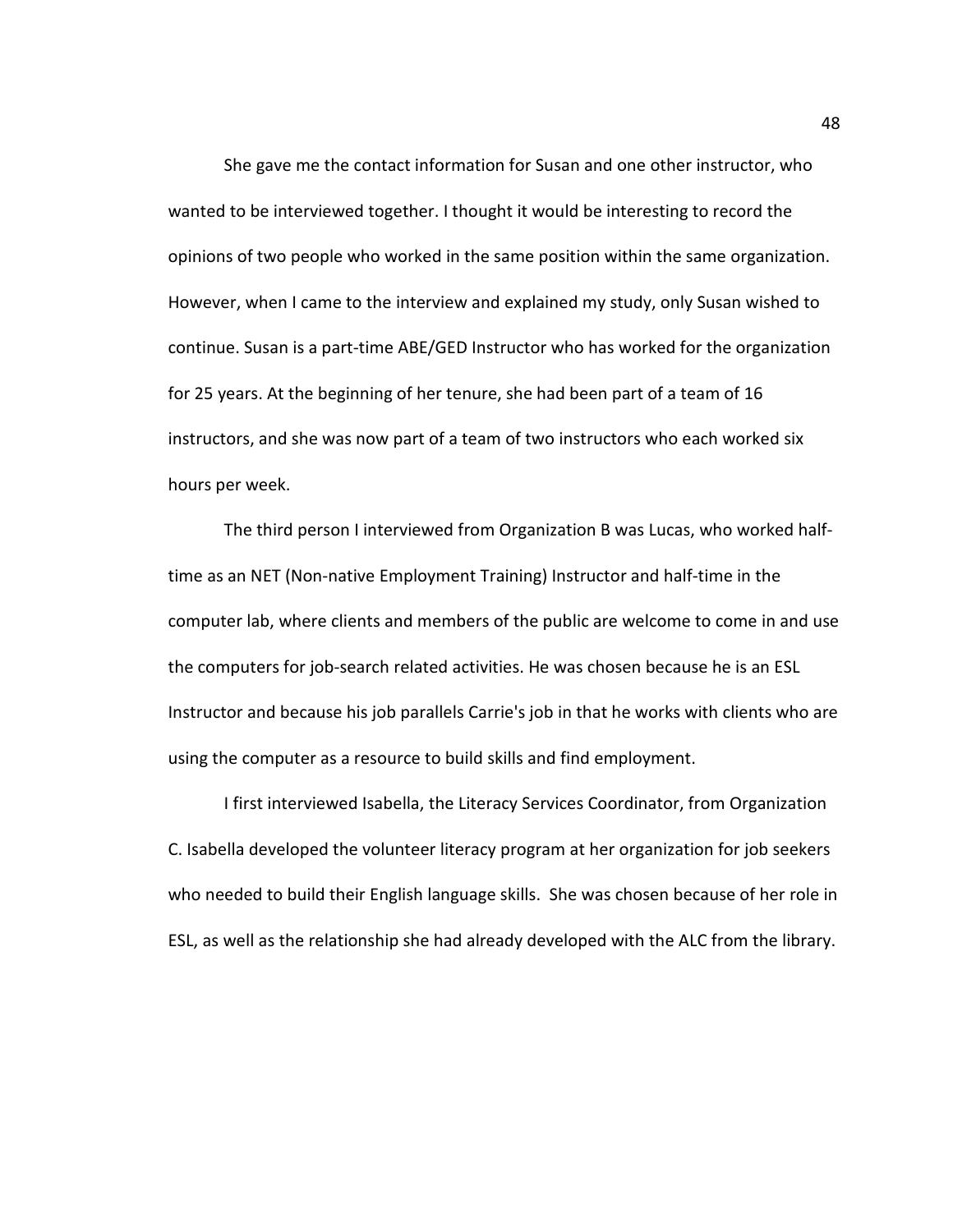She gave me the contact information for Susan and one other instructor, who wanted to be interviewed together. I thought it would be interesting to record the opinions of two people who worked in the same position within the same organization. However, when I came to the interview and explained my study, only Susan wished to continue. Susan is a part-time ABE/GED Instructor who has worked for the organization for 25 years. At the beginning of her tenure, she had been part of a team of 16 instructors, and she was now part of a team of two instructors who each worked six hours per week.

The third person I interviewed from Organization B was Lucas, who worked half-time as an NET (Non-native Employment Training) Instructor and half-time in the computer lab, where clients and members of the public are welcome to come in and use the computers for job-search related activities. He was chosen because he is an ESL Instructor and because his job parallels Carrie's job in that he works with clients who are using the computer as a resource to build skills and find employment.

I first interviewed Isabella, the Literacy Services Coordinator, from Organization C. Isabella developed the volunteer literacy program at her organization for job seekers who needed to build their English language skills. She was chosen because of her role in ESL, as well as the relationship she had already developed with the ALC from the library.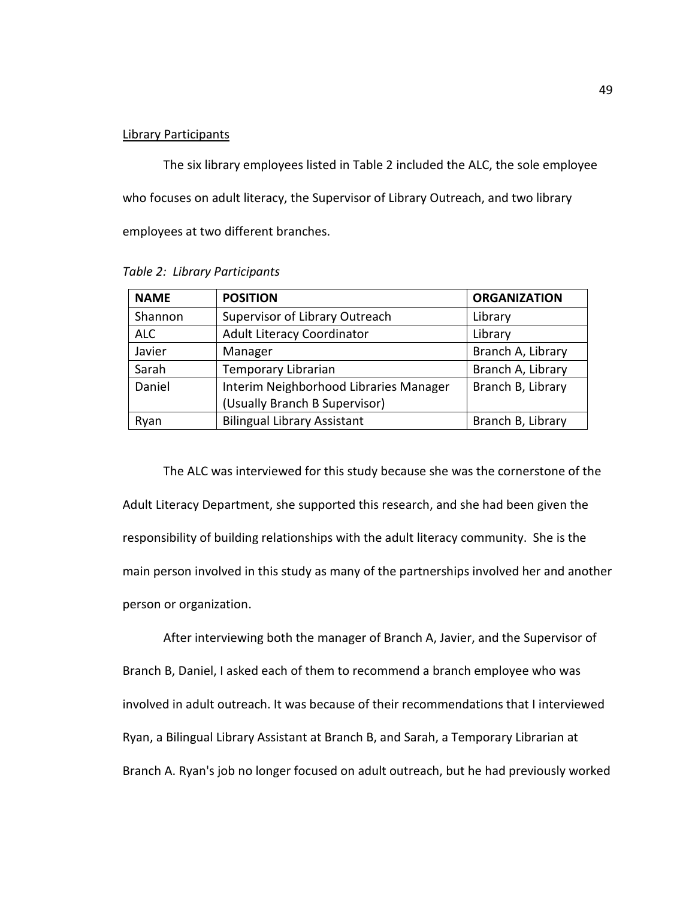Library Participants

The six library employees listed in Table 2 included the ALC, the sole employee who focuses on adult literacy, the Supervisor of Library Outreach, and two library employees at two different branches.

*Table 2: Library Participants*

| NAME | POSITION | ORGANIZATION |
|---|---|---|
| Shannon | Supervisor of Library Outreach | Library |
| ALC | Adult Literacy Coordinator | Library |
| Javier | Manager | Branch A, Library |
| Sarah | Temporary Librarian | Branch A, Library |
| Daniel | Interim Neighborhood Libraries Manager (Usually Branch B Supervisor) | Branch B, Library |
| Ryan | Bilingual Library Assistant | Branch B, Library |

The ALC was interviewed for this study because she was the cornerstone of the Adult Literacy Department, she supported this research, and she had been given the responsibility of building relationships with the adult literacy community. She is the main person involved in this study as many of the partnerships involved her and another person or organization.

After interviewing both the manager of Branch A, Javier, and the Supervisor of Branch B, Daniel, I asked each of them to recommend a branch employee who was involved in adult outreach. It was because of their recommendations that I interviewed Ryan, a Bilingual Library Assistant at Branch B, and Sarah, a Temporary Librarian at Branch A. Ryan's job no longer focused on adult outreach, but he had previously worked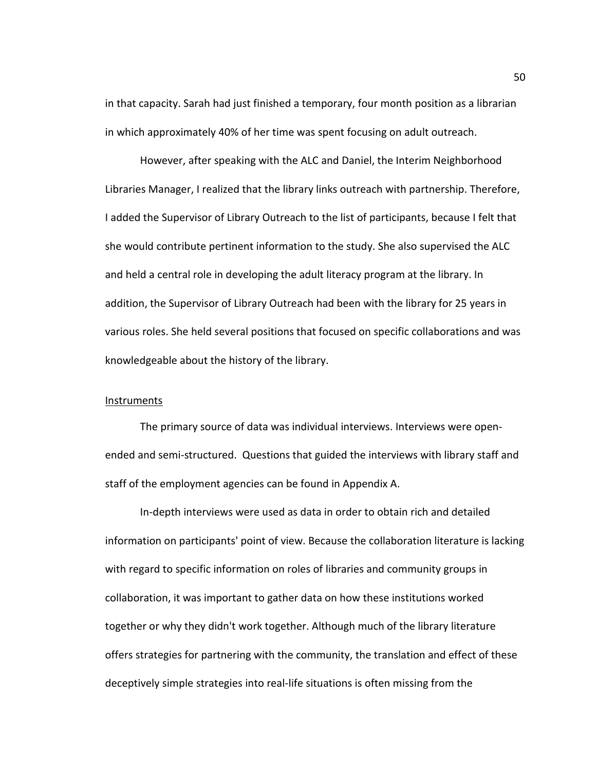in that capacity. Sarah had just finished a temporary, four month position as a librarian in which approximately 40% of her time was spent focusing on adult outreach.

However, after speaking with the ALC and Daniel, the Interim Neighborhood Libraries Manager, I realized that the library links outreach with partnership. Therefore, I added the Supervisor of Library Outreach to the list of participants, because I felt that she would contribute pertinent information to the study. She also supervised the ALC and held a central role in developing the adult literacy program at the library. In addition, the Supervisor of Library Outreach had been with the library for 25 years in various roles. She held several positions that focused on specific collaborations and was knowledgeable about the history of the library.

### Instruments

The primary source of data was individual interviews. Interviews were open-ended and semi-structured. Questions that guided the interviews with library staff and staff of the employment agencies can be found in Appendix A.

In-depth interviews were used as data in order to obtain rich and detailed information on participants' point of view. Because the collaboration literature is lacking with regard to specific information on roles of libraries and community groups in collaboration, it was important to gather data on how these institutions worked together or why they didn't work together. Although much of the library literature offers strategies for partnering with the community, the translation and effect of these deceptively simple strategies into real-life situations is often missing from the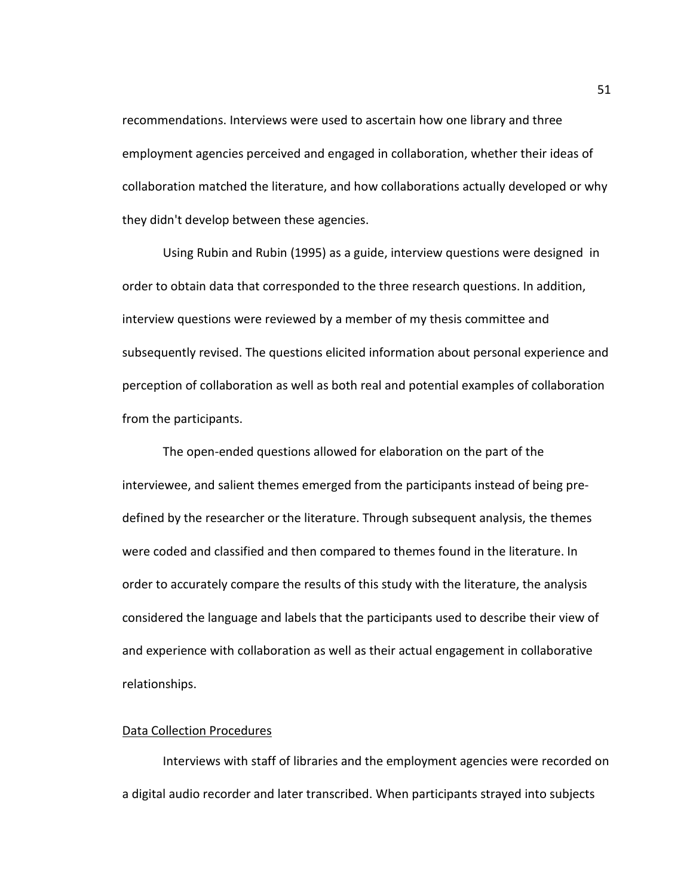recommendations. Interviews were used to ascertain how one library and three employment agencies perceived and engaged in collaboration, whether their ideas of collaboration matched the literature, and how collaborations actually developed or why they didn't develop between these agencies.

Using Rubin and Rubin (1995) as a guide, interview questions were designed in order to obtain data that corresponded to the three research questions. In addition, interview questions were reviewed by a member of my thesis committee and subsequently revised. The questions elicited information about personal experience and perception of collaboration as well as both real and potential examples of collaboration from the participants.

The open-ended questions allowed for elaboration on the part of the interviewee, and salient themes emerged from the participants instead of being pre-defined by the researcher or the literature. Through subsequent analysis, the themes were coded and classified and then compared to themes found in the literature. In order to accurately compare the results of this study with the literature, the analysis considered the language and labels that the participants used to describe their view of and experience with collaboration as well as their actual engagement in collaborative relationships.

Data Collection Procedures

Interviews with staff of libraries and the employment agencies were recorded on a digital audio recorder and later transcribed. When participants strayed into subjects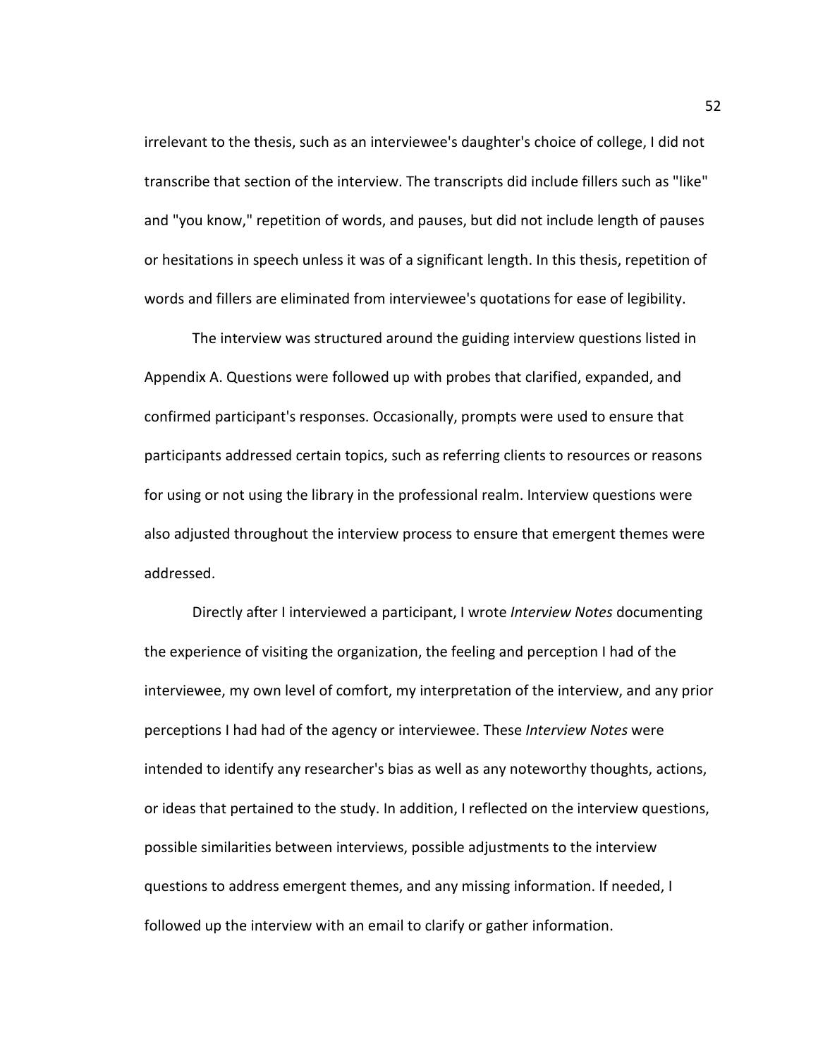irrelevant to the thesis, such as an interviewee's daughter's choice of college, I did not transcribe that section of the interview. The transcripts did include fillers such as "like" and "you know," repetition of words, and pauses, but did not include length of pauses or hesitations in speech unless it was of a significant length. In this thesis, repetition of words and fillers are eliminated from interviewee's quotations for ease of legibility.

The interview was structured around the guiding interview questions listed in Appendix A. Questions were followed up with probes that clarified, expanded, and confirmed participant's responses. Occasionally, prompts were used to ensure that participants addressed certain topics, such as referring clients to resources or reasons for using or not using the library in the professional realm. Interview questions were also adjusted throughout the interview process to ensure that emergent themes were addressed.

Directly after I interviewed a participant, I wrote *Interview Notes* documenting the experience of visiting the organization, the feeling and perception I had of the interviewee, my own level of comfort, my interpretation of the interview, and any prior perceptions I had had of the agency or interviewee. These *Interview Notes* were intended to identify any researcher's bias as well as any noteworthy thoughts, actions, or ideas that pertained to the study. In addition, I reflected on the interview questions, possible similarities between interviews, possible adjustments to the interview questions to address emergent themes, and any missing information. If needed, I followed up the interview with an email to clarify or gather information.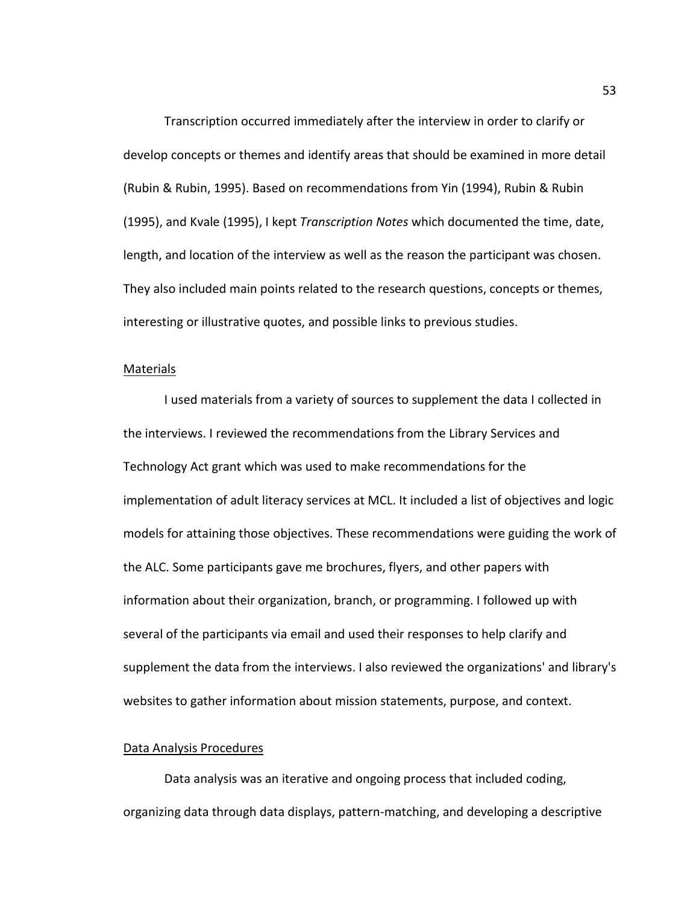Transcription occurred immediately after the interview in order to clarify or develop concepts or themes and identify areas that should be examined in more detail (Rubin & Rubin, 1995). Based on recommendations from Yin (1994), Rubin & Rubin (1995), and Kvale (1995), I kept *Transcription Notes* which documented the time, date, length, and location of the interview as well as the reason the participant was chosen. They also included main points related to the research questions, concepts or themes, interesting or illustrative quotes, and possible links to previous studies.

### Materials

I used materials from a variety of sources to supplement the data I collected in the interviews. I reviewed the recommendations from the Library Services and Technology Act grant which was used to make recommendations for the implementation of adult literacy services at MCL. It included a list of objectives and logic models for attaining those objectives. These recommendations were guiding the work of the ALC. Some participants gave me brochures, flyers, and other papers with information about their organization, branch, or programming. I followed up with several of the participants via email and used their responses to help clarify and supplement the data from the interviews. I also reviewed the organizations' and library's websites to gather information about mission statements, purpose, and context.

### Data Analysis Procedures

Data analysis was an iterative and ongoing process that included coding, organizing data through data displays, pattern-matching, and developing a descriptive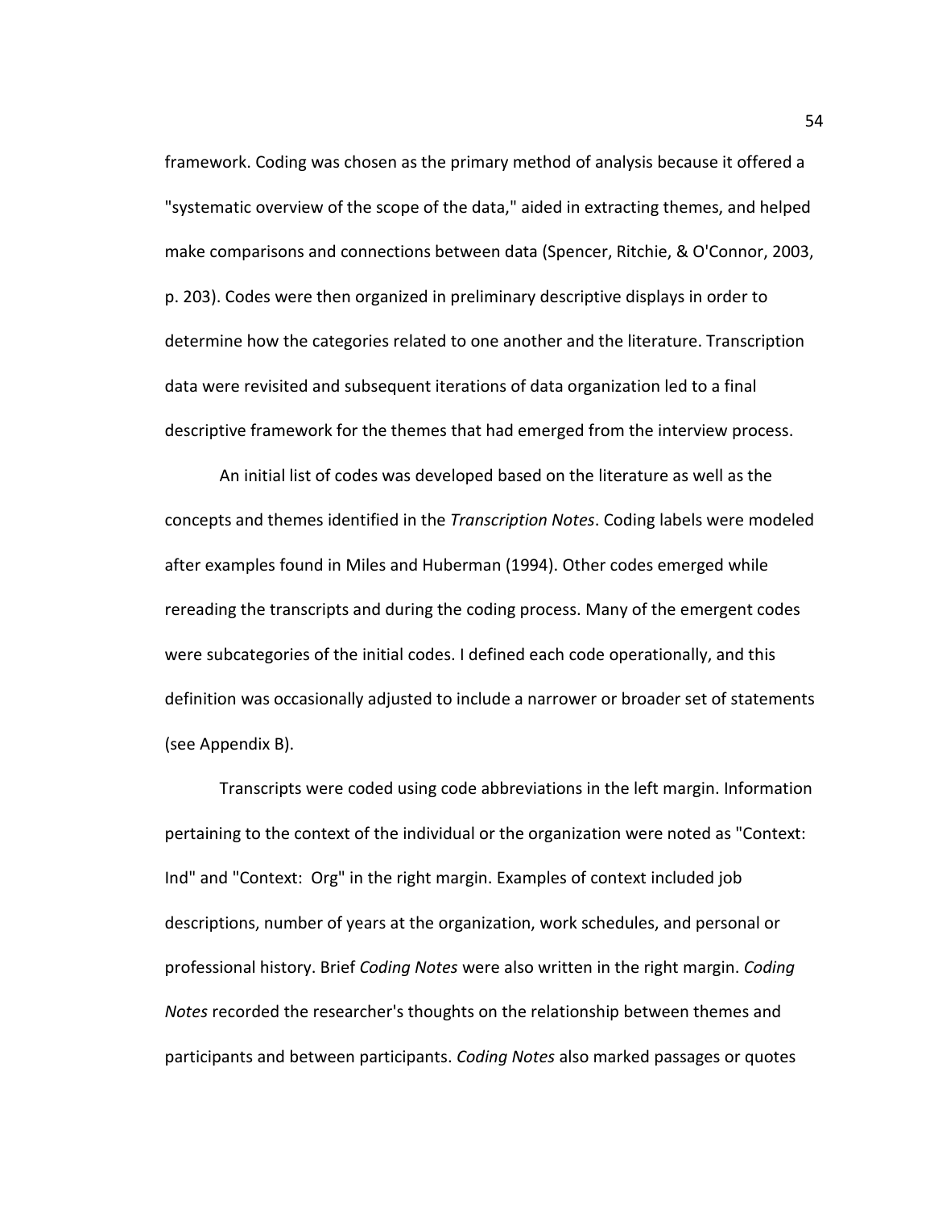framework. Coding was chosen as the primary method of analysis because it offered a "systematic overview of the scope of the data," aided in extracting themes, and helped make comparisons and connections between data (Spencer, Ritchie, & O'Connor, 2003, p. 203). Codes were then organized in preliminary descriptive displays in order to determine how the categories related to one another and the literature. Transcription data were revisited and subsequent iterations of data organization led to a final descriptive framework for the themes that had emerged from the interview process.

An initial list of codes was developed based on the literature as well as the concepts and themes identified in the *Transcription Notes*. Coding labels were modeled after examples found in Miles and Huberman (1994). Other codes emerged while rereading the transcripts and during the coding process. Many of the emergent codes were subcategories of the initial codes. I defined each code operationally, and this definition was occasionally adjusted to include a narrower or broader set of statements (see Appendix B).

Transcripts were coded using code abbreviations in the left margin. Information pertaining to the context of the individual or the organization were noted as "Context: Ind" and "Context: Org" in the right margin. Examples of context included job descriptions, number of years at the organization, work schedules, and personal or professional history. Brief *Coding Notes* were also written in the right margin. *Coding Notes* recorded the researcher's thoughts on the relationship between themes and participants and between participants. *Coding Notes* also marked passages or quotes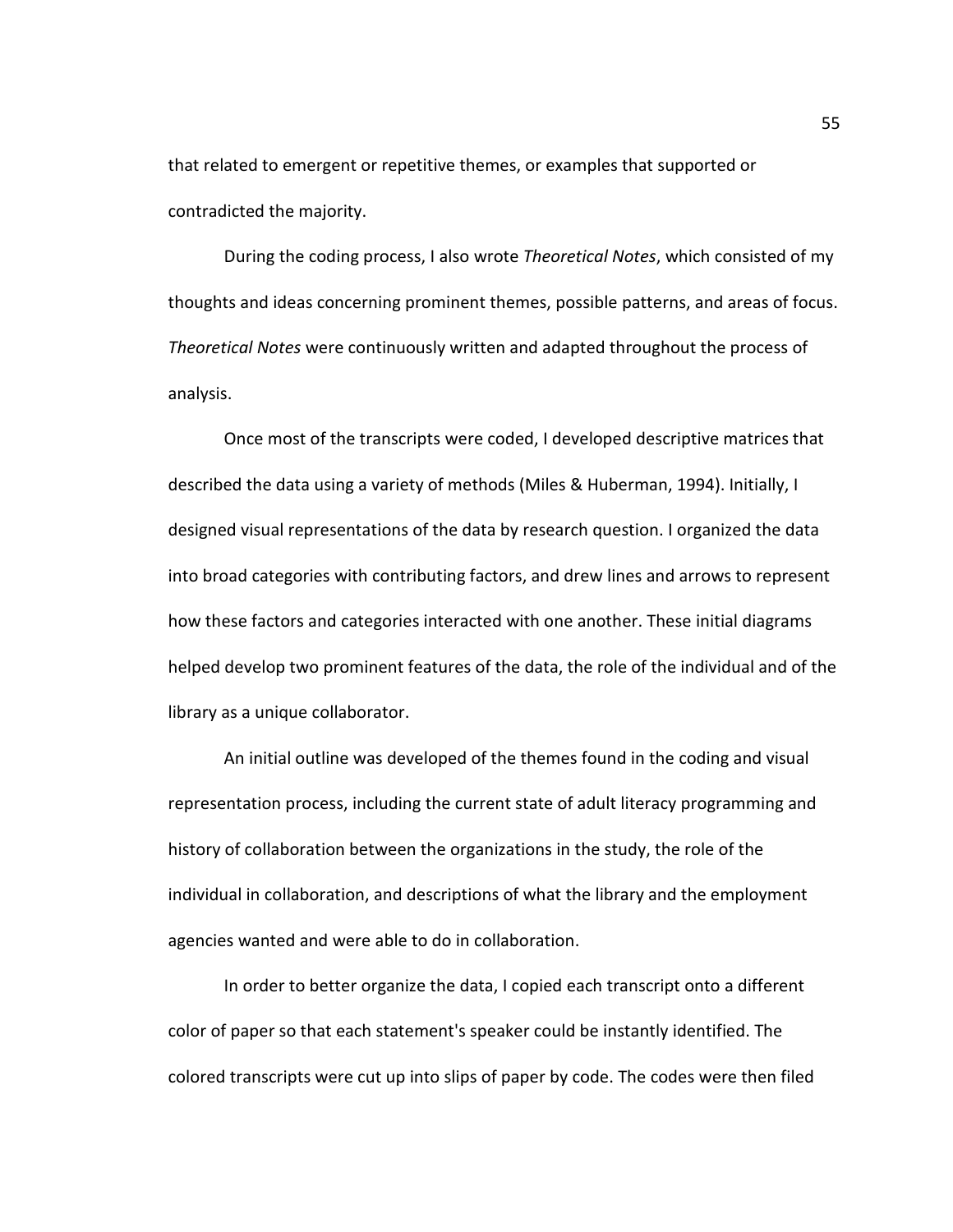that related to emergent or repetitive themes, or examples that supported or contradicted the majority.

During the coding process, I also wrote *Theoretical Notes*, which consisted of my thoughts and ideas concerning prominent themes, possible patterns, and areas of focus. *Theoretical Notes* were continuously written and adapted throughout the process of analysis.

Once most of the transcripts were coded, I developed descriptive matrices that described the data using a variety of methods (Miles & Huberman, 1994). Initially, I designed visual representations of the data by research question. I organized the data into broad categories with contributing factors, and drew lines and arrows to represent how these factors and categories interacted with one another. These initial diagrams helped develop two prominent features of the data, the role of the individual and of the library as a unique collaborator.

An initial outline was developed of the themes found in the coding and visual representation process, including the current state of adult literacy programming and history of collaboration between the organizations in the study, the role of the individual in collaboration, and descriptions of what the library and the employment agencies wanted and were able to do in collaboration.

In order to better organize the data, I copied each transcript onto a different color of paper so that each statement's speaker could be instantly identified. The colored transcripts were cut up into slips of paper by code. The codes were then filed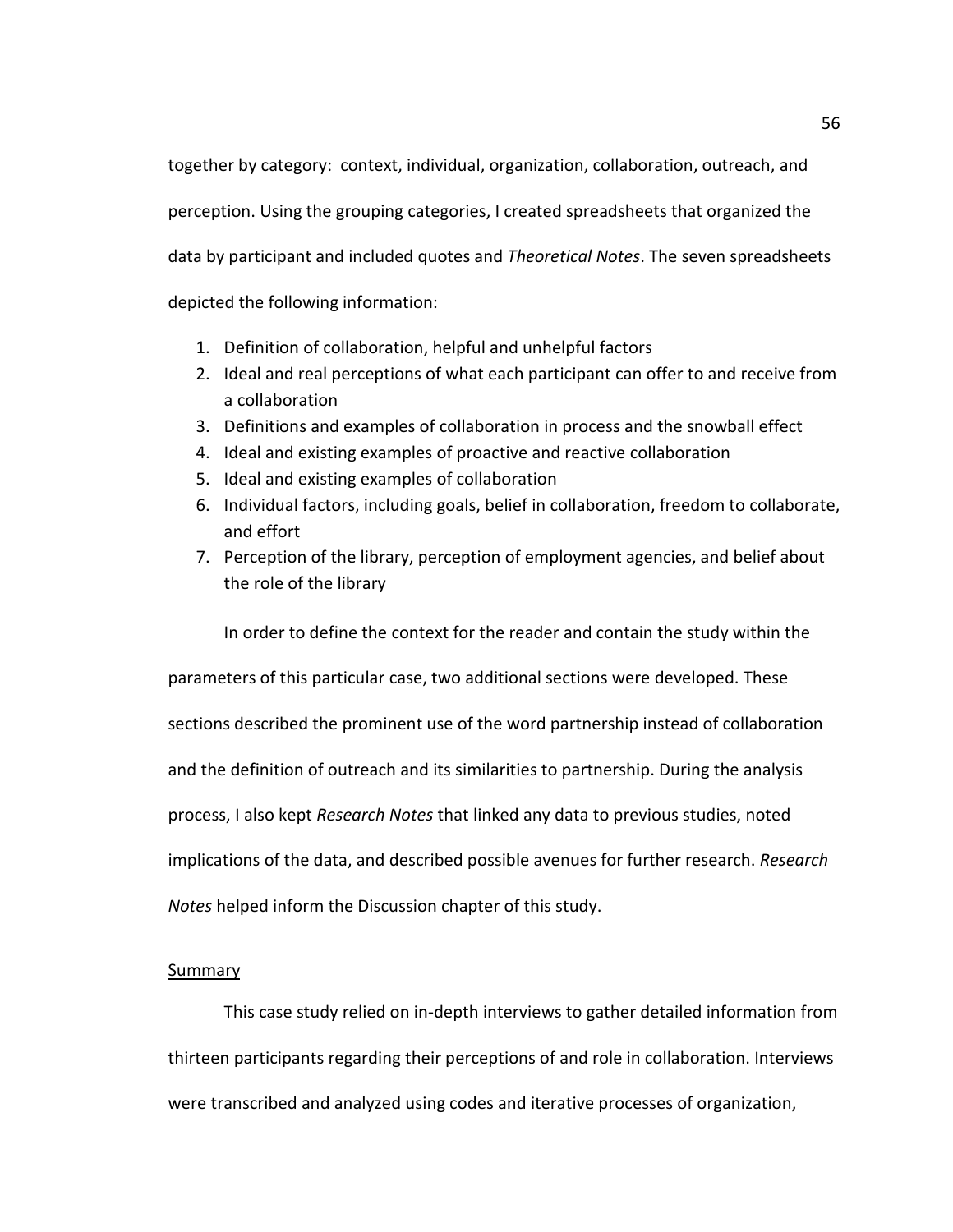together by category: context, individual, organization, collaboration, outreach, and perception. Using the grouping categories, I created spreadsheets that organized the data by participant and included quotes and *Theoretical Notes*. The seven spreadsheets depicted the following information:

1. Definition of collaboration, helpful and unhelpful factors
2. Ideal and real perceptions of what each participant can offer to and receive from a collaboration
3. Definitions and examples of collaboration in process and the snowball effect
4. Ideal and existing examples of proactive and reactive collaboration
5. Ideal and existing examples of collaboration
6. Individual factors, including goals, belief in collaboration, freedom to collaborate, and effort
7. Perception of the library, perception of employment agencies, and belief about the role of the library

In order to define the context for the reader and contain the study within the parameters of this particular case, two additional sections were developed. These sections described the prominent use of the word partnership instead of collaboration and the definition of outreach and its similarities to partnership. During the analysis process, I also kept *Research Notes* that linked any data to previous studies, noted implications of the data, and described possible avenues for further research. *Research Notes* helped inform the Discussion chapter of this study.

## Summary

This case study relied on in-depth interviews to gather detailed information from thirteen participants regarding their perceptions of and role in collaboration. Interviews were transcribed and analyzed using codes and iterative processes of organization,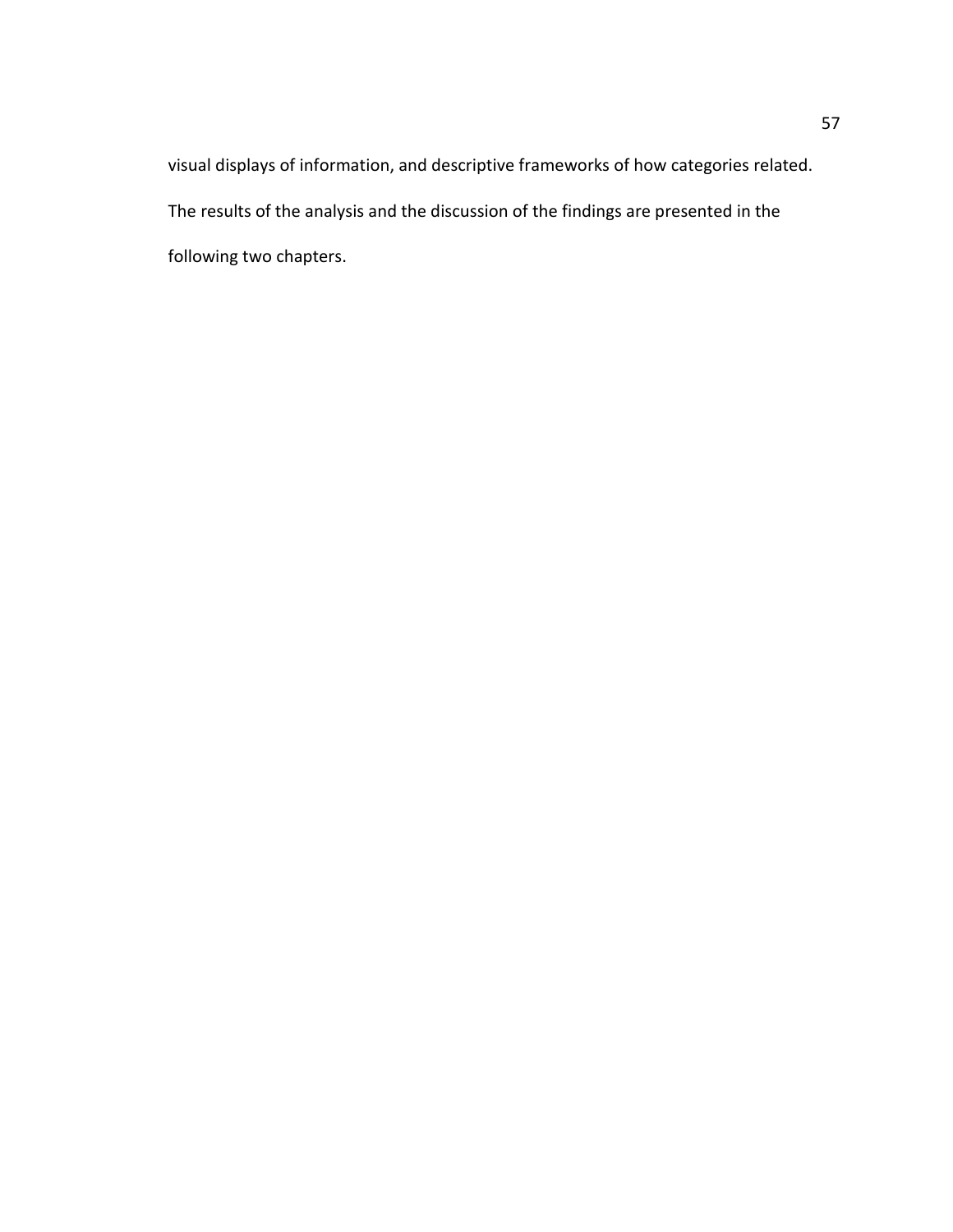visual displays of information, and descriptive frameworks of how categories related. The results of the analysis and the discussion of the findings are presented in the following two chapters.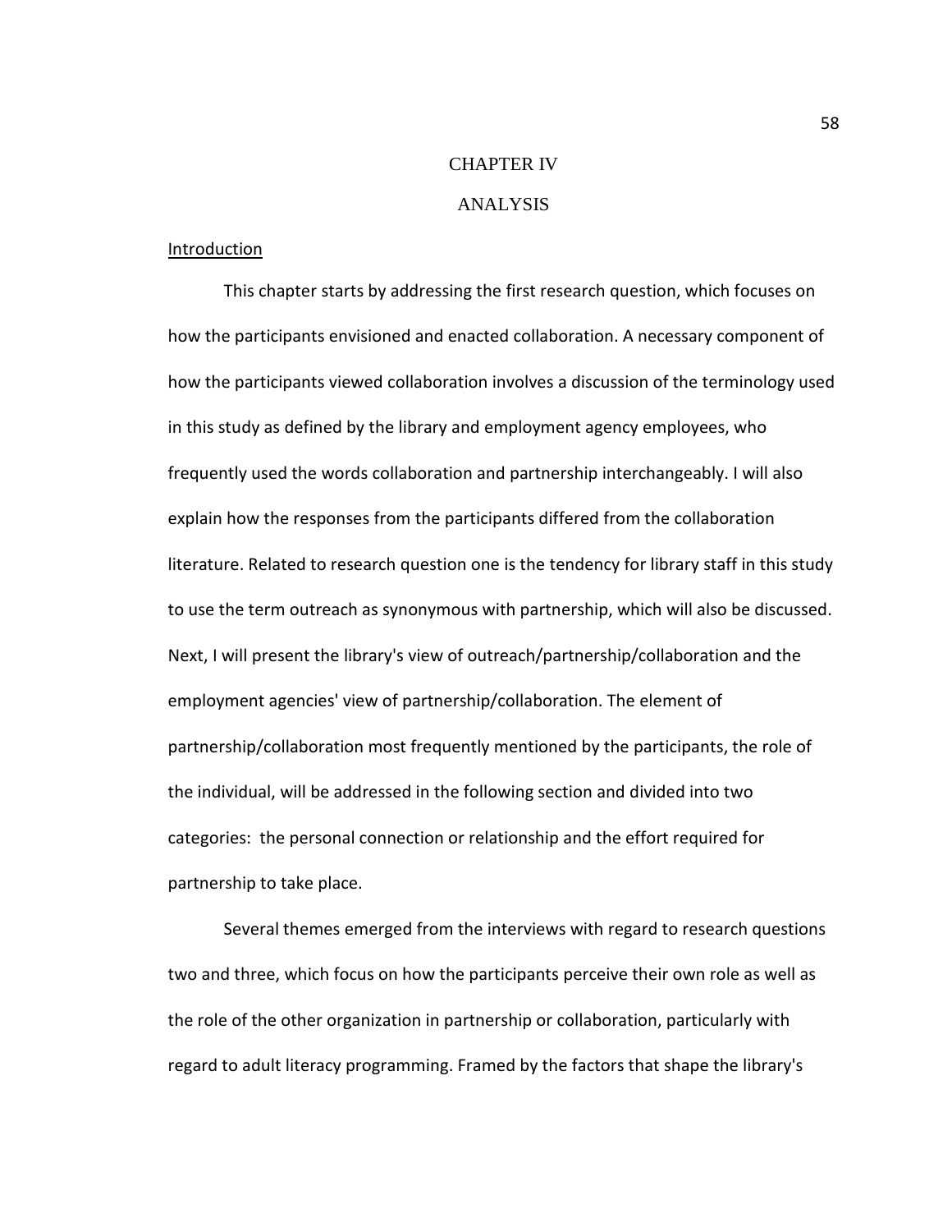# CHAPTER IV

# ANALYSIS

## Introduction

This chapter starts by addressing the first research question, which focuses on how the participants envisioned and enacted collaboration. A necessary component of how the participants viewed collaboration involves a discussion of the terminology used in this study as defined by the library and employment agency employees, who frequently used the words collaboration and partnership interchangeably. I will also explain how the responses from the participants differed from the collaboration literature. Related to research question one is the tendency for library staff in this study to use the term outreach as synonymous with partnership, which will also be discussed. Next, I will present the library's view of outreach/partnership/collaboration and the employment agencies' view of partnership/collaboration. The element of partnership/collaboration most frequently mentioned by the participants, the role of the individual, will be addressed in the following section and divided into two categories: the personal connection or relationship and the effort required for partnership to take place.

Several themes emerged from the interviews with regard to research questions two and three, which focus on how the participants perceive their own role as well as the role of the other organization in partnership or collaboration, particularly with regard to adult literacy programming. Framed by the factors that shape the library's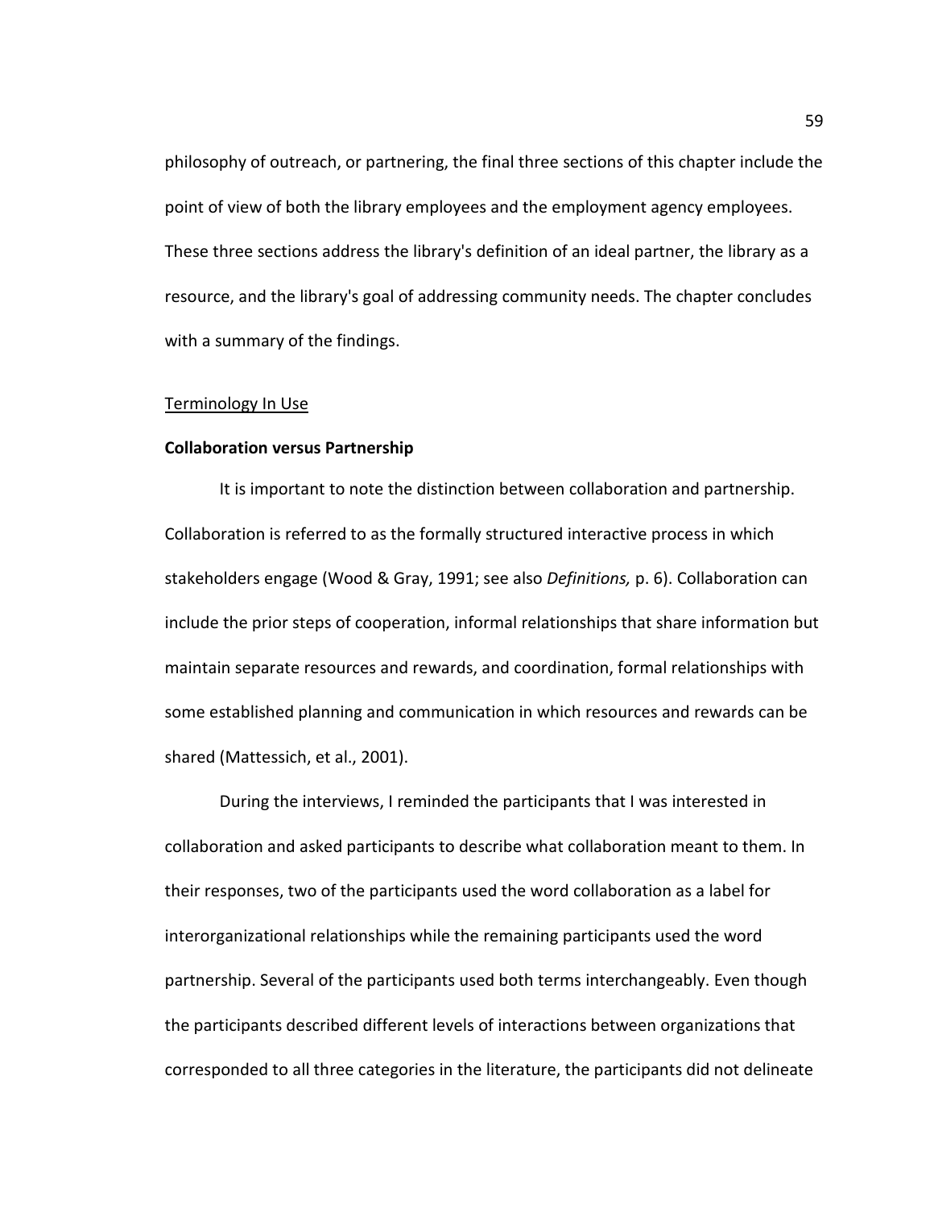philosophy of outreach, or partnering, the final three sections of this chapter include the point of view of both the library employees and the employment agency employees. These three sections address the library's definition of an ideal partner, the library as a resource, and the library's goal of addressing community needs. The chapter concludes with a summary of the findings.

<u>Terminology In Use</u>

**Collaboration versus Partnership**

It is important to note the distinction between collaboration and partnership. Collaboration is referred to as the formally structured interactive process in which stakeholders engage (Wood & Gray, 1991; see also *Definitions,* p. 6). Collaboration can include the prior steps of cooperation, informal relationships that share information but maintain separate resources and rewards, and coordination, formal relationships with some established planning and communication in which resources and rewards can be shared (Mattessich, et al., 2001).

During the interviews, I reminded the participants that I was interested in collaboration and asked participants to describe what collaboration meant to them. In their responses, two of the participants used the word collaboration as a label for interorganizational relationships while the remaining participants used the word partnership. Several of the participants used both terms interchangeably. Even though the participants described different levels of interactions between organizations that corresponded to all three categories in the literature, the participants did not delineate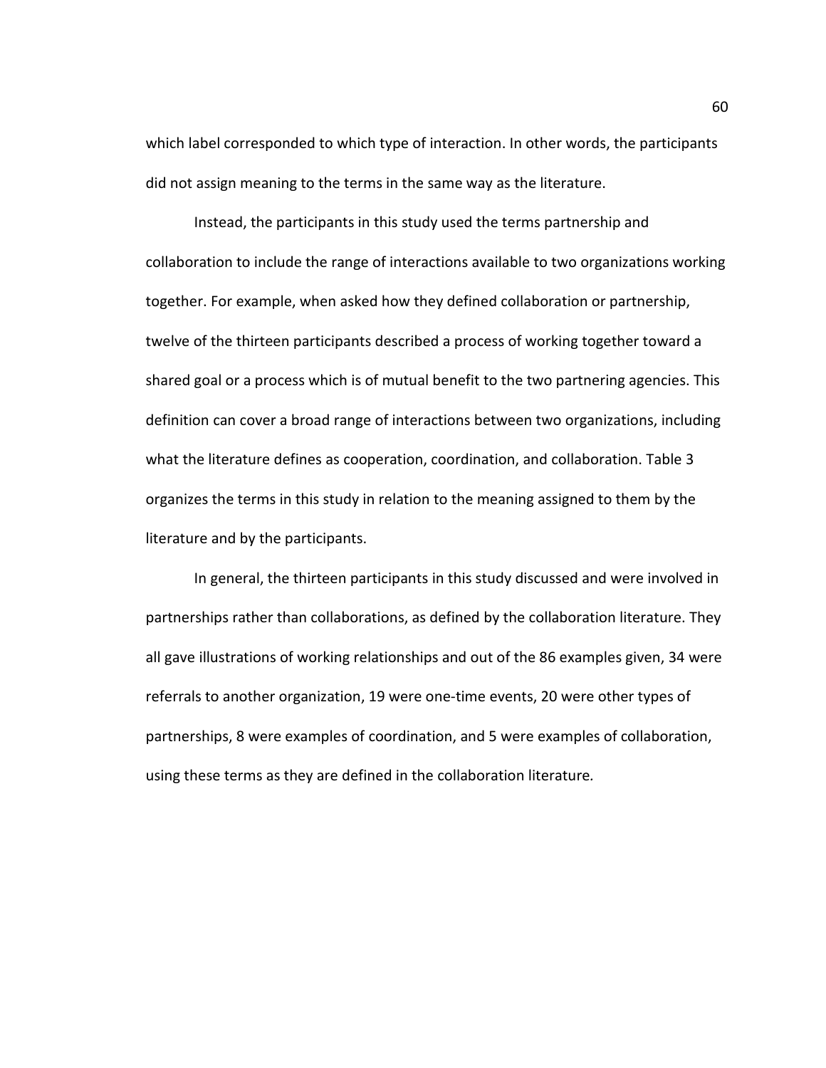which label corresponded to which type of interaction. In other words, the participants did not assign meaning to the terms in the same way as the literature.

Instead, the participants in this study used the terms partnership and collaboration to include the range of interactions available to two organizations working together. For example, when asked how they defined collaboration or partnership, twelve of the thirteen participants described a process of working together toward a shared goal or a process which is of mutual benefit to the two partnering agencies. This definition can cover a broad range of interactions between two organizations, including what the literature defines as cooperation, coordination, and collaboration. Table 3 organizes the terms in this study in relation to the meaning assigned to them by the literature and by the participants.

In general, the thirteen participants in this study discussed and were involved in partnerships rather than collaborations, as defined by the collaboration literature. They all gave illustrations of working relationships and out of the 86 examples given, 34 were referrals to another organization, 19 were one-time events, 20 were other types of partnerships, 8 were examples of coordination, and 5 were examples of collaboration, using these terms as they are defined in the collaboration literature.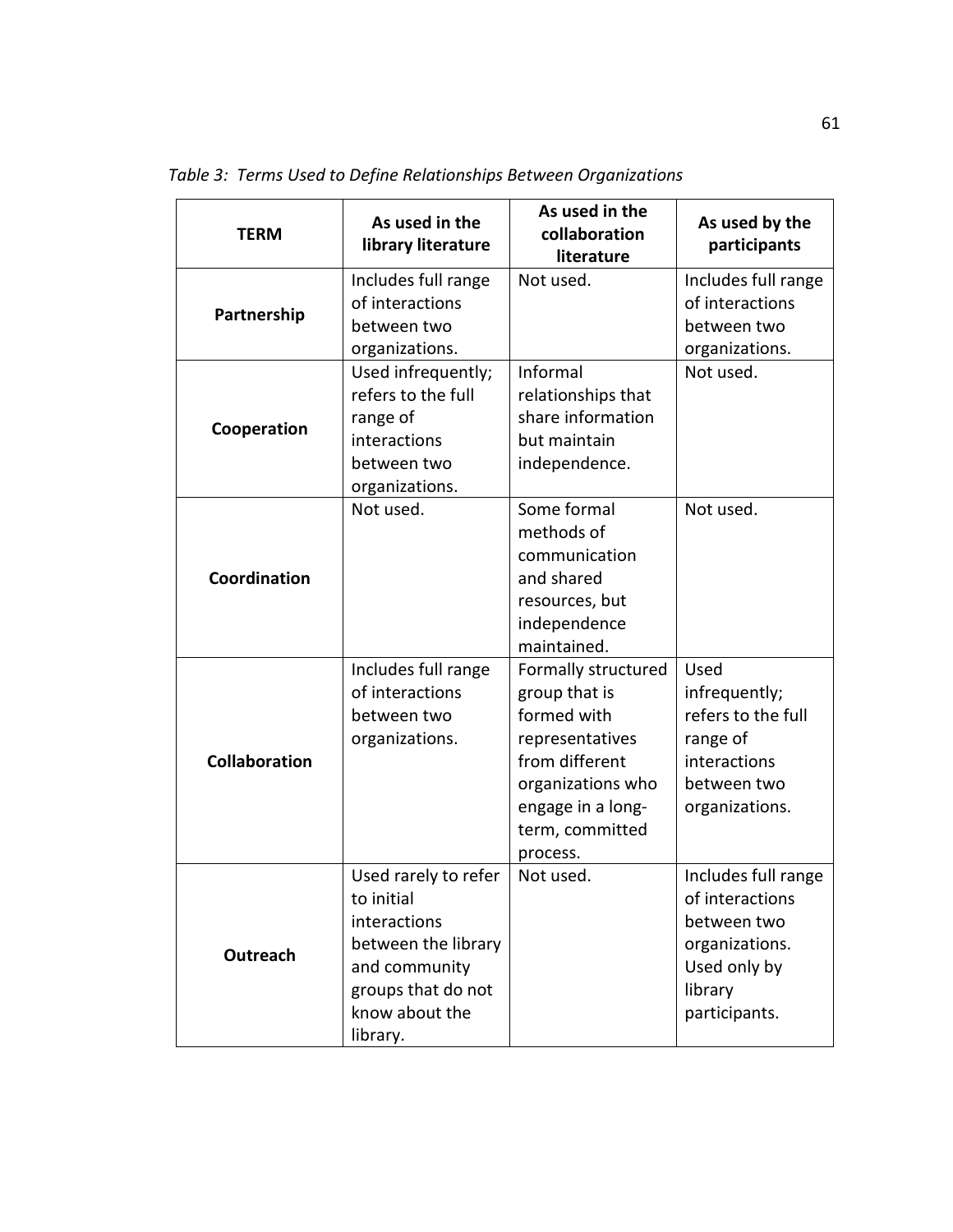*Table 3: Terms Used to Define Relationships Between Organizations*

| TERM | As used in the library literature | As used in the collaboration literature | As used by the participants |
|---|---|---|---|
| **Partnership** | Includes full range of interactions between two organizations. | Not used. | Includes full range of interactions between two organizations. |
| **Cooperation** | Used infrequently; refers to the full range of interactions between two organizations. | Informal relationships that share information but maintain independence. | Not used. |
| **Coordination** | Not used. | Some formal methods of communication and shared resources, but independence maintained. | Not used. |
| **Collaboration** | Includes full range of interactions between two organizations. | Formally structured group that is formed with representatives from different organizations who engage in a long-term, committed process. | Used infrequently; refers to the full range of interactions between two organizations. |
| **Outreach** | Used rarely to refer to initial interactions between the library and community groups that do not know about the library. | Not used. | Includes full range of interactions between two organizations. Used only by library participants. |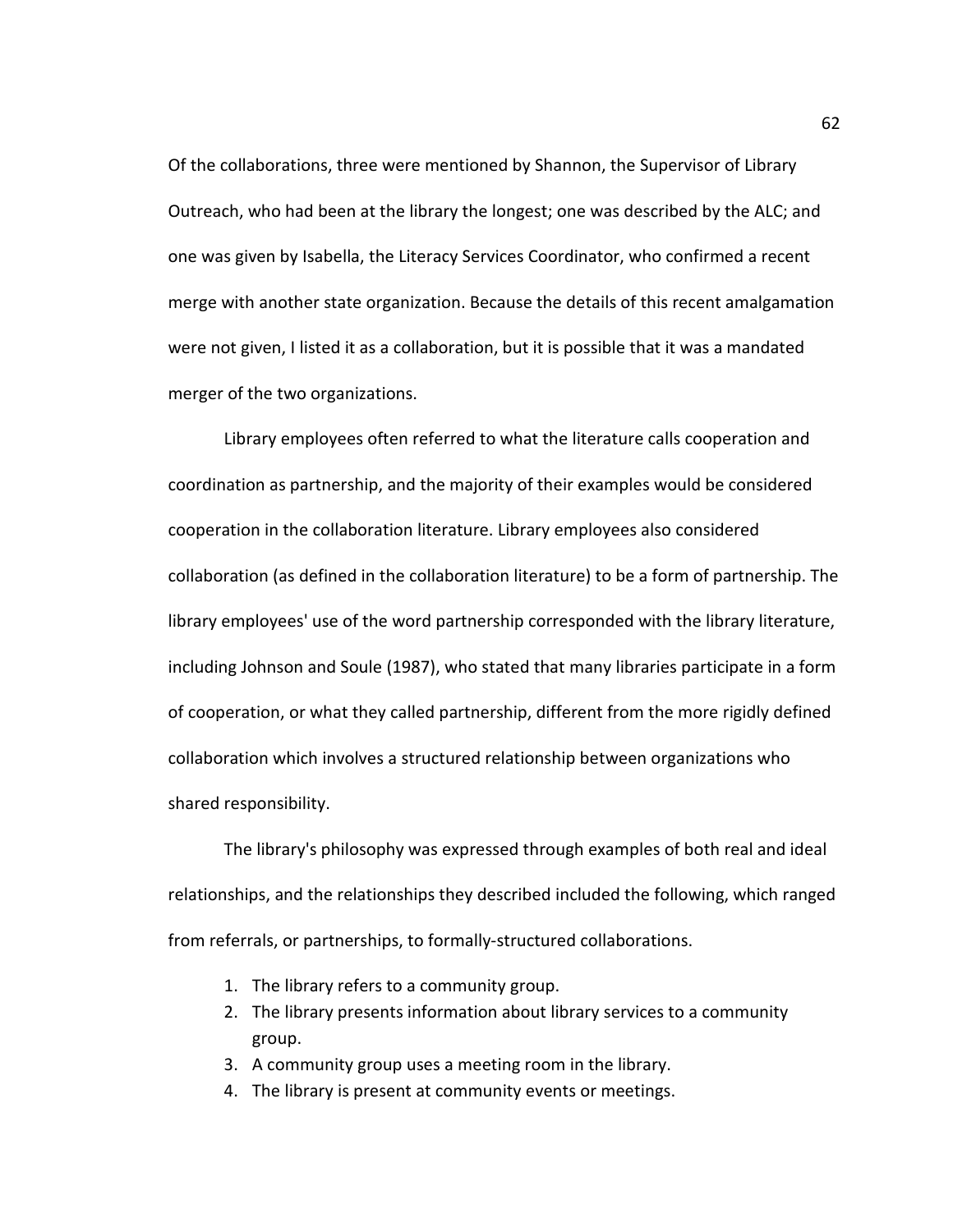Of the collaborations, three were mentioned by Shannon, the Supervisor of Library Outreach, who had been at the library the longest; one was described by the ALC; and one was given by Isabella, the Literacy Services Coordinator, who confirmed a recent merge with another state organization. Because the details of this recent amalgamation were not given, I listed it as a collaboration, but it is possible that it was a mandated merger of the two organizations.

Library employees often referred to what the literature calls cooperation and coordination as partnership, and the majority of their examples would be considered cooperation in the collaboration literature. Library employees also considered collaboration (as defined in the collaboration literature) to be a form of partnership. The library employees' use of the word partnership corresponded with the library literature, including Johnson and Soule (1987), who stated that many libraries participate in a form of cooperation, or what they called partnership, different from the more rigidly defined collaboration which involves a structured relationship between organizations who shared responsibility.

The library's philosophy was expressed through examples of both real and ideal relationships, and the relationships they described included the following, which ranged from referrals, or partnerships, to formally-structured collaborations.

1. The library refers to a community group.
2. The library presents information about library services to a community group.
3. A community group uses a meeting room in the library.
4. The library is present at community events or meetings.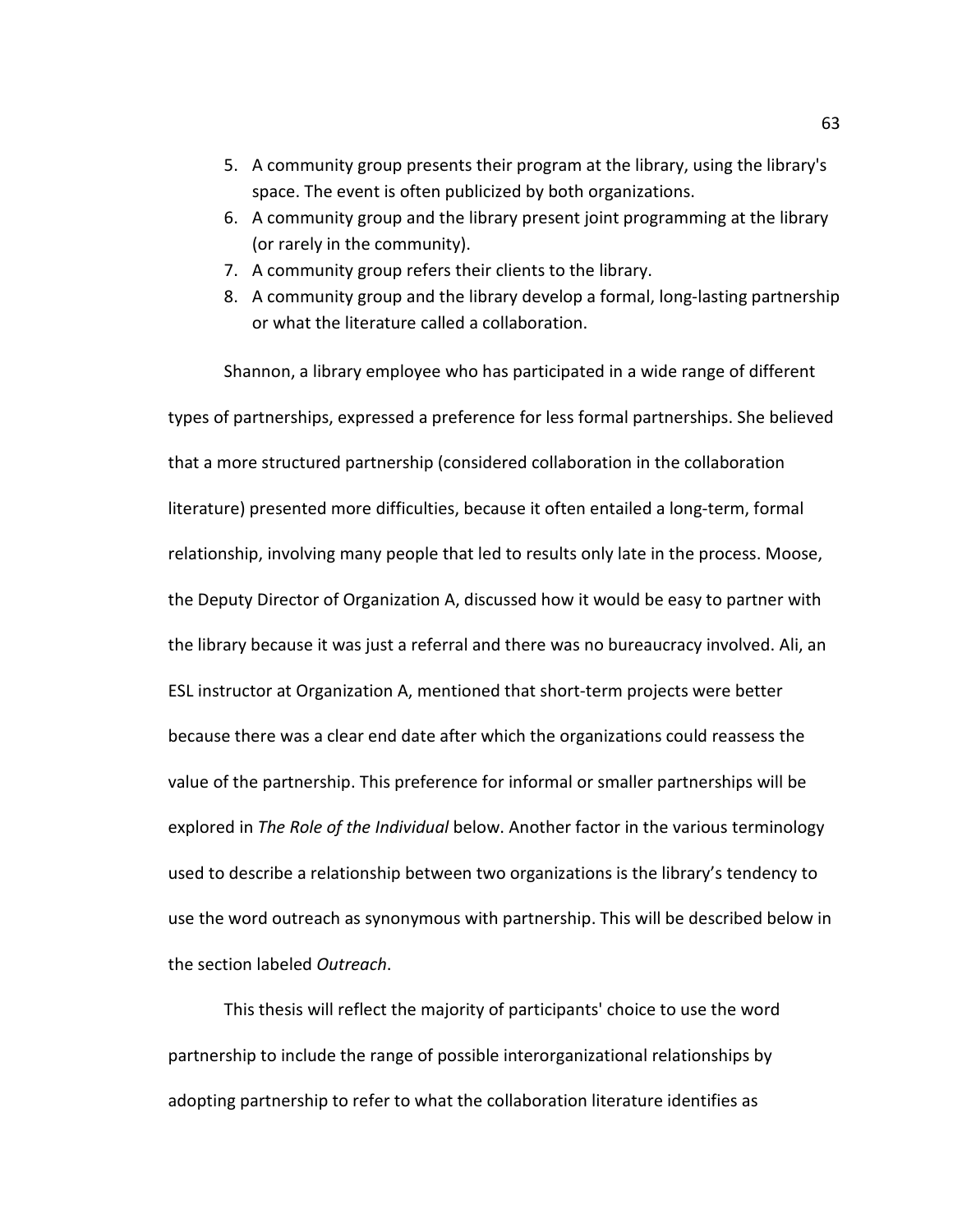5. A community group presents their program at the library, using the library's space. The event is often publicized by both organizations.
6. A community group and the library present joint programming at the library (or rarely in the community).
7. A community group refers their clients to the library.
8. A community group and the library develop a formal, long-lasting partnership or what the literature called a collaboration.

Shannon, a library employee who has participated in a wide range of different types of partnerships, expressed a preference for less formal partnerships. She believed that a more structured partnership (considered collaboration in the collaboration literature) presented more difficulties, because it often entailed a long-term, formal relationship, involving many people that led to results only late in the process. Moose, the Deputy Director of Organization A, discussed how it would be easy to partner with the library because it was just a referral and there was no bureaucracy involved. Ali, an ESL instructor at Organization A, mentioned that short-term projects were better because there was a clear end date after which the organizations could reassess the value of the partnership. This preference for informal or smaller partnerships will be explored in *The Role of the Individual* below. Another factor in the various terminology used to describe a relationship between two organizations is the library's tendency to use the word outreach as synonymous with partnership. This will be described below in the section labeled *Outreach*.

This thesis will reflect the majority of participants' choice to use the word partnership to include the range of possible interorganizational relationships by adopting partnership to refer to what the collaboration literature identifies as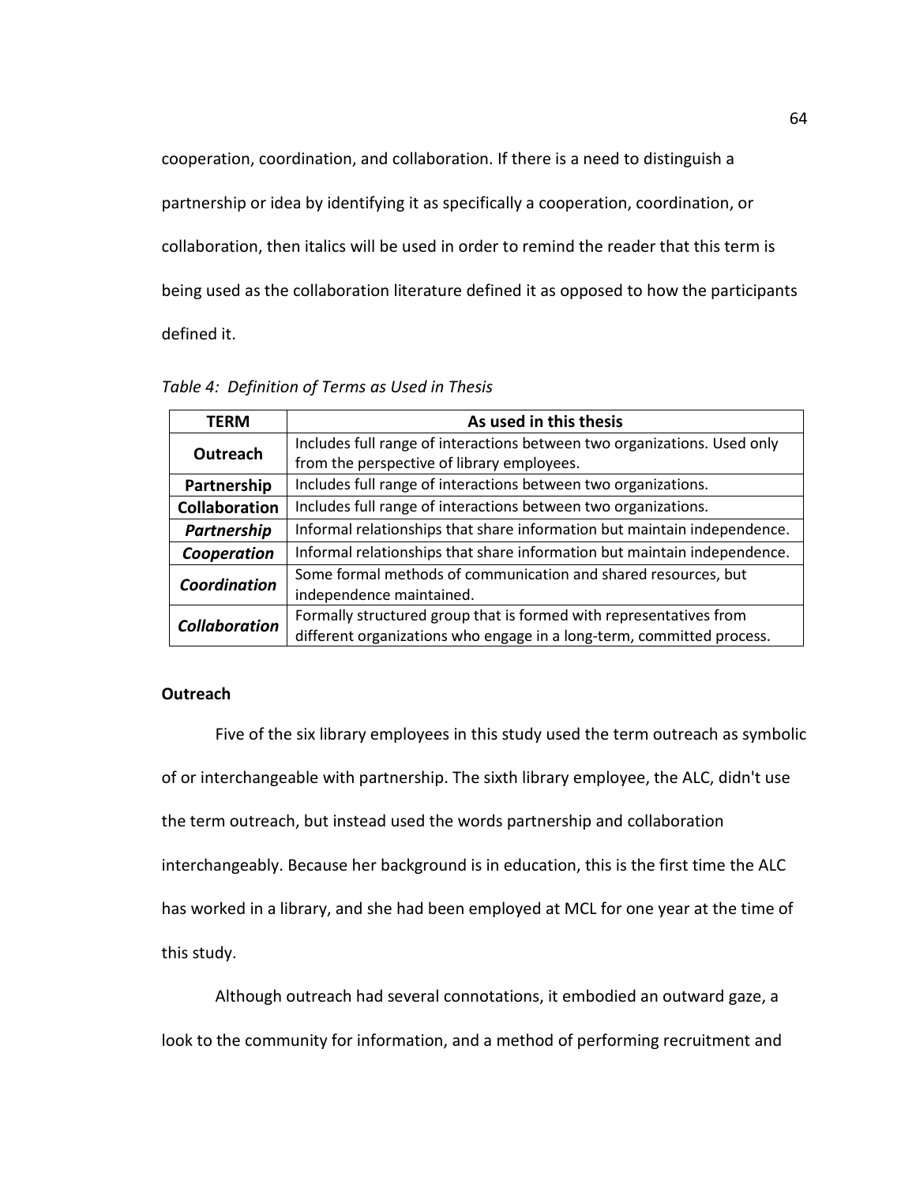cooperation, coordination, and collaboration. If there is a need to distinguish a partnership or idea by identifying it as specifically a cooperation, coordination, or collaboration, then italics will be used in order to remind the reader that this term is being used as the collaboration literature defined it as opposed to how the participants defined it.

*Table 4: Definition of Terms as Used in Thesis*

| TERM | As used in this thesis |
|---|---|
| **Outreach** | Includes full range of interactions between two organizations. Used only from the perspective of library employees. |
| **Partnership** | Includes full range of interactions between two organizations. |
| **Collaboration** | Includes full range of interactions between two organizations. |
| ***Partnership*** | Informal relationships that share information but maintain independence. |
| ***Cooperation*** | Informal relationships that share information but maintain independence. |
| ***Coordination*** | Some formal methods of communication and shared resources, but independence maintained. |
| ***Collaboration*** | Formally structured group that is formed with representatives from different organizations who engage in a long-term, committed process. |

**Outreach**

Five of the six library employees in this study used the term outreach as symbolic of or interchangeable with partnership. The sixth library employee, the ALC, didn't use the term outreach, but instead used the words partnership and collaboration interchangeably. Because her background is in education, this is the first time the ALC has worked in a library, and she had been employed at MCL for one year at the time of this study.

Although outreach had several connotations, it embodied an outward gaze, a look to the community for information, and a method of performing recruitment and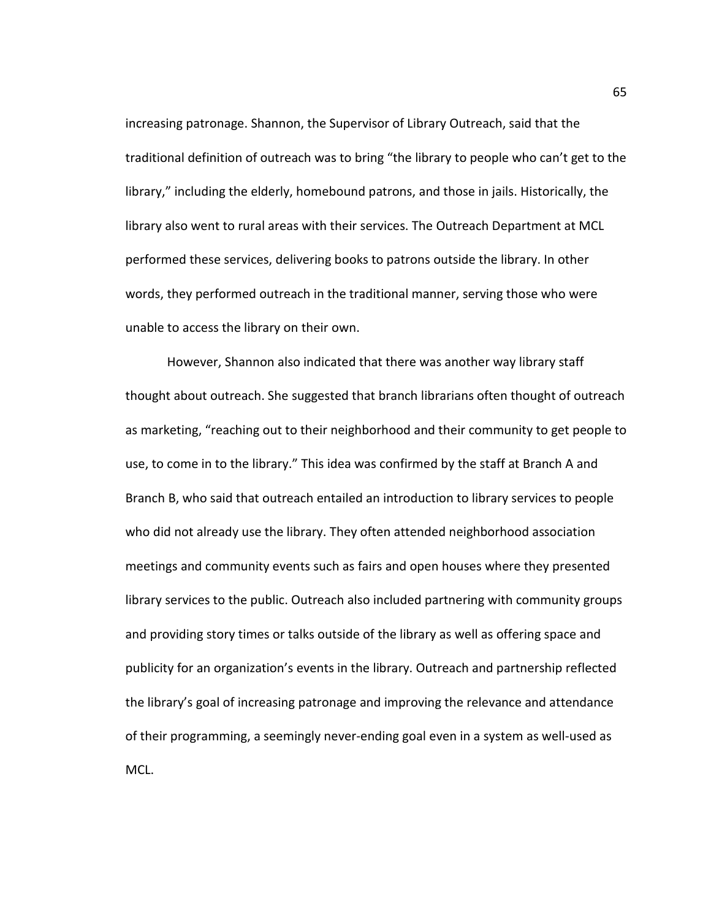increasing patronage. Shannon, the Supervisor of Library Outreach, said that the traditional definition of outreach was to bring "the library to people who can't get to the library," including the elderly, homebound patrons, and those in jails. Historically, the library also went to rural areas with their services. The Outreach Department at MCL performed these services, delivering books to patrons outside the library. In other words, they performed outreach in the traditional manner, serving those who were unable to access the library on their own.

However, Shannon also indicated that there was another way library staff thought about outreach. She suggested that branch librarians often thought of outreach as marketing, "reaching out to their neighborhood and their community to get people to use, to come in to the library." This idea was confirmed by the staff at Branch A and Branch B, who said that outreach entailed an introduction to library services to people who did not already use the library. They often attended neighborhood association meetings and community events such as fairs and open houses where they presented library services to the public. Outreach also included partnering with community groups and providing story times or talks outside of the library as well as offering space and publicity for an organization's events in the library. Outreach and partnership reflected the library's goal of increasing patronage and improving the relevance and attendance of their programming, a seemingly never-ending goal even in a system as well-used as MCL.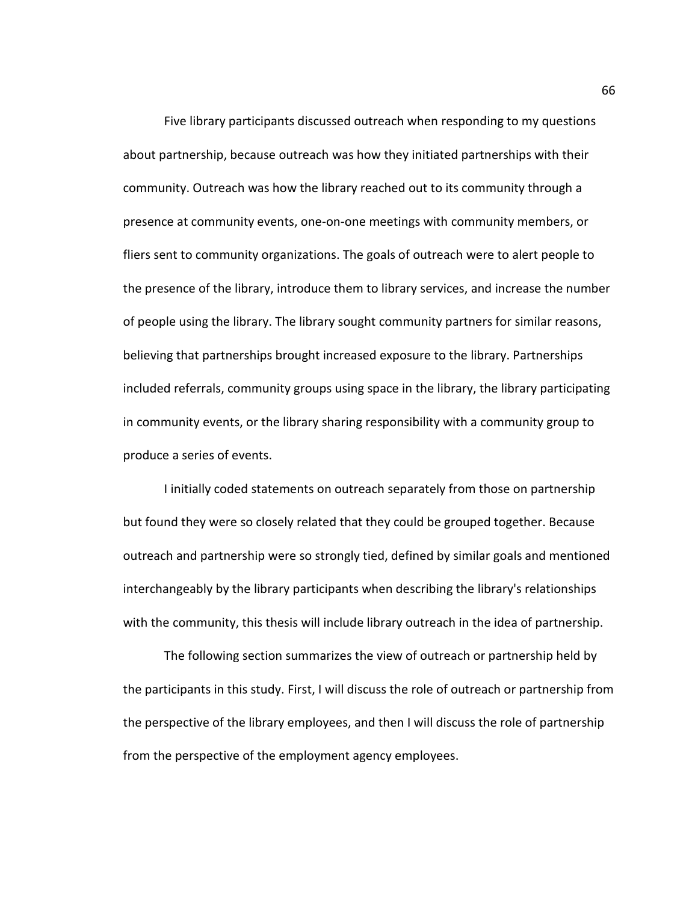Five library participants discussed outreach when responding to my questions about partnership, because outreach was how they initiated partnerships with their community. Outreach was how the library reached out to its community through a presence at community events, one-on-one meetings with community members, or fliers sent to community organizations. The goals of outreach were to alert people to the presence of the library, introduce them to library services, and increase the number of people using the library. The library sought community partners for similar reasons, believing that partnerships brought increased exposure to the library. Partnerships included referrals, community groups using space in the library, the library participating in community events, or the library sharing responsibility with a community group to produce a series of events.

I initially coded statements on outreach separately from those on partnership but found they were so closely related that they could be grouped together. Because outreach and partnership were so strongly tied, defined by similar goals and mentioned interchangeably by the library participants when describing the library's relationships with the community, this thesis will include library outreach in the idea of partnership.

The following section summarizes the view of outreach or partnership held by the participants in this study. First, I will discuss the role of outreach or partnership from the perspective of the library employees, and then I will discuss the role of partnership from the perspective of the employment agency employees.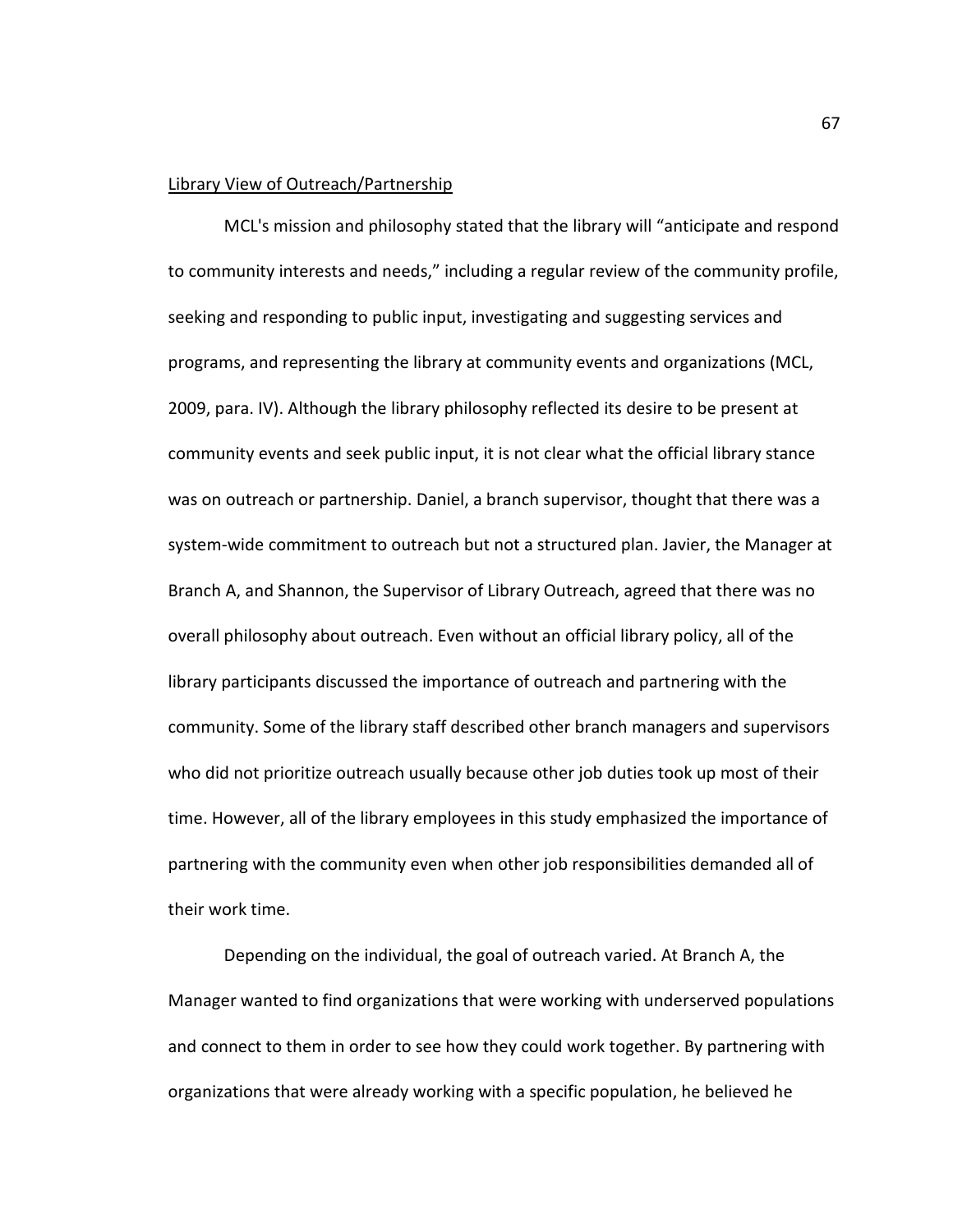Library View of Outreach/Partnership

MCL's mission and philosophy stated that the library will "anticipate and respond to community interests and needs," including a regular review of the community profile, seeking and responding to public input, investigating and suggesting services and programs, and representing the library at community events and organizations (MCL, 2009, para. IV). Although the library philosophy reflected its desire to be present at community events and seek public input, it is not clear what the official library stance was on outreach or partnership. Daniel, a branch supervisor, thought that there was a system-wide commitment to outreach but not a structured plan. Javier, the Manager at Branch A, and Shannon, the Supervisor of Library Outreach, agreed that there was no overall philosophy about outreach. Even without an official library policy, all of the library participants discussed the importance of outreach and partnering with the community. Some of the library staff described other branch managers and supervisors who did not prioritize outreach usually because other job duties took up most of their time. However, all of the library employees in this study emphasized the importance of partnering with the community even when other job responsibilities demanded all of their work time.

Depending on the individual, the goal of outreach varied. At Branch A, the Manager wanted to find organizations that were working with underserved populations and connect to them in order to see how they could work together. By partnering with organizations that were already working with a specific population, he believed he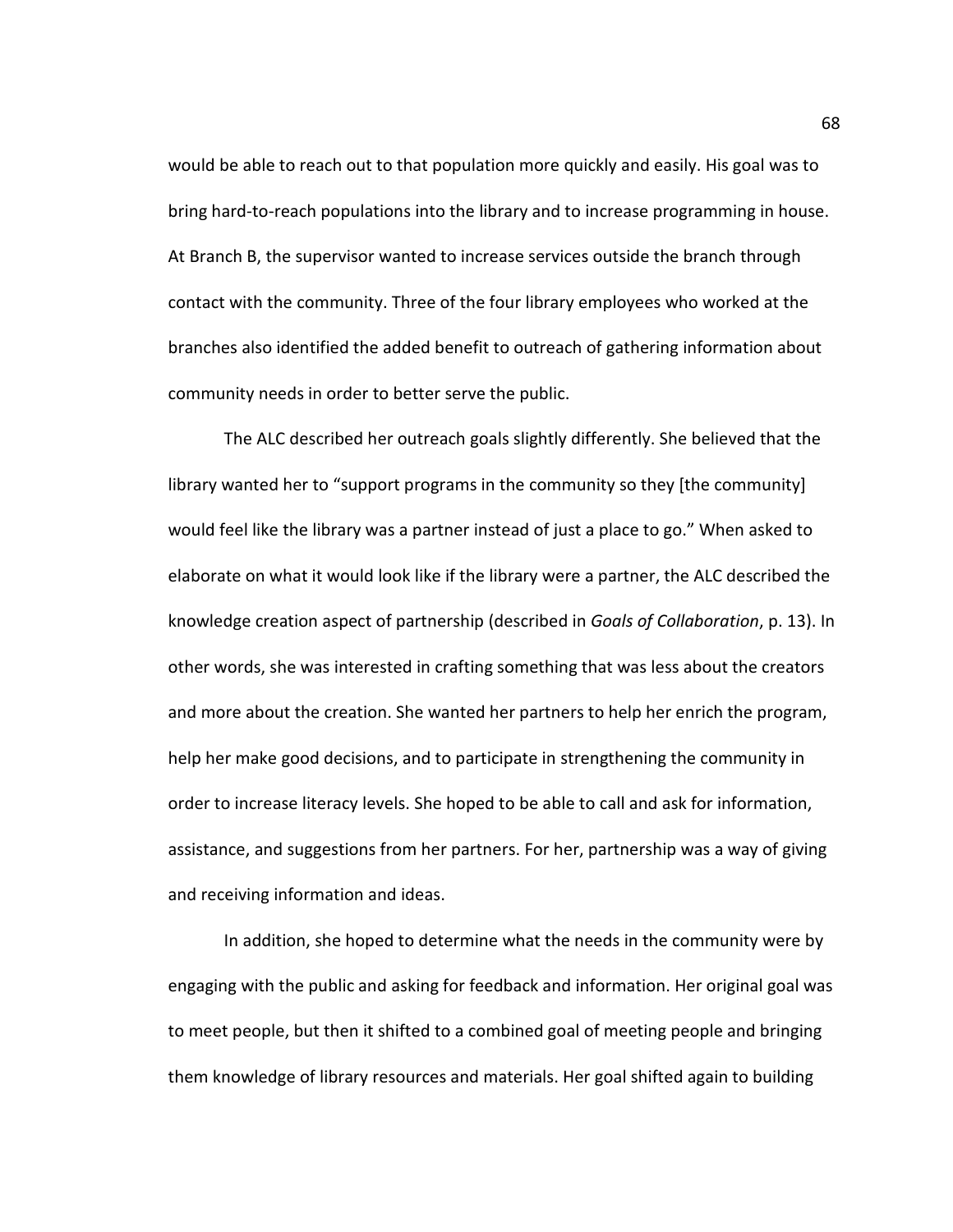would be able to reach out to that population more quickly and easily. His goal was to bring hard-to-reach populations into the library and to increase programming in house. At Branch B, the supervisor wanted to increase services outside the branch through contact with the community. Three of the four library employees who worked at the branches also identified the added benefit to outreach of gathering information about community needs in order to better serve the public.

The ALC described her outreach goals slightly differently. She believed that the library wanted her to "support programs in the community so they [the community] would feel like the library was a partner instead of just a place to go." When asked to elaborate on what it would look like if the library were a partner, the ALC described the knowledge creation aspect of partnership (described in *Goals of Collaboration*, p. 13). In other words, she was interested in crafting something that was less about the creators and more about the creation. She wanted her partners to help her enrich the program, help her make good decisions, and to participate in strengthening the community in order to increase literacy levels. She hoped to be able to call and ask for information, assistance, and suggestions from her partners. For her, partnership was a way of giving and receiving information and ideas.

In addition, she hoped to determine what the needs in the community were by engaging with the public and asking for feedback and information. Her original goal was to meet people, but then it shifted to a combined goal of meeting people and bringing them knowledge of library resources and materials. Her goal shifted again to building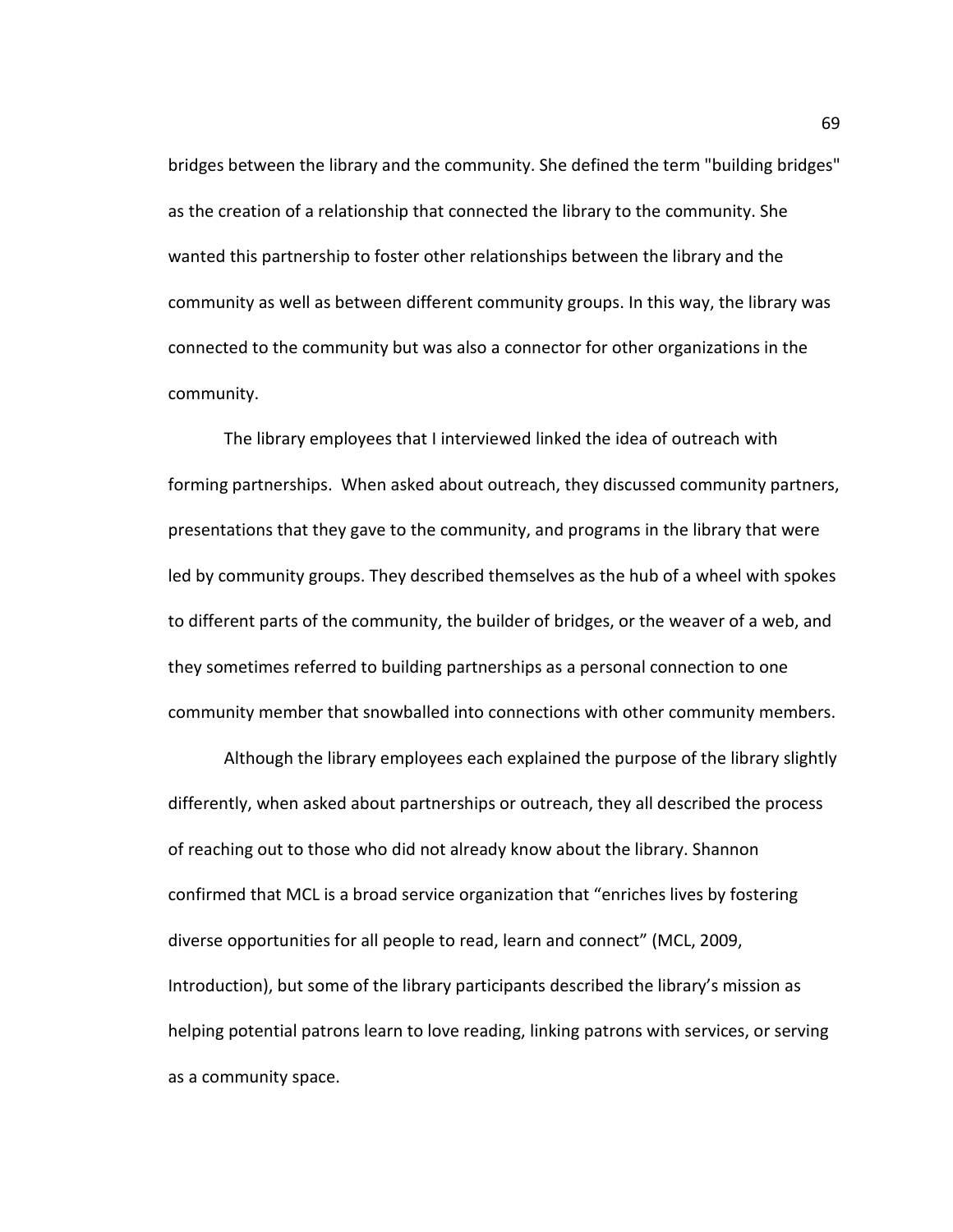bridges between the library and the community. She defined the term "building bridges" as the creation of a relationship that connected the library to the community. She wanted this partnership to foster other relationships between the library and the community as well as between different community groups. In this way, the library was connected to the community but was also a connector for other organizations in the community.

The library employees that I interviewed linked the idea of outreach with forming partnerships. When asked about outreach, they discussed community partners, presentations that they gave to the community, and programs in the library that were led by community groups. They described themselves as the hub of a wheel with spokes to different parts of the community, the builder of bridges, or the weaver of a web, and they sometimes referred to building partnerships as a personal connection to one community member that snowballed into connections with other community members.

Although the library employees each explained the purpose of the library slightly differently, when asked about partnerships or outreach, they all described the process of reaching out to those who did not already know about the library. Shannon confirmed that MCL is a broad service organization that "enriches lives by fostering diverse opportunities for all people to read, learn and connect" (MCL, 2009, Introduction), but some of the library participants described the library's mission as helping potential patrons learn to love reading, linking patrons with services, or serving as a community space.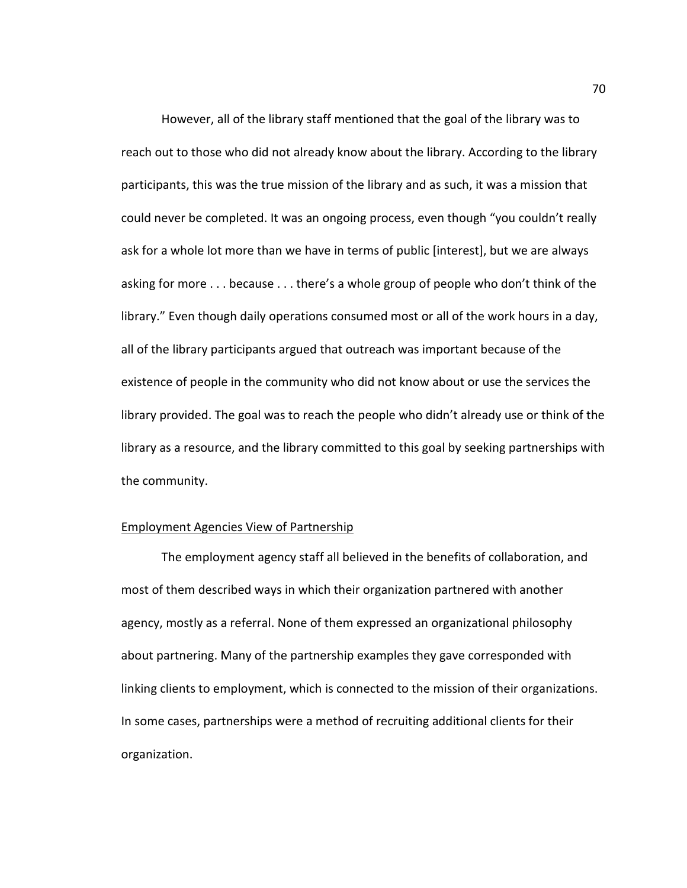However, all of the library staff mentioned that the goal of the library was to reach out to those who did not already know about the library. According to the library participants, this was the true mission of the library and as such, it was a mission that could never be completed. It was an ongoing process, even though "you couldn't really ask for a whole lot more than we have in terms of public [interest], but we are always asking for more . . . because . . . there's a whole group of people who don't think of the library." Even though daily operations consumed most or all of the work hours in a day, all of the library participants argued that outreach was important because of the existence of people in the community who did not know about or use the services the library provided. The goal was to reach the people who didn't already use or think of the library as a resource, and the library committed to this goal by seeking partnerships with the community.

<u>Employment Agencies View of Partnership</u>

The employment agency staff all believed in the benefits of collaboration, and most of them described ways in which their organization partnered with another agency, mostly as a referral. None of them expressed an organizational philosophy about partnering. Many of the partnership examples they gave corresponded with linking clients to employment, which is connected to the mission of their organizations. In some cases, partnerships were a method of recruiting additional clients for their organization.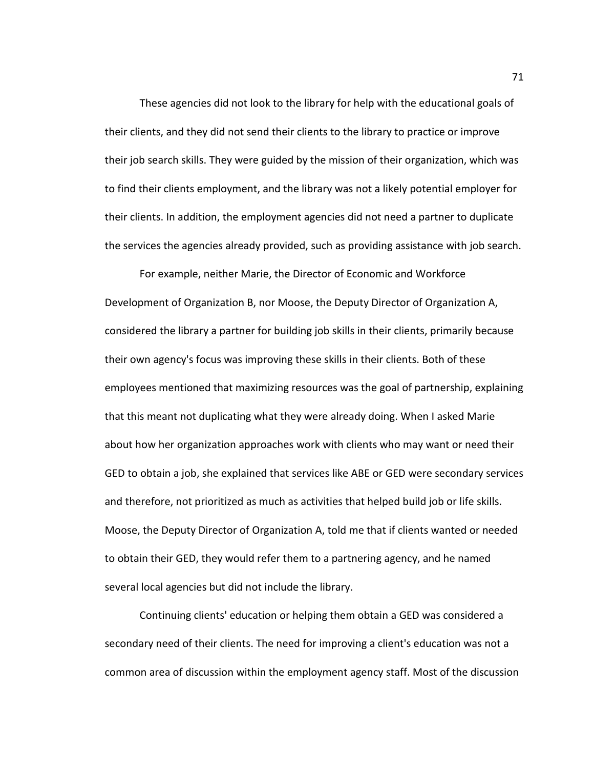These agencies did not look to the library for help with the educational goals of their clients, and they did not send their clients to the library to practice or improve their job search skills. They were guided by the mission of their organization, which was to find their clients employment, and the library was not a likely potential employer for their clients. In addition, the employment agencies did not need a partner to duplicate the services the agencies already provided, such as providing assistance with job search.

For example, neither Marie, the Director of Economic and Workforce Development of Organization B, nor Moose, the Deputy Director of Organization A, considered the library a partner for building job skills in their clients, primarily because their own agency's focus was improving these skills in their clients. Both of these employees mentioned that maximizing resources was the goal of partnership, explaining that this meant not duplicating what they were already doing. When I asked Marie about how her organization approaches work with clients who may want or need their GED to obtain a job, she explained that services like ABE or GED were secondary services and therefore, not prioritized as much as activities that helped build job or life skills. Moose, the Deputy Director of Organization A, told me that if clients wanted or needed to obtain their GED, they would refer them to a partnering agency, and he named several local agencies but did not include the library.

Continuing clients' education or helping them obtain a GED was considered a secondary need of their clients. The need for improving a client's education was not a common area of discussion within the employment agency staff. Most of the discussion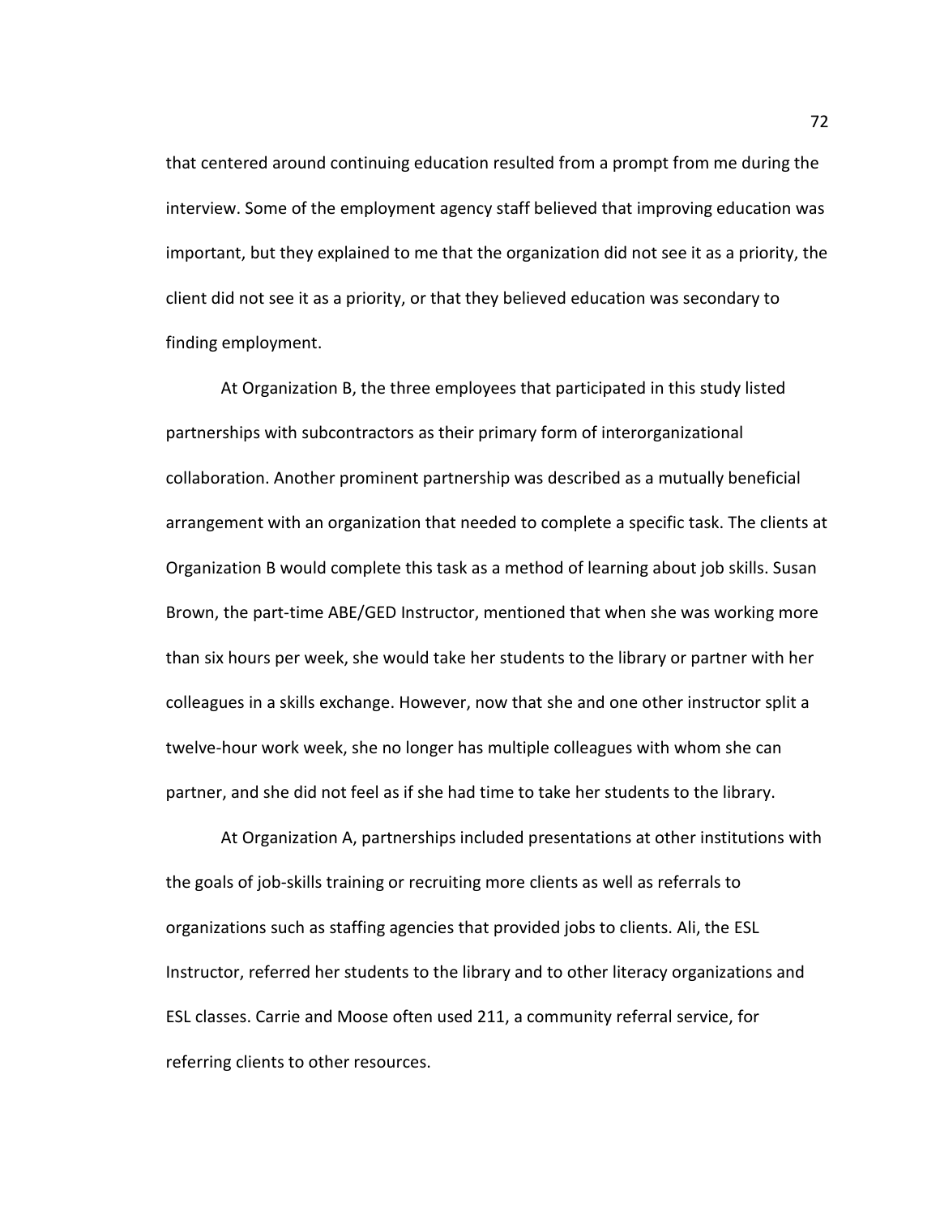that centered around continuing education resulted from a prompt from me during the interview. Some of the employment agency staff believed that improving education was important, but they explained to me that the organization did not see it as a priority, the client did not see it as a priority, or that they believed education was secondary to finding employment.

At Organization B, the three employees that participated in this study listed partnerships with subcontractors as their primary form of interorganizational collaboration. Another prominent partnership was described as a mutually beneficial arrangement with an organization that needed to complete a specific task. The clients at Organization B would complete this task as a method of learning about job skills. Susan Brown, the part-time ABE/GED Instructor, mentioned that when she was working more than six hours per week, she would take her students to the library or partner with her colleagues in a skills exchange. However, now that she and one other instructor split a twelve-hour work week, she no longer has multiple colleagues with whom she can partner, and she did not feel as if she had time to take her students to the library.

At Organization A, partnerships included presentations at other institutions with the goals of job-skills training or recruiting more clients as well as referrals to organizations such as staffing agencies that provided jobs to clients. Ali, the ESL Instructor, referred her students to the library and to other literacy organizations and ESL classes. Carrie and Moose often used 211, a community referral service, for referring clients to other resources.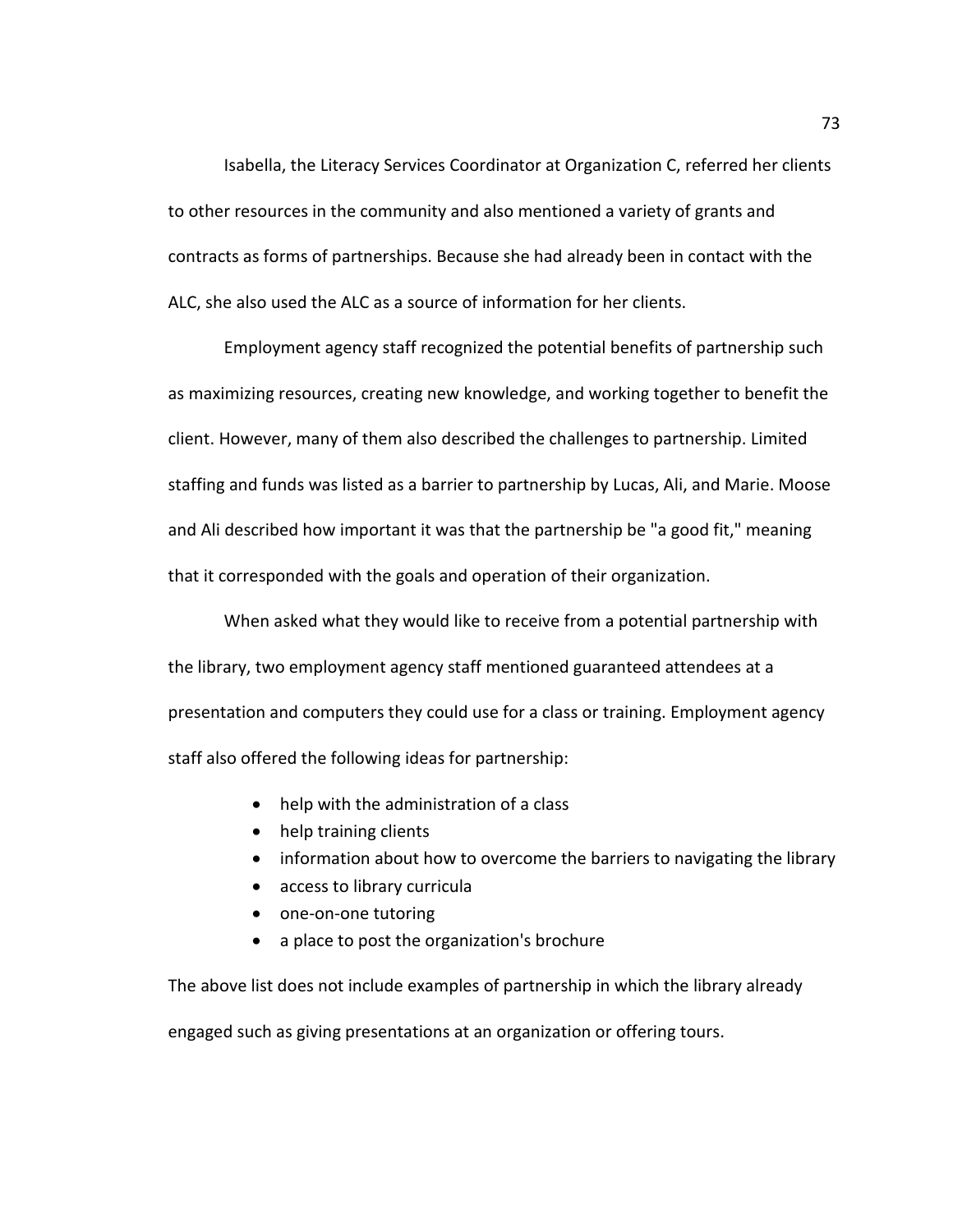Isabella, the Literacy Services Coordinator at Organization C, referred her clients to other resources in the community and also mentioned a variety of grants and contracts as forms of partnerships. Because she had already been in contact with the ALC, she also used the ALC as a source of information for her clients.

Employment agency staff recognized the potential benefits of partnership such as maximizing resources, creating new knowledge, and working together to benefit the client. However, many of them also described the challenges to partnership. Limited staffing and funds was listed as a barrier to partnership by Lucas, Ali, and Marie. Moose and Ali described how important it was that the partnership be "a good fit," meaning that it corresponded with the goals and operation of their organization.

When asked what they would like to receive from a potential partnership with the library, two employment agency staff mentioned guaranteed attendees at a presentation and computers they could use for a class or training. Employment agency staff also offered the following ideas for partnership:

- help with the administration of a class
- help training clients
- information about how to overcome the barriers to navigating the library
- access to library curricula
- one-on-one tutoring
- a place to post the organization's brochure

The above list does not include examples of partnership in which the library already engaged such as giving presentations at an organization or offering tours.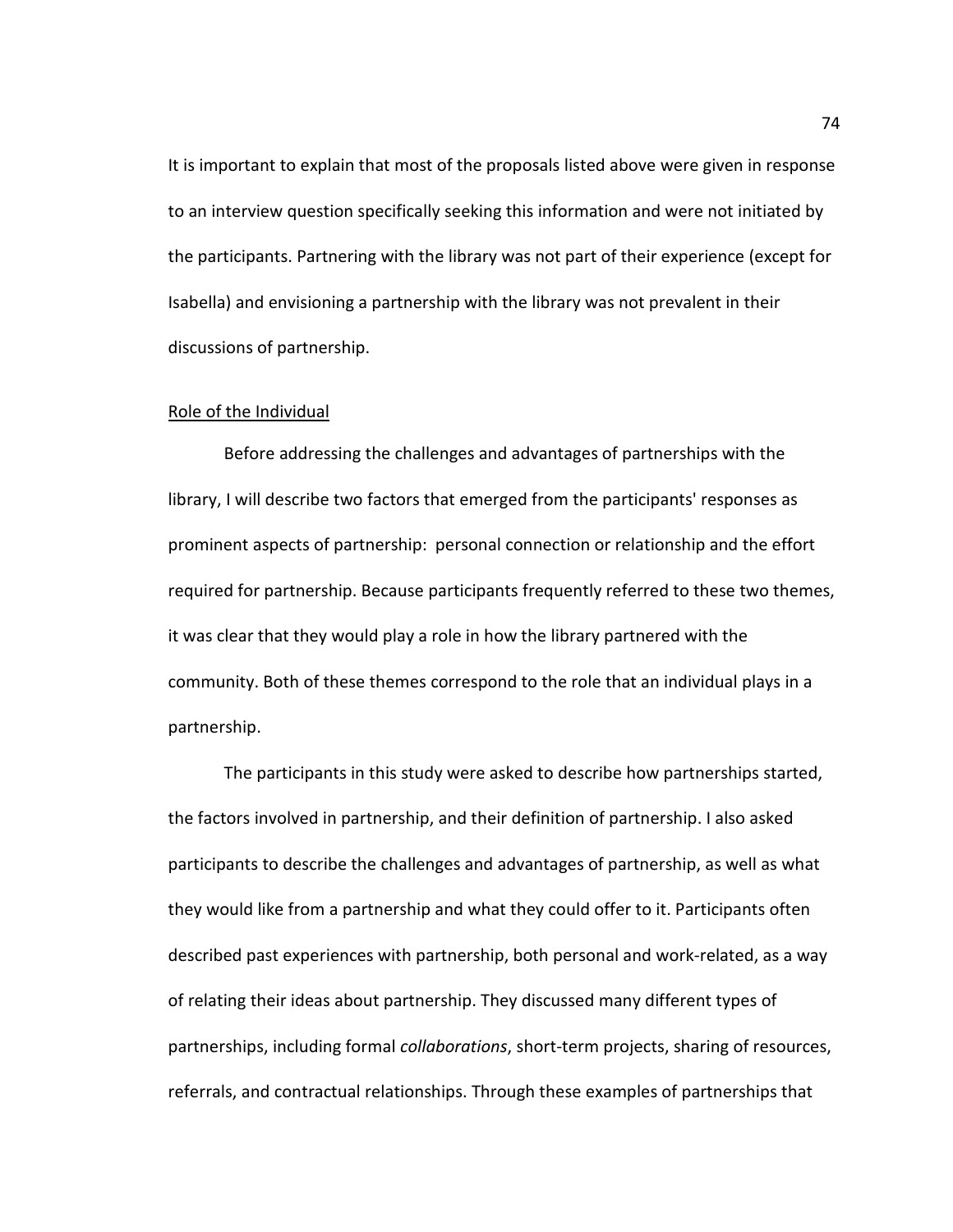It is important to explain that most of the proposals listed above were given in response to an interview question specifically seeking this information and were not initiated by the participants. Partnering with the library was not part of their experience (except for Isabella) and envisioning a partnership with the library was not prevalent in their discussions of partnership.

Role of the Individual

Before addressing the challenges and advantages of partnerships with the library, I will describe two factors that emerged from the participants' responses as prominent aspects of partnership: personal connection or relationship and the effort required for partnership. Because participants frequently referred to these two themes, it was clear that they would play a role in how the library partnered with the community. Both of these themes correspond to the role that an individual plays in a partnership.

The participants in this study were asked to describe how partnerships started, the factors involved in partnership, and their definition of partnership. I also asked participants to describe the challenges and advantages of partnership, as well as what they would like from a partnership and what they could offer to it. Participants often described past experiences with partnership, both personal and work-related, as a way of relating their ideas about partnership. They discussed many different types of partnerships, including formal *collaborations*, short-term projects, sharing of resources, referrals, and contractual relationships. Through these examples of partnerships that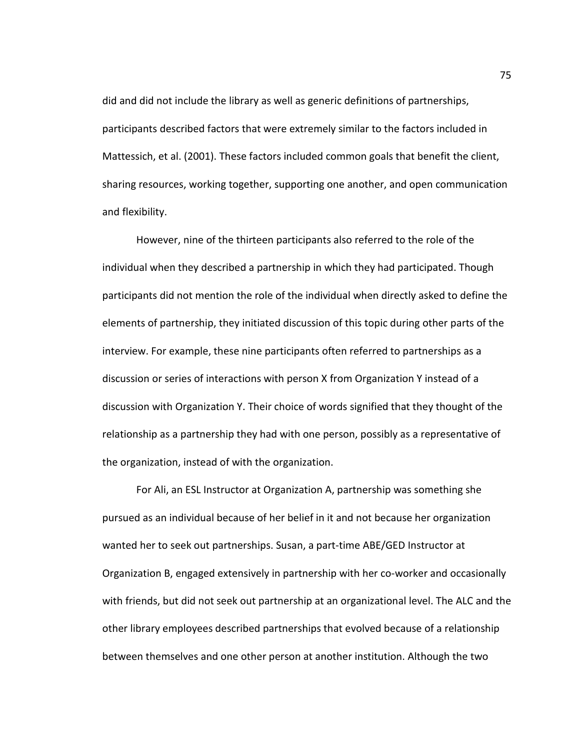did and did not include the library as well as generic definitions of partnerships, participants described factors that were extremely similar to the factors included in Mattessich, et al. (2001). These factors included common goals that benefit the client, sharing resources, working together, supporting one another, and open communication and flexibility.

However, nine of the thirteen participants also referred to the role of the individual when they described a partnership in which they had participated. Though participants did not mention the role of the individual when directly asked to define the elements of partnership, they initiated discussion of this topic during other parts of the interview. For example, these nine participants often referred to partnerships as a discussion or series of interactions with person X from Organization Y instead of a discussion with Organization Y. Their choice of words signified that they thought of the relationship as a partnership they had with one person, possibly as a representative of the organization, instead of with the organization.

For Ali, an ESL Instructor at Organization A, partnership was something she pursued as an individual because of her belief in it and not because her organization wanted her to seek out partnerships. Susan, a part-time ABE/GED Instructor at Organization B, engaged extensively in partnership with her co-worker and occasionally with friends, but did not seek out partnership at an organizational level. The ALC and the other library employees described partnerships that evolved because of a relationship between themselves and one other person at another institution. Although the two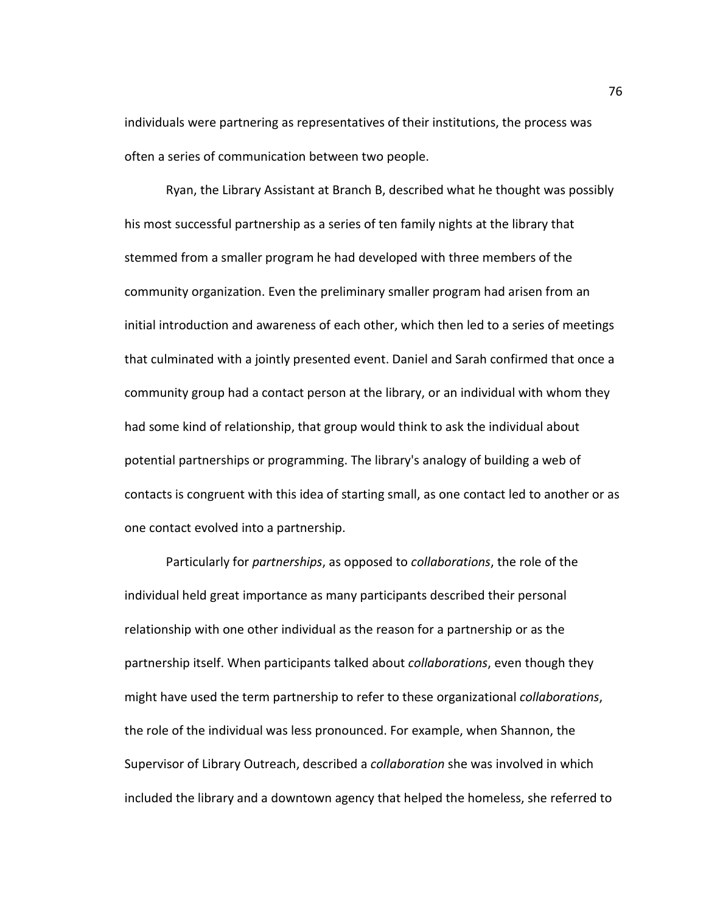individuals were partnering as representatives of their institutions, the process was often a series of communication between two people.

Ryan, the Library Assistant at Branch B, described what he thought was possibly his most successful partnership as a series of ten family nights at the library that stemmed from a smaller program he had developed with three members of the community organization. Even the preliminary smaller program had arisen from an initial introduction and awareness of each other, which then led to a series of meetings that culminated with a jointly presented event. Daniel and Sarah confirmed that once a community group had a contact person at the library, or an individual with whom they had some kind of relationship, that group would think to ask the individual about potential partnerships or programming. The library's analogy of building a web of contacts is congruent with this idea of starting small, as one contact led to another or as one contact evolved into a partnership.

Particularly for *partnerships*, as opposed to *collaborations*, the role of the individual held great importance as many participants described their personal relationship with one other individual as the reason for a partnership or as the partnership itself. When participants talked about *collaborations*, even though they might have used the term partnership to refer to these organizational *collaborations*, the role of the individual was less pronounced. For example, when Shannon, the Supervisor of Library Outreach, described a *collaboration* she was involved in which included the library and a downtown agency that helped the homeless, she referred to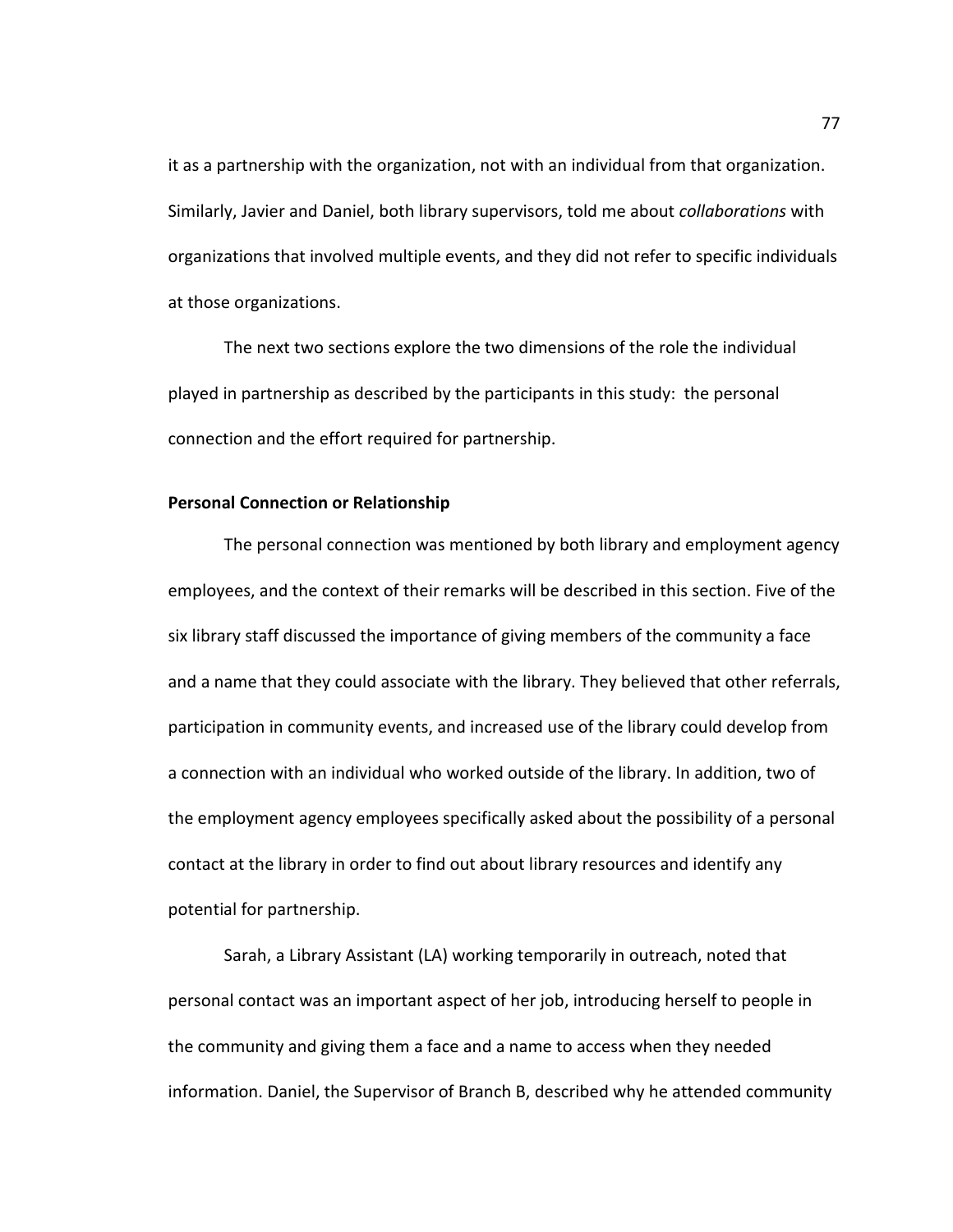it as a partnership with the organization, not with an individual from that organization. Similarly, Javier and Daniel, both library supervisors, told me about *collaborations* with organizations that involved multiple events, and they did not refer to specific individuals at those organizations.

The next two sections explore the two dimensions of the role the individual played in partnership as described by the participants in this study: the personal connection and the effort required for partnership.

**Personal Connection or Relationship**

The personal connection was mentioned by both library and employment agency employees, and the context of their remarks will be described in this section. Five of the six library staff discussed the importance of giving members of the community a face and a name that they could associate with the library. They believed that other referrals, participation in community events, and increased use of the library could develop from a connection with an individual who worked outside of the library. In addition, two of the employment agency employees specifically asked about the possibility of a personal contact at the library in order to find out about library resources and identify any potential for partnership.

Sarah, a Library Assistant (LA) working temporarily in outreach, noted that personal contact was an important aspect of her job, introducing herself to people in the community and giving them a face and a name to access when they needed information. Daniel, the Supervisor of Branch B, described why he attended community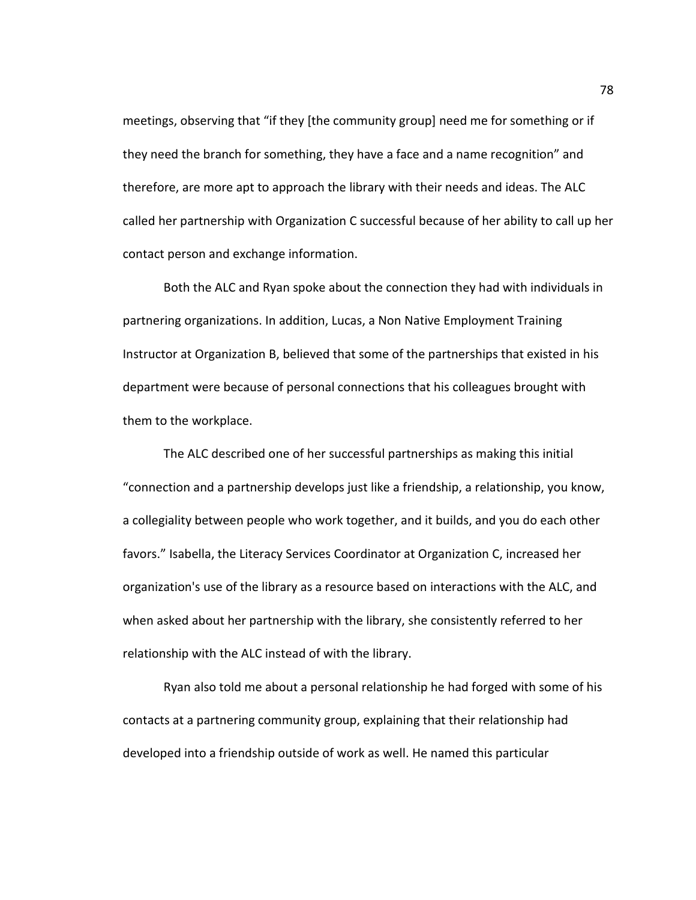meetings, observing that "if they [the community group] need me for something or if they need the branch for something, they have a face and a name recognition" and therefore, are more apt to approach the library with their needs and ideas. The ALC called her partnership with Organization C successful because of her ability to call up her contact person and exchange information.

Both the ALC and Ryan spoke about the connection they had with individuals in partnering organizations. In addition, Lucas, a Non Native Employment Training Instructor at Organization B, believed that some of the partnerships that existed in his department were because of personal connections that his colleagues brought with them to the workplace.

The ALC described one of her successful partnerships as making this initial "connection and a partnership develops just like a friendship, a relationship, you know, a collegiality between people who work together, and it builds, and you do each other favors." Isabella, the Literacy Services Coordinator at Organization C, increased her organization's use of the library as a resource based on interactions with the ALC, and when asked about her partnership with the library, she consistently referred to her relationship with the ALC instead of with the library.

Ryan also told me about a personal relationship he had forged with some of his contacts at a partnering community group, explaining that their relationship had developed into a friendship outside of work as well. He named this particular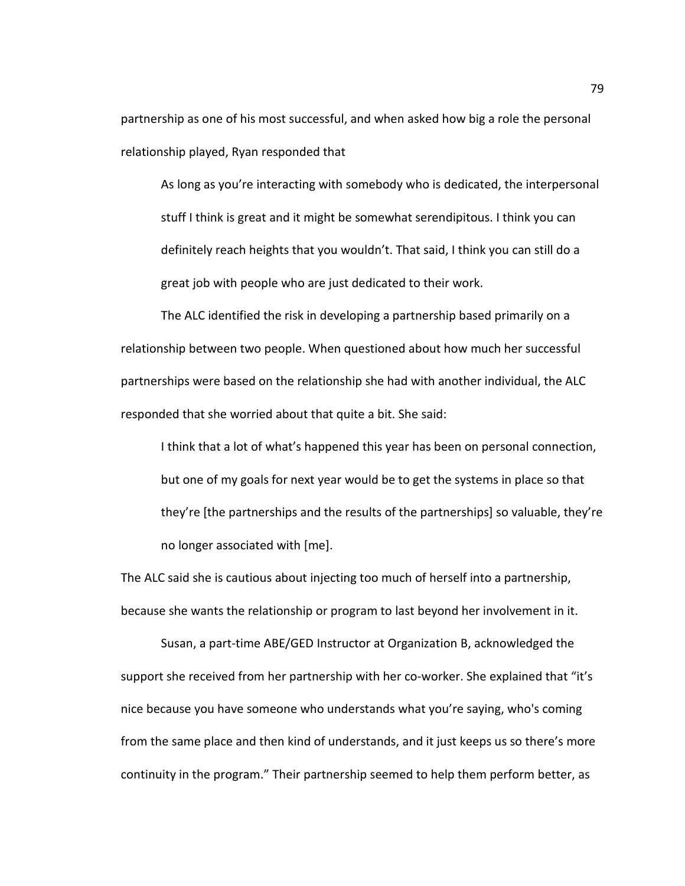partnership as one of his most successful, and when asked how big a role the personal relationship played, Ryan responded that

> As long as you're interacting with somebody who is dedicated, the interpersonal stuff I think is great and it might be somewhat serendipitous. I think you can definitely reach heights that you wouldn't. That said, I think you can still do a great job with people who are just dedicated to their work.

The ALC identified the risk in developing a partnership based primarily on a relationship between two people. When questioned about how much her successful partnerships were based on the relationship she had with another individual, the ALC responded that she worried about that quite a bit. She said:

> I think that a lot of what's happened this year has been on personal connection, but one of my goals for next year would be to get the systems in place so that they're [the partnerships and the results of the partnerships] so valuable, they're no longer associated with [me].

The ALC said she is cautious about injecting too much of herself into a partnership, because she wants the relationship or program to last beyond her involvement in it.

Susan, a part-time ABE/GED Instructor at Organization B, acknowledged the support she received from her partnership with her co-worker. She explained that "it's nice because you have someone who understands what you're saying, who's coming from the same place and then kind of understands, and it just keeps us so there's more continuity in the program." Their partnership seemed to help them perform better, as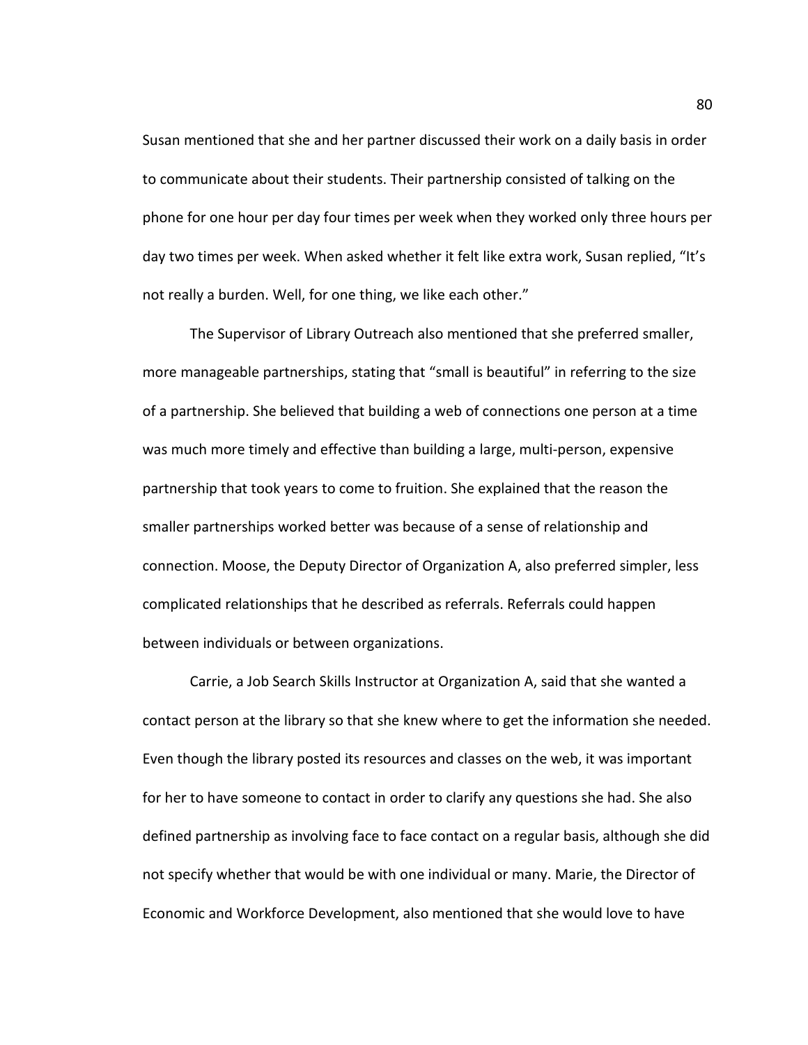Susan mentioned that she and her partner discussed their work on a daily basis in order to communicate about their students. Their partnership consisted of talking on the phone for one hour per day four times per week when they worked only three hours per day two times per week. When asked whether it felt like extra work, Susan replied, "It's not really a burden. Well, for one thing, we like each other."

The Supervisor of Library Outreach also mentioned that she preferred smaller, more manageable partnerships, stating that "small is beautiful" in referring to the size of a partnership. She believed that building a web of connections one person at a time was much more timely and effective than building a large, multi-person, expensive partnership that took years to come to fruition. She explained that the reason the smaller partnerships worked better was because of a sense of relationship and connection. Moose, the Deputy Director of Organization A, also preferred simpler, less complicated relationships that he described as referrals. Referrals could happen between individuals or between organizations.

Carrie, a Job Search Skills Instructor at Organization A, said that she wanted a contact person at the library so that she knew where to get the information she needed. Even though the library posted its resources and classes on the web, it was important for her to have someone to contact in order to clarify any questions she had. She also defined partnership as involving face to face contact on a regular basis, although she did not specify whether that would be with one individual or many. Marie, the Director of Economic and Workforce Development, also mentioned that she would love to have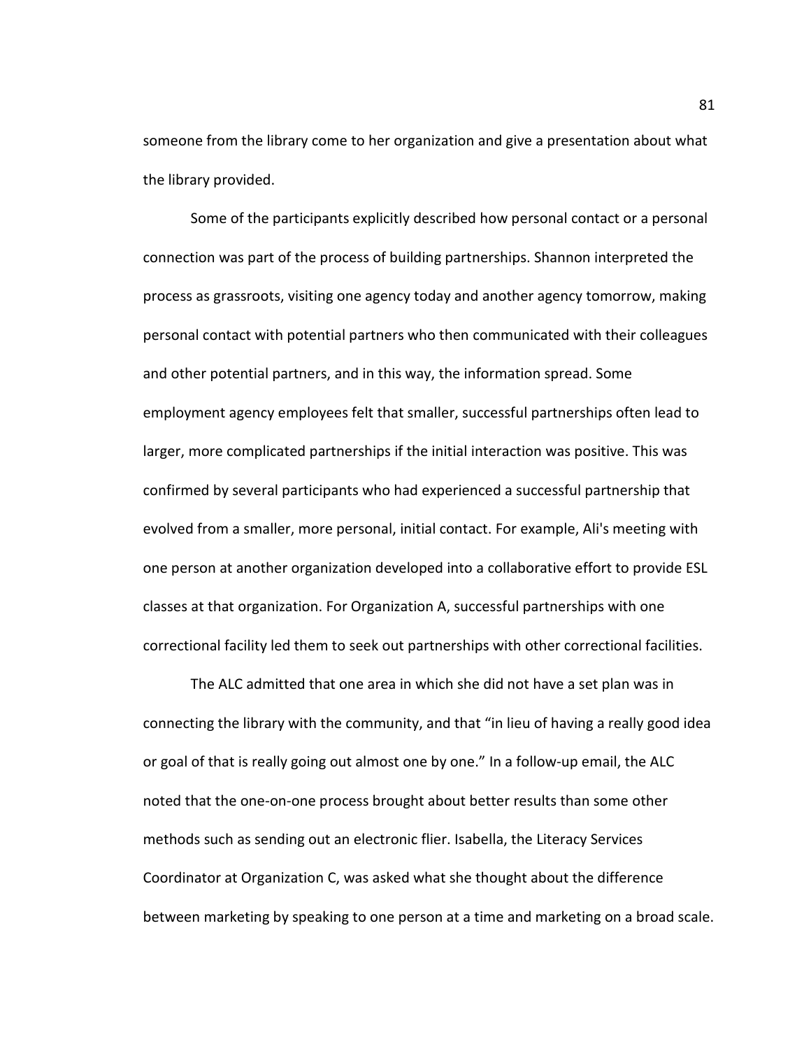someone from the library come to her organization and give a presentation about what the library provided.

Some of the participants explicitly described how personal contact or a personal connection was part of the process of building partnerships. Shannon interpreted the process as grassroots, visiting one agency today and another agency tomorrow, making personal contact with potential partners who then communicated with their colleagues and other potential partners, and in this way, the information spread. Some employment agency employees felt that smaller, successful partnerships often lead to larger, more complicated partnerships if the initial interaction was positive. This was confirmed by several participants who had experienced a successful partnership that evolved from a smaller, more personal, initial contact. For example, Ali's meeting with one person at another organization developed into a collaborative effort to provide ESL classes at that organization. For Organization A, successful partnerships with one correctional facility led them to seek out partnerships with other correctional facilities.

The ALC admitted that one area in which she did not have a set plan was in connecting the library with the community, and that "in lieu of having a really good idea or goal of that is really going out almost one by one." In a follow-up email, the ALC noted that the one-on-one process brought about better results than some other methods such as sending out an electronic flier. Isabella, the Literacy Services Coordinator at Organization C, was asked what she thought about the difference between marketing by speaking to one person at a time and marketing on a broad scale.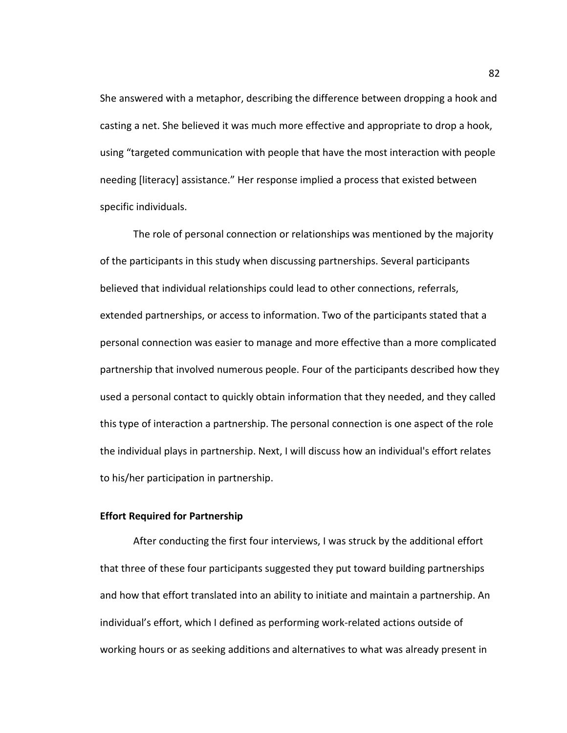She answered with a metaphor, describing the difference between dropping a hook and casting a net. She believed it was much more effective and appropriate to drop a hook, using "targeted communication with people that have the most interaction with people needing [literacy] assistance." Her response implied a process that existed between specific individuals.

The role of personal connection or relationships was mentioned by the majority of the participants in this study when discussing partnerships. Several participants believed that individual relationships could lead to other connections, referrals, extended partnerships, or access to information. Two of the participants stated that a personal connection was easier to manage and more effective than a more complicated partnership that involved numerous people. Four of the participants described how they used a personal contact to quickly obtain information that they needed, and they called this type of interaction a partnership. The personal connection is one aspect of the role the individual plays in partnership. Next, I will discuss how an individual's effort relates to his/her participation in partnership.

### Effort Required for Partnership

After conducting the first four interviews, I was struck by the additional effort that three of these four participants suggested they put toward building partnerships and how that effort translated into an ability to initiate and maintain a partnership. An individual's effort, which I defined as performing work-related actions outside of working hours or as seeking additions and alternatives to what was already present in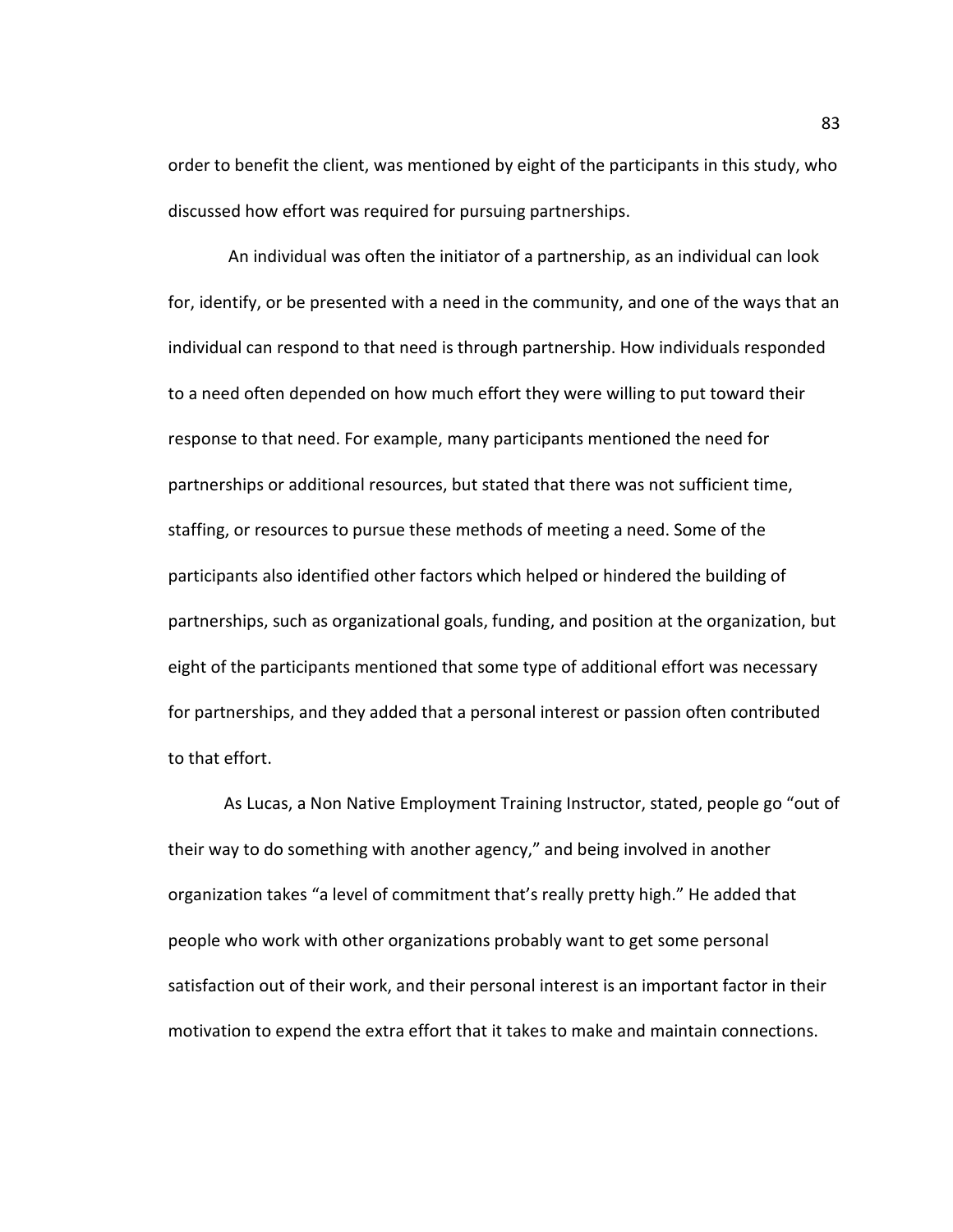order to benefit the client, was mentioned by eight of the participants in this study, who discussed how effort was required for pursuing partnerships.

An individual was often the initiator of a partnership, as an individual can look for, identify, or be presented with a need in the community, and one of the ways that an individual can respond to that need is through partnership. How individuals responded to a need often depended on how much effort they were willing to put toward their response to that need. For example, many participants mentioned the need for partnerships or additional resources, but stated that there was not sufficient time, staffing, or resources to pursue these methods of meeting a need. Some of the participants also identified other factors which helped or hindered the building of partnerships, such as organizational goals, funding, and position at the organization, but eight of the participants mentioned that some type of additional effort was necessary for partnerships, and they added that a personal interest or passion often contributed to that effort.

As Lucas, a Non Native Employment Training Instructor, stated, people go "out of their way to do something with another agency," and being involved in another organization takes "a level of commitment that's really pretty high." He added that people who work with other organizations probably want to get some personal satisfaction out of their work, and their personal interest is an important factor in their motivation to expend the extra effort that it takes to make and maintain connections.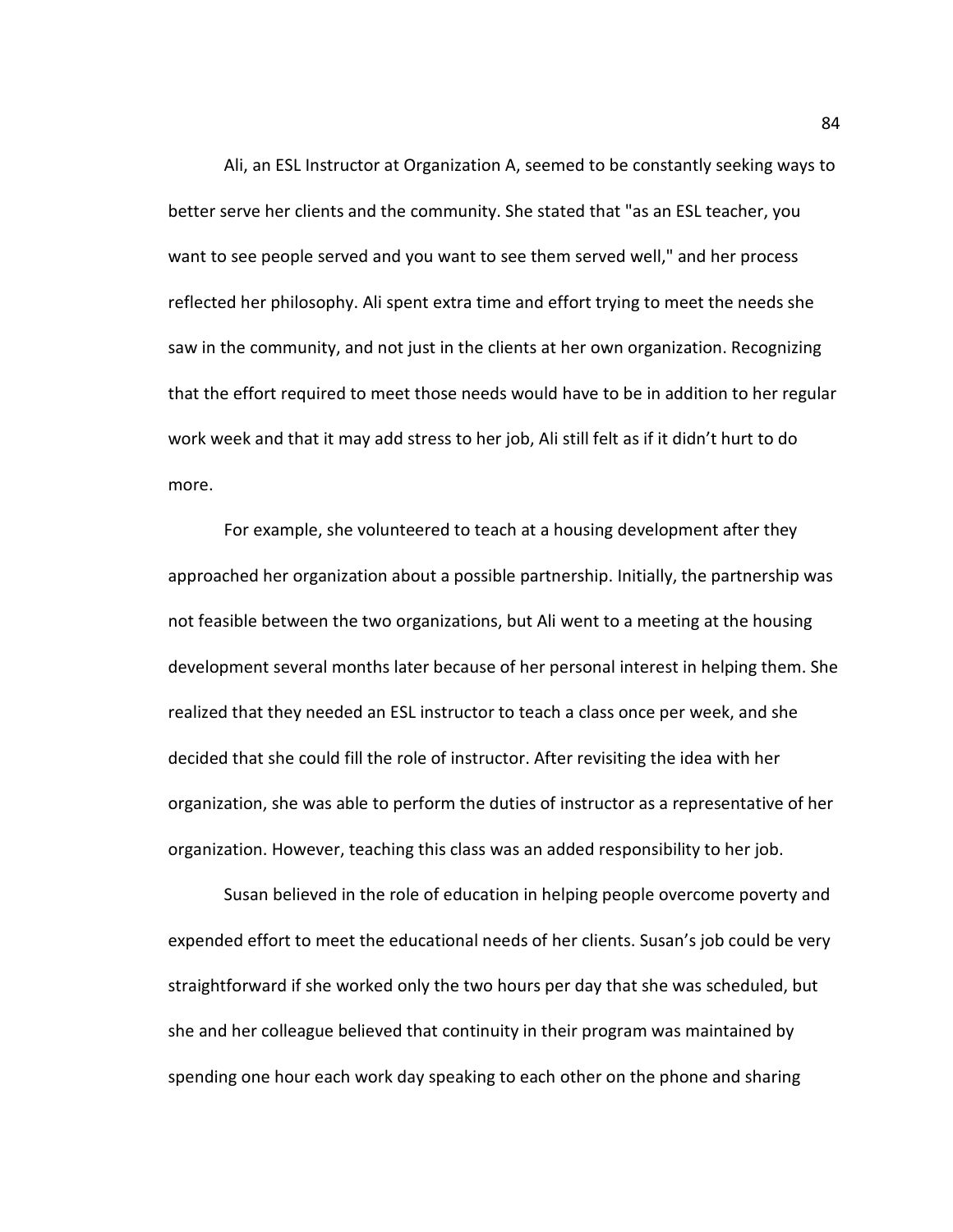Ali, an ESL Instructor at Organization A, seemed to be constantly seeking ways to better serve her clients and the community. She stated that "as an ESL teacher, you want to see people served and you want to see them served well," and her process reflected her philosophy. Ali spent extra time and effort trying to meet the needs she saw in the community, and not just in the clients at her own organization. Recognizing that the effort required to meet those needs would have to be in addition to her regular work week and that it may add stress to her job, Ali still felt as if it didn't hurt to do more.

For example, she volunteered to teach at a housing development after they approached her organization about a possible partnership. Initially, the partnership was not feasible between the two organizations, but Ali went to a meeting at the housing development several months later because of her personal interest in helping them. She realized that they needed an ESL instructor to teach a class once per week, and she decided that she could fill the role of instructor. After revisiting the idea with her organization, she was able to perform the duties of instructor as a representative of her organization. However, teaching this class was an added responsibility to her job.

Susan believed in the role of education in helping people overcome poverty and expended effort to meet the educational needs of her clients. Susan's job could be very straightforward if she worked only the two hours per day that she was scheduled, but she and her colleague believed that continuity in their program was maintained by spending one hour each work day speaking to each other on the phone and sharing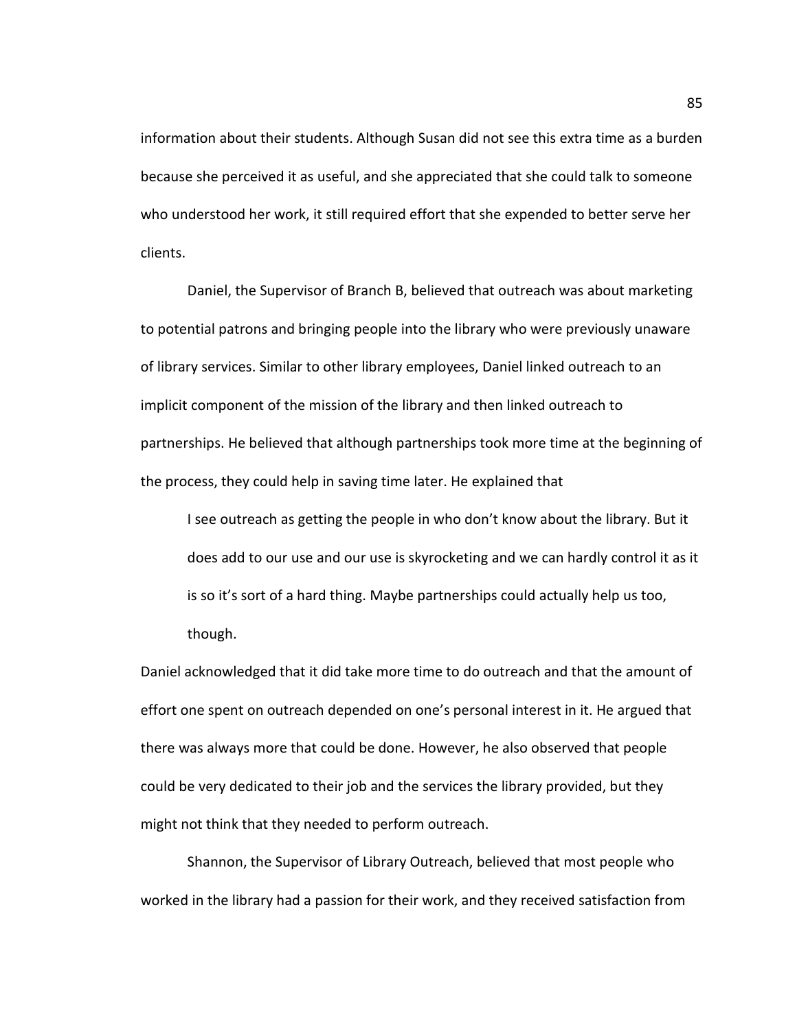information about their students. Although Susan did not see this extra time as a burden because she perceived it as useful, and she appreciated that she could talk to someone who understood her work, it still required effort that she expended to better serve her clients.

Daniel, the Supervisor of Branch B, believed that outreach was about marketing to potential patrons and bringing people into the library who were previously unaware of library services. Similar to other library employees, Daniel linked outreach to an implicit component of the mission of the library and then linked outreach to partnerships. He believed that although partnerships took more time at the beginning of the process, they could help in saving time later. He explained that

> I see outreach as getting the people in who don't know about the library. But it does add to our use and our use is skyrocketing and we can hardly control it as it is so it's sort of a hard thing. Maybe partnerships could actually help us too, though.

Daniel acknowledged that it did take more time to do outreach and that the amount of effort one spent on outreach depended on one's personal interest in it. He argued that there was always more that could be done. However, he also observed that people could be very dedicated to their job and the services the library provided, but they might not think that they needed to perform outreach.

Shannon, the Supervisor of Library Outreach, believed that most people who worked in the library had a passion for their work, and they received satisfaction from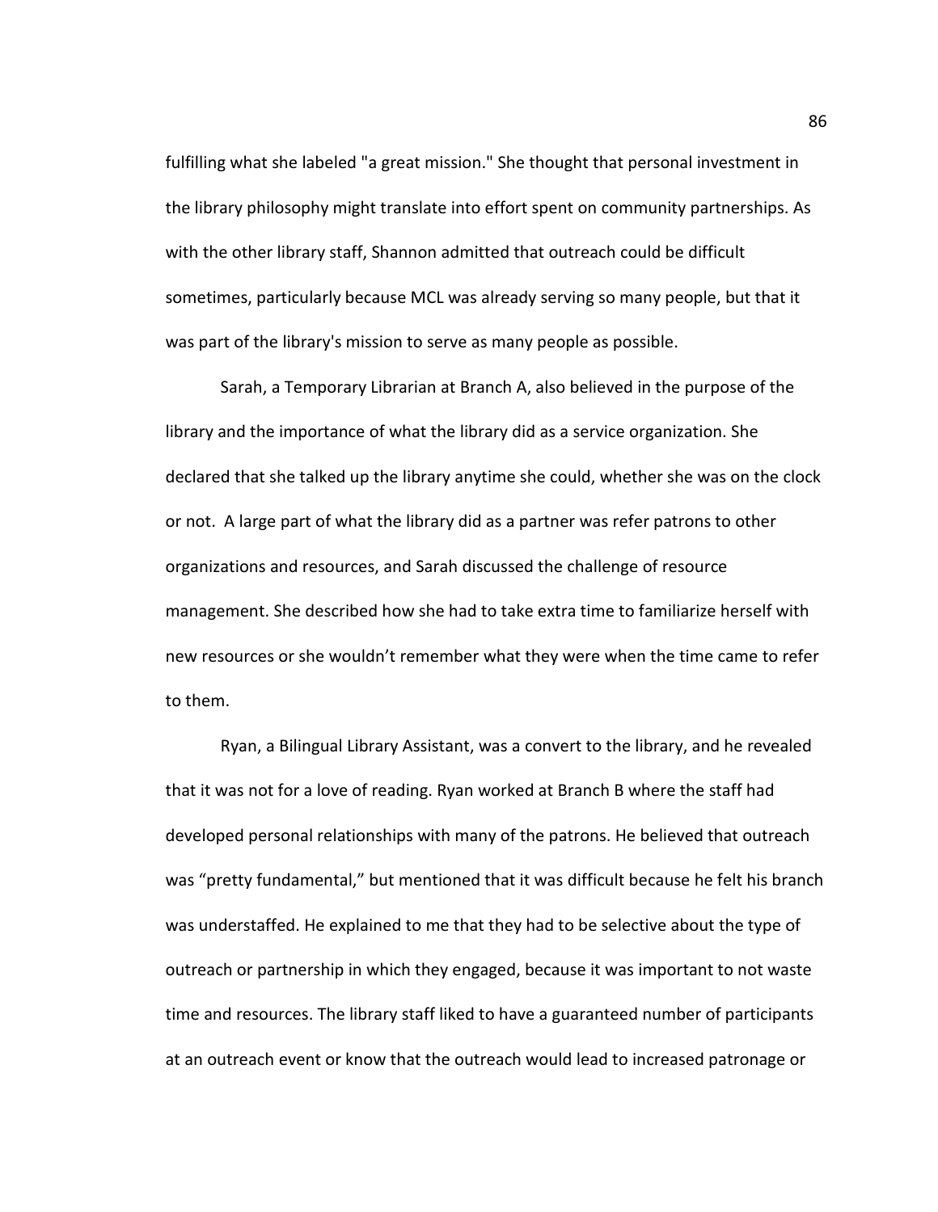fulfilling what she labeled "a great mission." She thought that personal investment in the library philosophy might translate into effort spent on community partnerships. As with the other library staff, Shannon admitted that outreach could be difficult sometimes, particularly because MCL was already serving so many people, but that it was part of the library's mission to serve as many people as possible.

Sarah, a Temporary Librarian at Branch A, also believed in the purpose of the library and the importance of what the library did as a service organization. She declared that she talked up the library anytime she could, whether she was on the clock or not. A large part of what the library did as a partner was refer patrons to other organizations and resources, and Sarah discussed the challenge of resource management. She described how she had to take extra time to familiarize herself with new resources or she wouldn't remember what they were when the time came to refer to them.

Ryan, a Bilingual Library Assistant, was a convert to the library, and he revealed that it was not for a love of reading. Ryan worked at Branch B where the staff had developed personal relationships with many of the patrons. He believed that outreach was "pretty fundamental," but mentioned that it was difficult because he felt his branch was understaffed. He explained to me that they had to be selective about the type of outreach or partnership in which they engaged, because it was important to not waste time and resources. The library staff liked to have a guaranteed number of participants at an outreach event or know that the outreach would lead to increased patronage or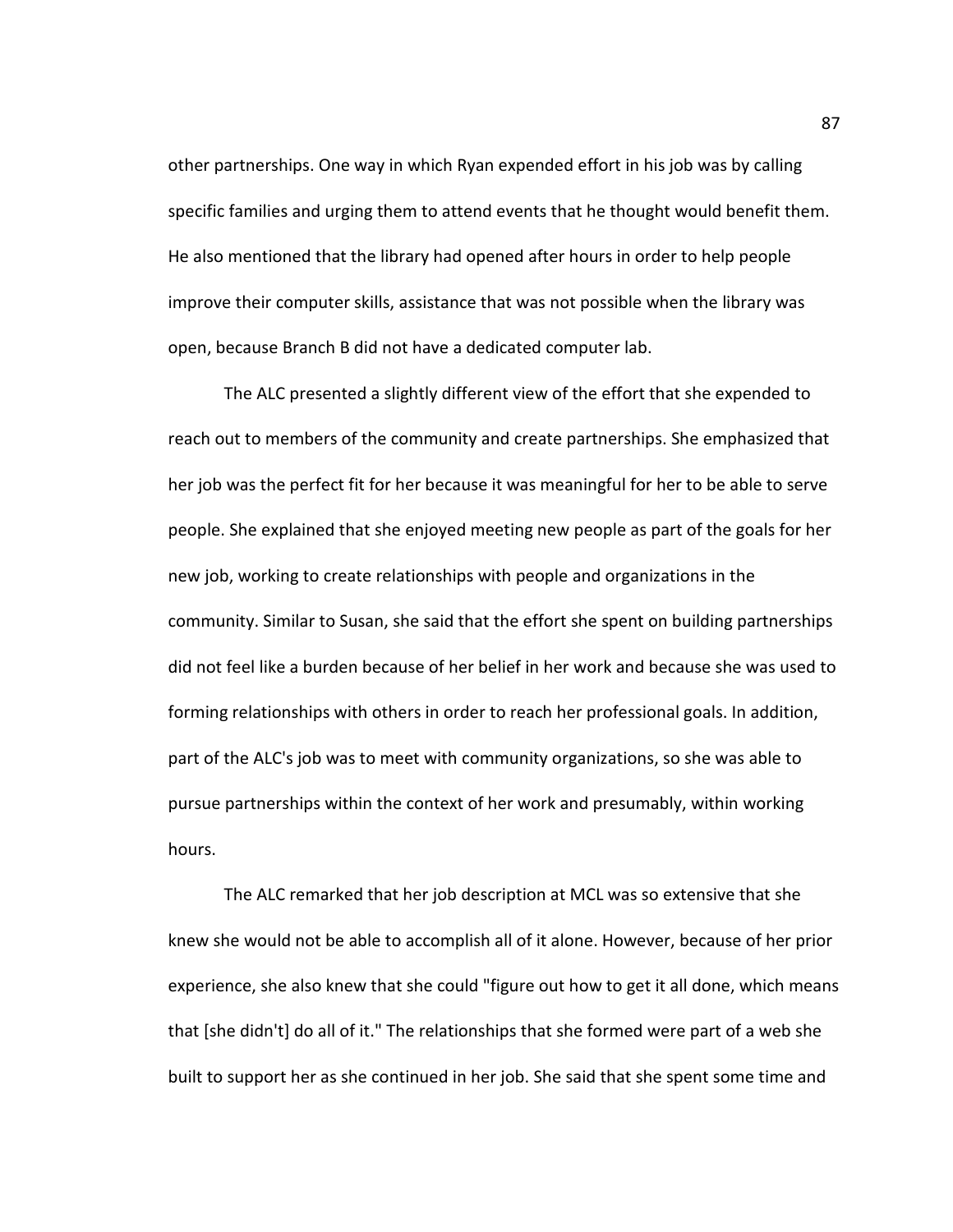other partnerships. One way in which Ryan expended effort in his job was by calling specific families and urging them to attend events that he thought would benefit them. He also mentioned that the library had opened after hours in order to help people improve their computer skills, assistance that was not possible when the library was open, because Branch B did not have a dedicated computer lab.

The ALC presented a slightly different view of the effort that she expended to reach out to members of the community and create partnerships. She emphasized that her job was the perfect fit for her because it was meaningful for her to be able to serve people. She explained that she enjoyed meeting new people as part of the goals for her new job, working to create relationships with people and organizations in the community. Similar to Susan, she said that the effort she spent on building partnerships did not feel like a burden because of her belief in her work and because she was used to forming relationships with others in order to reach her professional goals. In addition, part of the ALC's job was to meet with community organizations, so she was able to pursue partnerships within the context of her work and presumably, within working hours.

The ALC remarked that her job description at MCL was so extensive that she knew she would not be able to accomplish all of it alone. However, because of her prior experience, she also knew that she could "figure out how to get it all done, which means that [she didn't] do all of it." The relationships that she formed were part of a web she built to support her as she continued in her job. She said that she spent some time and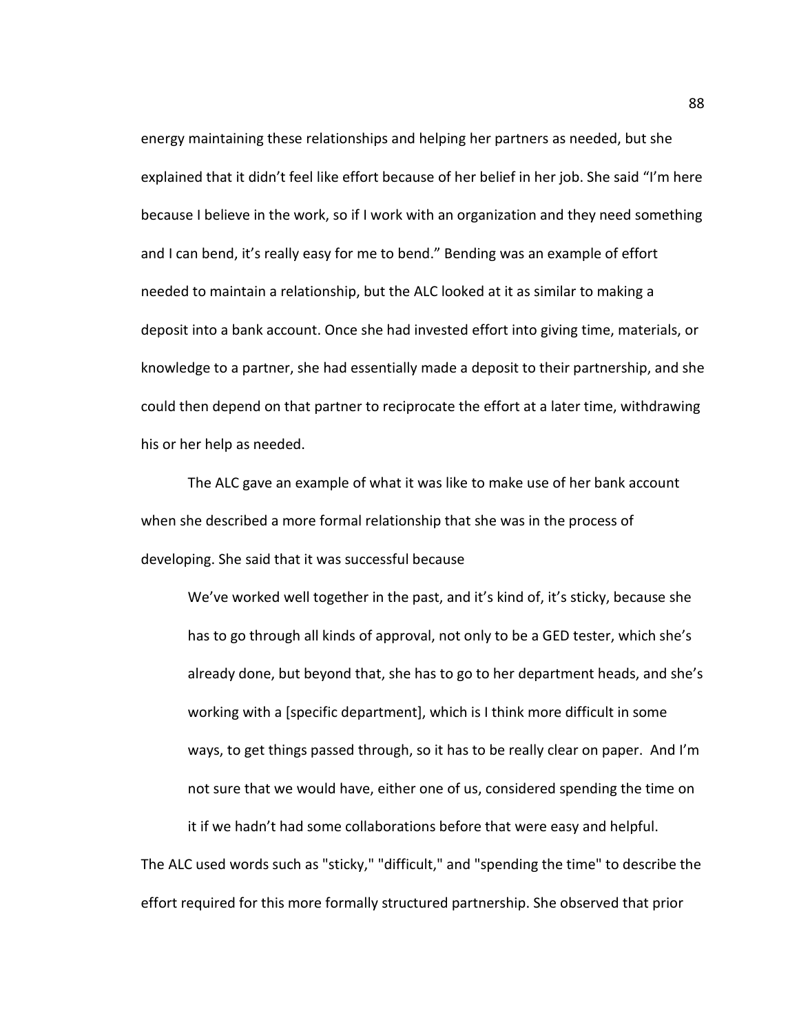energy maintaining these relationships and helping her partners as needed, but she explained that it didn't feel like effort because of her belief in her job. She said "I'm here because I believe in the work, so if I work with an organization and they need something and I can bend, it's really easy for me to bend." Bending was an example of effort needed to maintain a relationship, but the ALC looked at it as similar to making a deposit into a bank account. Once she had invested effort into giving time, materials, or knowledge to a partner, she had essentially made a deposit to their partnership, and she could then depend on that partner to reciprocate the effort at a later time, withdrawing his or her help as needed.

The ALC gave an example of what it was like to make use of her bank account when she described a more formal relationship that she was in the process of developing. She said that it was successful because

> We've worked well together in the past, and it's kind of, it's sticky, because she has to go through all kinds of approval, not only to be a GED tester, which she's already done, but beyond that, she has to go to her department heads, and she's working with a [specific department], which is I think more difficult in some ways, to get things passed through, so it has to be really clear on paper. And I'm not sure that we would have, either one of us, considered spending the time on it if we hadn't had some collaborations before that were easy and helpful.

The ALC used words such as "sticky," "difficult," and "spending the time" to describe the effort required for this more formally structured partnership. She observed that prior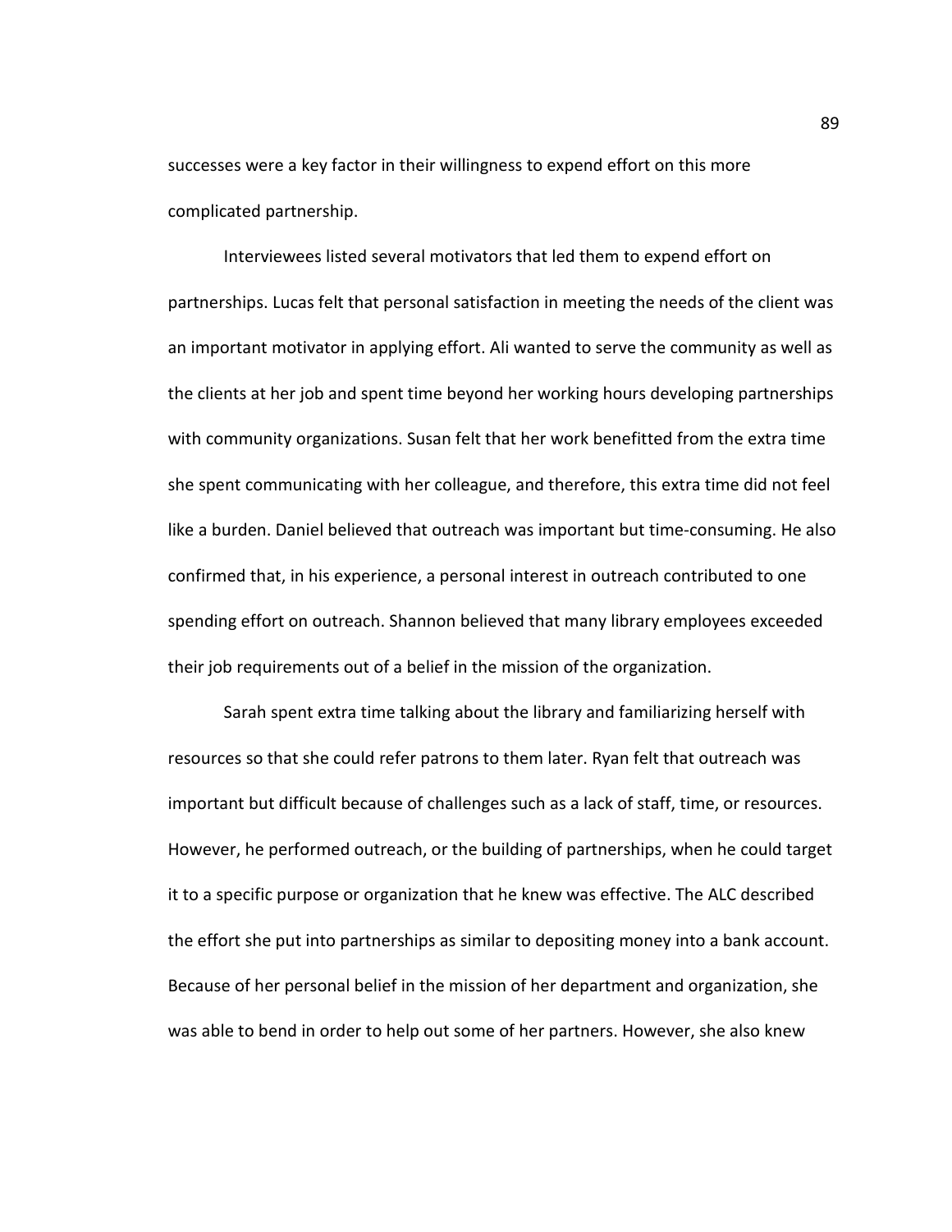successes were a key factor in their willingness to expend effort on this more complicated partnership.

Interviewees listed several motivators that led them to expend effort on partnerships. Lucas felt that personal satisfaction in meeting the needs of the client was an important motivator in applying effort. Ali wanted to serve the community as well as the clients at her job and spent time beyond her working hours developing partnerships with community organizations. Susan felt that her work benefitted from the extra time she spent communicating with her colleague, and therefore, this extra time did not feel like a burden. Daniel believed that outreach was important but time-consuming. He also confirmed that, in his experience, a personal interest in outreach contributed to one spending effort on outreach. Shannon believed that many library employees exceeded their job requirements out of a belief in the mission of the organization.

Sarah spent extra time talking about the library and familiarizing herself with resources so that she could refer patrons to them later. Ryan felt that outreach was important but difficult because of challenges such as a lack of staff, time, or resources. However, he performed outreach, or the building of partnerships, when he could target it to a specific purpose or organization that he knew was effective. The ALC described the effort she put into partnerships as similar to depositing money into a bank account. Because of her personal belief in the mission of her department and organization, she was able to bend in order to help out some of her partners. However, she also knew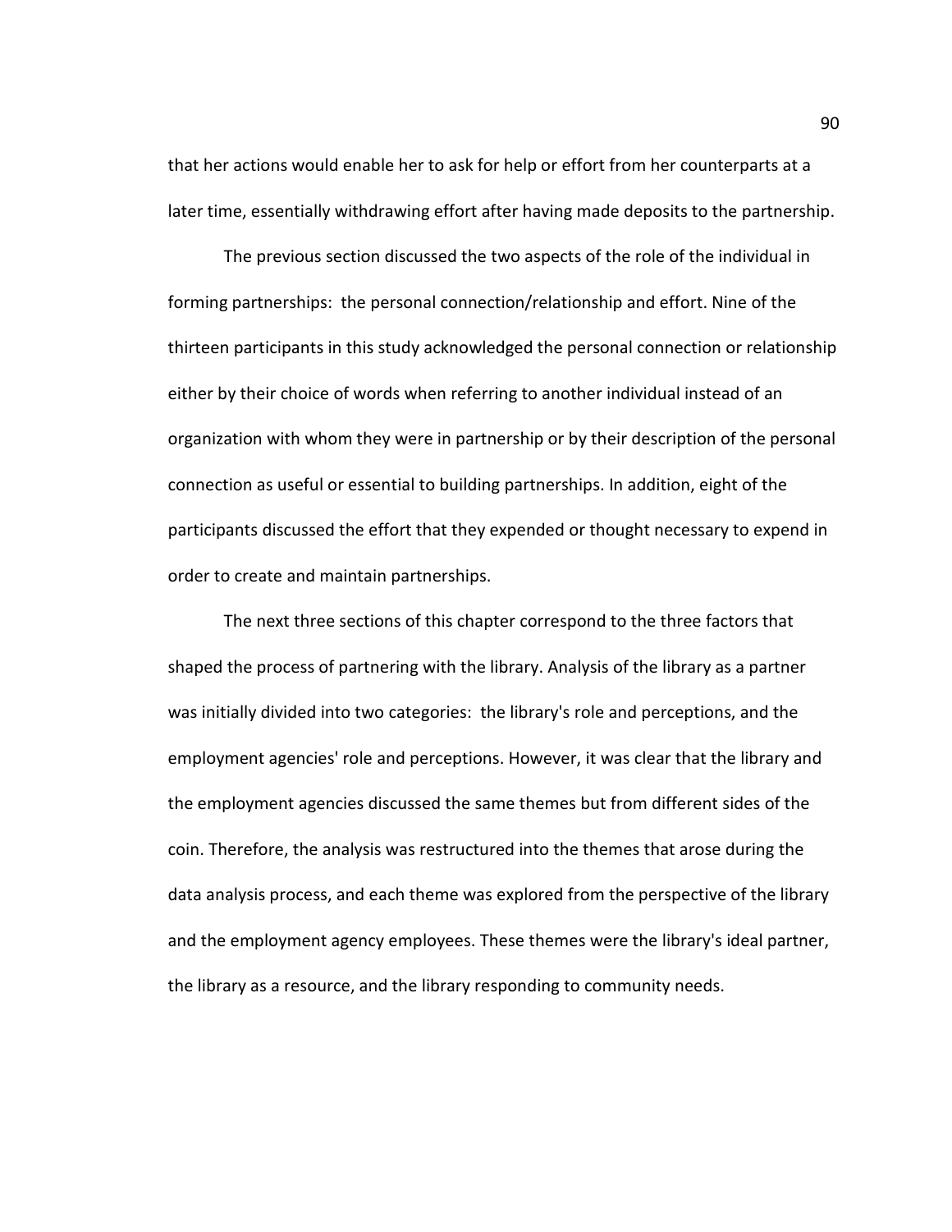that her actions would enable her to ask for help or effort from her counterparts at a later time, essentially withdrawing effort after having made deposits to the partnership.

The previous section discussed the two aspects of the role of the individual in forming partnerships: the personal connection/relationship and effort. Nine of the thirteen participants in this study acknowledged the personal connection or relationship either by their choice of words when referring to another individual instead of an organization with whom they were in partnership or by their description of the personal connection as useful or essential to building partnerships. In addition, eight of the participants discussed the effort that they expended or thought necessary to expend in order to create and maintain partnerships.

The next three sections of this chapter correspond to the three factors that shaped the process of partnering with the library. Analysis of the library as a partner was initially divided into two categories: the library's role and perceptions, and the employment agencies' role and perceptions. However, it was clear that the library and the employment agencies discussed the same themes but from different sides of the coin. Therefore, the analysis was restructured into the themes that arose during the data analysis process, and each theme was explored from the perspective of the library and the employment agency employees. These themes were the library's ideal partner, the library as a resource, and the library responding to community needs.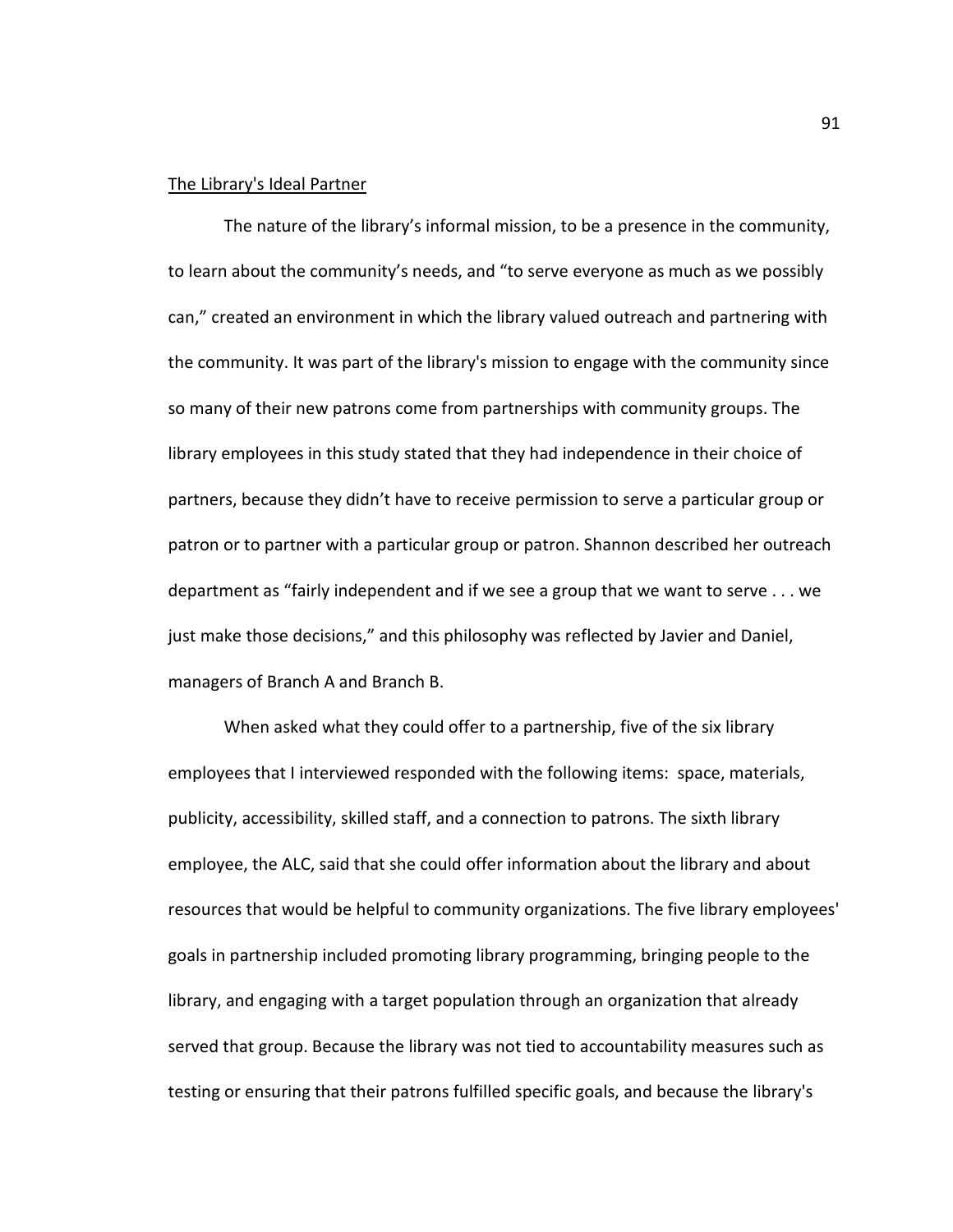## The Library's Ideal Partner

The nature of the library's informal mission, to be a presence in the community, to learn about the community's needs, and "to serve everyone as much as we possibly can," created an environment in which the library valued outreach and partnering with the community. It was part of the library's mission to engage with the community since so many of their new patrons come from partnerships with community groups. The library employees in this study stated that they had independence in their choice of partners, because they didn't have to receive permission to serve a particular group or patron or to partner with a particular group or patron. Shannon described her outreach department as "fairly independent and if we see a group that we want to serve . . . we just make those decisions," and this philosophy was reflected by Javier and Daniel, managers of Branch A and Branch B.

When asked what they could offer to a partnership, five of the six library employees that I interviewed responded with the following items: space, materials, publicity, accessibility, skilled staff, and a connection to patrons. The sixth library employee, the ALC, said that she could offer information about the library and about resources that would be helpful to community organizations. The five library employees' goals in partnership included promoting library programming, bringing people to the library, and engaging with a target population through an organization that already served that group. Because the library was not tied to accountability measures such as testing or ensuring that their patrons fulfilled specific goals, and because the library's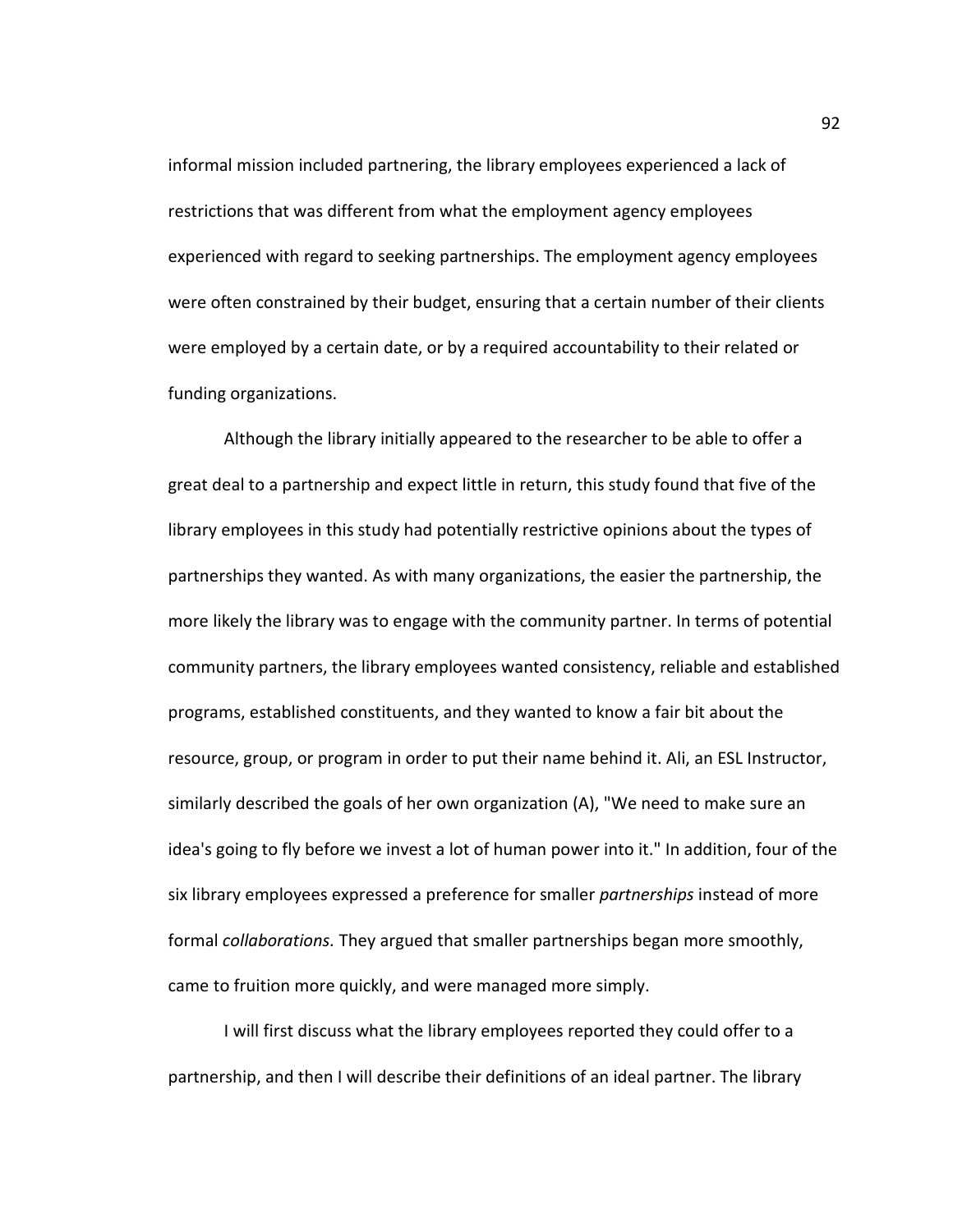informal mission included partnering, the library employees experienced a lack of restrictions that was different from what the employment agency employees experienced with regard to seeking partnerships. The employment agency employees were often constrained by their budget, ensuring that a certain number of their clients were employed by a certain date, or by a required accountability to their related or funding organizations.

Although the library initially appeared to the researcher to be able to offer a great deal to a partnership and expect little in return, this study found that five of the library employees in this study had potentially restrictive opinions about the types of partnerships they wanted. As with many organizations, the easier the partnership, the more likely the library was to engage with the community partner. In terms of potential community partners, the library employees wanted consistency, reliable and established programs, established constituents, and they wanted to know a fair bit about the resource, group, or program in order to put their name behind it. Ali, an ESL Instructor, similarly described the goals of her own organization (A), "We need to make sure an idea's going to fly before we invest a lot of human power into it." In addition, four of the six library employees expressed a preference for smaller *partnerships* instead of more formal *collaborations*. They argued that smaller partnerships began more smoothly, came to fruition more quickly, and were managed more simply.

I will first discuss what the library employees reported they could offer to a partnership, and then I will describe their definitions of an ideal partner. The library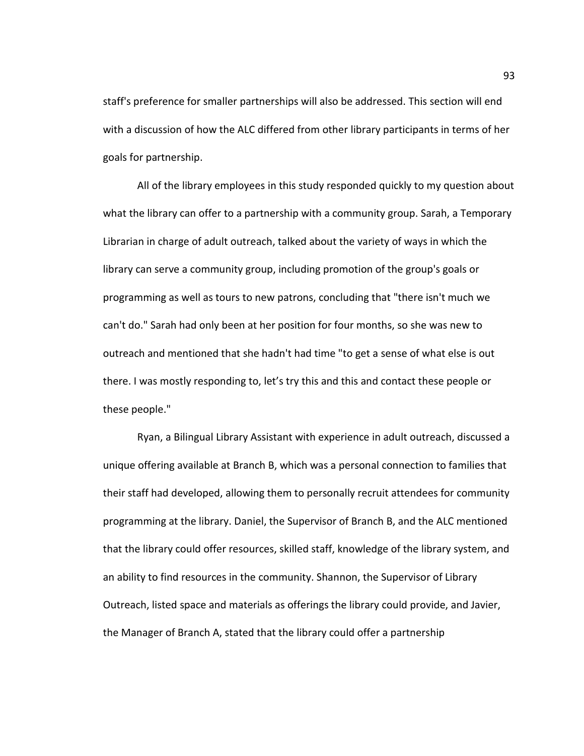staff's preference for smaller partnerships will also be addressed. This section will end with a discussion of how the ALC differed from other library participants in terms of her goals for partnership.

All of the library employees in this study responded quickly to my question about what the library can offer to a partnership with a community group. Sarah, a Temporary Librarian in charge of adult outreach, talked about the variety of ways in which the library can serve a community group, including promotion of the group's goals or programming as well as tours to new patrons, concluding that "there isn't much we can't do." Sarah had only been at her position for four months, so she was new to outreach and mentioned that she hadn't had time "to get a sense of what else is out there. I was mostly responding to, let’s try this and this and contact these people or these people."

Ryan, a Bilingual Library Assistant with experience in adult outreach, discussed a unique offering available at Branch B, which was a personal connection to families that their staff had developed, allowing them to personally recruit attendees for community programming at the library. Daniel, the Supervisor of Branch B, and the ALC mentioned that the library could offer resources, skilled staff, knowledge of the library system, and an ability to find resources in the community. Shannon, the Supervisor of Library Outreach, listed space and materials as offerings the library could provide, and Javier, the Manager of Branch A, stated that the library could offer a partnership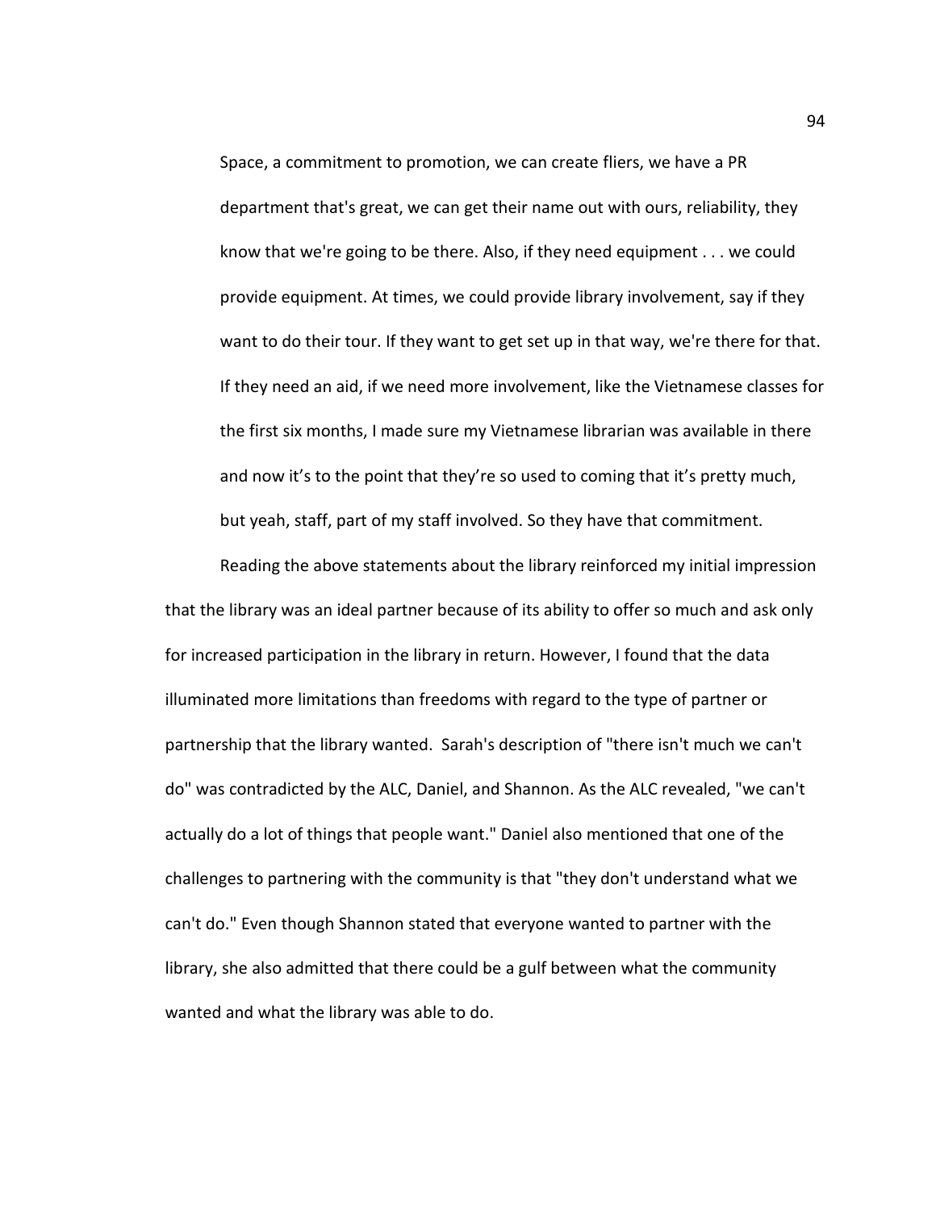> Space, a commitment to promotion, we can create fliers, we have a PR department that's great, we can get their name out with ours, reliability, they know that we're going to be there. Also, if they need equipment . . . we could provide equipment. At times, we could provide library involvement, say if they want to do their tour. If they want to get set up in that way, we're there for that. If they need an aid, if we need more involvement, like the Vietnamese classes for the first six months, I made sure my Vietnamese librarian was available in there and now it's to the point that they're so used to coming that it's pretty much, but yeah, staff, part of my staff involved. So they have that commitment.

Reading the above statements about the library reinforced my initial impression that the library was an ideal partner because of its ability to offer so much and ask only for increased participation in the library in return. However, I found that the data illuminated more limitations than freedoms with regard to the type of partner or partnership that the library wanted. Sarah's description of "there isn't much we can't do" was contradicted by the ALC, Daniel, and Shannon. As the ALC revealed, "we can't actually do a lot of things that people want." Daniel also mentioned that one of the challenges to partnering with the community is that "they don't understand what we can't do." Even though Shannon stated that everyone wanted to partner with the library, she also admitted that there could be a gulf between what the community wanted and what the library was able to do.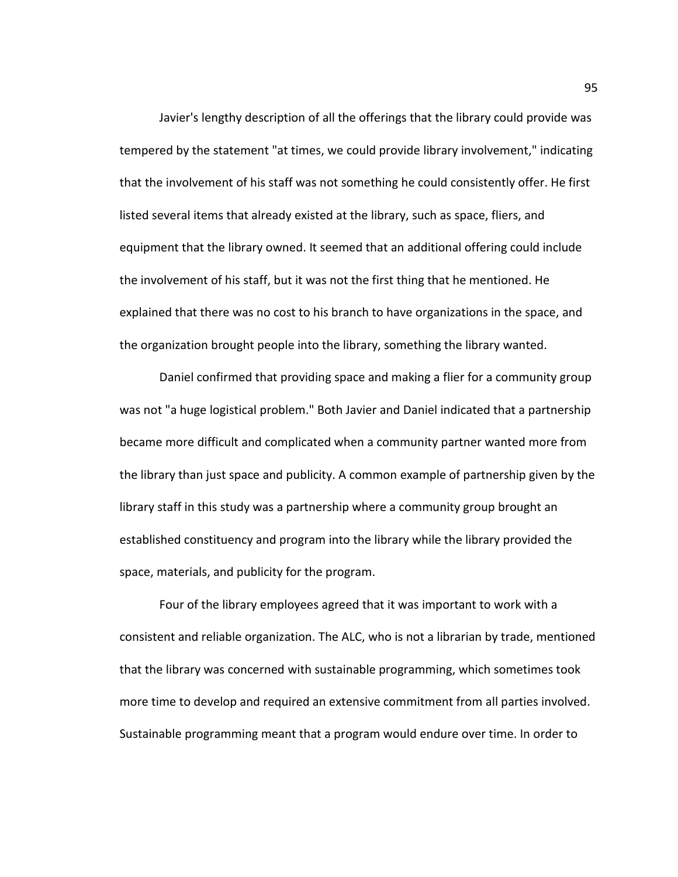Javier's lengthy description of all the offerings that the library could provide was tempered by the statement "at times, we could provide library involvement," indicating that the involvement of his staff was not something he could consistently offer. He first listed several items that already existed at the library, such as space, fliers, and equipment that the library owned. It seemed that an additional offering could include the involvement of his staff, but it was not the first thing that he mentioned. He explained that there was no cost to his branch to have organizations in the space, and the organization brought people into the library, something the library wanted.

Daniel confirmed that providing space and making a flier for a community group was not "a huge logistical problem." Both Javier and Daniel indicated that a partnership became more difficult and complicated when a community partner wanted more from the library than just space and publicity. A common example of partnership given by the library staff in this study was a partnership where a community group brought an established constituency and program into the library while the library provided the space, materials, and publicity for the program.

Four of the library employees agreed that it was important to work with a consistent and reliable organization. The ALC, who is not a librarian by trade, mentioned that the library was concerned with sustainable programming, which sometimes took more time to develop and required an extensive commitment from all parties involved. Sustainable programming meant that a program would endure over time. In order to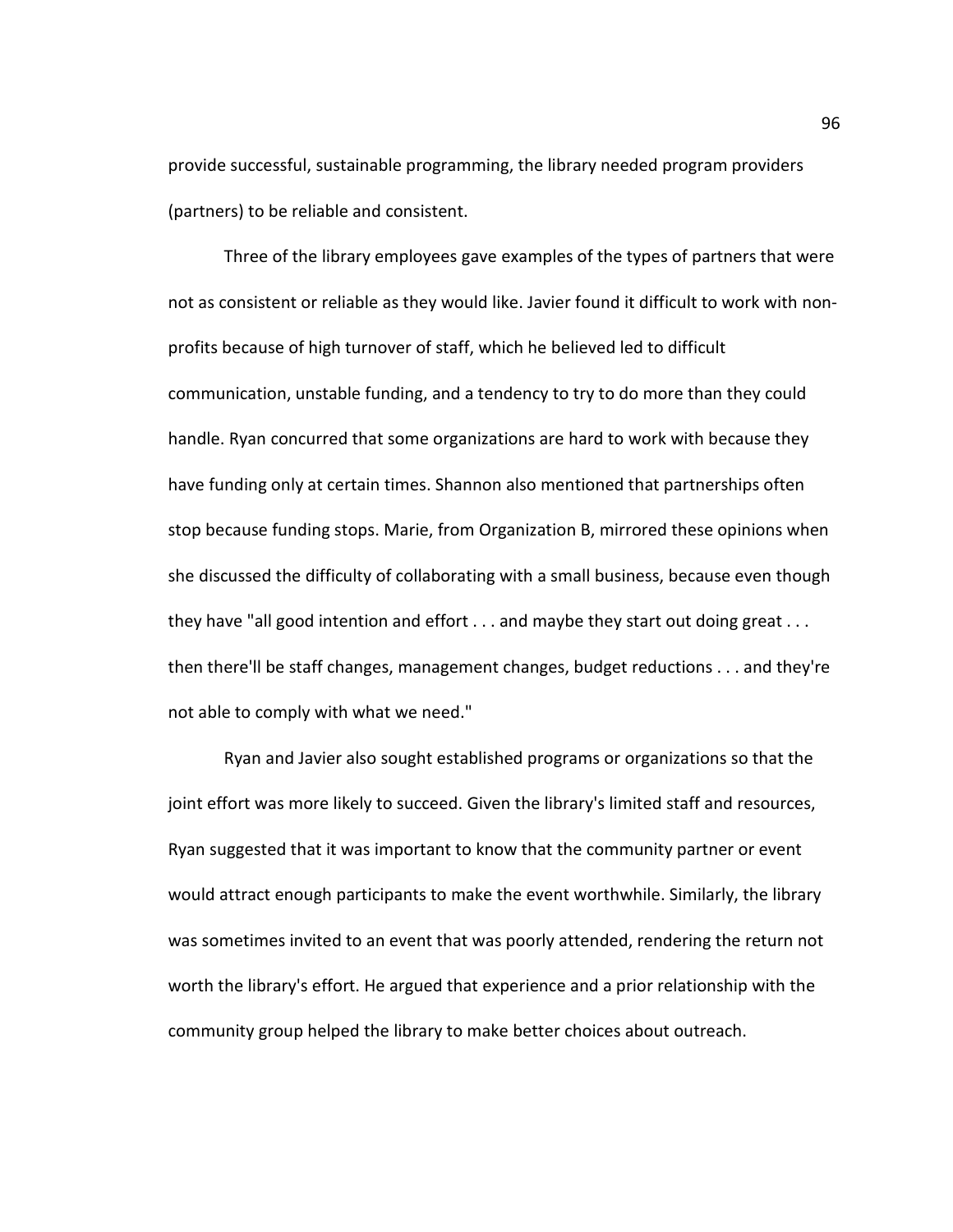provide successful, sustainable programming, the library needed program providers (partners) to be reliable and consistent.

Three of the library employees gave examples of the types of partners that were not as consistent or reliable as they would like. Javier found it difficult to work with non-profits because of high turnover of staff, which he believed led to difficult communication, unstable funding, and a tendency to try to do more than they could handle. Ryan concurred that some organizations are hard to work with because they have funding only at certain times. Shannon also mentioned that partnerships often stop because funding stops. Marie, from Organization B, mirrored these opinions when she discussed the difficulty of collaborating with a small business, because even though they have "all good intention and effort . . . and maybe they start out doing great . . . then there'll be staff changes, management changes, budget reductions . . . and they're not able to comply with what we need."

Ryan and Javier also sought established programs or organizations so that the joint effort was more likely to succeed. Given the library's limited staff and resources, Ryan suggested that it was important to know that the community partner or event would attract enough participants to make the event worthwhile. Similarly, the library was sometimes invited to an event that was poorly attended, rendering the return not worth the library's effort. He argued that experience and a prior relationship with the community group helped the library to make better choices about outreach.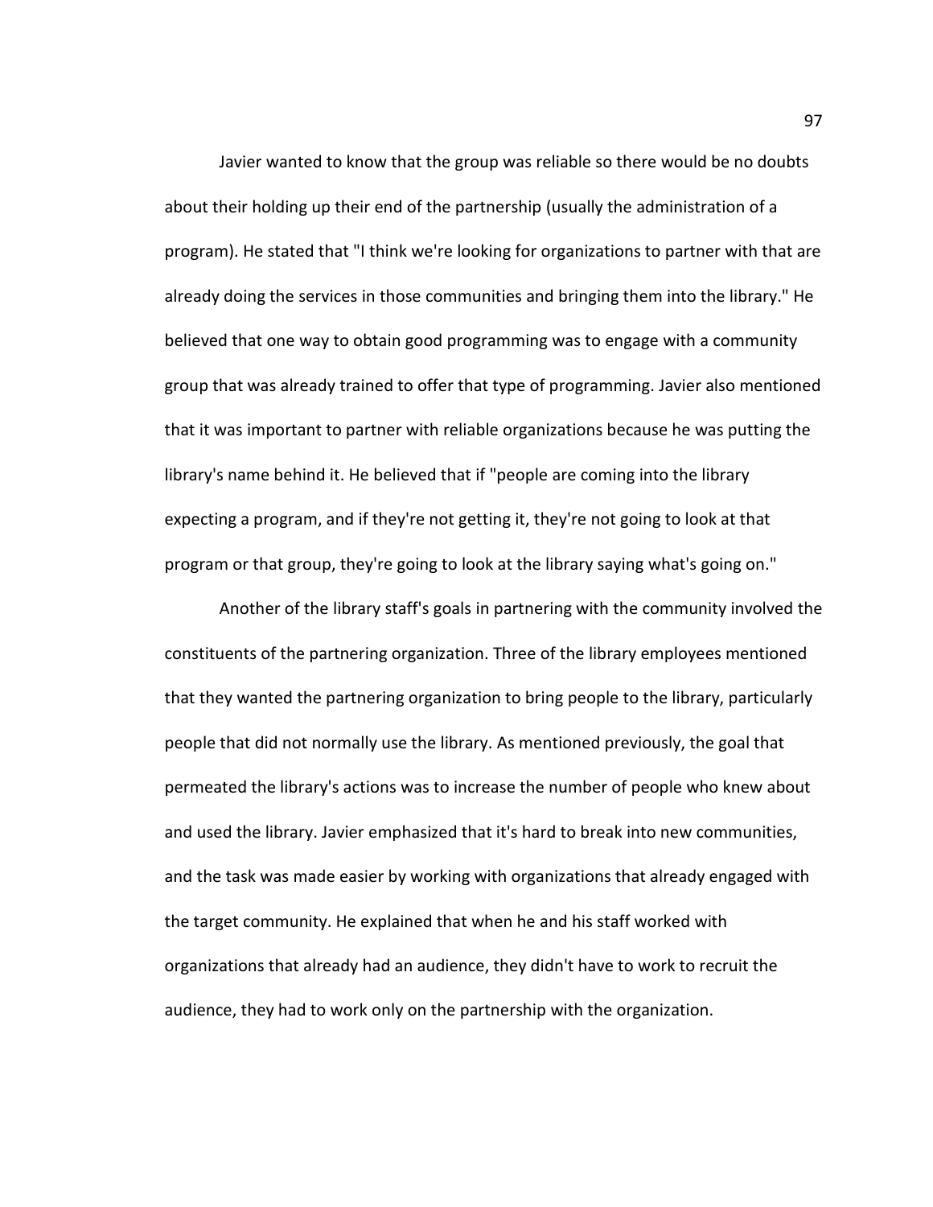Javier wanted to know that the group was reliable so there would be no doubts about their holding up their end of the partnership (usually the administration of a program). He stated that "I think we're looking for organizations to partner with that are already doing the services in those communities and bringing them into the library." He believed that one way to obtain good programming was to engage with a community group that was already trained to offer that type of programming. Javier also mentioned that it was important to partner with reliable organizations because he was putting the library's name behind it. He believed that if "people are coming into the library expecting a program, and if they're not getting it, they're not going to look at that program or that group, they're going to look at the library saying what's going on."

Another of the library staff's goals in partnering with the community involved the constituents of the partnering organization. Three of the library employees mentioned that they wanted the partnering organization to bring people to the library, particularly people that did not normally use the library. As mentioned previously, the goal that permeated the library's actions was to increase the number of people who knew about and used the library. Javier emphasized that it's hard to break into new communities, and the task was made easier by working with organizations that already engaged with the target community. He explained that when he and his staff worked with organizations that already had an audience, they didn't have to work to recruit the audience, they had to work only on the partnership with the organization.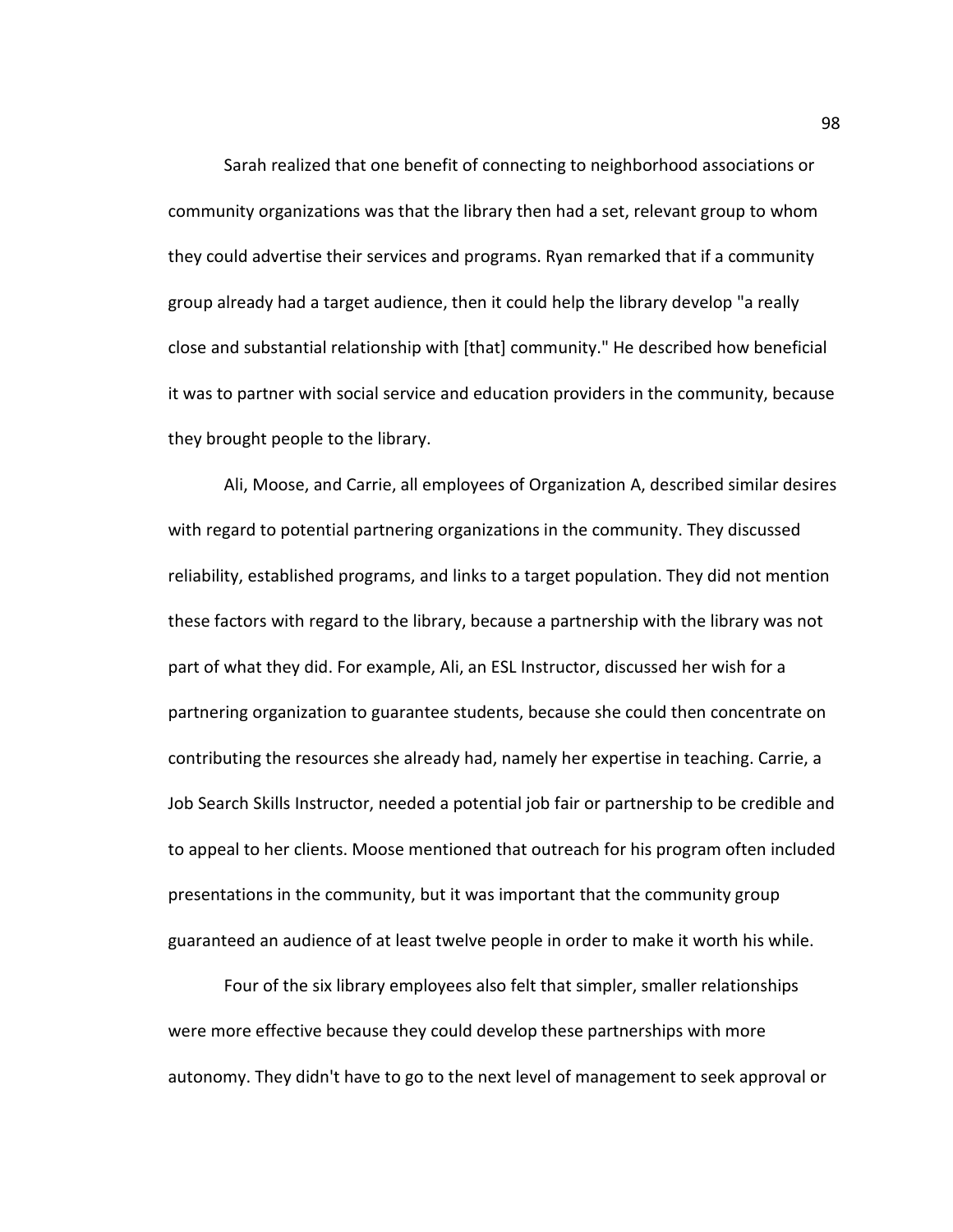Sarah realized that one benefit of connecting to neighborhood associations or community organizations was that the library then had a set, relevant group to whom they could advertise their services and programs. Ryan remarked that if a community group already had a target audience, then it could help the library develop "a really close and substantial relationship with [that] community." He described how beneficial it was to partner with social service and education providers in the community, because they brought people to the library.

Ali, Moose, and Carrie, all employees of Organization A, described similar desires with regard to potential partnering organizations in the community. They discussed reliability, established programs, and links to a target population. They did not mention these factors with regard to the library, because a partnership with the library was not part of what they did. For example, Ali, an ESL Instructor, discussed her wish for a partnering organization to guarantee students, because she could then concentrate on contributing the resources she already had, namely her expertise in teaching. Carrie, a Job Search Skills Instructor, needed a potential job fair or partnership to be credible and to appeal to her clients. Moose mentioned that outreach for his program often included presentations in the community, but it was important that the community group guaranteed an audience of at least twelve people in order to make it worth his while.

Four of the six library employees also felt that simpler, smaller relationships were more effective because they could develop these partnerships with more autonomy. They didn't have to go to the next level of management to seek approval or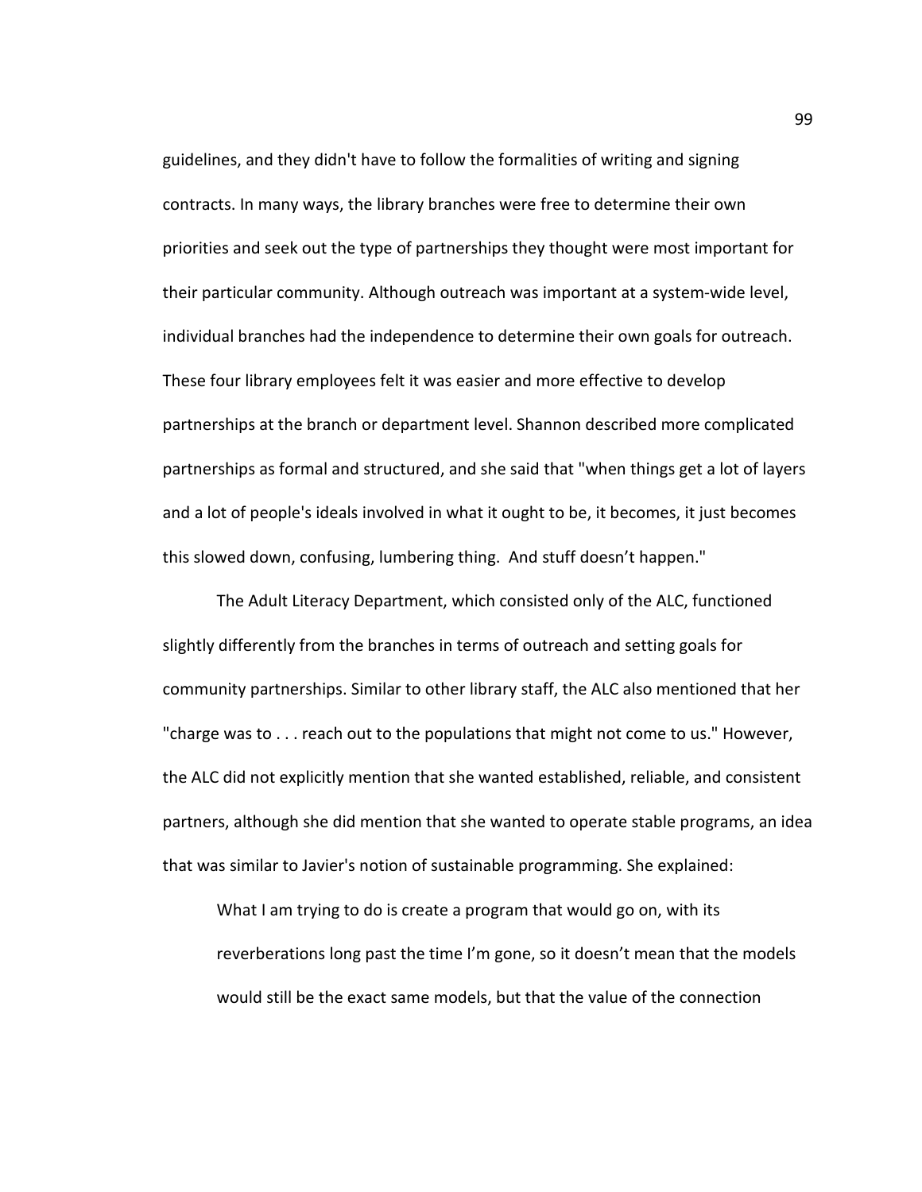guidelines, and they didn't have to follow the formalities of writing and signing contracts. In many ways, the library branches were free to determine their own priorities and seek out the type of partnerships they thought were most important for their particular community. Although outreach was important at a system-wide level, individual branches had the independence to determine their own goals for outreach. These four library employees felt it was easier and more effective to develop partnerships at the branch or department level. Shannon described more complicated partnerships as formal and structured, and she said that "when things get a lot of layers and a lot of people's ideals involved in what it ought to be, it becomes, it just becomes this slowed down, confusing, lumbering thing.  And stuff doesn't happen."

The Adult Literacy Department, which consisted only of the ALC, functioned slightly differently from the branches in terms of outreach and setting goals for community partnerships. Similar to other library staff, the ALC also mentioned that her "charge was to . . . reach out to the populations that might not come to us." However, the ALC did not explicitly mention that she wanted established, reliable, and consistent partners, although she did mention that she wanted to operate stable programs, an idea that was similar to Javier's notion of sustainable programming. She explained:

> What I am trying to do is create a program that would go on, with its reverberations long past the time I'm gone, so it doesn't mean that the models would still be the exact same models, but that the value of the connection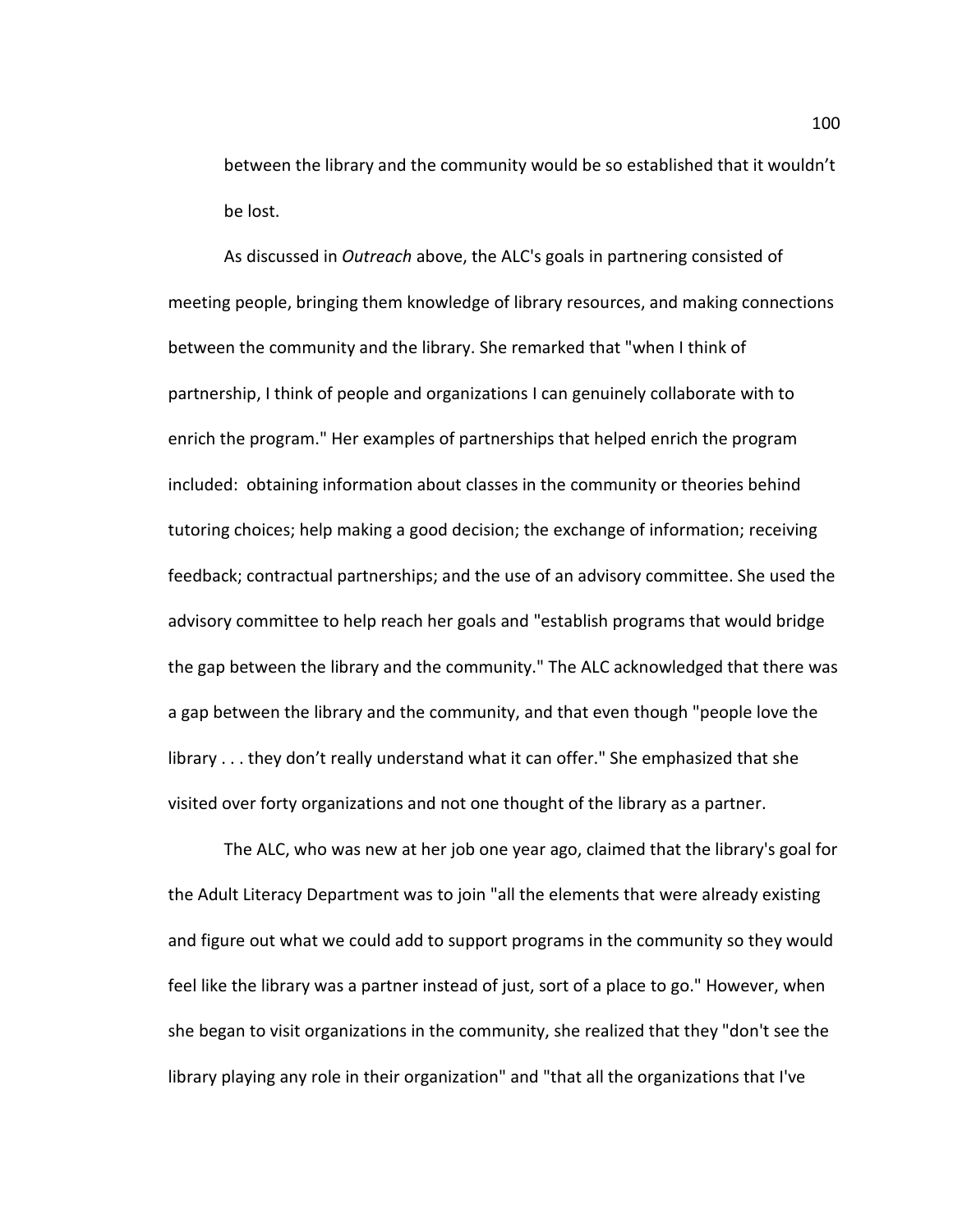between the library and the community would be so established that it wouldn't be lost.

As discussed in *Outreach* above, the ALC's goals in partnering consisted of meeting people, bringing them knowledge of library resources, and making connections between the community and the library. She remarked that "when I think of partnership, I think of people and organizations I can genuinely collaborate with to enrich the program." Her examples of partnerships that helped enrich the program included: obtaining information about classes in the community or theories behind tutoring choices; help making a good decision; the exchange of information; receiving feedback; contractual partnerships; and the use of an advisory committee. She used the advisory committee to help reach her goals and "establish programs that would bridge the gap between the library and the community." The ALC acknowledged that there was a gap between the library and the community, and that even though "people love the library . . . they don't really understand what it can offer." She emphasized that she visited over forty organizations and not one thought of the library as a partner.

The ALC, who was new at her job one year ago, claimed that the library's goal for the Adult Literacy Department was to join "all the elements that were already existing and figure out what we could add to support programs in the community so they would feel like the library was a partner instead of just, sort of a place to go." However, when she began to visit organizations in the community, she realized that they "don't see the library playing any role in their organization" and "that all the organizations that I've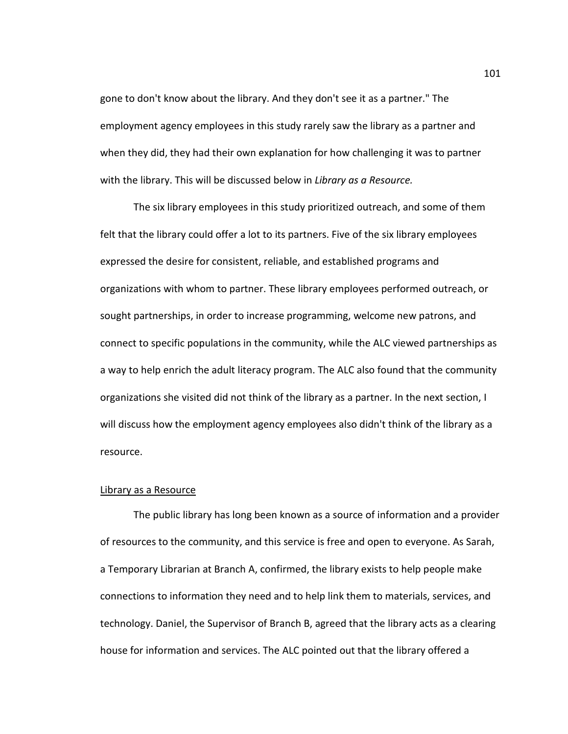gone to don't know about the library. And they don't see it as a partner." The employment agency employees in this study rarely saw the library as a partner and when they did, they had their own explanation for how challenging it was to partner with the library. This will be discussed below in *Library as a Resource.*

The six library employees in this study prioritized outreach, and some of them felt that the library could offer a lot to its partners. Five of the six library employees expressed the desire for consistent, reliable, and established programs and organizations with whom to partner. These library employees performed outreach, or sought partnerships, in order to increase programming, welcome new patrons, and connect to specific populations in the community, while the ALC viewed partnerships as a way to help enrich the adult literacy program. The ALC also found that the community organizations she visited did not think of the library as a partner. In the next section, I will discuss how the employment agency employees also didn't think of the library as a resource.

### Library as a Resource

The public library has long been known as a source of information and a provider of resources to the community, and this service is free and open to everyone. As Sarah, a Temporary Librarian at Branch A, confirmed, the library exists to help people make connections to information they need and to help link them to materials, services, and technology. Daniel, the Supervisor of Branch B, agreed that the library acts as a clearing house for information and services. The ALC pointed out that the library offered a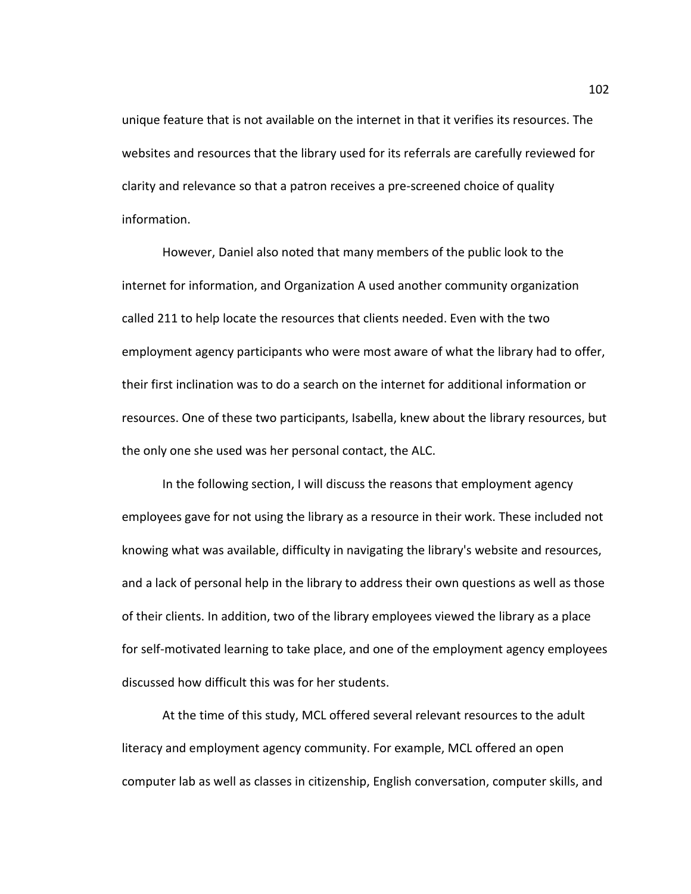unique feature that is not available on the internet in that it verifies its resources. The websites and resources that the library used for its referrals are carefully reviewed for clarity and relevance so that a patron receives a pre-screened choice of quality information.

However, Daniel also noted that many members of the public look to the internet for information, and Organization A used another community organization called 211 to help locate the resources that clients needed. Even with the two employment agency participants who were most aware of what the library had to offer, their first inclination was to do a search on the internet for additional information or resources. One of these two participants, Isabella, knew about the library resources, but the only one she used was her personal contact, the ALC.

In the following section, I will discuss the reasons that employment agency employees gave for not using the library as a resource in their work. These included not knowing what was available, difficulty in navigating the library's website and resources, and a lack of personal help in the library to address their own questions as well as those of their clients. In addition, two of the library employees viewed the library as a place for self-motivated learning to take place, and one of the employment agency employees discussed how difficult this was for her students.

At the time of this study, MCL offered several relevant resources to the adult literacy and employment agency community. For example, MCL offered an open computer lab as well as classes in citizenship, English conversation, computer skills, and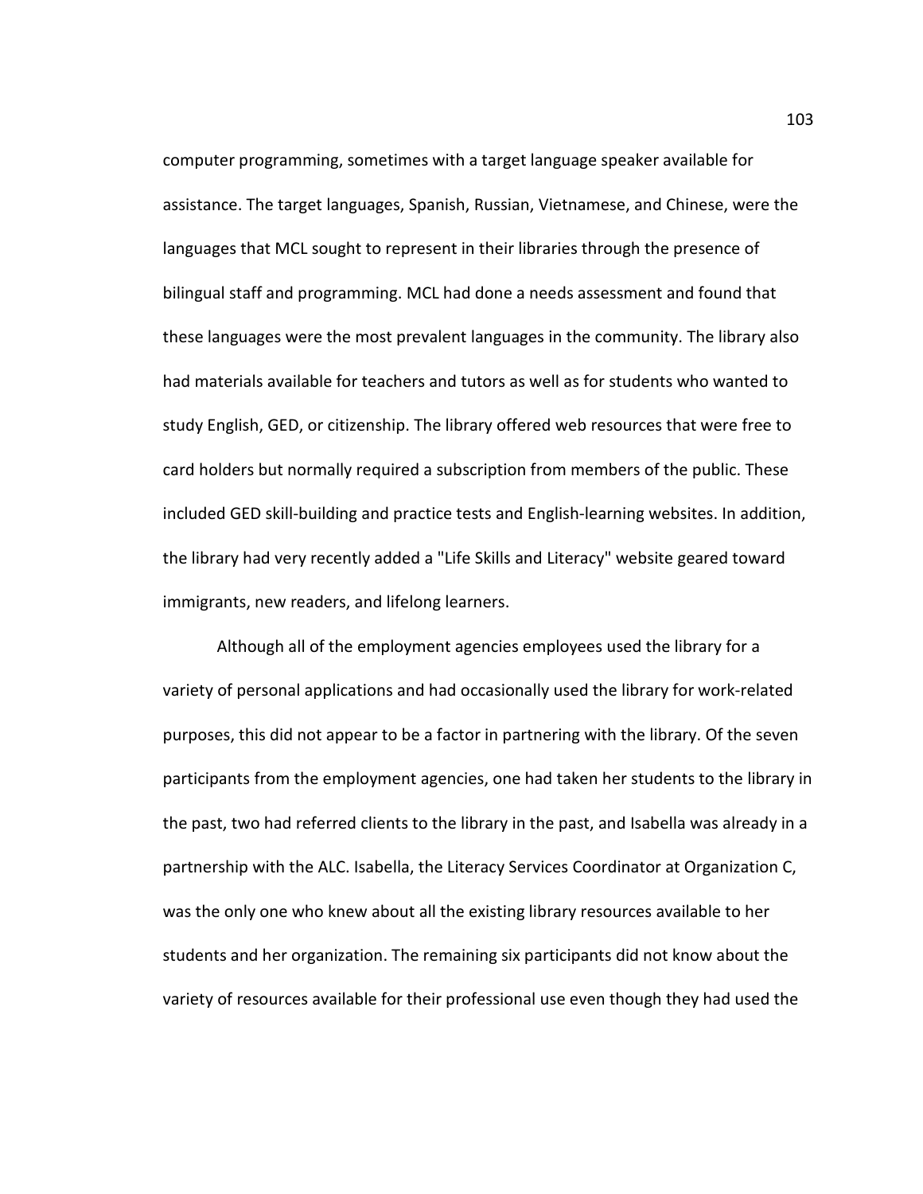computer programming, sometimes with a target language speaker available for assistance. The target languages, Spanish, Russian, Vietnamese, and Chinese, were the languages that MCL sought to represent in their libraries through the presence of bilingual staff and programming. MCL had done a needs assessment and found that these languages were the most prevalent languages in the community. The library also had materials available for teachers and tutors as well as for students who wanted to study English, GED, or citizenship. The library offered web resources that were free to card holders but normally required a subscription from members of the public. These included GED skill-building and practice tests and English-learning websites. In addition, the library had very recently added a "Life Skills and Literacy" website geared toward immigrants, new readers, and lifelong learners.

Although all of the employment agencies employees used the library for a variety of personal applications and had occasionally used the library for work-related purposes, this did not appear to be a factor in partnering with the library. Of the seven participants from the employment agencies, one had taken her students to the library in the past, two had referred clients to the library in the past, and Isabella was already in a partnership with the ALC. Isabella, the Literacy Services Coordinator at Organization C, was the only one who knew about all the existing library resources available to her students and her organization. The remaining six participants did not know about the variety of resources available for their professional use even though they had used the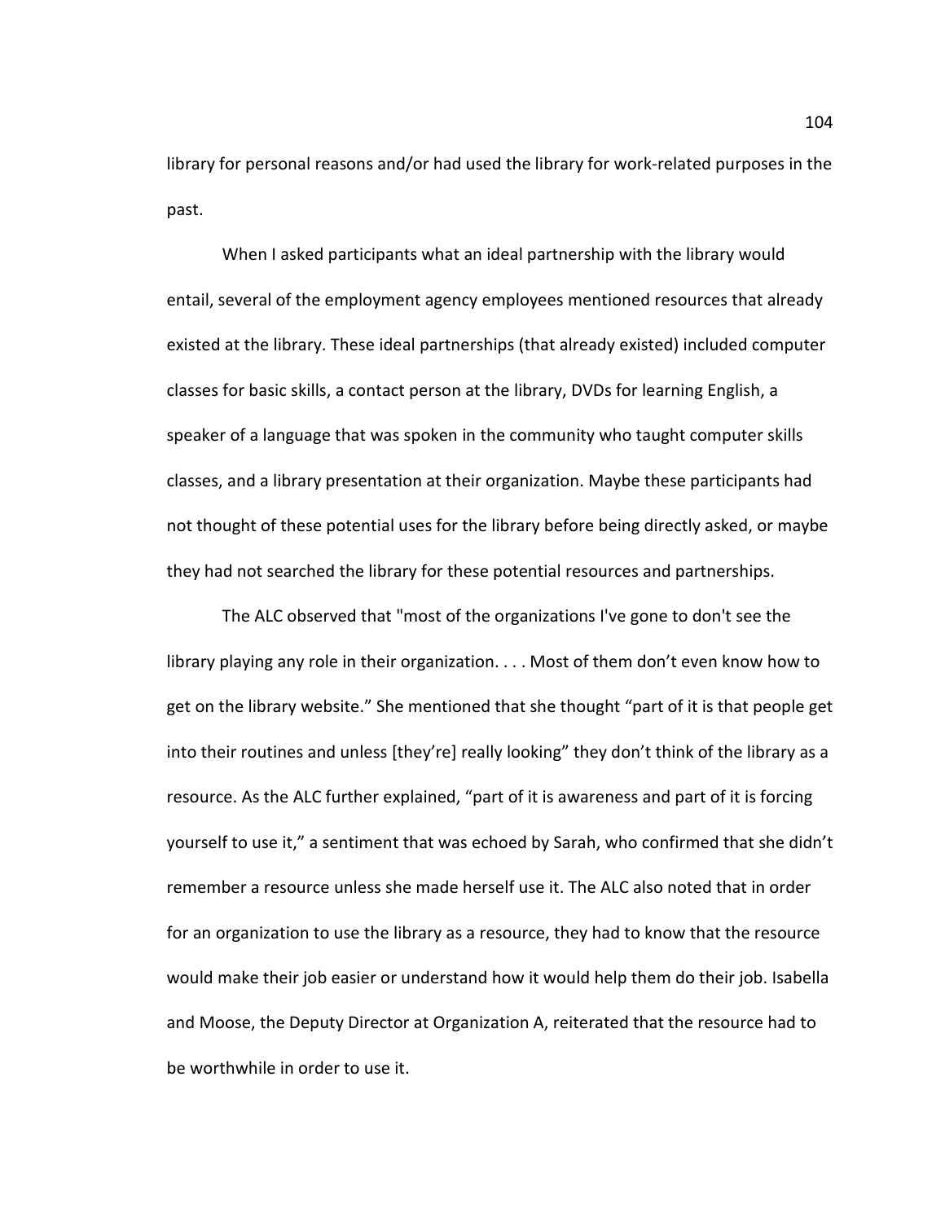library for personal reasons and/or had used the library for work-related purposes in the past.

When I asked participants what an ideal partnership with the library would entail, several of the employment agency employees mentioned resources that already existed at the library. These ideal partnerships (that already existed) included computer classes for basic skills, a contact person at the library, DVDs for learning English, a speaker of a language that was spoken in the community who taught computer skills classes, and a library presentation at their organization. Maybe these participants had not thought of these potential uses for the library before being directly asked, or maybe they had not searched the library for these potential resources and partnerships.

The ALC observed that "most of the organizations I've gone to don't see the library playing any role in their organization. . . . Most of them don't even know how to get on the library website." She mentioned that she thought "part of it is that people get into their routines and unless [they're] really looking" they don't think of the library as a resource. As the ALC further explained, "part of it is awareness and part of it is forcing yourself to use it," a sentiment that was echoed by Sarah, who confirmed that she didn't remember a resource unless she made herself use it. The ALC also noted that in order for an organization to use the library as a resource, they had to know that the resource would make their job easier or understand how it would help them do their job. Isabella and Moose, the Deputy Director at Organization A, reiterated that the resource had to be worthwhile in order to use it.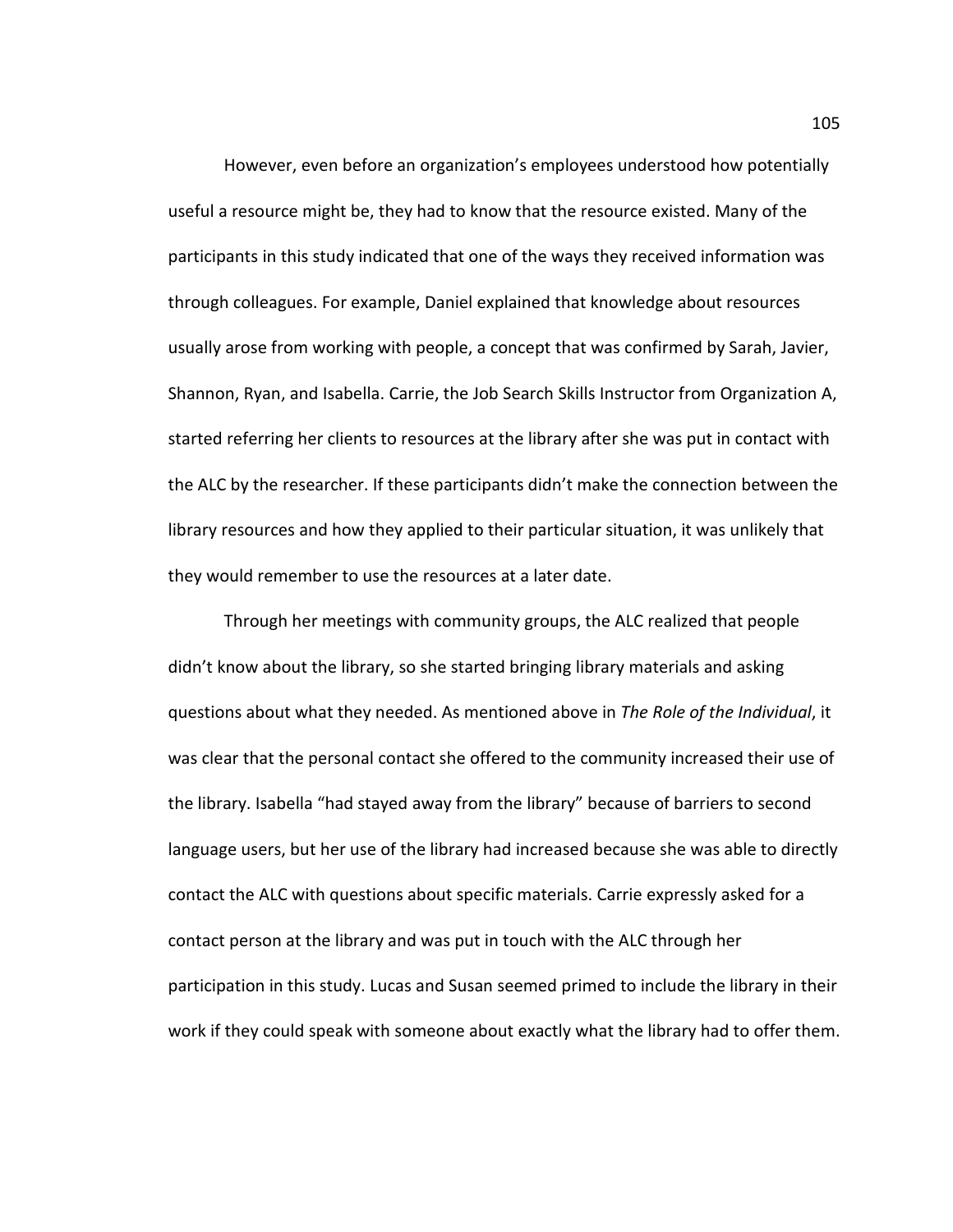However, even before an organization's employees understood how potentially useful a resource might be, they had to know that the resource existed. Many of the participants in this study indicated that one of the ways they received information was through colleagues. For example, Daniel explained that knowledge about resources usually arose from working with people, a concept that was confirmed by Sarah, Javier, Shannon, Ryan, and Isabella. Carrie, the Job Search Skills Instructor from Organization A, started referring her clients to resources at the library after she was put in contact with the ALC by the researcher. If these participants didn't make the connection between the library resources and how they applied to their particular situation, it was unlikely that they would remember to use the resources at a later date.

Through her meetings with community groups, the ALC realized that people didn't know about the library, so she started bringing library materials and asking questions about what they needed. As mentioned above in *The Role of the Individual*, it was clear that the personal contact she offered to the community increased their use of the library. Isabella "had stayed away from the library" because of barriers to second language users, but her use of the library had increased because she was able to directly contact the ALC with questions about specific materials. Carrie expressly asked for a contact person at the library and was put in touch with the ALC through her participation in this study. Lucas and Susan seemed primed to include the library in their work if they could speak with someone about exactly what the library had to offer them.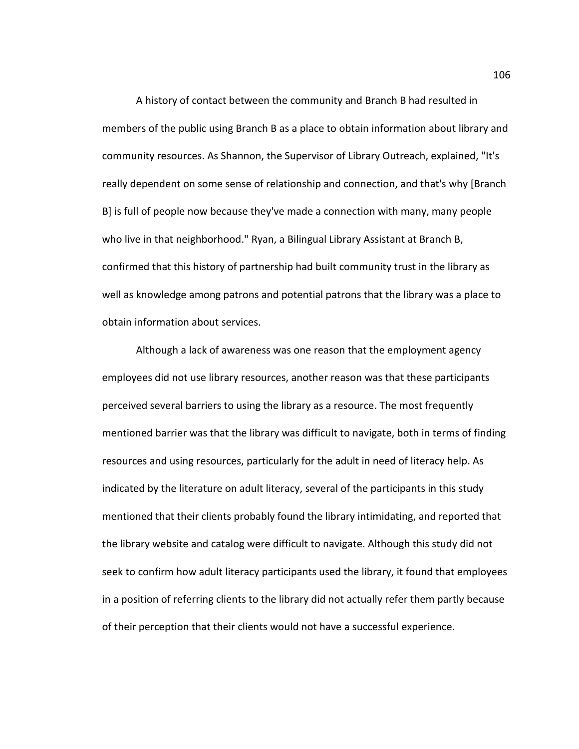A history of contact between the community and Branch B had resulted in members of the public using Branch B as a place to obtain information about library and community resources. As Shannon, the Supervisor of Library Outreach, explained, "It's really dependent on some sense of relationship and connection, and that's why [Branch B] is full of people now because they've made a connection with many, many people who live in that neighborhood." Ryan, a Bilingual Library Assistant at Branch B, confirmed that this history of partnership had built community trust in the library as well as knowledge among patrons and potential patrons that the library was a place to obtain information about services.

Although a lack of awareness was one reason that the employment agency employees did not use library resources, another reason was that these participants perceived several barriers to using the library as a resource. The most frequently mentioned barrier was that the library was difficult to navigate, both in terms of finding resources and using resources, particularly for the adult in need of literacy help. As indicated by the literature on adult literacy, several of the participants in this study mentioned that their clients probably found the library intimidating, and reported that the library website and catalog were difficult to navigate. Although this study did not seek to confirm how adult literacy participants used the library, it found that employees in a position of referring clients to the library did not actually refer them partly because of their perception that their clients would not have a successful experience.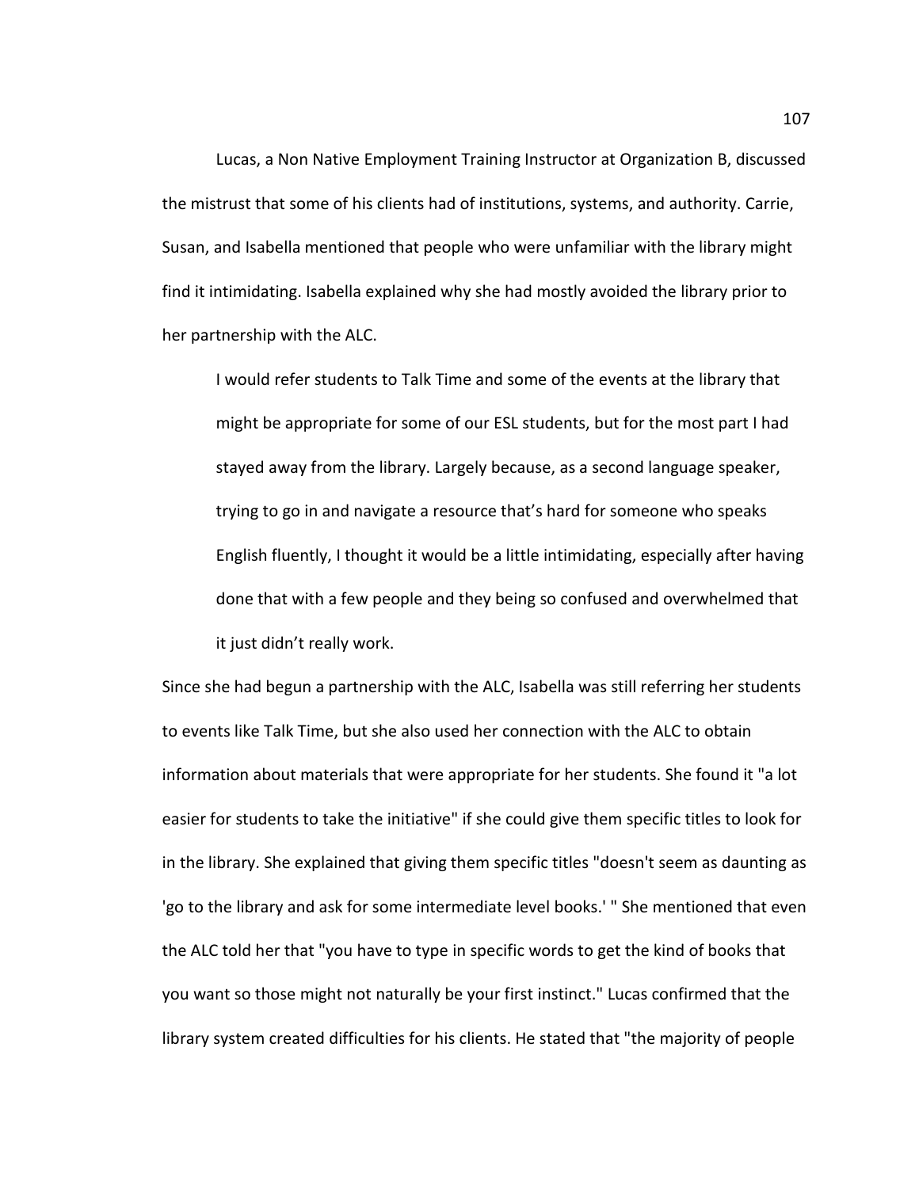Lucas, a Non Native Employment Training Instructor at Organization B, discussed the mistrust that some of his clients had of institutions, systems, and authority. Carrie, Susan, and Isabella mentioned that people who were unfamiliar with the library might find it intimidating. Isabella explained why she had mostly avoided the library prior to her partnership with the ALC.

> I would refer students to Talk Time and some of the events at the library that might be appropriate for some of our ESL students, but for the most part I had stayed away from the library. Largely because, as a second language speaker, trying to go in and navigate a resource that's hard for someone who speaks English fluently, I thought it would be a little intimidating, especially after having done that with a few people and they being so confused and overwhelmed that it just didn't really work.

Since she had begun a partnership with the ALC, Isabella was still referring her students to events like Talk Time, but she also used her connection with the ALC to obtain information about materials that were appropriate for her students. She found it "a lot easier for students to take the initiative" if she could give them specific titles to look for in the library. She explained that giving them specific titles "doesn't seem as daunting as 'go to the library and ask for some intermediate level books.' " She mentioned that even the ALC told her that "you have to type in specific words to get the kind of books that you want so those might not naturally be your first instinct." Lucas confirmed that the library system created difficulties for his clients. He stated that "the majority of people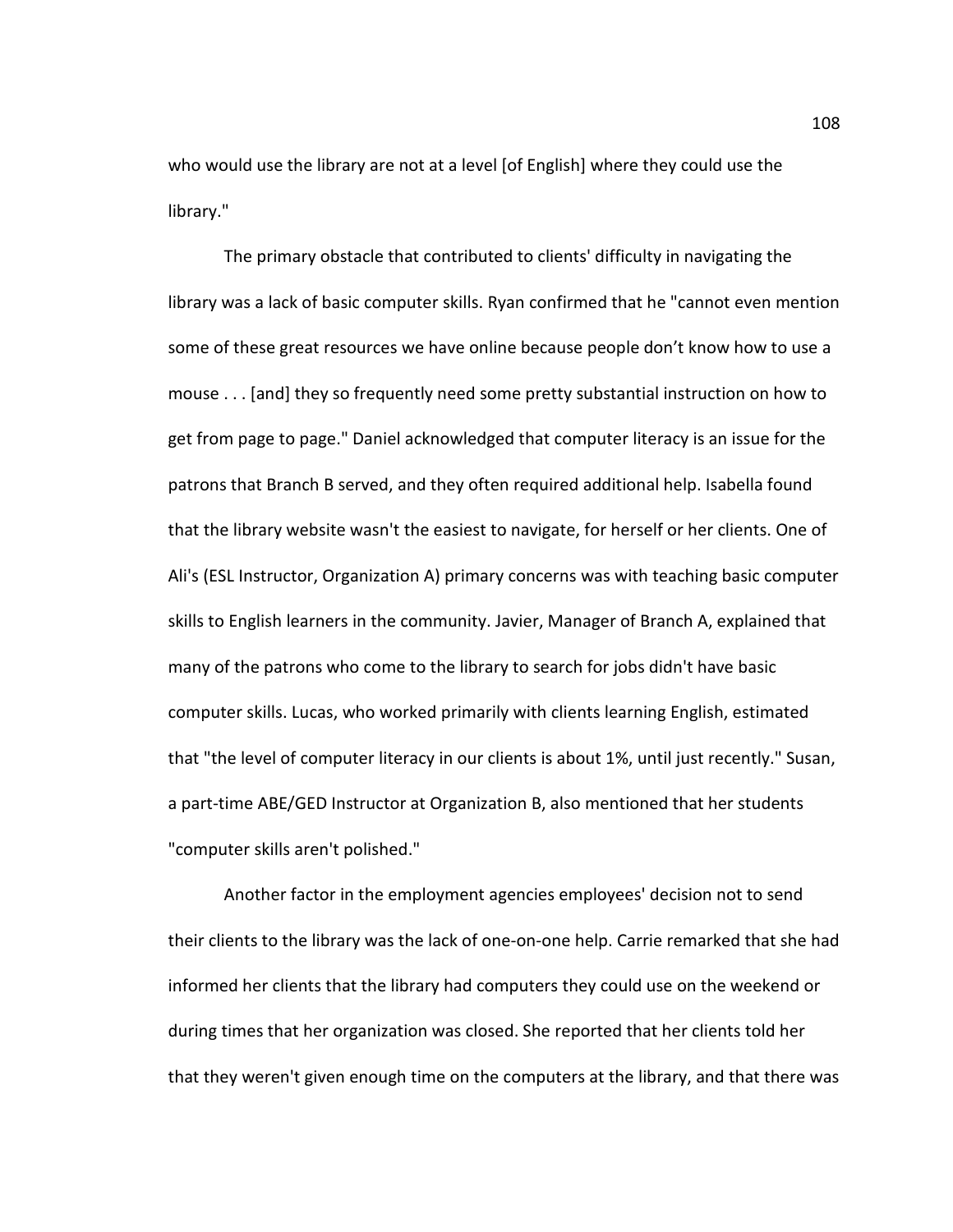who would use the library are not at a level [of English] where they could use the library."

The primary obstacle that contributed to clients' difficulty in navigating the library was a lack of basic computer skills. Ryan confirmed that he "cannot even mention some of these great resources we have online because people don't know how to use a mouse . . . [and] they so frequently need some pretty substantial instruction on how to get from page to page." Daniel acknowledged that computer literacy is an issue for the patrons that Branch B served, and they often required additional help. Isabella found that the library website wasn't the easiest to navigate, for herself or her clients. One of Ali's (ESL Instructor, Organization A) primary concerns was with teaching basic computer skills to English learners in the community. Javier, Manager of Branch A, explained that many of the patrons who come to the library to search for jobs didn't have basic computer skills. Lucas, who worked primarily with clients learning English, estimated that "the level of computer literacy in our clients is about 1%, until just recently." Susan, a part-time ABE/GED Instructor at Organization B, also mentioned that her students "computer skills aren't polished."

Another factor in the employment agencies employees' decision not to send their clients to the library was the lack of one-on-one help. Carrie remarked that she had informed her clients that the library had computers they could use on the weekend or during times that her organization was closed. She reported that her clients told her that they weren't given enough time on the computers at the library, and that there was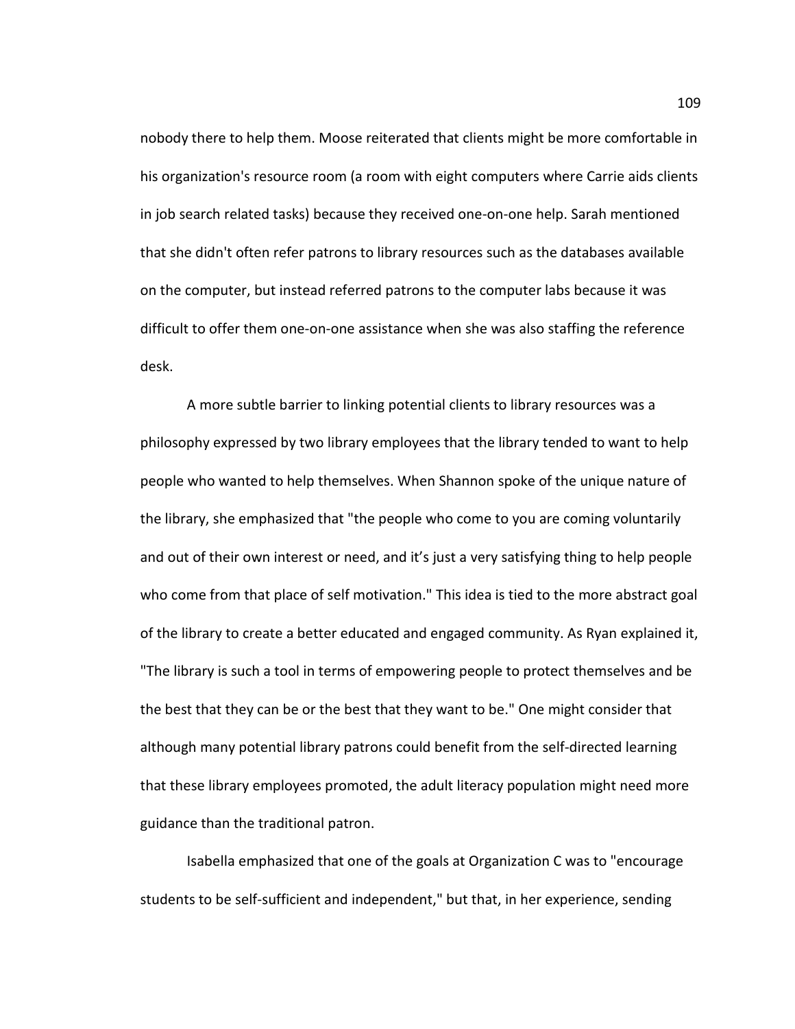nobody there to help them. Moose reiterated that clients might be more comfortable in his organization's resource room (a room with eight computers where Carrie aids clients in job search related tasks) because they received one-on-one help. Sarah mentioned that she didn't often refer patrons to library resources such as the databases available on the computer, but instead referred patrons to the computer labs because it was difficult to offer them one-on-one assistance when she was also staffing the reference desk.

A more subtle barrier to linking potential clients to library resources was a philosophy expressed by two library employees that the library tended to want to help people who wanted to help themselves. When Shannon spoke of the unique nature of the library, she emphasized that "the people who come to you are coming voluntarily and out of their own interest or need, and it's just a very satisfying thing to help people who come from that place of self motivation." This idea is tied to the more abstract goal of the library to create a better educated and engaged community. As Ryan explained it, "The library is such a tool in terms of empowering people to protect themselves and be the best that they can be or the best that they want to be." One might consider that although many potential library patrons could benefit from the self-directed learning that these library employees promoted, the adult literacy population might need more guidance than the traditional patron.

Isabella emphasized that one of the goals at Organization C was to "encourage students to be self-sufficient and independent," but that, in her experience, sending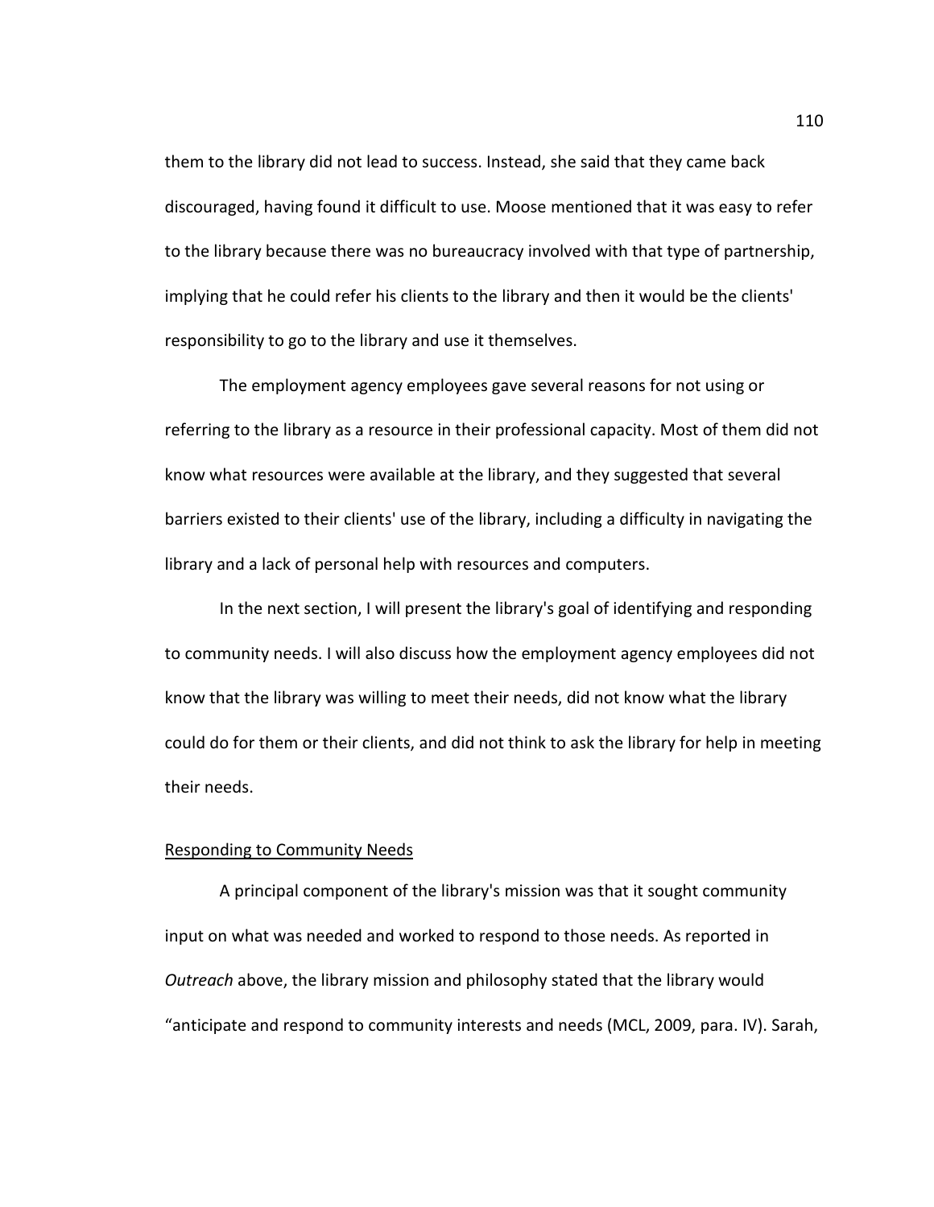them to the library did not lead to success. Instead, she said that they came back discouraged, having found it difficult to use. Moose mentioned that it was easy to refer to the library because there was no bureaucracy involved with that type of partnership, implying that he could refer his clients to the library and then it would be the clients' responsibility to go to the library and use it themselves.

The employment agency employees gave several reasons for not using or referring to the library as a resource in their professional capacity. Most of them did not know what resources were available at the library, and they suggested that several barriers existed to their clients' use of the library, including a difficulty in navigating the library and a lack of personal help with resources and computers.

In the next section, I will present the library's goal of identifying and responding to community needs. I will also discuss how the employment agency employees did not know that the library was willing to meet their needs, did not know what the library could do for them or their clients, and did not think to ask the library for help in meeting their needs.

<u>Responding to Community Needs</u>

A principal component of the library's mission was that it sought community input on what was needed and worked to respond to those needs. As reported in *Outreach* above, the library mission and philosophy stated that the library would "anticipate and respond to community interests and needs (MCL, 2009, para. IV). Sarah,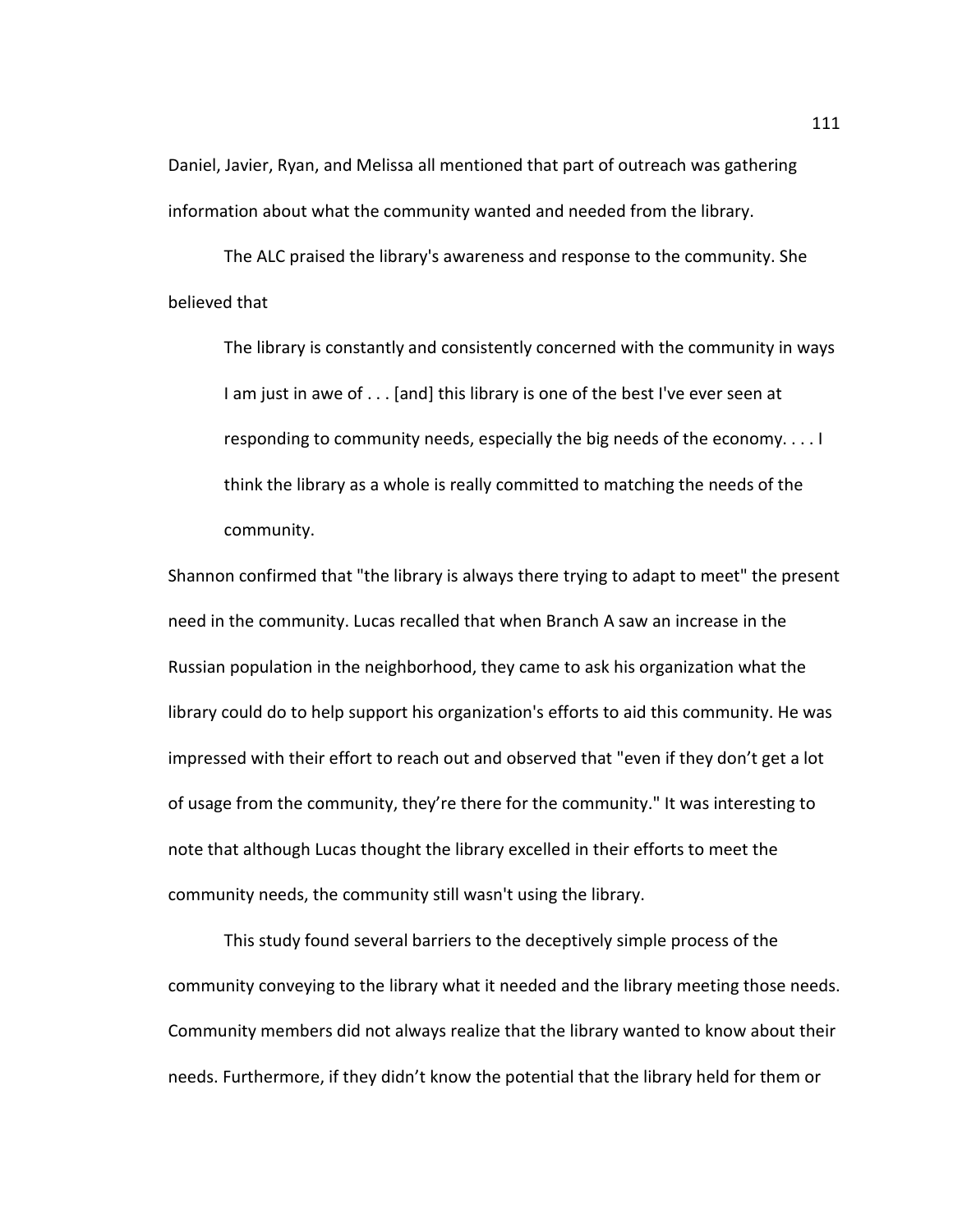Daniel, Javier, Ryan, and Melissa all mentioned that part of outreach was gathering information about what the community wanted and needed from the library.

The ALC praised the library's awareness and response to the community. She believed that

> The library is constantly and consistently concerned with the community in ways I am just in awe of . . . [and] this library is one of the best I've ever seen at responding to community needs, especially the big needs of the economy. . . . I think the library as a whole is really committed to matching the needs of the community.

Shannon confirmed that "the library is always there trying to adapt to meet" the present need in the community. Lucas recalled that when Branch A saw an increase in the Russian population in the neighborhood, they came to ask his organization what the library could do to help support his organization's efforts to aid this community. He was impressed with their effort to reach out and observed that "even if they don't get a lot of usage from the community, they're there for the community." It was interesting to note that although Lucas thought the library excelled in their efforts to meet the community needs, the community still wasn't using the library.

This study found several barriers to the deceptively simple process of the community conveying to the library what it needed and the library meeting those needs. Community members did not always realize that the library wanted to know about their needs. Furthermore, if they didn't know the potential that the library held for them or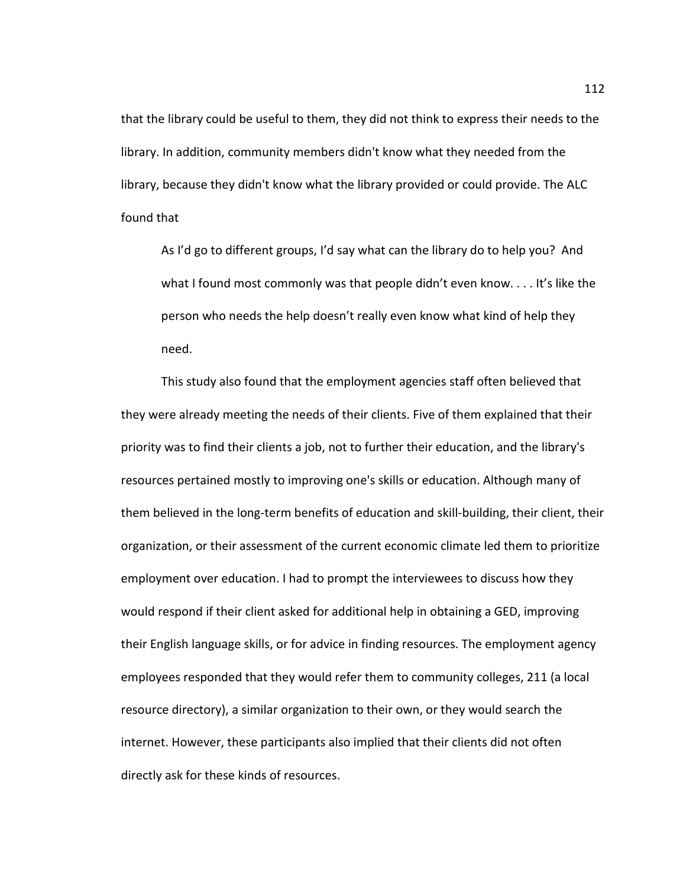that the library could be useful to them, they did not think to express their needs to the library. In addition, community members didn't know what they needed from the library, because they didn't know what the library provided or could provide. The ALC found that

> As I'd go to different groups, I'd say what can the library do to help you? And what I found most commonly was that people didn't even know. . . . It's like the person who needs the help doesn't really even know what kind of help they need.

This study also found that the employment agencies staff often believed that they were already meeting the needs of their clients. Five of them explained that their priority was to find their clients a job, not to further their education, and the library's resources pertained mostly to improving one's skills or education. Although many of them believed in the long-term benefits of education and skill-building, their client, their organization, or their assessment of the current economic climate led them to prioritize employment over education. I had to prompt the interviewees to discuss how they would respond if their client asked for additional help in obtaining a GED, improving their English language skills, or for advice in finding resources. The employment agency employees responded that they would refer them to community colleges, 211 (a local resource directory), a similar organization to their own, or they would search the internet. However, these participants also implied that their clients did not often directly ask for these kinds of resources.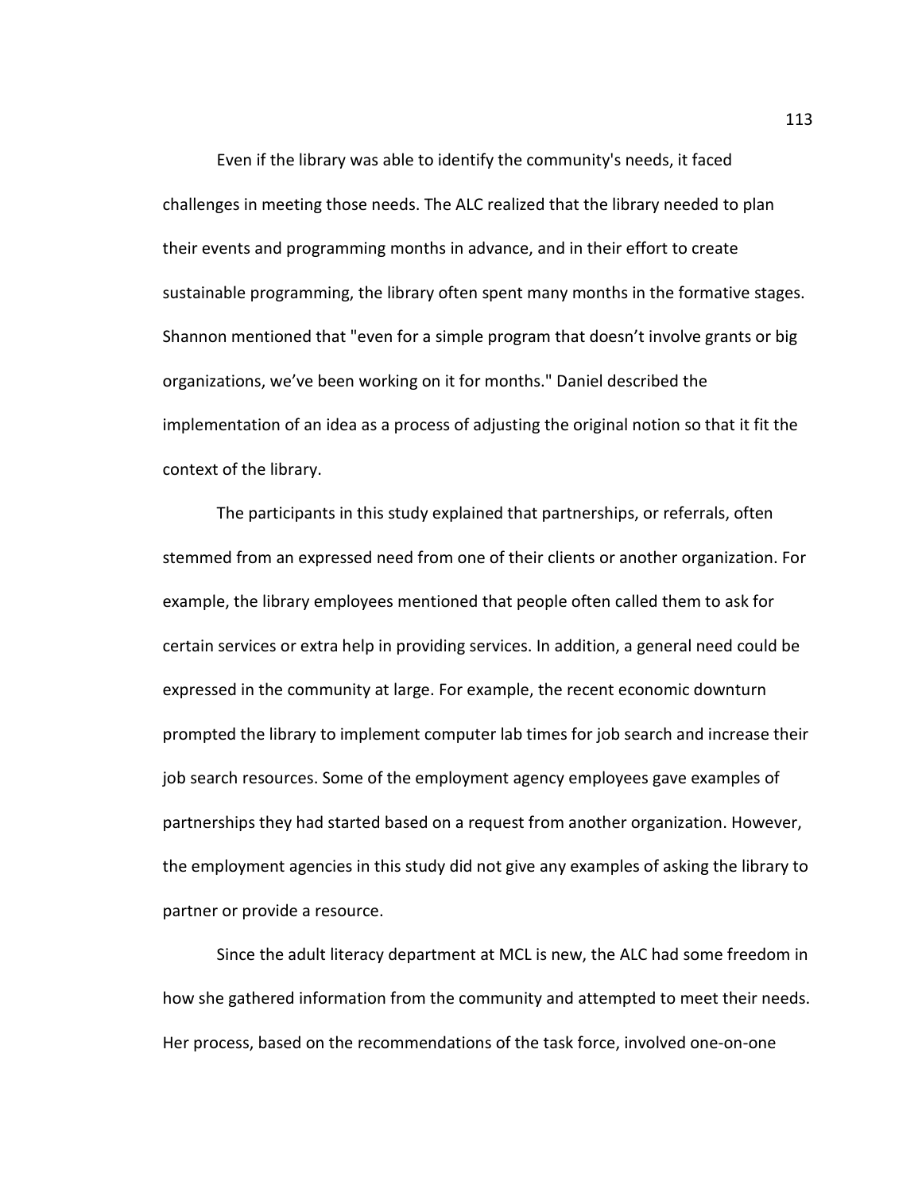Even if the library was able to identify the community's needs, it faced challenges in meeting those needs. The ALC realized that the library needed to plan their events and programming months in advance, and in their effort to create sustainable programming, the library often spent many months in the formative stages. Shannon mentioned that "even for a simple program that doesn't involve grants or big organizations, we've been working on it for months." Daniel described the implementation of an idea as a process of adjusting the original notion so that it fit the context of the library.

The participants in this study explained that partnerships, or referrals, often stemmed from an expressed need from one of their clients or another organization. For example, the library employees mentioned that people often called them to ask for certain services or extra help in providing services. In addition, a general need could be expressed in the community at large. For example, the recent economic downturn prompted the library to implement computer lab times for job search and increase their job search resources. Some of the employment agency employees gave examples of partnerships they had started based on a request from another organization. However, the employment agencies in this study did not give any examples of asking the library to partner or provide a resource.

Since the adult literacy department at MCL is new, the ALC had some freedom in how she gathered information from the community and attempted to meet their needs. Her process, based on the recommendations of the task force, involved one-on-one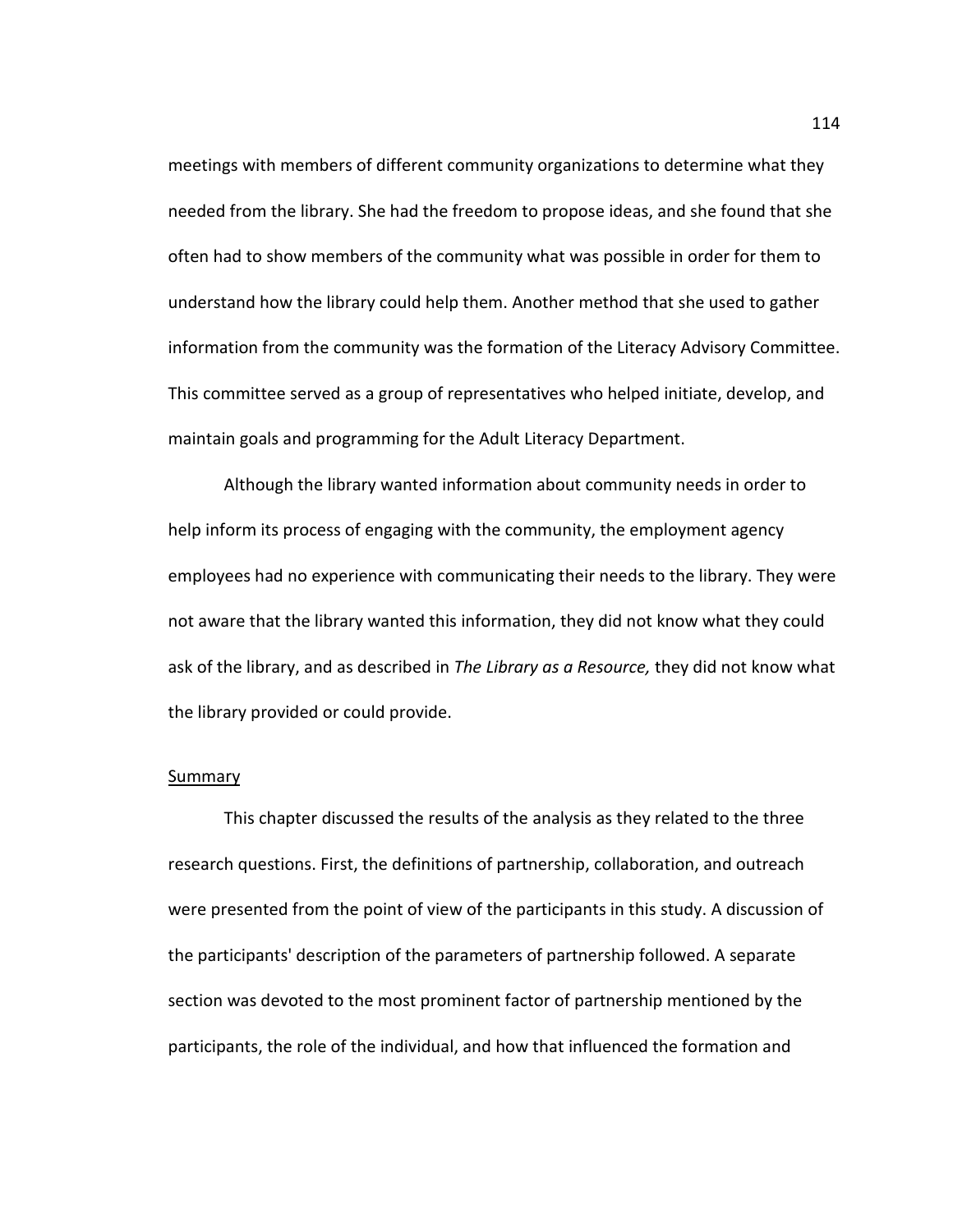meetings with members of different community organizations to determine what they needed from the library. She had the freedom to propose ideas, and she found that she often had to show members of the community what was possible in order for them to understand how the library could help them. Another method that she used to gather information from the community was the formation of the Literacy Advisory Committee. This committee served as a group of representatives who helped initiate, develop, and maintain goals and programming for the Adult Literacy Department.

Although the library wanted information about community needs in order to help inform its process of engaging with the community, the employment agency employees had no experience with communicating their needs to the library. They were not aware that the library wanted this information, they did not know what they could ask of the library, and as described in *The Library as a Resource,* they did not know what the library provided or could provide.

## Summary

This chapter discussed the results of the analysis as they related to the three research questions. First, the definitions of partnership, collaboration, and outreach were presented from the point of view of the participants in this study. A discussion of the participants' description of the parameters of partnership followed. A separate section was devoted to the most prominent factor of partnership mentioned by the participants, the role of the individual, and how that influenced the formation and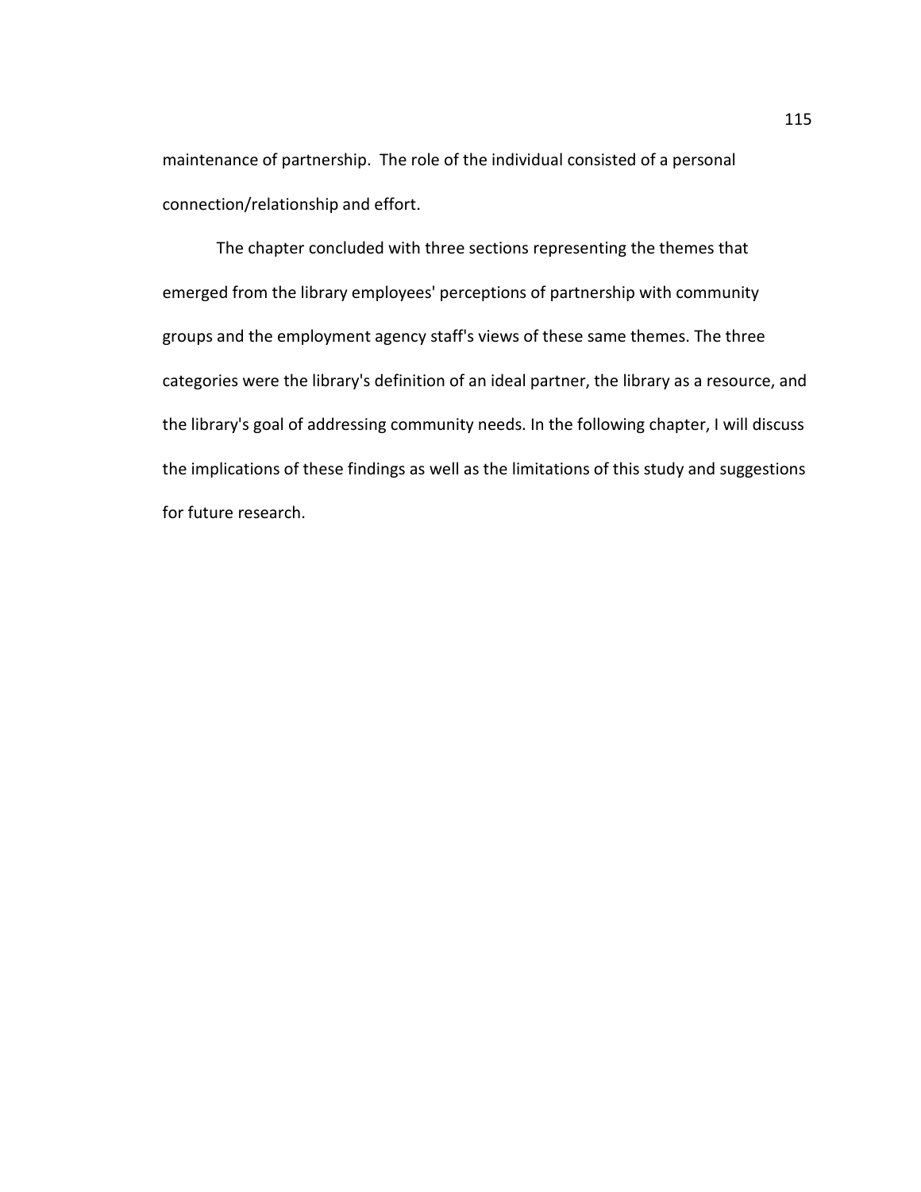maintenance of partnership. The role of the individual consisted of a personal connection/relationship and effort.

The chapter concluded with three sections representing the themes that emerged from the library employees' perceptions of partnership with community groups and the employment agency staff's views of these same themes. The three categories were the library's definition of an ideal partner, the library as a resource, and the library's goal of addressing community needs. In the following chapter, I will discuss the implications of these findings as well as the limitations of this study and suggestions for future research.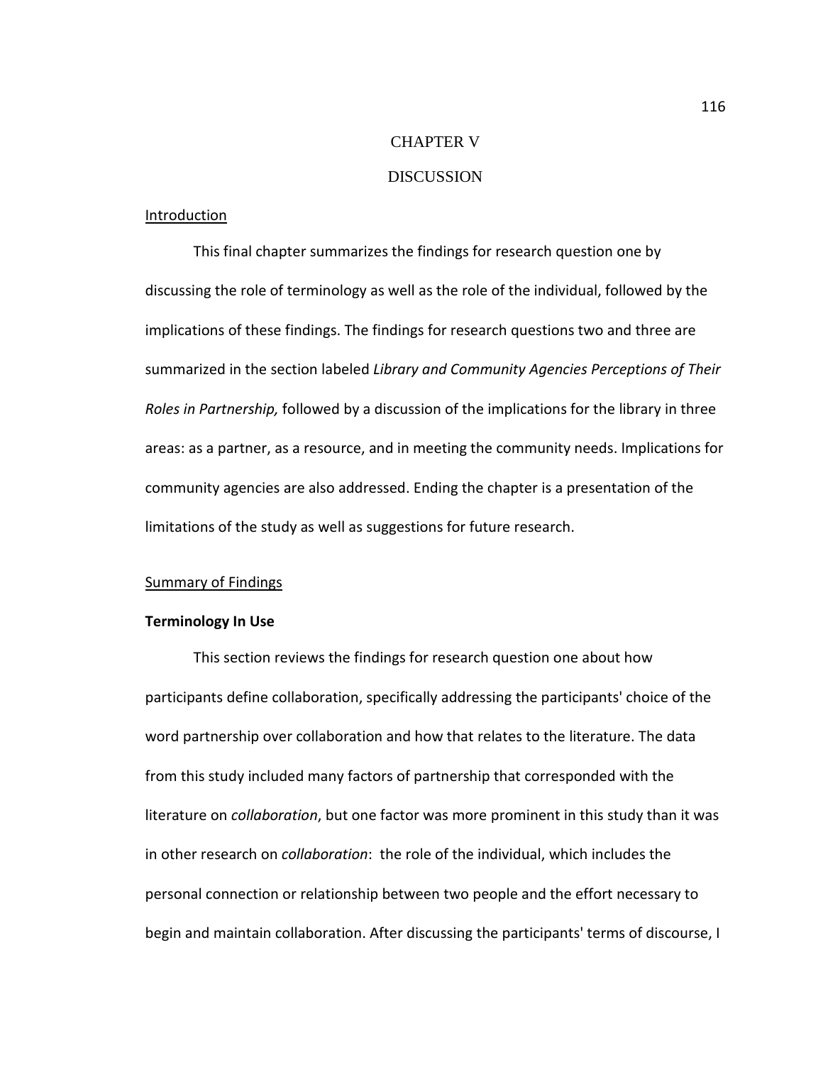# CHAPTER V

# DISCUSSION

## Introduction

This final chapter summarizes the findings for research question one by discussing the role of terminology as well as the role of the individual, followed by the implications of these findings. The findings for research questions two and three are summarized in the section labeled *Library and Community Agencies Perceptions of Their Roles in Partnership,* followed by a discussion of the implications for the library in three areas: as a partner, as a resource, and in meeting the community needs. Implications for community agencies are also addressed. Ending the chapter is a presentation of the limitations of the study as well as suggestions for future research.

## Summary of Findings

### Terminology In Use

This section reviews the findings for research question one about how participants define collaboration, specifically addressing the participants' choice of the word partnership over collaboration and how that relates to the literature. The data from this study included many factors of partnership that corresponded with the literature on *collaboration*, but one factor was more prominent in this study than it was in other research on *collaboration*: the role of the individual, which includes the personal connection or relationship between two people and the effort necessary to begin and maintain collaboration. After discussing the participants' terms of discourse, I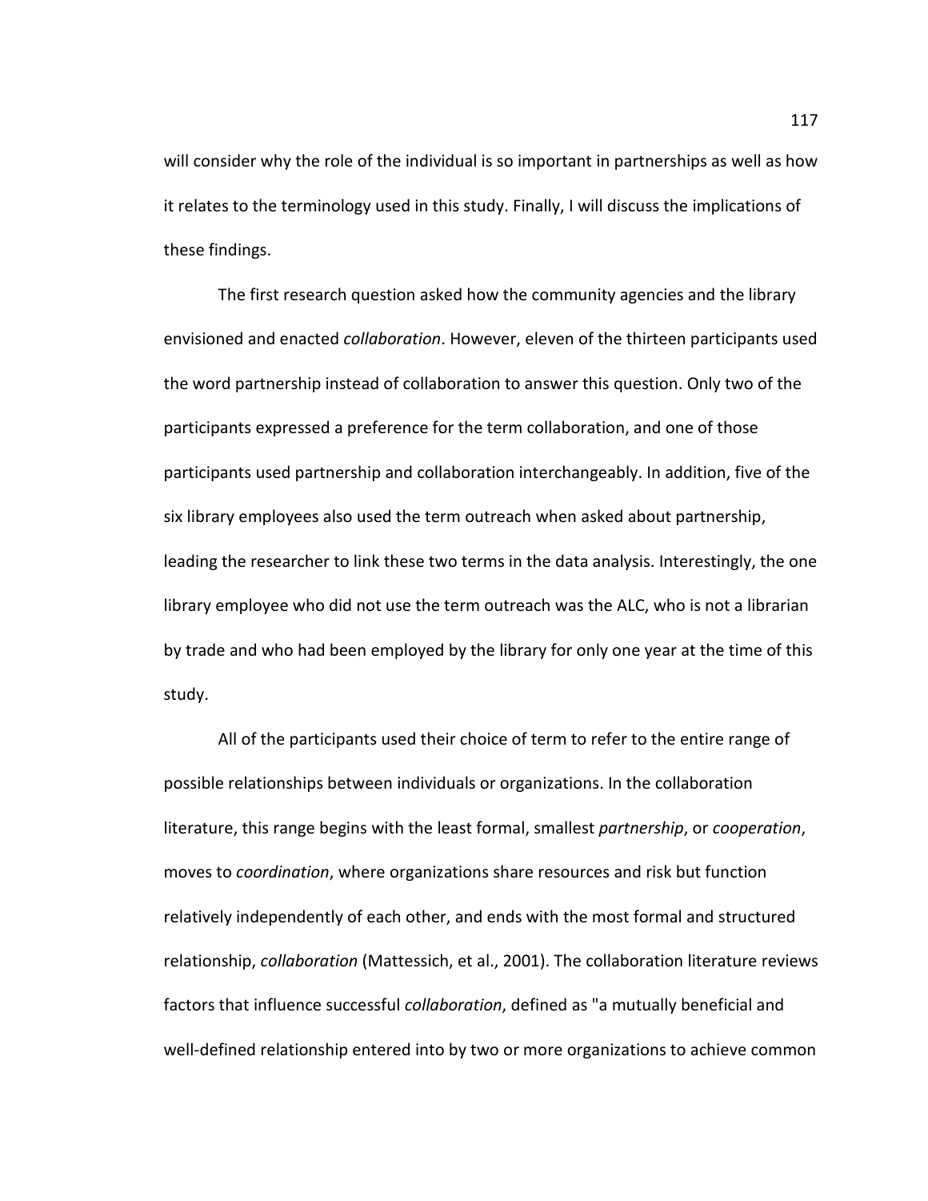will consider why the role of the individual is so important in partnerships as well as how it relates to the terminology used in this study. Finally, I will discuss the implications of these findings.

The first research question asked how the community agencies and the library envisioned and enacted *collaboration*. However, eleven of the thirteen participants used the word partnership instead of collaboration to answer this question. Only two of the participants expressed a preference for the term collaboration, and one of those participants used partnership and collaboration interchangeably. In addition, five of the six library employees also used the term outreach when asked about partnership, leading the researcher to link these two terms in the data analysis. Interestingly, the one library employee who did not use the term outreach was the ALC, who is not a librarian by trade and who had been employed by the library for only one year at the time of this study.

All of the participants used their choice of term to refer to the entire range of possible relationships between individuals or organizations. In the collaboration literature, this range begins with the least formal, smallest *partnership*, or *cooperation*, moves to *coordination*, where organizations share resources and risk but function relatively independently of each other, and ends with the most formal and structured relationship, *collaboration* (Mattessich, et al., 2001). The collaboration literature reviews factors that influence successful *collaboration*, defined as "a mutually beneficial and well-defined relationship entered into by two or more organizations to achieve common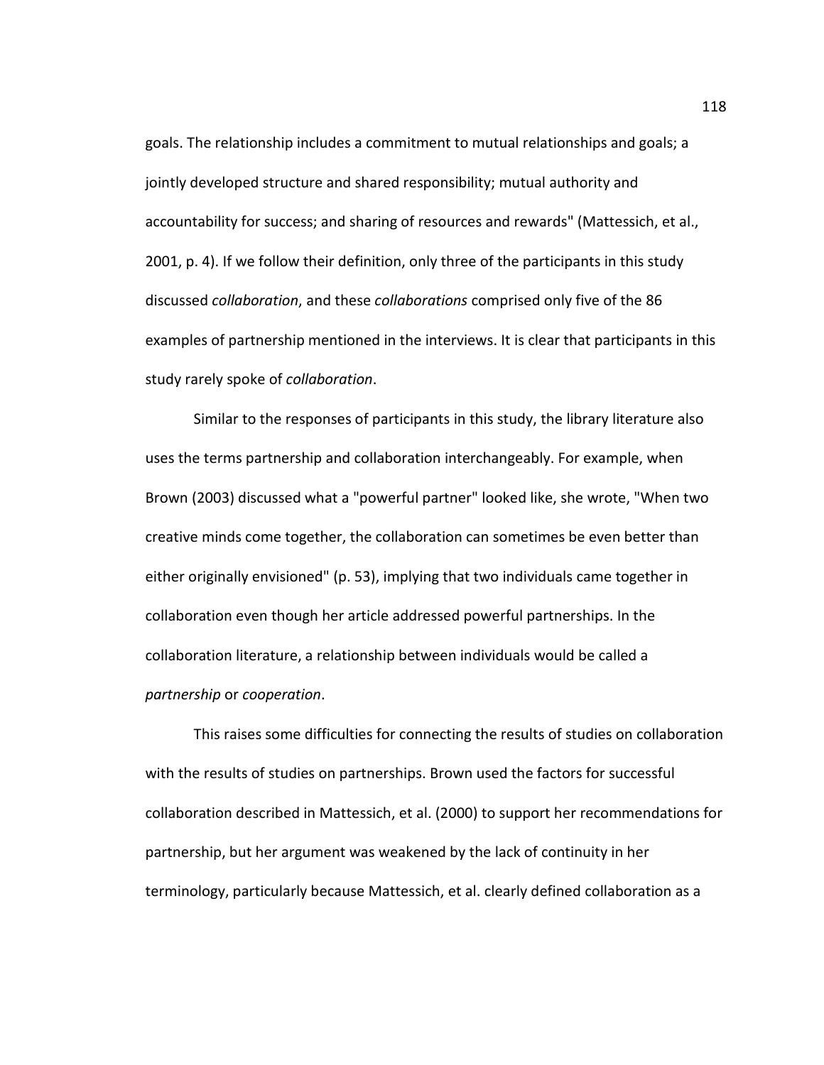goals. The relationship includes a commitment to mutual relationships and goals; a jointly developed structure and shared responsibility; mutual authority and accountability for success; and sharing of resources and rewards" (Mattessich, et al., 2001, p. 4). If we follow their definition, only three of the participants in this study discussed *collaboration*, and these *collaborations* comprised only five of the 86 examples of partnership mentioned in the interviews. It is clear that participants in this study rarely spoke of *collaboration*.

Similar to the responses of participants in this study, the library literature also uses the terms partnership and collaboration interchangeably. For example, when Brown (2003) discussed what a "powerful partner" looked like, she wrote, "When two creative minds come together, the collaboration can sometimes be even better than either originally envisioned" (p. 53), implying that two individuals came together in collaboration even though her article addressed powerful partnerships. In the collaboration literature, a relationship between individuals would be called a *partnership* or *cooperation*.

This raises some difficulties for connecting the results of studies on collaboration with the results of studies on partnerships. Brown used the factors for successful collaboration described in Mattessich, et al. (2000) to support her recommendations for partnership, but her argument was weakened by the lack of continuity in her terminology, particularly because Mattessich, et al. clearly defined collaboration as a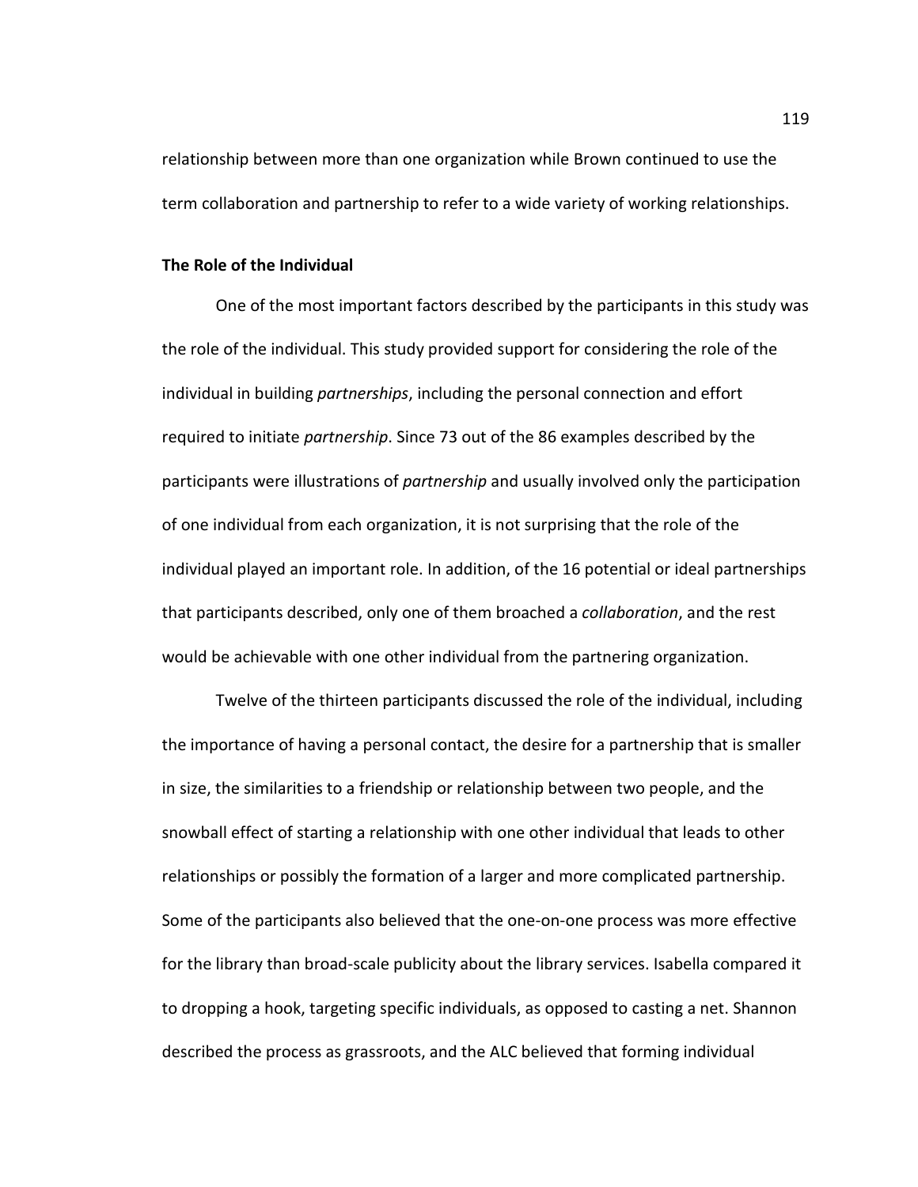relationship between more than one organization while Brown continued to use the term collaboration and partnership to refer to a wide variety of working relationships.

### The Role of the Individual

One of the most important factors described by the participants in this study was the role of the individual. This study provided support for considering the role of the individual in building *partnerships*, including the personal connection and effort required to initiate *partnership*. Since 73 out of the 86 examples described by the participants were illustrations of *partnership* and usually involved only the participation of one individual from each organization, it is not surprising that the role of the individual played an important role. In addition, of the 16 potential or ideal partnerships that participants described, only one of them broached a *collaboration*, and the rest would be achievable with one other individual from the partnering organization.

Twelve of the thirteen participants discussed the role of the individual, including the importance of having a personal contact, the desire for a partnership that is smaller in size, the similarities to a friendship or relationship between two people, and the snowball effect of starting a relationship with one other individual that leads to other relationships or possibly the formation of a larger and more complicated partnership. Some of the participants also believed that the one-on-one process was more effective for the library than broad-scale publicity about the library services. Isabella compared it to dropping a hook, targeting specific individuals, as opposed to casting a net. Shannon described the process as grassroots, and the ALC believed that forming individual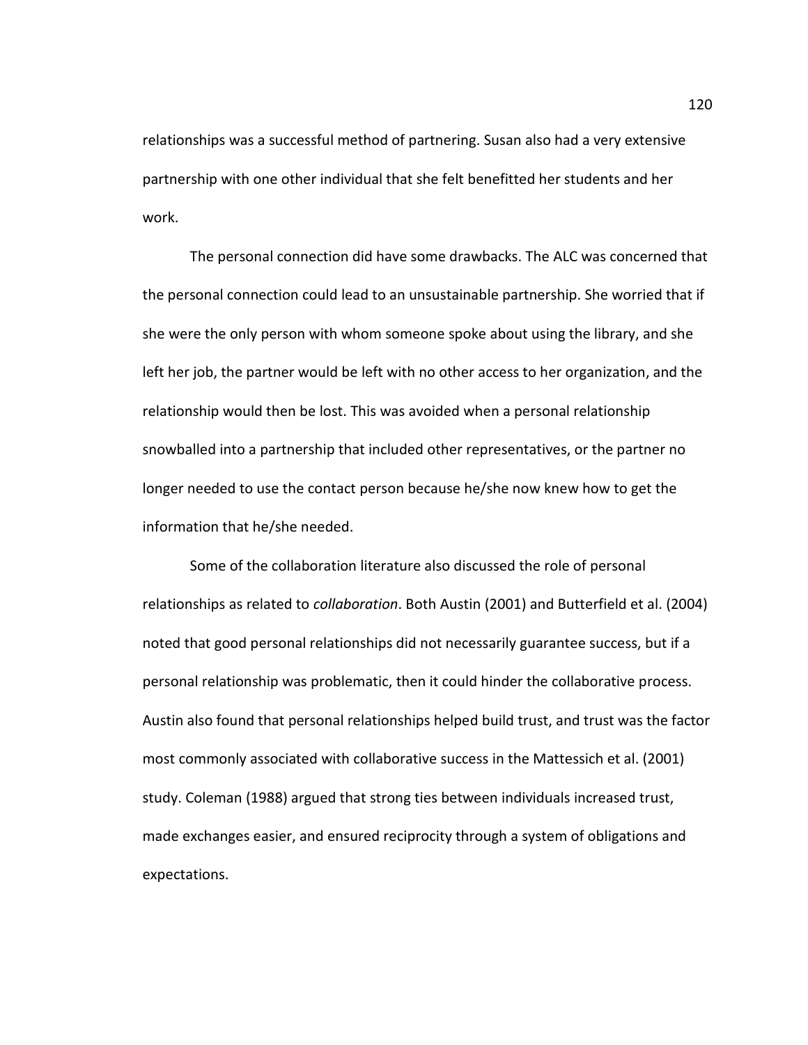relationships was a successful method of partnering. Susan also had a very extensive partnership with one other individual that she felt benefitted her students and her work.

The personal connection did have some drawbacks. The ALC was concerned that the personal connection could lead to an unsustainable partnership. She worried that if she were the only person with whom someone spoke about using the library, and she left her job, the partner would be left with no other access to her organization, and the relationship would then be lost. This was avoided when a personal relationship snowballed into a partnership that included other representatives, or the partner no longer needed to use the contact person because he/she now knew how to get the information that he/she needed.

Some of the collaboration literature also discussed the role of personal relationships as related to *collaboration*. Both Austin (2001) and Butterfield et al. (2004) noted that good personal relationships did not necessarily guarantee success, but if a personal relationship was problematic, then it could hinder the collaborative process. Austin also found that personal relationships helped build trust, and trust was the factor most commonly associated with collaborative success in the Mattessich et al. (2001) study. Coleman (1988) argued that strong ties between individuals increased trust, made exchanges easier, and ensured reciprocity through a system of obligations and expectations.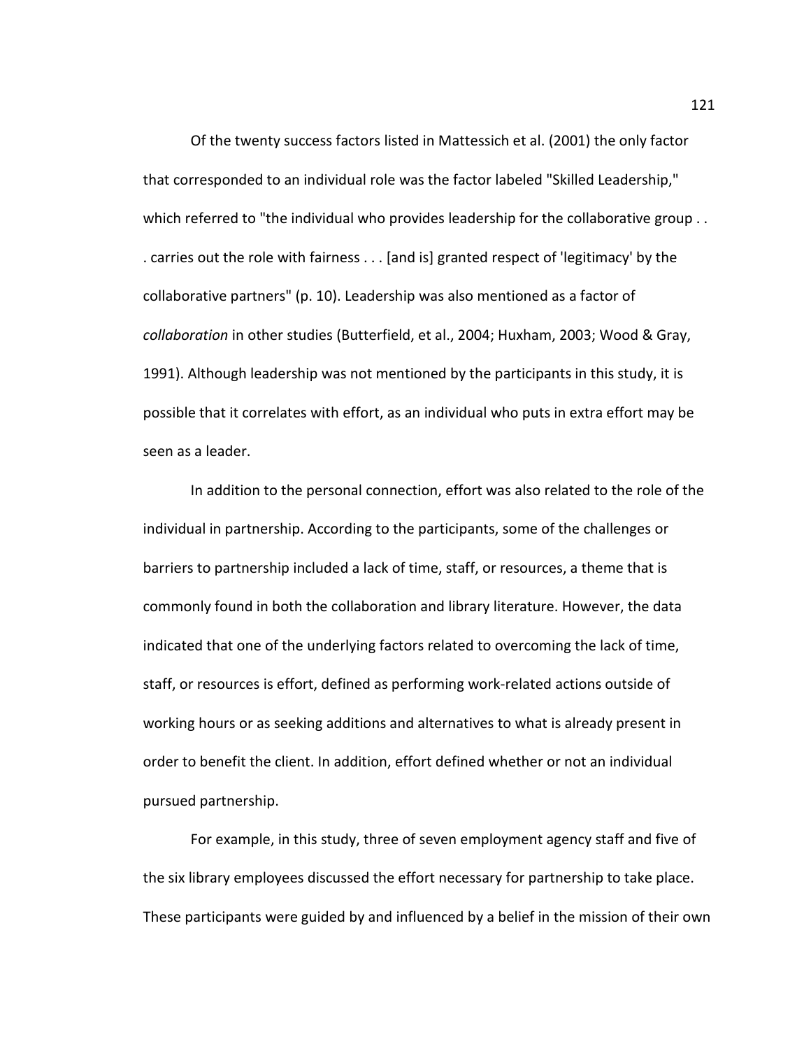Of the twenty success factors listed in Mattessich et al. (2001) the only factor that corresponded to an individual role was the factor labeled "Skilled Leadership," which referred to "the individual who provides leadership for the collaborative group . . . carries out the role with fairness . . . [and is] granted respect of 'legitimacy' by the collaborative partners" (p. 10). Leadership was also mentioned as a factor of *collaboration* in other studies (Butterfield, et al., 2004; Huxham, 2003; Wood & Gray, 1991). Although leadership was not mentioned by the participants in this study, it is possible that it correlates with effort, as an individual who puts in extra effort may be seen as a leader.

In addition to the personal connection, effort was also related to the role of the individual in partnership. According to the participants, some of the challenges or barriers to partnership included a lack of time, staff, or resources, a theme that is commonly found in both the collaboration and library literature. However, the data indicated that one of the underlying factors related to overcoming the lack of time, staff, or resources is effort, defined as performing work-related actions outside of working hours or as seeking additions and alternatives to what is already present in order to benefit the client. In addition, effort defined whether or not an individual pursued partnership.

For example, in this study, three of seven employment agency staff and five of the six library employees discussed the effort necessary for partnership to take place. These participants were guided by and influenced by a belief in the mission of their own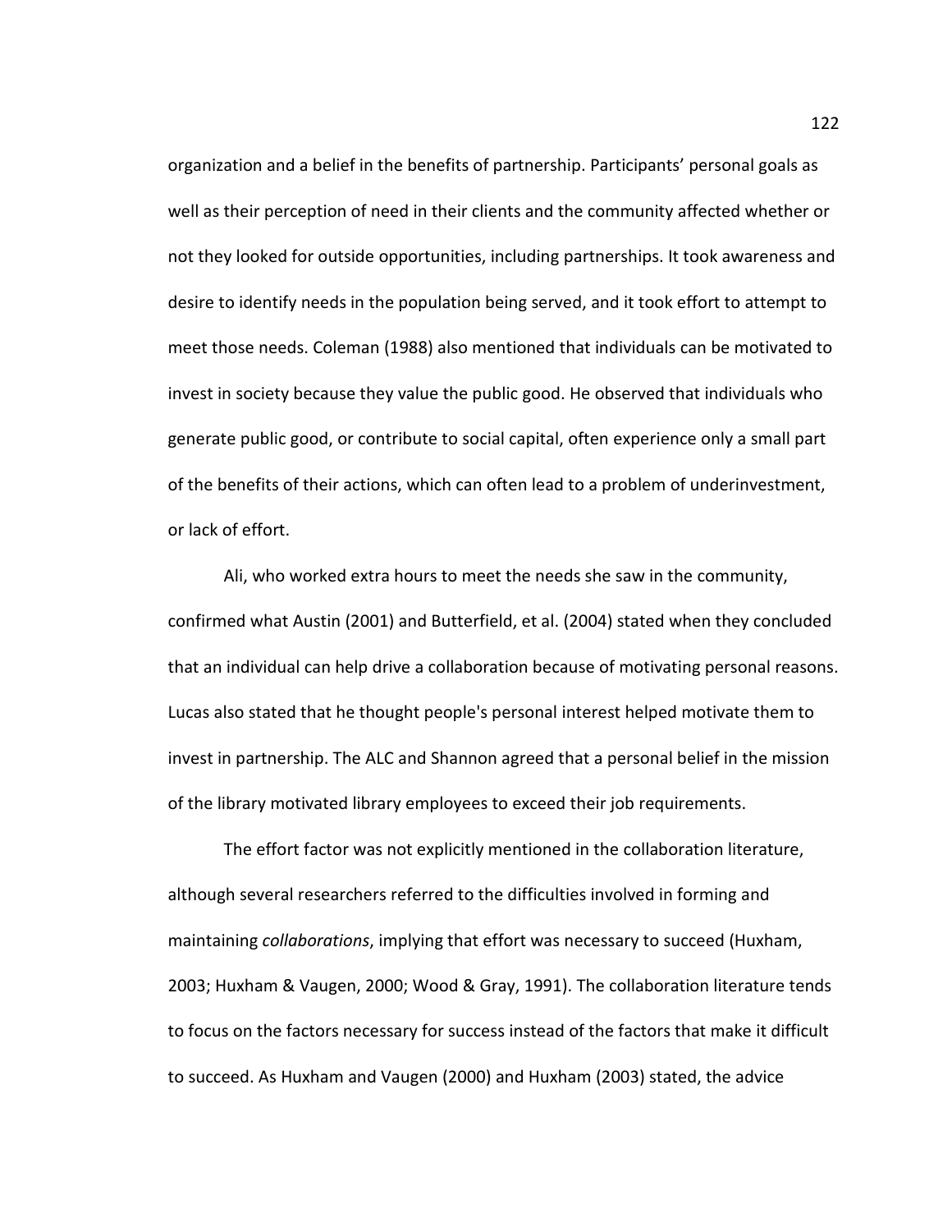organization and a belief in the benefits of partnership. Participants' personal goals as well as their perception of need in their clients and the community affected whether or not they looked for outside opportunities, including partnerships. It took awareness and desire to identify needs in the population being served, and it took effort to attempt to meet those needs. Coleman (1988) also mentioned that individuals can be motivated to invest in society because they value the public good. He observed that individuals who generate public good, or contribute to social capital, often experience only a small part of the benefits of their actions, which can often lead to a problem of underinvestment, or lack of effort.

Ali, who worked extra hours to meet the needs she saw in the community, confirmed what Austin (2001) and Butterfield, et al. (2004) stated when they concluded that an individual can help drive a collaboration because of motivating personal reasons. Lucas also stated that he thought people's personal interest helped motivate them to invest in partnership. The ALC and Shannon agreed that a personal belief in the mission of the library motivated library employees to exceed their job requirements.

The effort factor was not explicitly mentioned in the collaboration literature, although several researchers referred to the difficulties involved in forming and maintaining *collaborations*, implying that effort was necessary to succeed (Huxham, 2003; Huxham & Vaugen, 2000; Wood & Gray, 1991). The collaboration literature tends to focus on the factors necessary for success instead of the factors that make it difficult to succeed. As Huxham and Vaugen (2000) and Huxham (2003) stated, the advice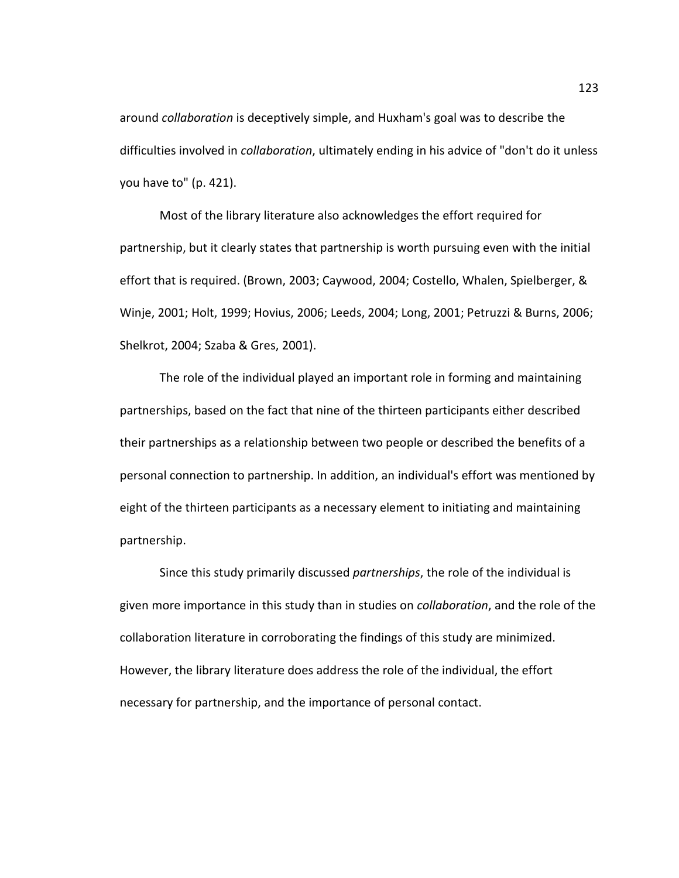around *collaboration* is deceptively simple, and Huxham's goal was to describe the difficulties involved in *collaboration*, ultimately ending in his advice of "don't do it unless you have to" (p. 421).

Most of the library literature also acknowledges the effort required for partnership, but it clearly states that partnership is worth pursuing even with the initial effort that is required. (Brown, 2003; Caywood, 2004; Costello, Whalen, Spielberger, & Winje, 2001; Holt, 1999; Hovius, 2006; Leeds, 2004; Long, 2001; Petruzzi & Burns, 2006; Shelkrot, 2004; Szaba & Gres, 2001).

The role of the individual played an important role in forming and maintaining partnerships, based on the fact that nine of the thirteen participants either described their partnerships as a relationship between two people or described the benefits of a personal connection to partnership. In addition, an individual's effort was mentioned by eight of the thirteen participants as a necessary element to initiating and maintaining partnership.

Since this study primarily discussed *partnerships*, the role of the individual is given more importance in this study than in studies on *collaboration*, and the role of the collaboration literature in corroborating the findings of this study are minimized. However, the library literature does address the role of the individual, the effort necessary for partnership, and the importance of personal contact.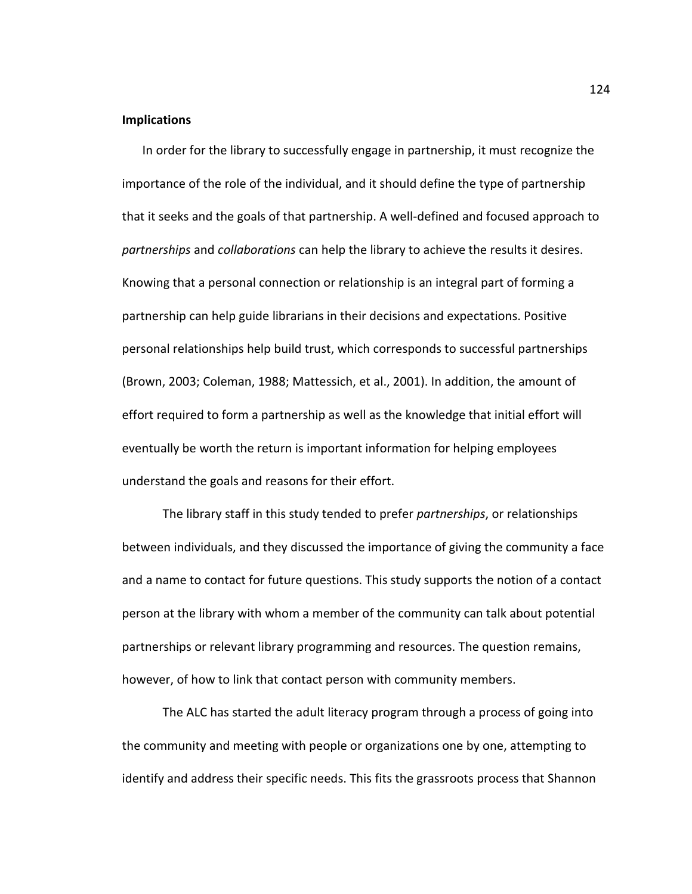**Implications**

In order for the library to successfully engage in partnership, it must recognize the importance of the role of the individual, and it should define the type of partnership that it seeks and the goals of that partnership. A well-defined and focused approach to *partnerships* and *collaborations* can help the library to achieve the results it desires. Knowing that a personal connection or relationship is an integral part of forming a partnership can help guide librarians in their decisions and expectations. Positive personal relationships help build trust, which corresponds to successful partnerships (Brown, 2003; Coleman, 1988; Mattessich, et al., 2001). In addition, the amount of effort required to form a partnership as well as the knowledge that initial effort will eventually be worth the return is important information for helping employees understand the goals and reasons for their effort.

The library staff in this study tended to prefer *partnerships*, or relationships between individuals, and they discussed the importance of giving the community a face and a name to contact for future questions. This study supports the notion of a contact person at the library with whom a member of the community can talk about potential partnerships or relevant library programming and resources. The question remains, however, of how to link that contact person with community members.

The ALC has started the adult literacy program through a process of going into the community and meeting with people or organizations one by one, attempting to identify and address their specific needs. This fits the grassroots process that Shannon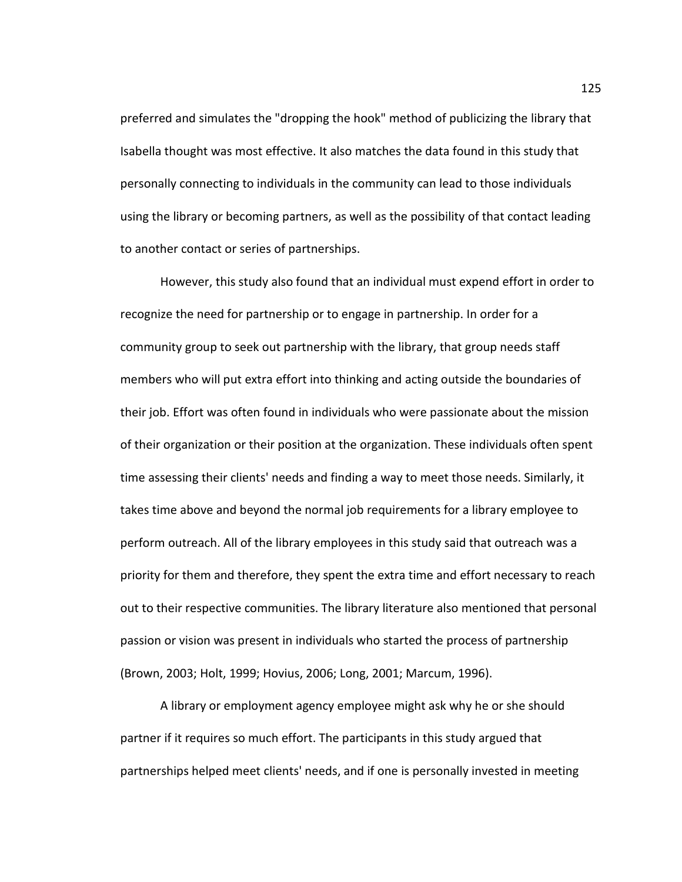preferred and simulates the "dropping the hook" method of publicizing the library that Isabella thought was most effective. It also matches the data found in this study that personally connecting to individuals in the community can lead to those individuals using the library or becoming partners, as well as the possibility of that contact leading to another contact or series of partnerships.

However, this study also found that an individual must expend effort in order to recognize the need for partnership or to engage in partnership. In order for a community group to seek out partnership with the library, that group needs staff members who will put extra effort into thinking and acting outside the boundaries of their job. Effort was often found in individuals who were passionate about the mission of their organization or their position at the organization. These individuals often spent time assessing their clients' needs and finding a way to meet those needs. Similarly, it takes time above and beyond the normal job requirements for a library employee to perform outreach. All of the library employees in this study said that outreach was a priority for them and therefore, they spent the extra time and effort necessary to reach out to their respective communities. The library literature also mentioned that personal passion or vision was present in individuals who started the process of partnership (Brown, 2003; Holt, 1999; Hovius, 2006; Long, 2001; Marcum, 1996).

A library or employment agency employee might ask why he or she should partner if it requires so much effort. The participants in this study argued that partnerships helped meet clients' needs, and if one is personally invested in meeting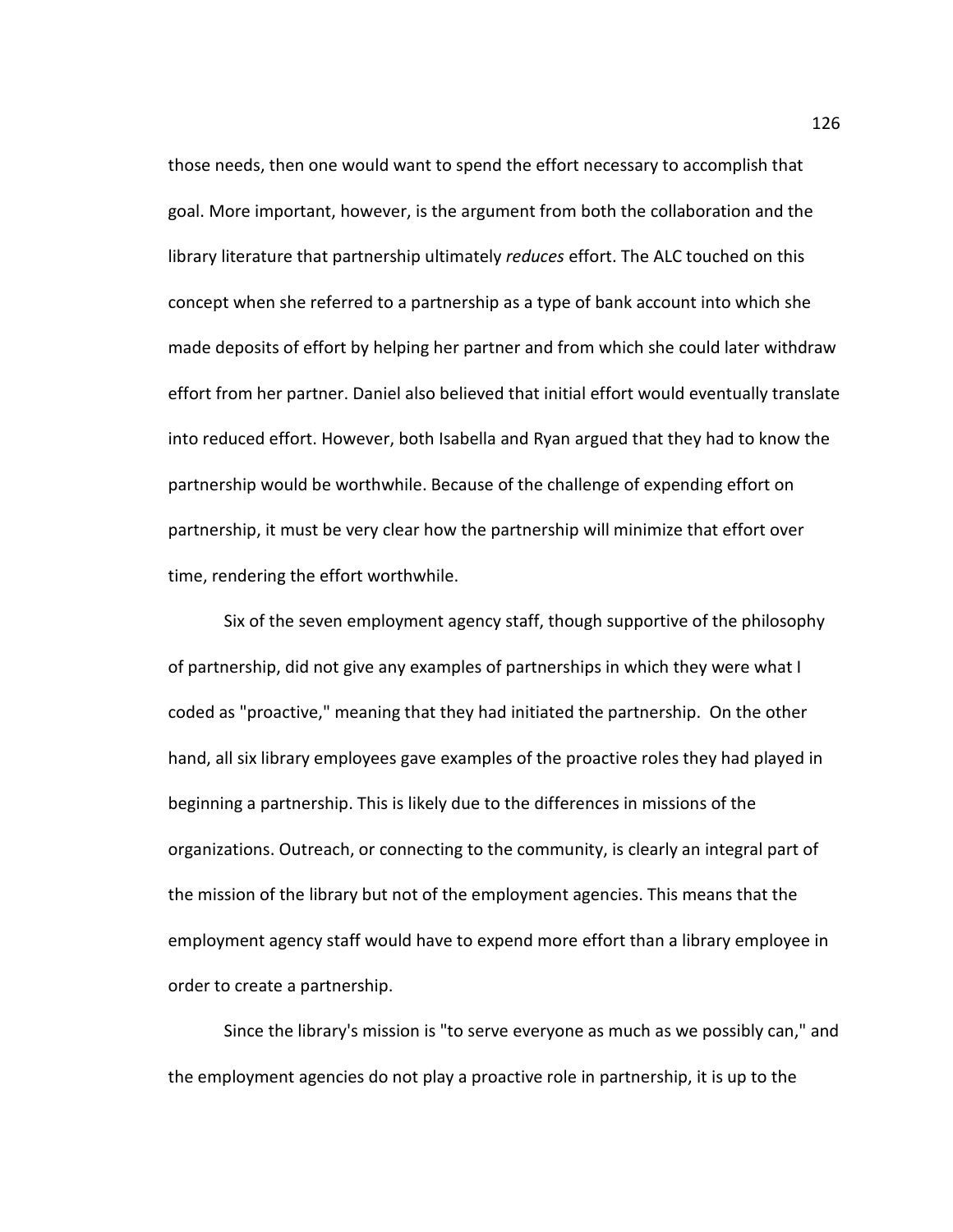those needs, then one would want to spend the effort necessary to accomplish that goal. More important, however, is the argument from both the collaboration and the library literature that partnership ultimately *reduces* effort. The ALC touched on this concept when she referred to a partnership as a type of bank account into which she made deposits of effort by helping her partner and from which she could later withdraw effort from her partner. Daniel also believed that initial effort would eventually translate into reduced effort. However, both Isabella and Ryan argued that they had to know the partnership would be worthwhile. Because of the challenge of expending effort on partnership, it must be very clear how the partnership will minimize that effort over time, rendering the effort worthwhile.

Six of the seven employment agency staff, though supportive of the philosophy of partnership, did not give any examples of partnerships in which they were what I coded as "proactive," meaning that they had initiated the partnership. On the other hand, all six library employees gave examples of the proactive roles they had played in beginning a partnership. This is likely due to the differences in missions of the organizations. Outreach, or connecting to the community, is clearly an integral part of the mission of the library but not of the employment agencies. This means that the employment agency staff would have to expend more effort than a library employee in order to create a partnership.

Since the library's mission is "to serve everyone as much as we possibly can," and the employment agencies do not play a proactive role in partnership, it is up to the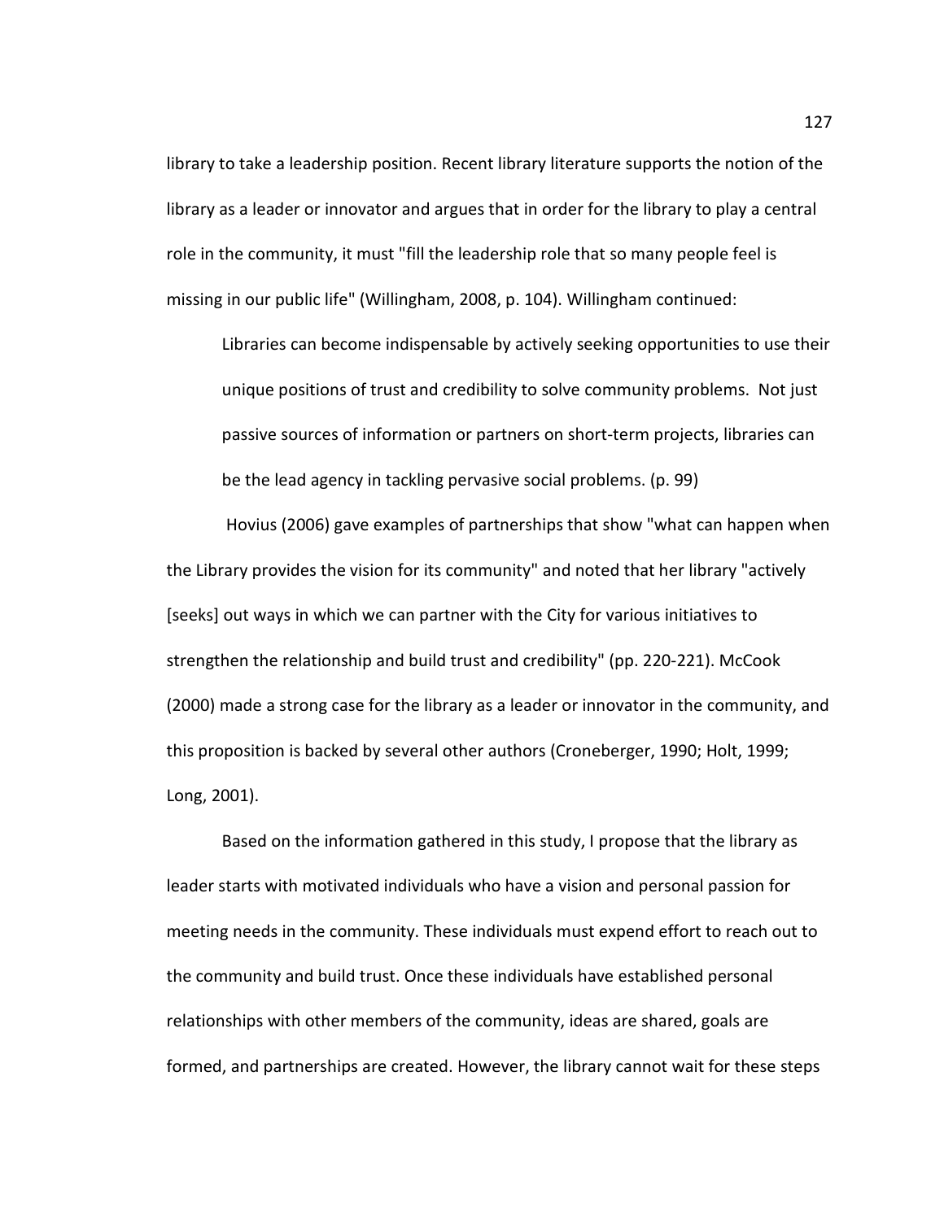library to take a leadership position. Recent library literature supports the notion of the library as a leader or innovator and argues that in order for the library to play a central role in the community, it must "fill the leadership role that so many people feel is missing in our public life" (Willingham, 2008, p. 104). Willingham continued:

> Libraries can become indispensable by actively seeking opportunities to use their unique positions of trust and credibility to solve community problems. Not just passive sources of information or partners on short-term projects, libraries can be the lead agency in tackling pervasive social problems. (p. 99)

Hovius (2006) gave examples of partnerships that show "what can happen when the Library provides the vision for its community" and noted that her library "actively [seeks] out ways in which we can partner with the City for various initiatives to strengthen the relationship and build trust and credibility" (pp. 220-221). McCook (2000) made a strong case for the library as a leader or innovator in the community, and this proposition is backed by several other authors (Croneberger, 1990; Holt, 1999; Long, 2001).

Based on the information gathered in this study, I propose that the library as leader starts with motivated individuals who have a vision and personal passion for meeting needs in the community. These individuals must expend effort to reach out to the community and build trust. Once these individuals have established personal relationships with other members of the community, ideas are shared, goals are formed, and partnerships are created. However, the library cannot wait for these steps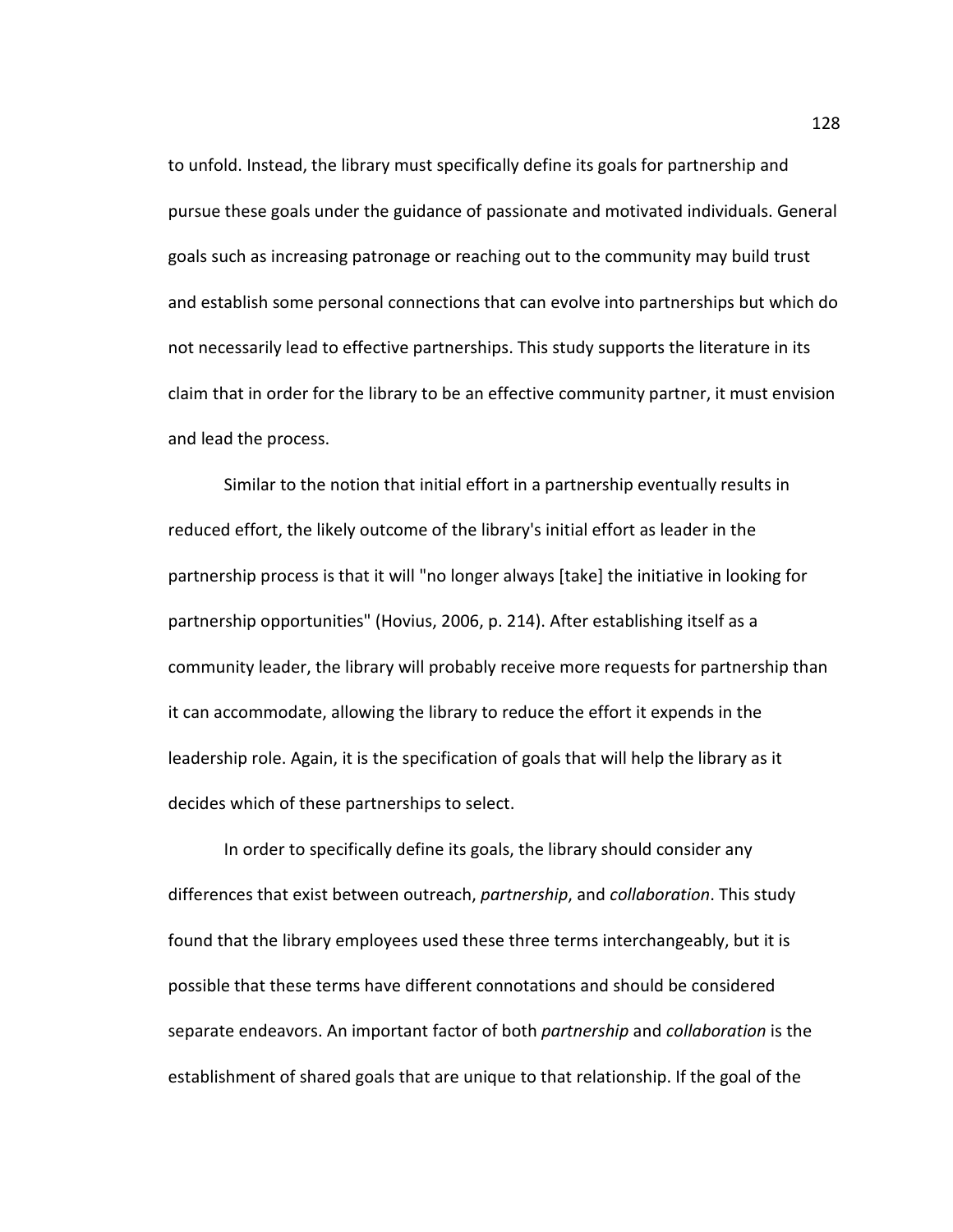to unfold. Instead, the library must specifically define its goals for partnership and pursue these goals under the guidance of passionate and motivated individuals. General goals such as increasing patronage or reaching out to the community may build trust and establish some personal connections that can evolve into partnerships but which do not necessarily lead to effective partnerships. This study supports the literature in its claim that in order for the library to be an effective community partner, it must envision and lead the process.

Similar to the notion that initial effort in a partnership eventually results in reduced effort, the likely outcome of the library's initial effort as leader in the partnership process is that it will "no longer always [take] the initiative in looking for partnership opportunities" (Hovius, 2006, p. 214). After establishing itself as a community leader, the library will probably receive more requests for partnership than it can accommodate, allowing the library to reduce the effort it expends in the leadership role. Again, it is the specification of goals that will help the library as it decides which of these partnerships to select.

In order to specifically define its goals, the library should consider any differences that exist between outreach, *partnership*, and *collaboration*. This study found that the library employees used these three terms interchangeably, but it is possible that these terms have different connotations and should be considered separate endeavors. An important factor of both *partnership* and *collaboration* is the establishment of shared goals that are unique to that relationship. If the goal of the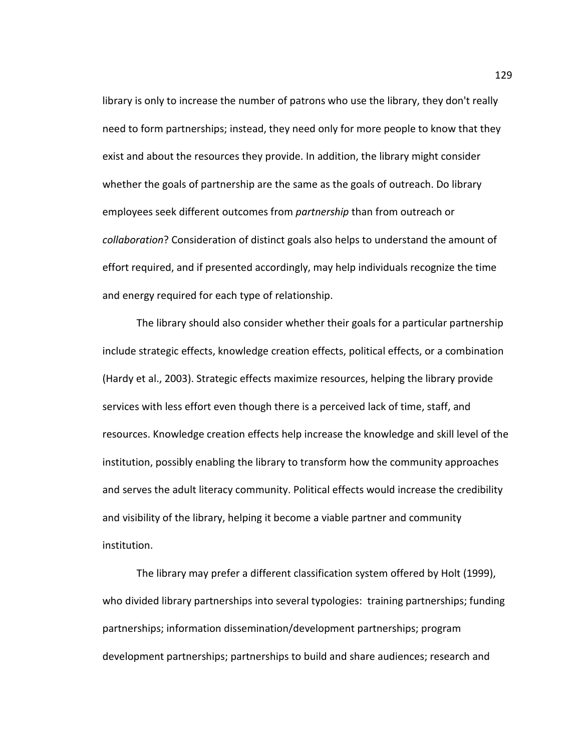library is only to increase the number of patrons who use the library, they don't really need to form partnerships; instead, they need only for more people to know that they exist and about the resources they provide. In addition, the library might consider whether the goals of partnership are the same as the goals of outreach. Do library employees seek different outcomes from *partnership* than from outreach or *collaboration*? Consideration of distinct goals also helps to understand the amount of effort required, and if presented accordingly, may help individuals recognize the time and energy required for each type of relationship.

The library should also consider whether their goals for a particular partnership include strategic effects, knowledge creation effects, political effects, or a combination (Hardy et al., 2003). Strategic effects maximize resources, helping the library provide services with less effort even though there is a perceived lack of time, staff, and resources. Knowledge creation effects help increase the knowledge and skill level of the institution, possibly enabling the library to transform how the community approaches and serves the adult literacy community. Political effects would increase the credibility and visibility of the library, helping it become a viable partner and community institution.

The library may prefer a different classification system offered by Holt (1999), who divided library partnerships into several typologies: training partnerships; funding partnerships; information dissemination/development partnerships; program development partnerships; partnerships to build and share audiences; research and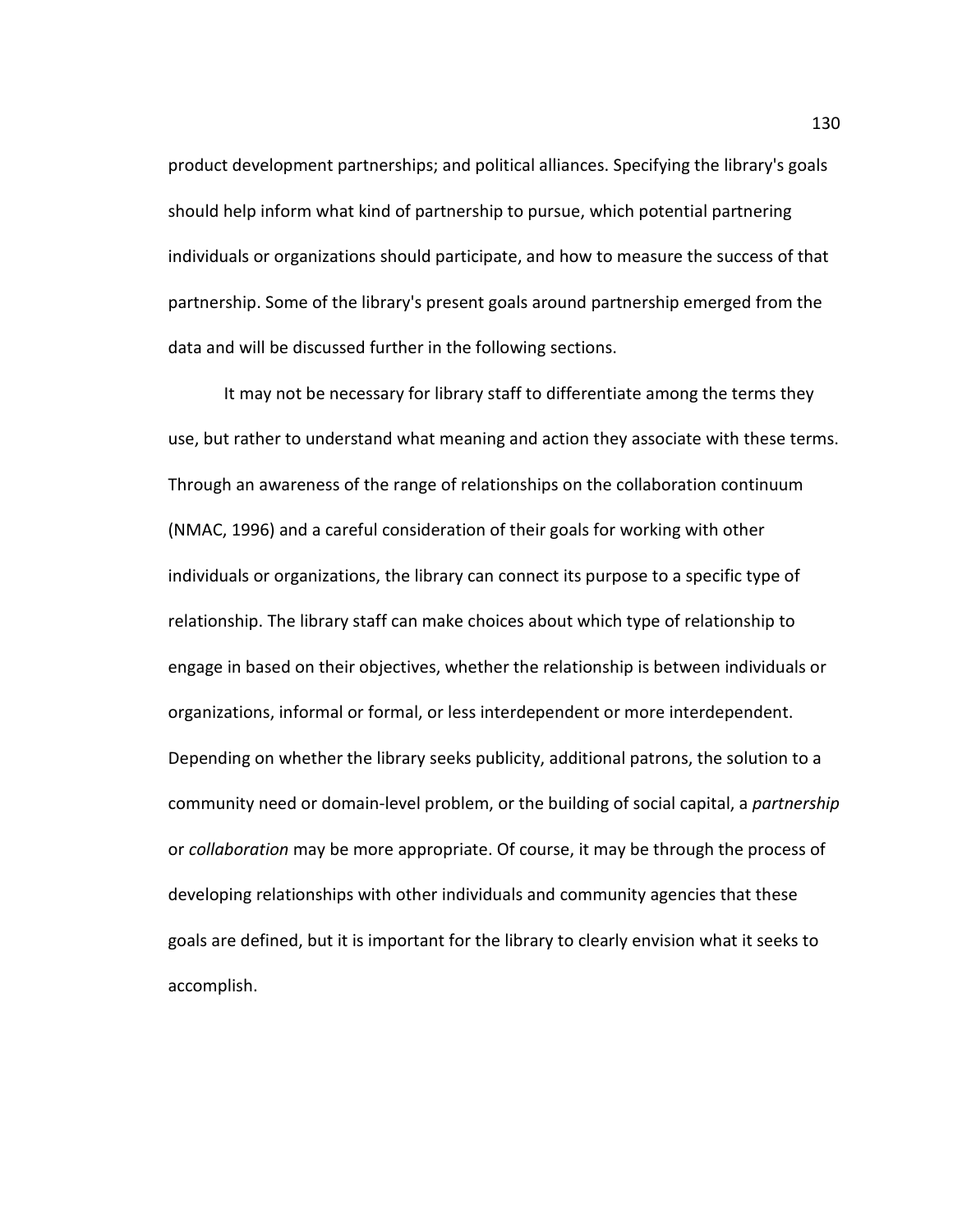product development partnerships; and political alliances. Specifying the library's goals should help inform what kind of partnership to pursue, which potential partnering individuals or organizations should participate, and how to measure the success of that partnership. Some of the library's present goals around partnership emerged from the data and will be discussed further in the following sections.

It may not be necessary for library staff to differentiate among the terms they use, but rather to understand what meaning and action they associate with these terms. Through an awareness of the range of relationships on the collaboration continuum (NMAC, 1996) and a careful consideration of their goals for working with other individuals or organizations, the library can connect its purpose to a specific type of relationship. The library staff can make choices about which type of relationship to engage in based on their objectives, whether the relationship is between individuals or organizations, informal or formal, or less interdependent or more interdependent. Depending on whether the library seeks publicity, additional patrons, the solution to a community need or domain-level problem, or the building of social capital, a *partnership* or *collaboration* may be more appropriate. Of course, it may be through the process of developing relationships with other individuals and community agencies that these goals are defined, but it is important for the library to clearly envision what it seeks to accomplish.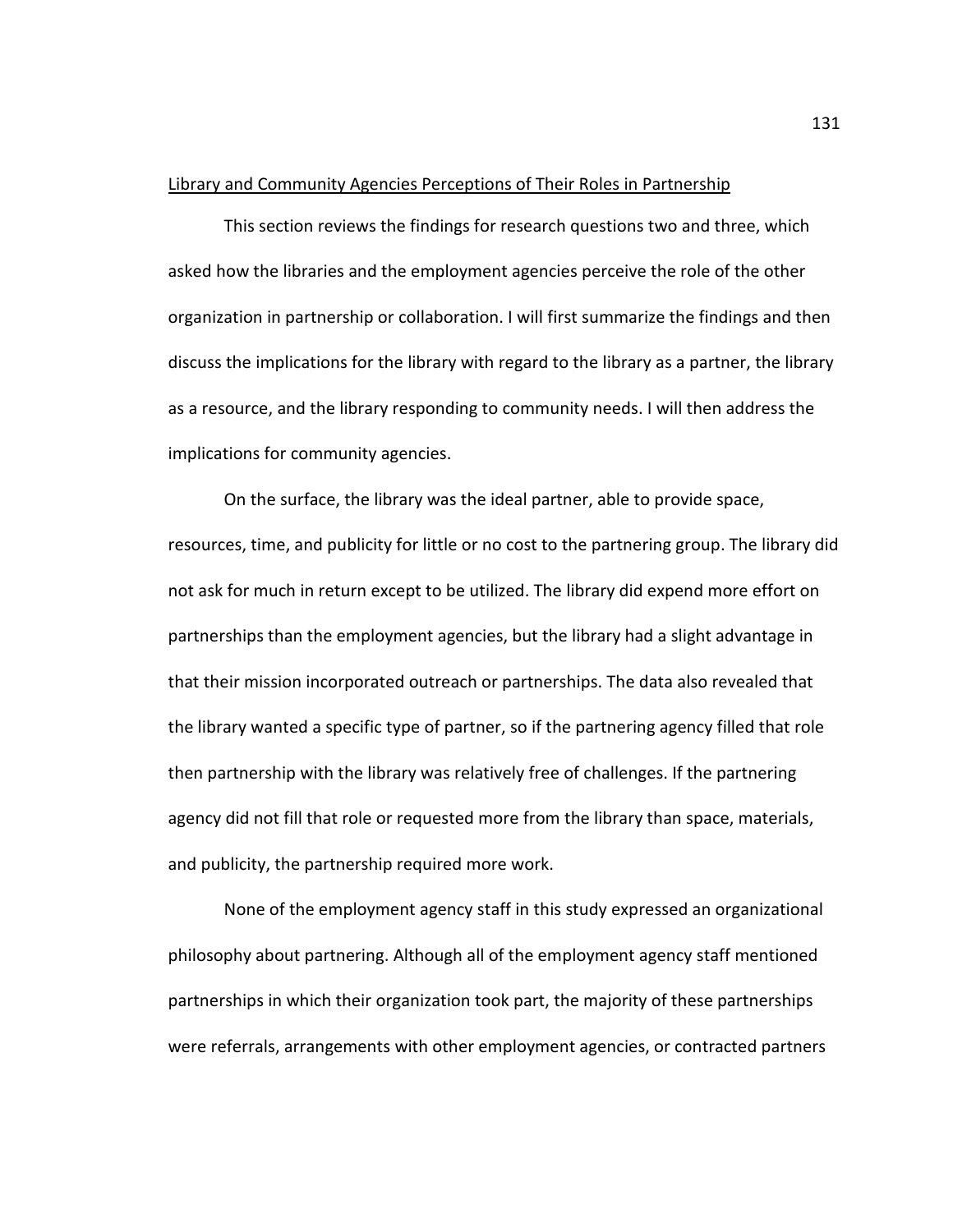Library and Community Agencies Perceptions of Their Roles in Partnership

This section reviews the findings for research questions two and three, which asked how the libraries and the employment agencies perceive the role of the other organization in partnership or collaboration. I will first summarize the findings and then discuss the implications for the library with regard to the library as a partner, the library as a resource, and the library responding to community needs. I will then address the implications for community agencies.

On the surface, the library was the ideal partner, able to provide space, resources, time, and publicity for little or no cost to the partnering group. The library did not ask for much in return except to be utilized. The library did expend more effort on partnerships than the employment agencies, but the library had a slight advantage in that their mission incorporated outreach or partnerships. The data also revealed that the library wanted a specific type of partner, so if the partnering agency filled that role then partnership with the library was relatively free of challenges. If the partnering agency did not fill that role or requested more from the library than space, materials, and publicity, the partnership required more work.

None of the employment agency staff in this study expressed an organizational philosophy about partnering. Although all of the employment agency staff mentioned partnerships in which their organization took part, the majority of these partnerships were referrals, arrangements with other employment agencies, or contracted partners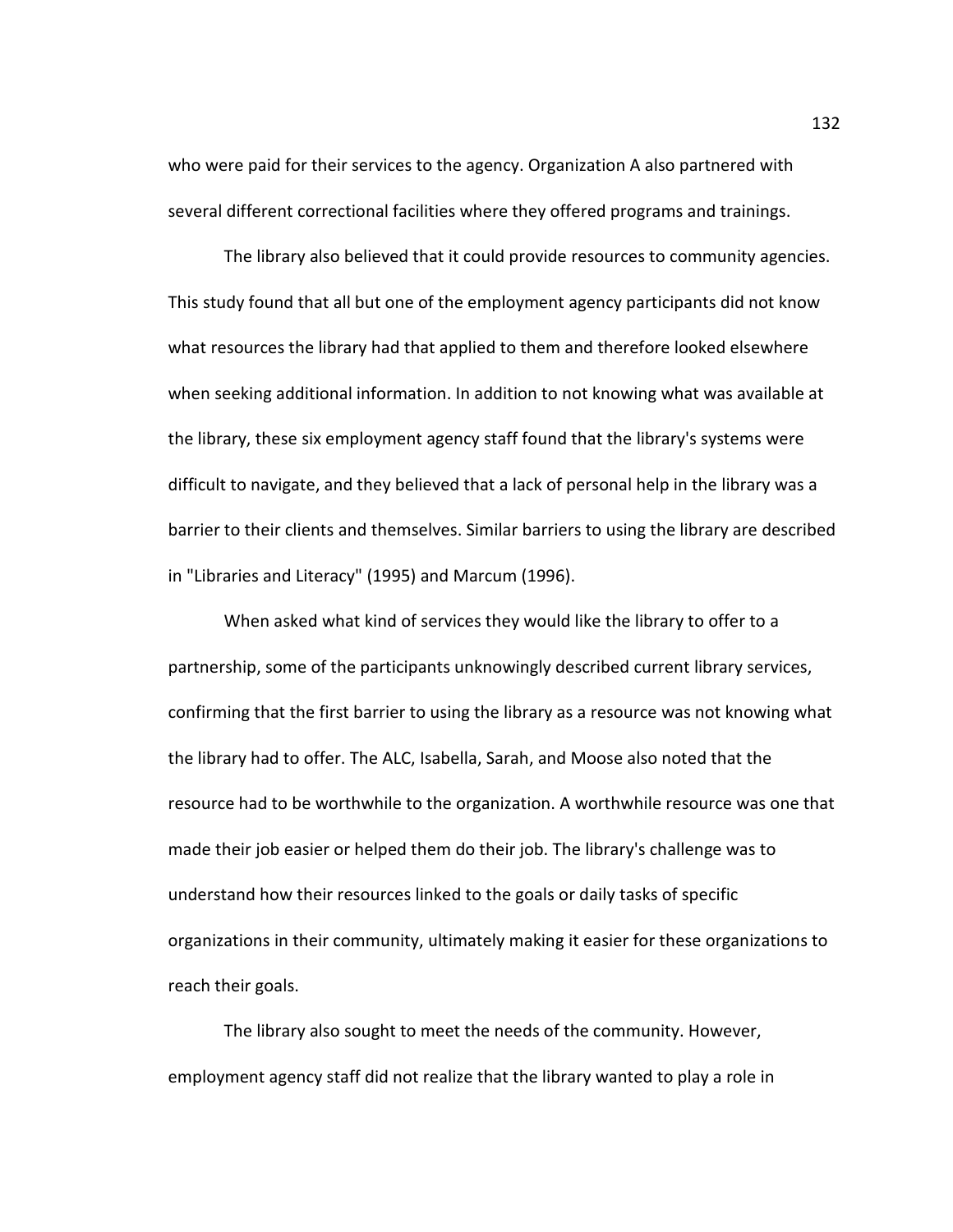who were paid for their services to the agency. Organization A also partnered with several different correctional facilities where they offered programs and trainings.

The library also believed that it could provide resources to community agencies. This study found that all but one of the employment agency participants did not know what resources the library had that applied to them and therefore looked elsewhere when seeking additional information. In addition to not knowing what was available at the library, these six employment agency staff found that the library's systems were difficult to navigate, and they believed that a lack of personal help in the library was a barrier to their clients and themselves. Similar barriers to using the library are described in "Libraries and Literacy" (1995) and Marcum (1996).

When asked what kind of services they would like the library to offer to a partnership, some of the participants unknowingly described current library services, confirming that the first barrier to using the library as a resource was not knowing what the library had to offer. The ALC, Isabella, Sarah, and Moose also noted that the resource had to be worthwhile to the organization. A worthwhile resource was one that made their job easier or helped them do their job. The library's challenge was to understand how their resources linked to the goals or daily tasks of specific organizations in their community, ultimately making it easier for these organizations to reach their goals.

The library also sought to meet the needs of the community. However, employment agency staff did not realize that the library wanted to play a role in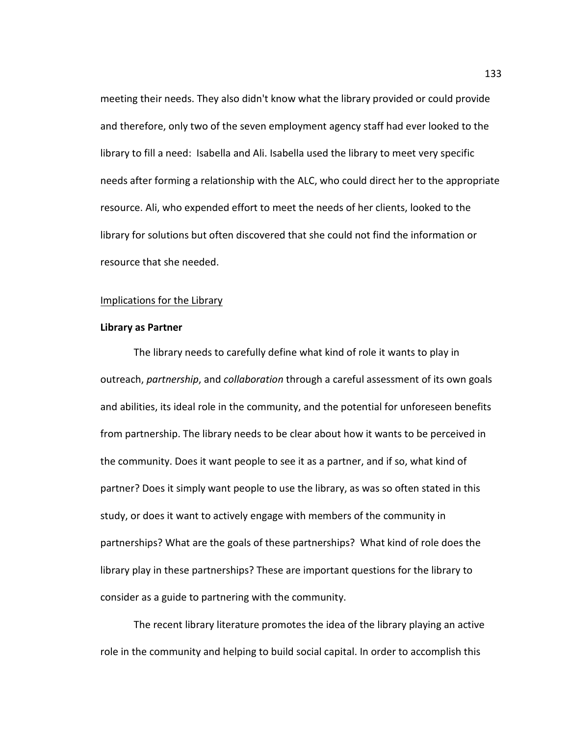meeting their needs. They also didn't know what the library provided or could provide and therefore, only two of the seven employment agency staff had ever looked to the library to fill a need: Isabella and Ali. Isabella used the library to meet very specific needs after forming a relationship with the ALC, who could direct her to the appropriate resource. Ali, who expended effort to meet the needs of her clients, looked to the library for solutions but often discovered that she could not find the information or resource that she needed.

## Implications for the Library

### Library as Partner

The library needs to carefully define what kind of role it wants to play in outreach, *partnership*, and *collaboration* through a careful assessment of its own goals and abilities, its ideal role in the community, and the potential for unforeseen benefits from partnership. The library needs to be clear about how it wants to be perceived in the community. Does it want people to see it as a partner, and if so, what kind of partner? Does it simply want people to use the library, as was so often stated in this study, or does it want to actively engage with members of the community in partnerships? What are the goals of these partnerships? What kind of role does the library play in these partnerships? These are important questions for the library to consider as a guide to partnering with the community.

The recent library literature promotes the idea of the library playing an active role in the community and helping to build social capital. In order to accomplish this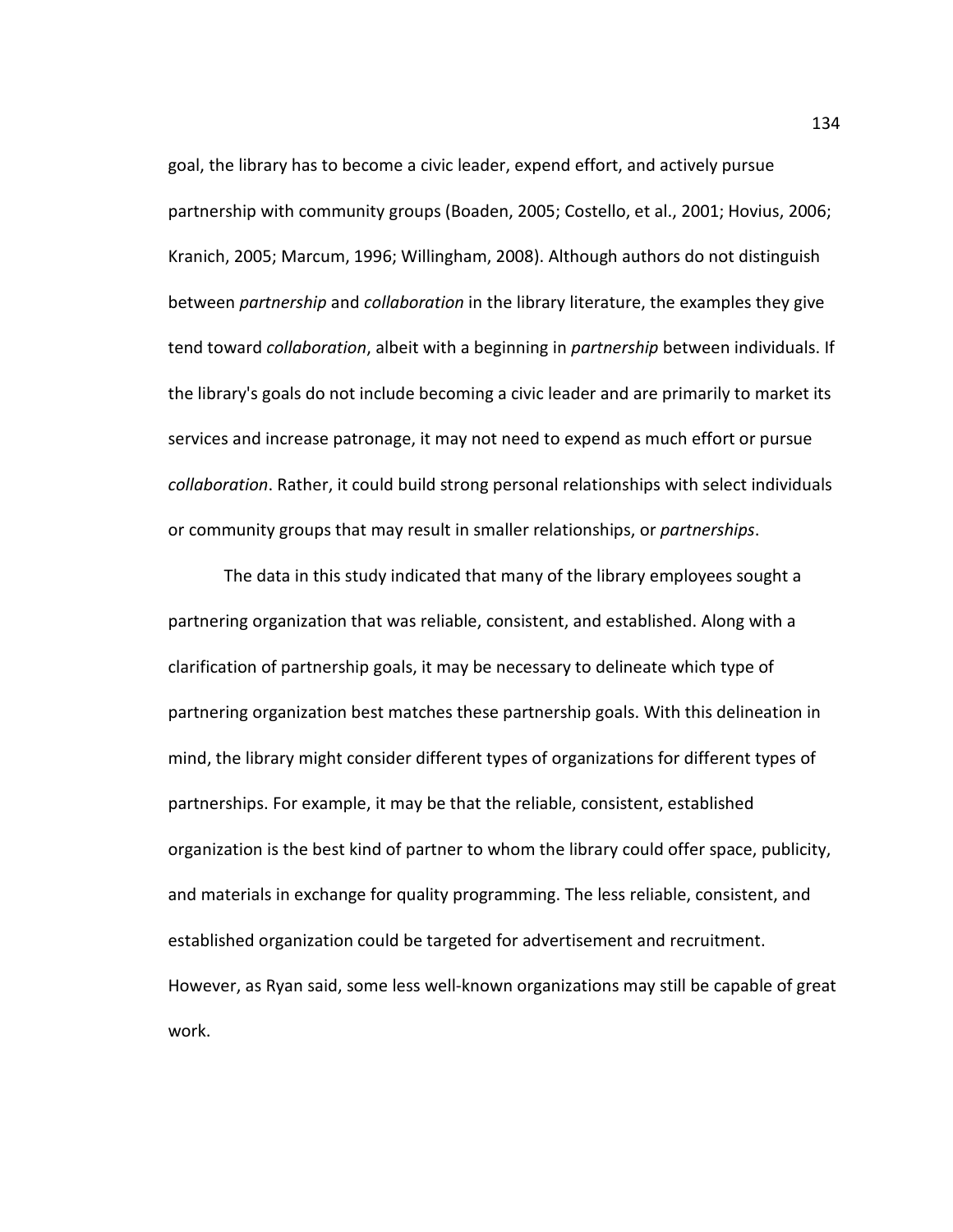goal, the library has to become a civic leader, expend effort, and actively pursue partnership with community groups (Boaden, 2005; Costello, et al., 2001; Hovius, 2006; Kranich, 2005; Marcum, 1996; Willingham, 2008). Although authors do not distinguish between *partnership* and *collaboration* in the library literature, the examples they give tend toward *collaboration*, albeit with a beginning in *partnership* between individuals. If the library's goals do not include becoming a civic leader and are primarily to market its services and increase patronage, it may not need to expend as much effort or pursue *collaboration*. Rather, it could build strong personal relationships with select individuals or community groups that may result in smaller relationships, or *partnerships*.

The data in this study indicated that many of the library employees sought a partnering organization that was reliable, consistent, and established. Along with a clarification of partnership goals, it may be necessary to delineate which type of partnering organization best matches these partnership goals. With this delineation in mind, the library might consider different types of organizations for different types of partnerships. For example, it may be that the reliable, consistent, established organization is the best kind of partner to whom the library could offer space, publicity, and materials in exchange for quality programming. The less reliable, consistent, and established organization could be targeted for advertisement and recruitment. However, as Ryan said, some less well-known organizations may still be capable of great work.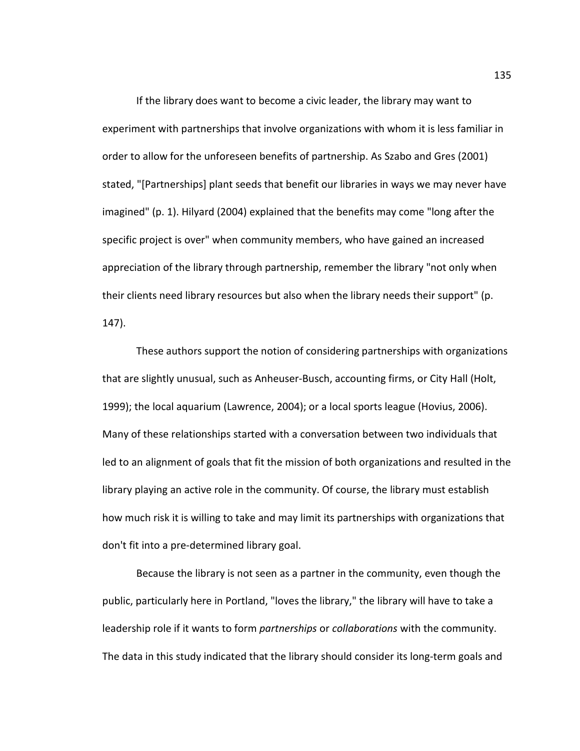If the library does want to become a civic leader, the library may want to experiment with partnerships that involve organizations with whom it is less familiar in order to allow for the unforeseen benefits of partnership. As Szabo and Gres (2001) stated, "[Partnerships] plant seeds that benefit our libraries in ways we may never have imagined" (p. 1). Hilyard (2004) explained that the benefits may come "long after the specific project is over" when community members, who have gained an increased appreciation of the library through partnership, remember the library "not only when their clients need library resources but also when the library needs their support" (p. 147).

These authors support the notion of considering partnerships with organizations that are slightly unusual, such as Anheuser-Busch, accounting firms, or City Hall (Holt, 1999); the local aquarium (Lawrence, 2004); or a local sports league (Hovius, 2006). Many of these relationships started with a conversation between two individuals that led to an alignment of goals that fit the mission of both organizations and resulted in the library playing an active role in the community. Of course, the library must establish how much risk it is willing to take and may limit its partnerships with organizations that don't fit into a pre-determined library goal.

Because the library is not seen as a partner in the community, even though the public, particularly here in Portland, "loves the library," the library will have to take a leadership role if it wants to form *partnerships* or *collaborations* with the community. The data in this study indicated that the library should consider its long-term goals and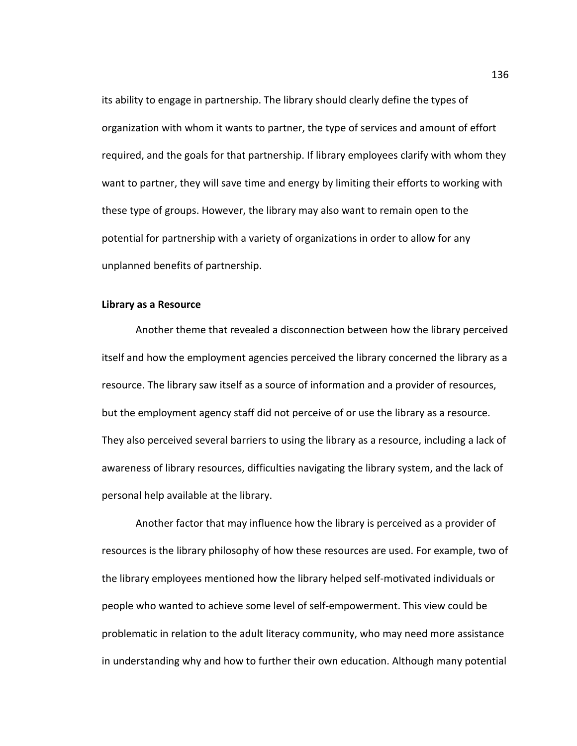its ability to engage in partnership. The library should clearly define the types of organization with whom it wants to partner, the type of services and amount of effort required, and the goals for that partnership. If library employees clarify with whom they want to partner, they will save time and energy by limiting their efforts to working with these type of groups. However, the library may also want to remain open to the potential for partnership with a variety of organizations in order to allow for any unplanned benefits of partnership.

**Library as a Resource**

Another theme that revealed a disconnection between how the library perceived itself and how the employment agencies perceived the library concerned the library as a resource. The library saw itself as a source of information and a provider of resources, but the employment agency staff did not perceive of or use the library as a resource. They also perceived several barriers to using the library as a resource, including a lack of awareness of library resources, difficulties navigating the library system, and the lack of personal help available at the library.

Another factor that may influence how the library is perceived as a provider of resources is the library philosophy of how these resources are used. For example, two of the library employees mentioned how the library helped self-motivated individuals or people who wanted to achieve some level of self-empowerment. This view could be problematic in relation to the adult literacy community, who may need more assistance in understanding why and how to further their own education. Although many potential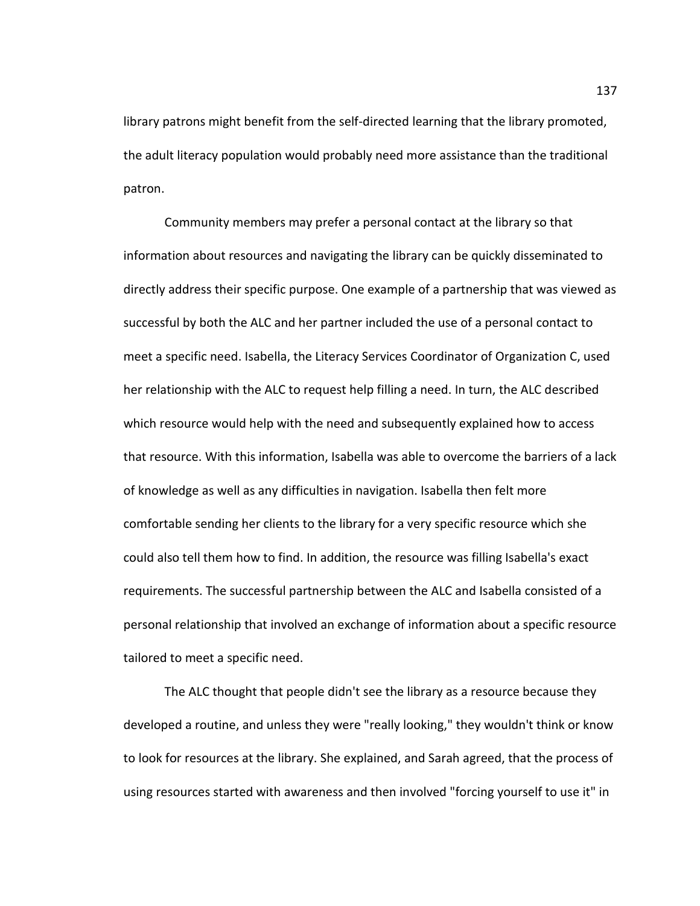library patrons might benefit from the self-directed learning that the library promoted, the adult literacy population would probably need more assistance than the traditional patron.

Community members may prefer a personal contact at the library so that information about resources and navigating the library can be quickly disseminated to directly address their specific purpose. One example of a partnership that was viewed as successful by both the ALC and her partner included the use of a personal contact to meet a specific need. Isabella, the Literacy Services Coordinator of Organization C, used her relationship with the ALC to request help filling a need. In turn, the ALC described which resource would help with the need and subsequently explained how to access that resource. With this information, Isabella was able to overcome the barriers of a lack of knowledge as well as any difficulties in navigation. Isabella then felt more comfortable sending her clients to the library for a very specific resource which she could also tell them how to find. In addition, the resource was filling Isabella's exact requirements. The successful partnership between the ALC and Isabella consisted of a personal relationship that involved an exchange of information about a specific resource tailored to meet a specific need.

The ALC thought that people didn't see the library as a resource because they developed a routine, and unless they were "really looking," they wouldn't think or know to look for resources at the library. She explained, and Sarah agreed, that the process of using resources started with awareness and then involved "forcing yourself to use it" in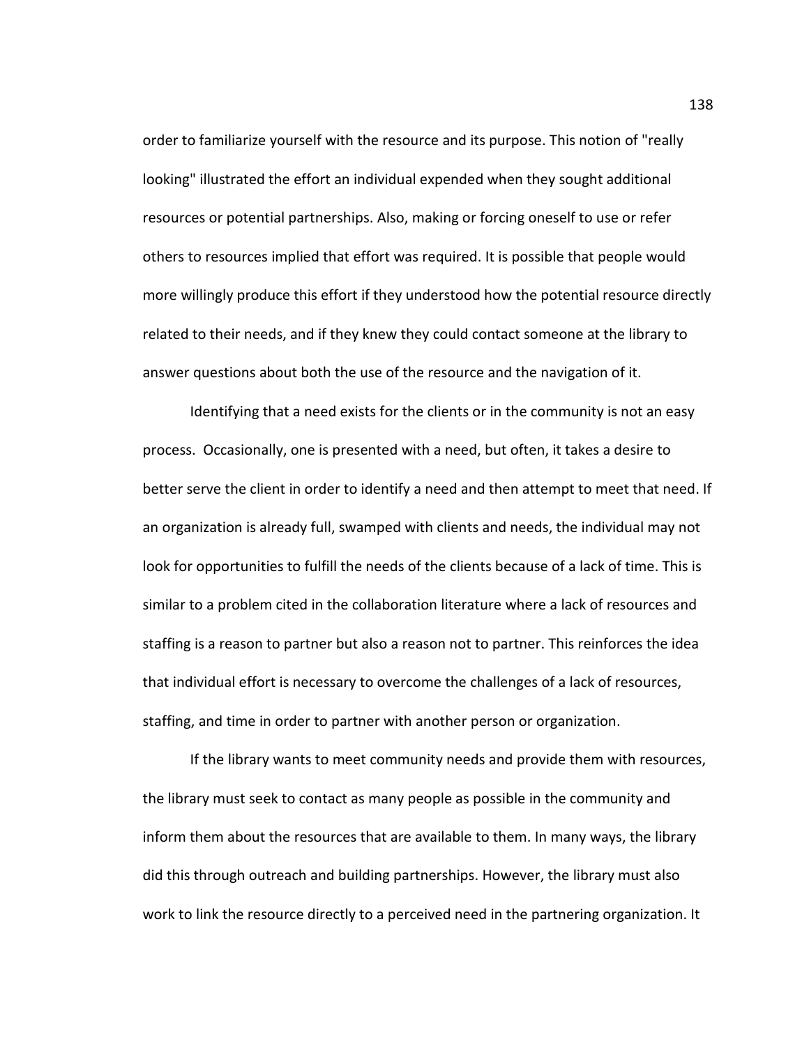order to familiarize yourself with the resource and its purpose. This notion of "really looking" illustrated the effort an individual expended when they sought additional resources or potential partnerships. Also, making or forcing oneself to use or refer others to resources implied that effort was required. It is possible that people would more willingly produce this effort if they understood how the potential resource directly related to their needs, and if they knew they could contact someone at the library to answer questions about both the use of the resource and the navigation of it.

Identifying that a need exists for the clients or in the community is not an easy process. Occasionally, one is presented with a need, but often, it takes a desire to better serve the client in order to identify a need and then attempt to meet that need. If an organization is already full, swamped with clients and needs, the individual may not look for opportunities to fulfill the needs of the clients because of a lack of time. This is similar to a problem cited in the collaboration literature where a lack of resources and staffing is a reason to partner but also a reason not to partner. This reinforces the idea that individual effort is necessary to overcome the challenges of a lack of resources, staffing, and time in order to partner with another person or organization.

If the library wants to meet community needs and provide them with resources, the library must seek to contact as many people as possible in the community and inform them about the resources that are available to them. In many ways, the library did this through outreach and building partnerships. However, the library must also work to link the resource directly to a perceived need in the partnering organization. It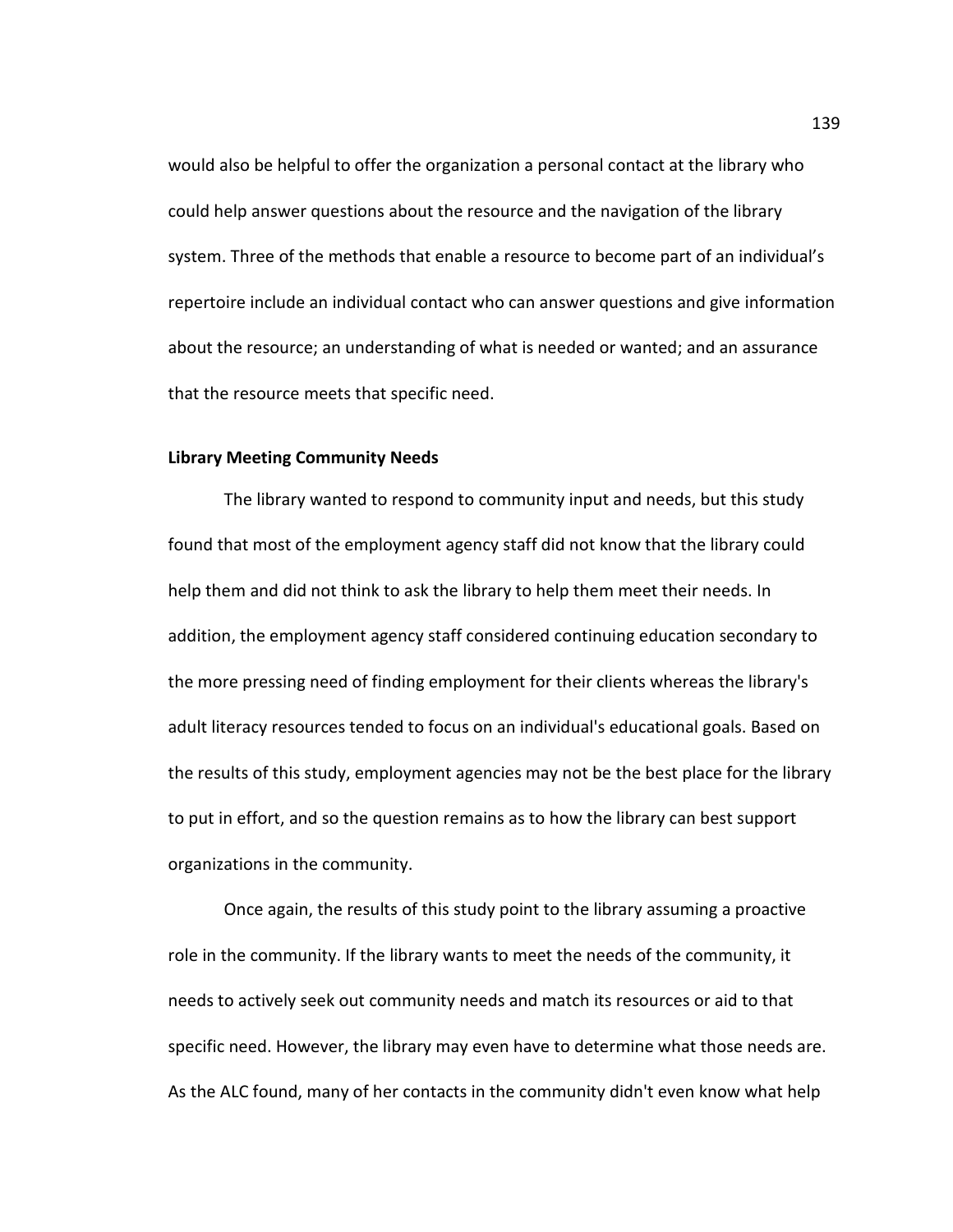would also be helpful to offer the organization a personal contact at the library who could help answer questions about the resource and the navigation of the library system. Three of the methods that enable a resource to become part of an individual's repertoire include an individual contact who can answer questions and give information about the resource; an understanding of what is needed or wanted; and an assurance that the resource meets that specific need.

**Library Meeting Community Needs**

The library wanted to respond to community input and needs, but this study found that most of the employment agency staff did not know that the library could help them and did not think to ask the library to help them meet their needs. In addition, the employment agency staff considered continuing education secondary to the more pressing need of finding employment for their clients whereas the library's adult literacy resources tended to focus on an individual's educational goals. Based on the results of this study, employment agencies may not be the best place for the library to put in effort, and so the question remains as to how the library can best support organizations in the community.

Once again, the results of this study point to the library assuming a proactive role in the community. If the library wants to meet the needs of the community, it needs to actively seek out community needs and match its resources or aid to that specific need. However, the library may even have to determine what those needs are. As the ALC found, many of her contacts in the community didn't even know what help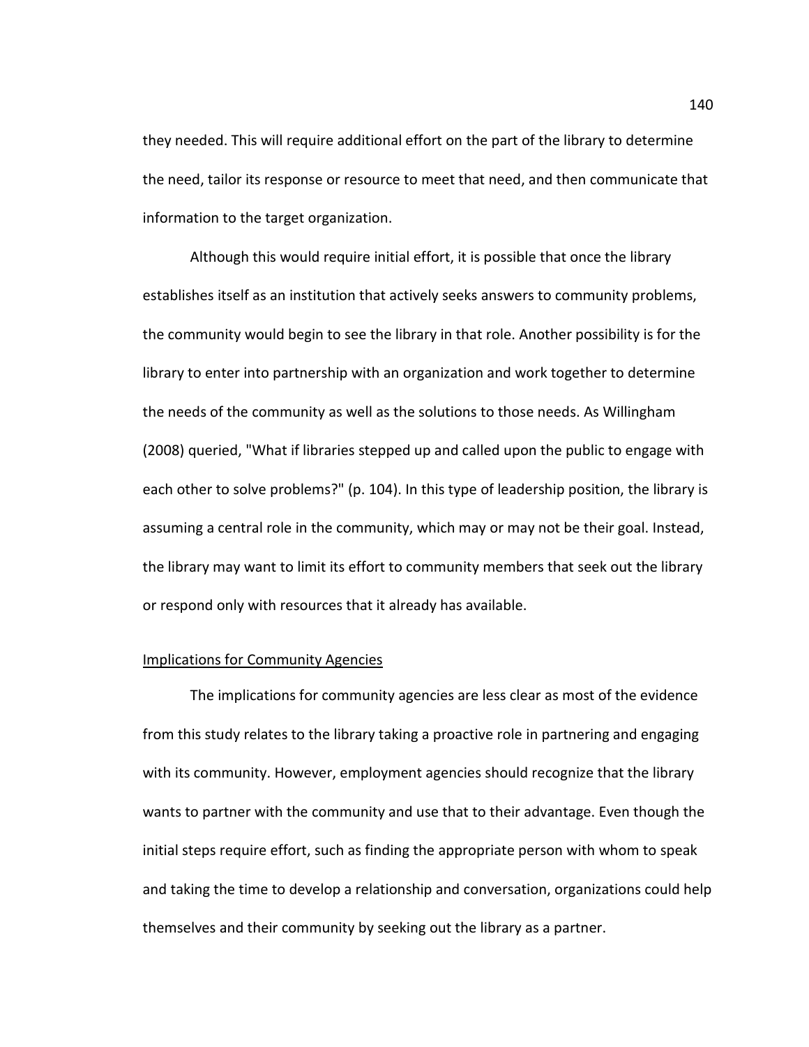they needed. This will require additional effort on the part of the library to determine the need, tailor its response or resource to meet that need, and then communicate that information to the target organization.

Although this would require initial effort, it is possible that once the library establishes itself as an institution that actively seeks answers to community problems, the community would begin to see the library in that role. Another possibility is for the library to enter into partnership with an organization and work together to determine the needs of the community as well as the solutions to those needs. As Willingham (2008) queried, "What if libraries stepped up and called upon the public to engage with each other to solve problems?" (p. 104). In this type of leadership position, the library is assuming a central role in the community, which may or may not be their goal. Instead, the library may want to limit its effort to community members that seek out the library or respond only with resources that it already has available.

## Implications for Community Agencies

The implications for community agencies are less clear as most of the evidence from this study relates to the library taking a proactive role in partnering and engaging with its community. However, employment agencies should recognize that the library wants to partner with the community and use that to their advantage. Even though the initial steps require effort, such as finding the appropriate person with whom to speak and taking the time to develop a relationship and conversation, organizations could help themselves and their community by seeking out the library as a partner.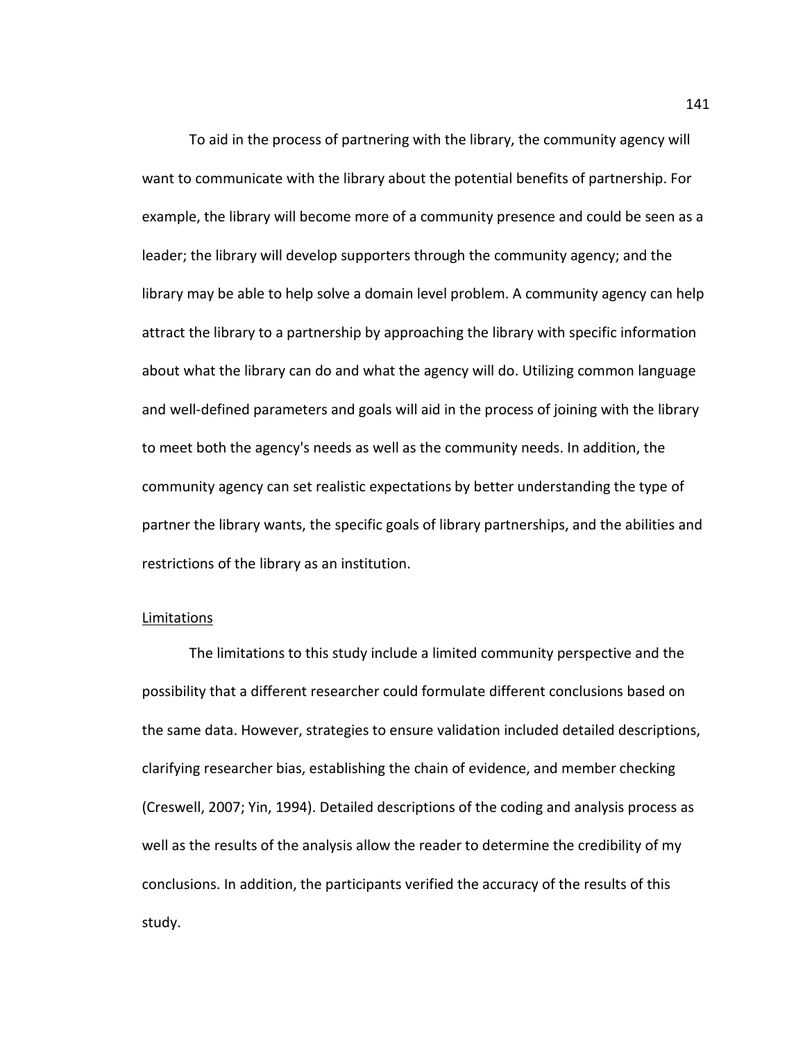To aid in the process of partnering with the library, the community agency will want to communicate with the library about the potential benefits of partnership. For example, the library will become more of a community presence and could be seen as a leader; the library will develop supporters through the community agency; and the library may be able to help solve a domain level problem. A community agency can help attract the library to a partnership by approaching the library with specific information about what the library can do and what the agency will do. Utilizing common language and well-defined parameters and goals will aid in the process of joining with the library to meet both the agency's needs as well as the community needs. In addition, the community agency can set realistic expectations by better understanding the type of partner the library wants, the specific goals of library partnerships, and the abilities and restrictions of the library as an institution.

## Limitations

The limitations to this study include a limited community perspective and the possibility that a different researcher could formulate different conclusions based on the same data. However, strategies to ensure validation included detailed descriptions, clarifying researcher bias, establishing the chain of evidence, and member checking (Creswell, 2007; Yin, 1994). Detailed descriptions of the coding and analysis process as well as the results of the analysis allow the reader to determine the credibility of my conclusions. In addition, the participants verified the accuracy of the results of this study.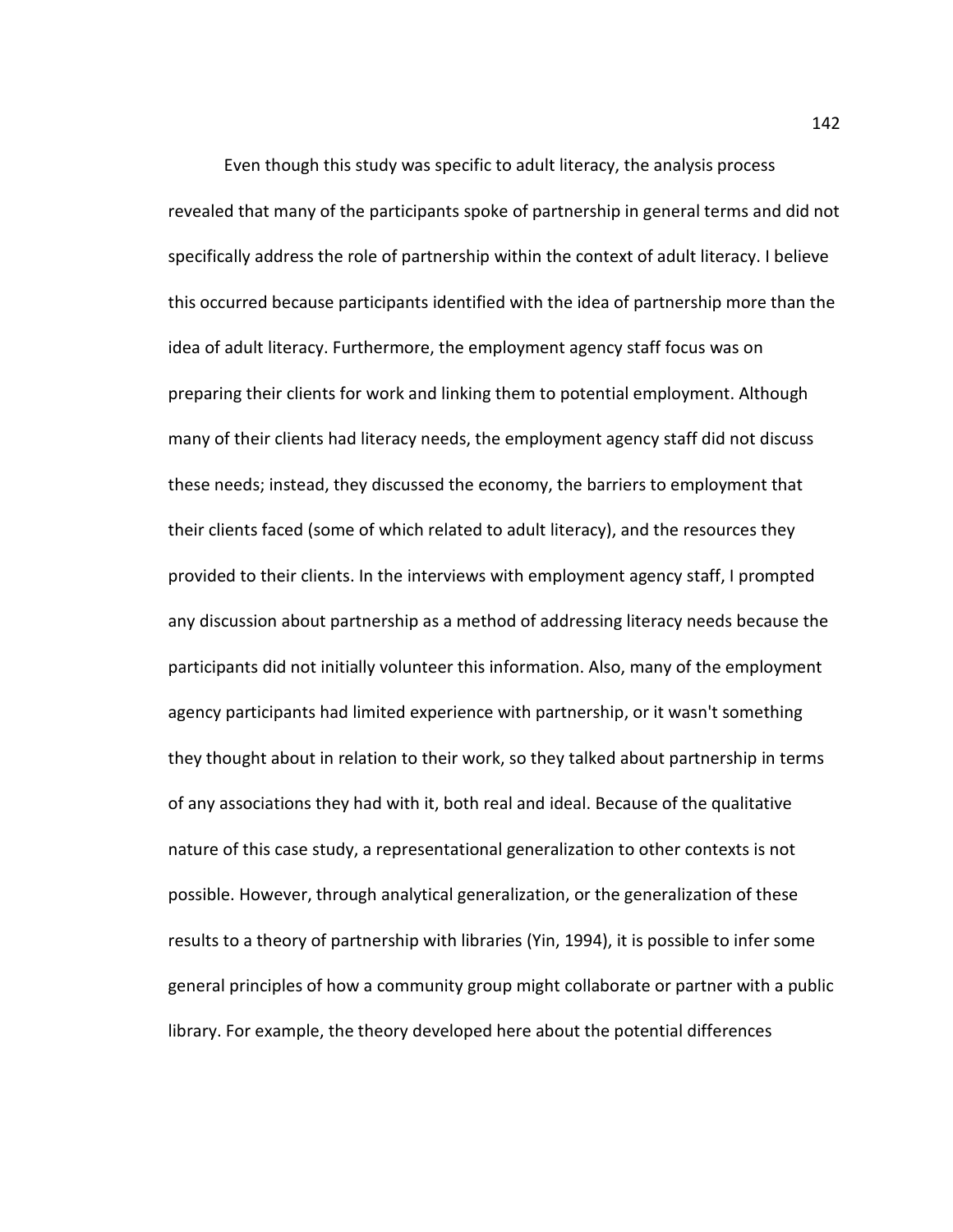Even though this study was specific to adult literacy, the analysis process revealed that many of the participants spoke of partnership in general terms and did not specifically address the role of partnership within the context of adult literacy. I believe this occurred because participants identified with the idea of partnership more than the idea of adult literacy. Furthermore, the employment agency staff focus was on preparing their clients for work and linking them to potential employment. Although many of their clients had literacy needs, the employment agency staff did not discuss these needs; instead, they discussed the economy, the barriers to employment that their clients faced (some of which related to adult literacy), and the resources they provided to their clients. In the interviews with employment agency staff, I prompted any discussion about partnership as a method of addressing literacy needs because the participants did not initially volunteer this information. Also, many of the employment agency participants had limited experience with partnership, or it wasn't something they thought about in relation to their work, so they talked about partnership in terms of any associations they had with it, both real and ideal. Because of the qualitative nature of this case study, a representational generalization to other contexts is not possible. However, through analytical generalization, or the generalization of these results to a theory of partnership with libraries (Yin, 1994), it is possible to infer some general principles of how a community group might collaborate or partner with a public library. For example, the theory developed here about the potential differences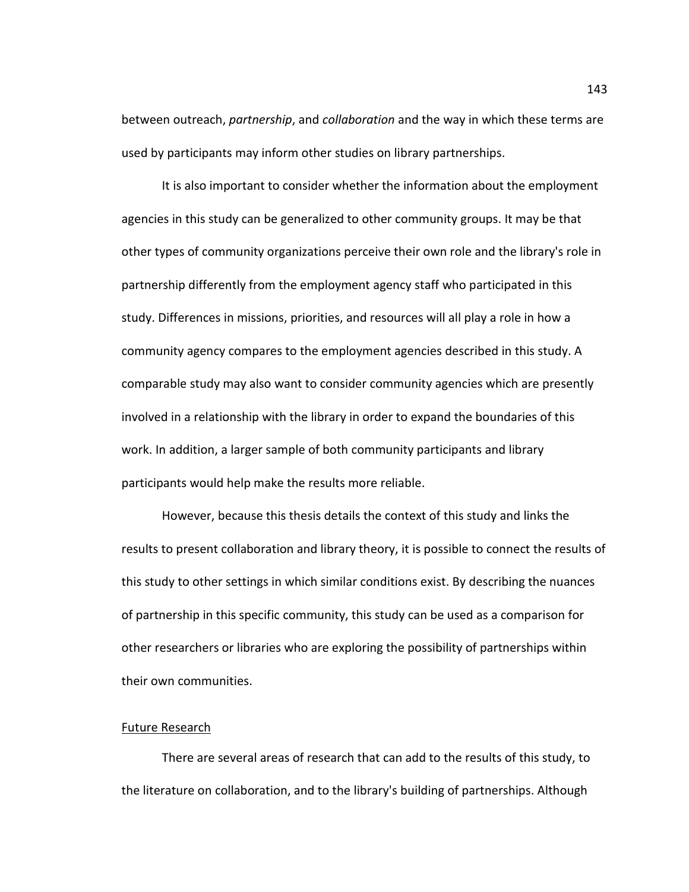between outreach, *partnership*, and *collaboration* and the way in which these terms are used by participants may inform other studies on library partnerships.

It is also important to consider whether the information about the employment agencies in this study can be generalized to other community groups. It may be that other types of community organizations perceive their own role and the library's role in partnership differently from the employment agency staff who participated in this study. Differences in missions, priorities, and resources will all play a role in how a community agency compares to the employment agencies described in this study. A comparable study may also want to consider community agencies which are presently involved in a relationship with the library in order to expand the boundaries of this work. In addition, a larger sample of both community participants and library participants would help make the results more reliable.

However, because this thesis details the context of this study and links the results to present collaboration and library theory, it is possible to connect the results of this study to other settings in which similar conditions exist. By describing the nuances of partnership in this specific community, this study can be used as a comparison for other researchers or libraries who are exploring the possibility of partnerships within their own communities.

### Future Research

There are several areas of research that can add to the results of this study, to the literature on collaboration, and to the library's building of partnerships. Although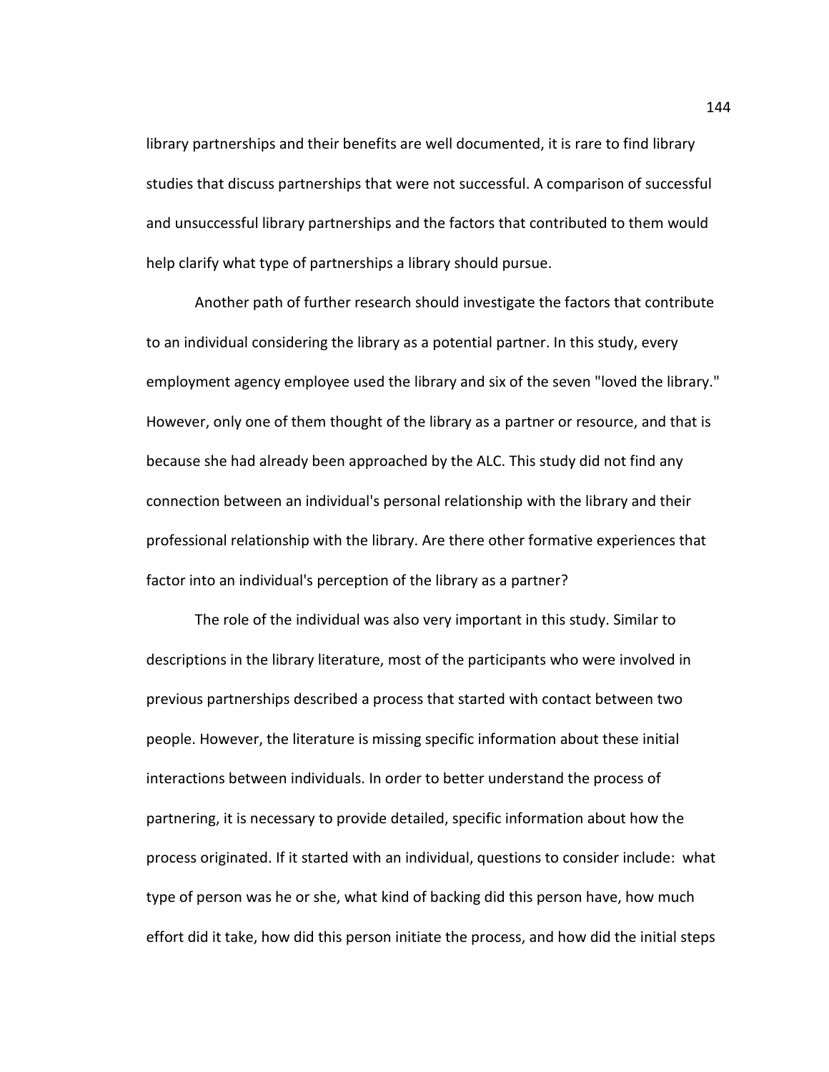library partnerships and their benefits are well documented, it is rare to find library studies that discuss partnerships that were not successful. A comparison of successful and unsuccessful library partnerships and the factors that contributed to them would help clarify what type of partnerships a library should pursue.

Another path of further research should investigate the factors that contribute to an individual considering the library as a potential partner. In this study, every employment agency employee used the library and six of the seven "loved the library." However, only one of them thought of the library as a partner or resource, and that is because she had already been approached by the ALC. This study did not find any connection between an individual's personal relationship with the library and their professional relationship with the library. Are there other formative experiences that factor into an individual's perception of the library as a partner?

The role of the individual was also very important in this study. Similar to descriptions in the library literature, most of the participants who were involved in previous partnerships described a process that started with contact between two people. However, the literature is missing specific information about these initial interactions between individuals. In order to better understand the process of partnering, it is necessary to provide detailed, specific information about how the process originated. If it started with an individual, questions to consider include: what type of person was he or she, what kind of backing did this person have, how much effort did it take, how did this person initiate the process, and how did the initial steps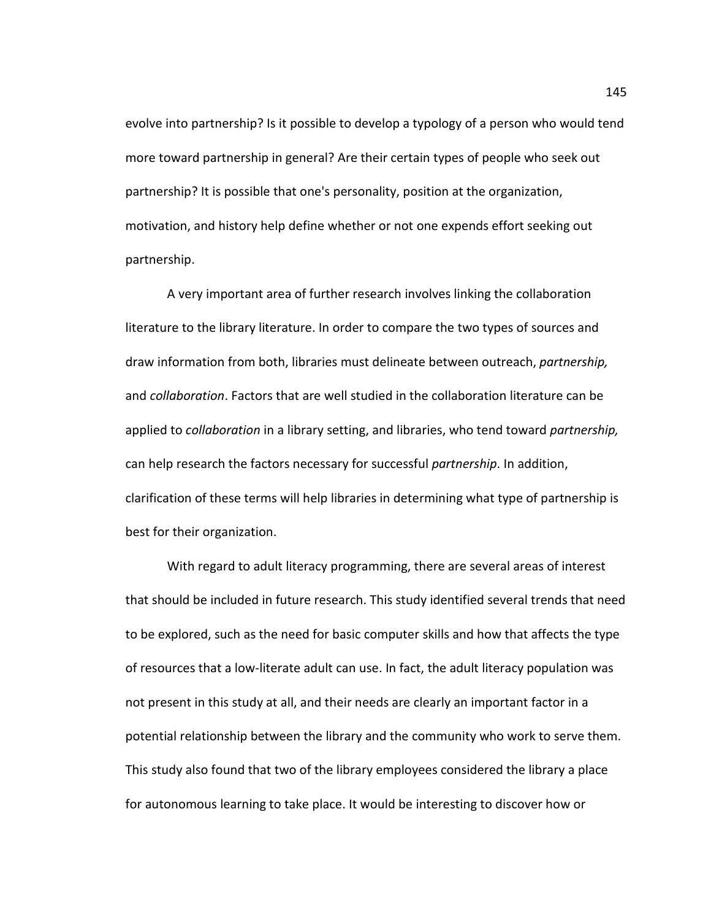evolve into partnership? Is it possible to develop a typology of a person who would tend more toward partnership in general? Are their certain types of people who seek out partnership? It is possible that one's personality, position at the organization, motivation, and history help define whether or not one expends effort seeking out partnership.

A very important area of further research involves linking the collaboration literature to the library literature. In order to compare the two types of sources and draw information from both, libraries must delineate between outreach, *partnership,* and *collaboration*. Factors that are well studied in the collaboration literature can be applied to *collaboration* in a library setting, and libraries, who tend toward *partnership,* can help research the factors necessary for successful *partnership*. In addition, clarification of these terms will help libraries in determining what type of partnership is best for their organization.

With regard to adult literacy programming, there are several areas of interest that should be included in future research. This study identified several trends that need to be explored, such as the need for basic computer skills and how that affects the type of resources that a low-literate adult can use. In fact, the adult literacy population was not present in this study at all, and their needs are clearly an important factor in a potential relationship between the library and the community who work to serve them. This study also found that two of the library employees considered the library a place for autonomous learning to take place. It would be interesting to discover how or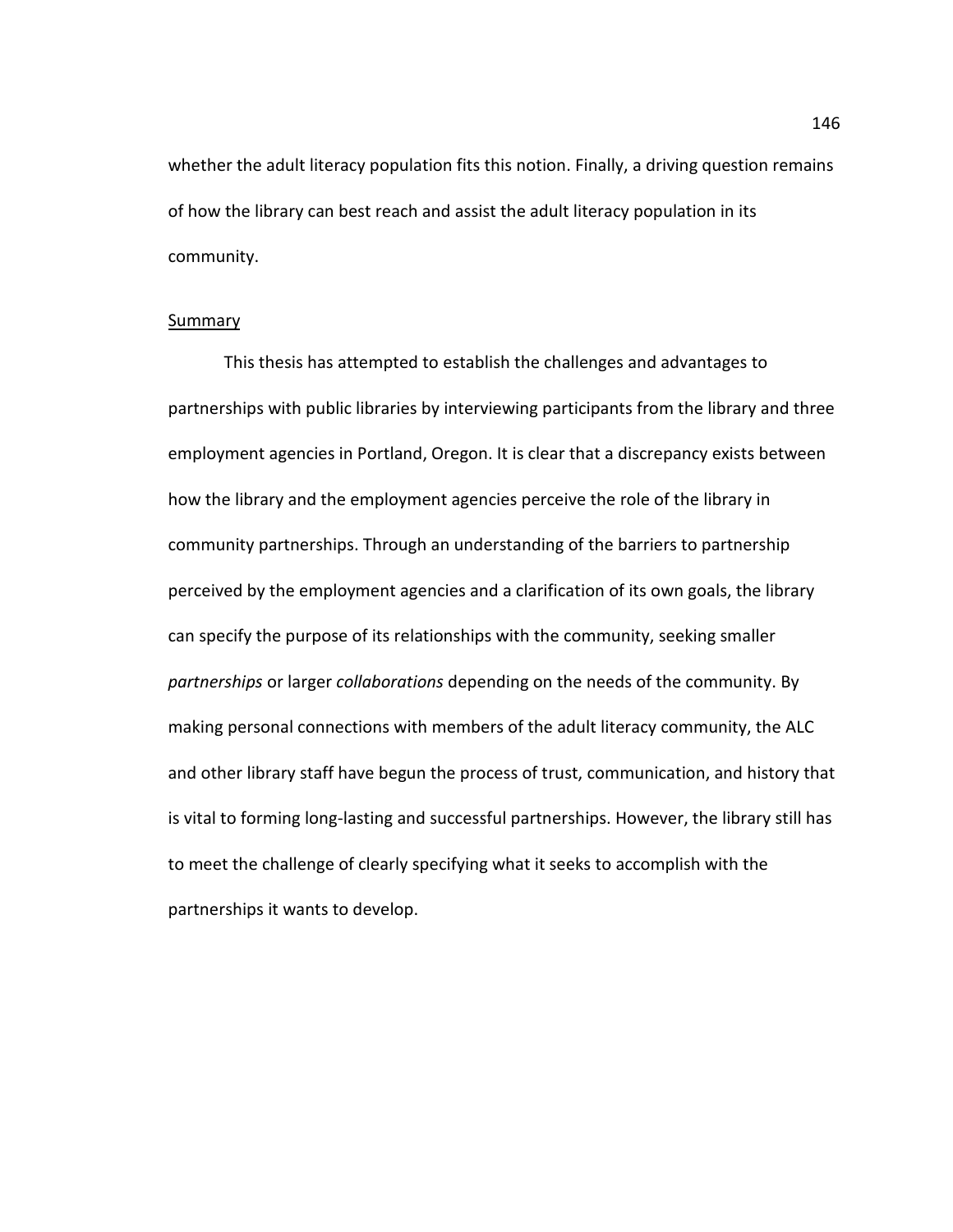whether the adult literacy population fits this notion. Finally, a driving question remains of how the library can best reach and assist the adult literacy population in its community.

## Summary

This thesis has attempted to establish the challenges and advantages to partnerships with public libraries by interviewing participants from the library and three employment agencies in Portland, Oregon. It is clear that a discrepancy exists between how the library and the employment agencies perceive the role of the library in community partnerships. Through an understanding of the barriers to partnership perceived by the employment agencies and a clarification of its own goals, the library can specify the purpose of its relationships with the community, seeking smaller *partnerships* or larger *collaborations* depending on the needs of the community. By making personal connections with members of the adult literacy community, the ALC and other library staff have begun the process of trust, communication, and history that is vital to forming long-lasting and successful partnerships. However, the library still has to meet the challenge of clearly specifying what it seeks to accomplish with the partnerships it wants to develop.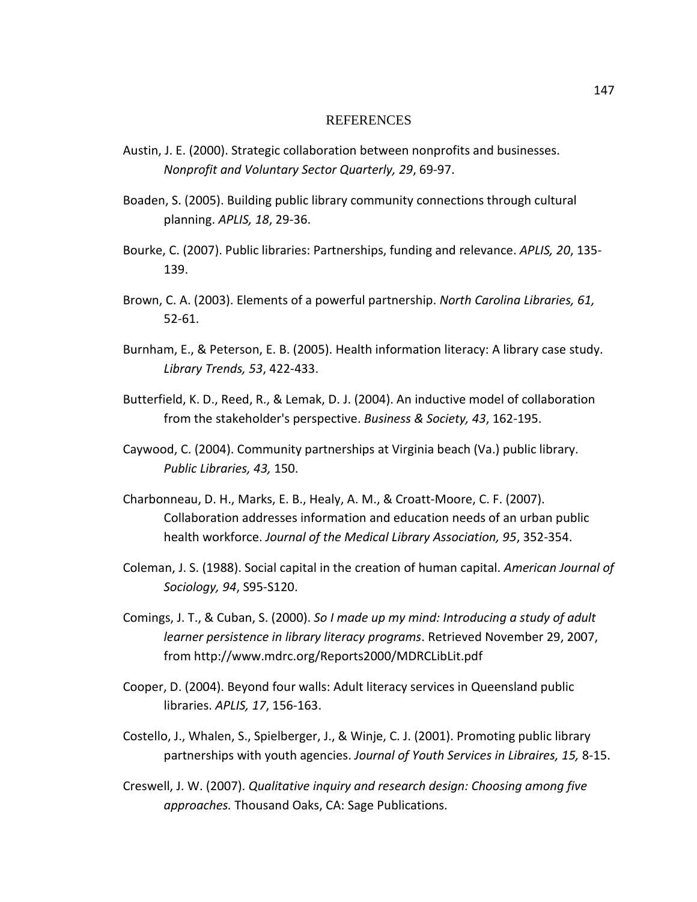# REFERENCES

Austin, J. E. (2000). Strategic collaboration between nonprofits and businesses. *Nonprofit and Voluntary Sector Quarterly, 29*, 69-97.

Boaden, S. (2005). Building public library community connections through cultural planning. *APLIS, 18*, 29-36.

Bourke, C. (2007). Public libraries: Partnerships, funding and relevance. *APLIS, 20*, 135-139.

Brown, C. A. (2003). Elements of a powerful partnership. *North Carolina Libraries, 61,* 52-61.

Burnham, E., & Peterson, E. B. (2005). Health information literacy: A library case study. *Library Trends, 53*, 422-433.

Butterfield, K. D., Reed, R., & Lemak, D. J. (2004). An inductive model of collaboration from the stakeholder's perspective. *Business & Society, 43*, 162-195.

Caywood, C. (2004). Community partnerships at Virginia beach (Va.) public library. *Public Libraries, 43,* 150.

Charbonneau, D. H., Marks, E. B., Healy, A. M., & Croatt-Moore, C. F. (2007). Collaboration addresses information and education needs of an urban public health workforce. *Journal of the Medical Library Association, 95*, 352-354.

Coleman, J. S. (1988). Social capital in the creation of human capital. *American Journal of Sociology, 94*, S95-S120.

Comings, J. T., & Cuban, S. (2000). *So I made up my mind: Introducing a study of adult learner persistence in library literacy programs*. Retrieved November 29, 2007, from http://www.mdrc.org/Reports2000/MDRCLibLit.pdf

Cooper, D. (2004). Beyond four walls: Adult literacy services in Queensland public libraries. *APLIS, 17*, 156-163.

Costello, J., Whalen, S., Spielberger, J., & Winje, C. J. (2001). Promoting public library partnerships with youth agencies. *Journal of Youth Services in Libraires, 15,* 8-15.

Creswell, J. W. (2007). *Qualitative inquiry and research design: Choosing among five approaches.* Thousand Oaks, CA: Sage Publications.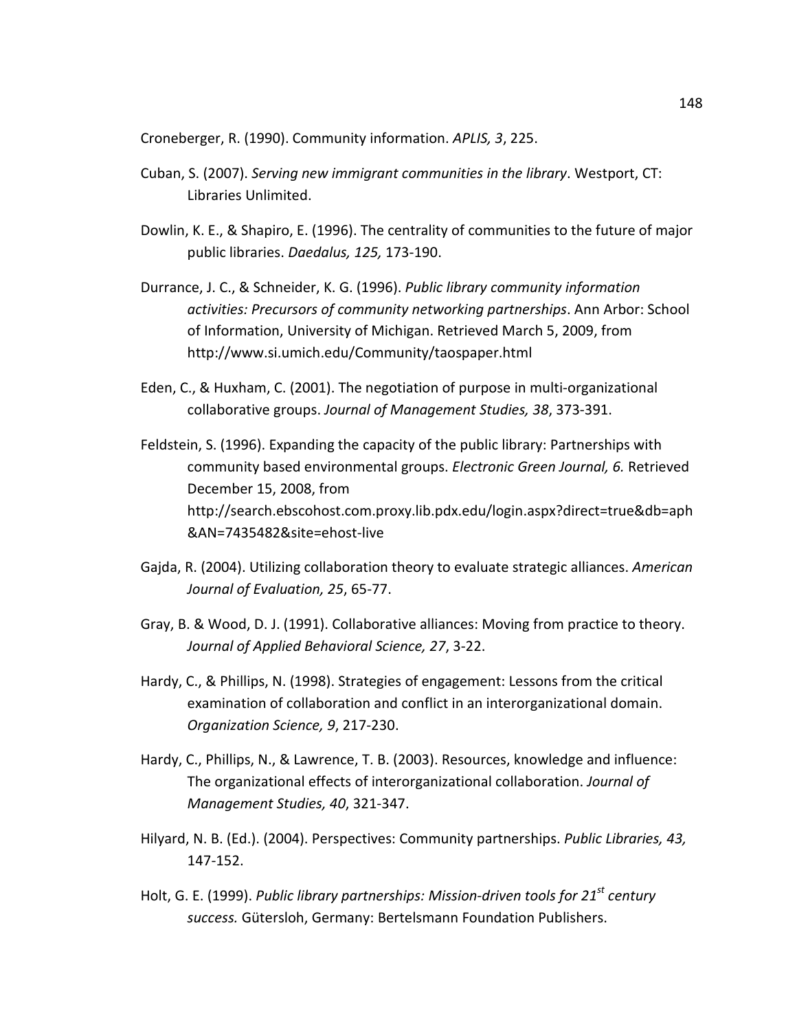Croneberger, R. (1990). Community information. *APLIS, 3*, 225.

Cuban, S. (2007). *Serving new immigrant communities in the library*. Westport, CT: Libraries Unlimited.

Dowlin, K. E., & Shapiro, E. (1996). The centrality of communities to the future of major public libraries. *Daedalus, 125,* 173-190.

Durrance, J. C., & Schneider, K. G. (1996). *Public library community information activities: Precursors of community networking partnerships*. Ann Arbor: School of Information, University of Michigan. Retrieved March 5, 2009, from http://www.si.umich.edu/Community/taospaper.html

Eden, C., & Huxham, C. (2001). The negotiation of purpose in multi-organizational collaborative groups. *Journal of Management Studies, 38*, 373-391.

Feldstein, S. (1996). Expanding the capacity of the public library: Partnerships with community based environmental groups. *Electronic Green Journal, 6.* Retrieved December 15, 2008, from http://search.ebscohost.com.proxy.lib.pdx.edu/login.aspx?direct=true&db=aph&AN=7435482&site=ehost-live

Gajda, R. (2004). Utilizing collaboration theory to evaluate strategic alliances. *American Journal of Evaluation, 25*, 65-77.

Gray, B. & Wood, D. J. (1991). Collaborative alliances: Moving from practice to theory. *Journal of Applied Behavioral Science, 27*, 3-22.

Hardy, C., & Phillips, N. (1998). Strategies of engagement: Lessons from the critical examination of collaboration and conflict in an interorganizational domain. *Organization Science, 9*, 217-230.

Hardy, C., Phillips, N., & Lawrence, T. B. (2003). Resources, knowledge and influence: The organizational effects of interorganizational collaboration. *Journal of Management Studies, 40*, 321-347.

Hilyard, N. B. (Ed.). (2004). Perspectives: Community partnerships. *Public Libraries, 43,* 147-152.

Holt, G. E. (1999). *Public library partnerships: Mission-driven tools for 21st century success.* Gütersloh, Germany: Bertelsmann Foundation Publishers.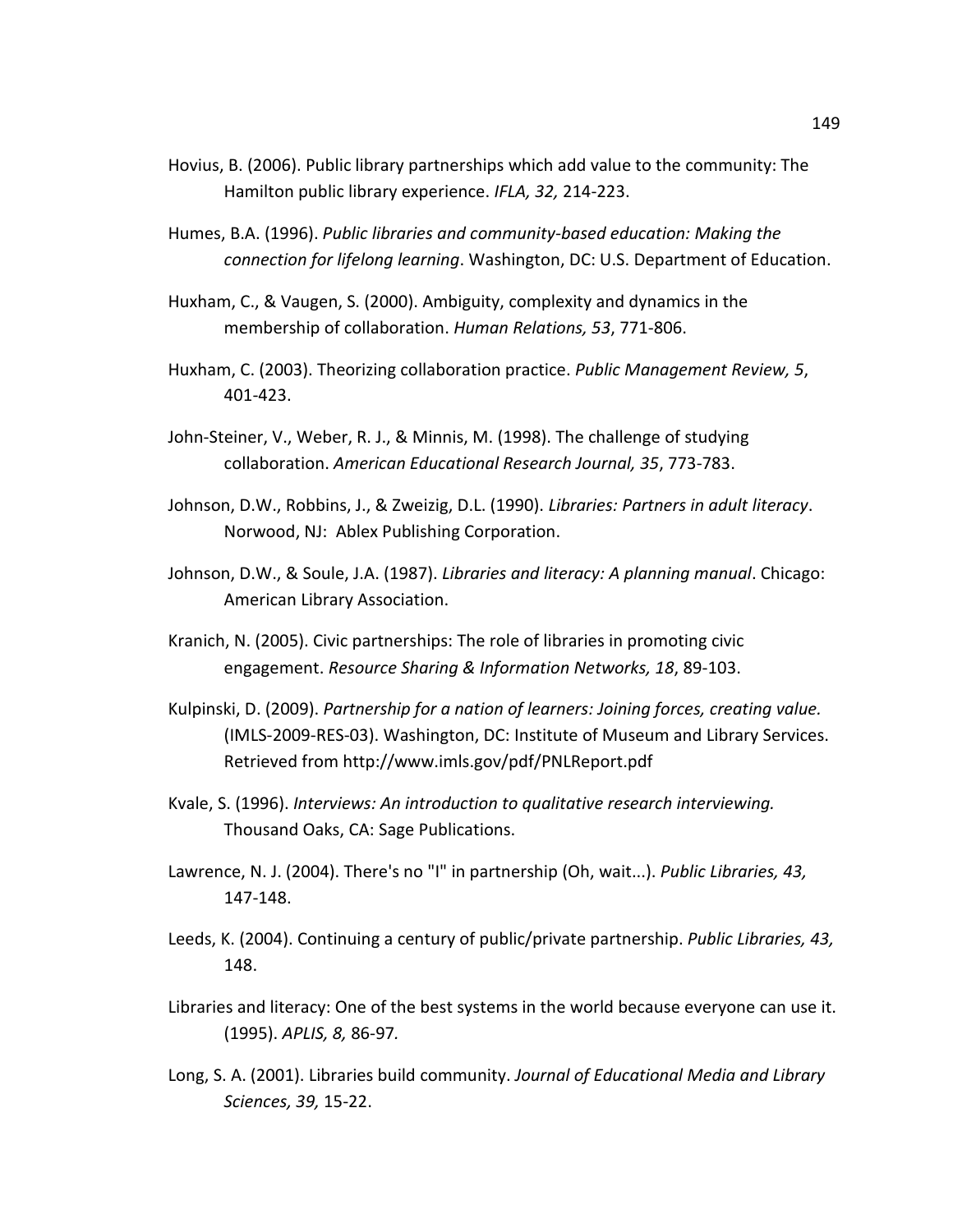Hovius, B. (2006). Public library partnerships which add value to the community: The Hamilton public library experience. *IFLA, 32,* 214-223.

Humes, B.A. (1996). *Public libraries and community-based education: Making the connection for lifelong learning*. Washington, DC: U.S. Department of Education.

Huxham, C., & Vaugen, S. (2000). Ambiguity, complexity and dynamics in the membership of collaboration. *Human Relations, 53*, 771-806.

Huxham, C. (2003). Theorizing collaboration practice. *Public Management Review, 5*, 401-423.

John-Steiner, V., Weber, R. J., & Minnis, M. (1998). The challenge of studying collaboration. *American Educational Research Journal, 35*, 773-783.

Johnson, D.W., Robbins, J., & Zweizig, D.L. (1990). *Libraries: Partners in adult literacy*. Norwood, NJ: Ablex Publishing Corporation.

Johnson, D.W., & Soule, J.A. (1987). *Libraries and literacy: A planning manual*. Chicago: American Library Association.

Kranich, N. (2005). Civic partnerships: The role of libraries in promoting civic engagement. *Resource Sharing & Information Networks, 18*, 89-103.

Kulpinski, D. (2009). *Partnership for a nation of learners: Joining forces, creating value.* (IMLS-2009-RES-03). Washington, DC: Institute of Museum and Library Services. Retrieved from http://www.imls.gov/pdf/PNLReport.pdf

Kvale, S. (1996). *Interviews: An introduction to qualitative research interviewing.* Thousand Oaks, CA: Sage Publications.

Lawrence, N. J. (2004). There's no "I" in partnership (Oh, wait...). *Public Libraries, 43,* 147-148.

Leeds, K. (2004). Continuing a century of public/private partnership. *Public Libraries, 43,* 148.

Libraries and literacy: One of the best systems in the world because everyone can use it. (1995). *APLIS, 8,* 86-97*.*

Long, S. A. (2001). Libraries build community. *Journal of Educational Media and Library Sciences, 39,* 15-22.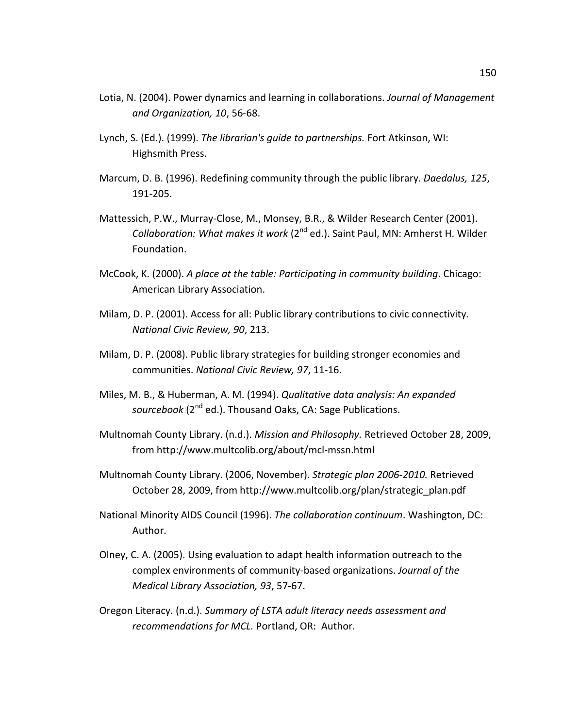Lotia, N. (2004). Power dynamics and learning in collaborations. *Journal of Management and Organization, 10*, 56-68.

Lynch, S. (Ed.). (1999). *The librarian's guide to partnerships.* Fort Atkinson, WI: Highsmith Press.

Marcum, D. B. (1996). Redefining community through the public library. *Daedalus, 125*, 191-205.

Mattessich, P.W., Murray-Close, M., Monsey, B.R., & Wilder Research Center (2001). *Collaboration: What makes it work* (2nd ed.). Saint Paul, MN: Amherst H. Wilder Foundation.

McCook, K. (2000). *A place at the table: Participating in community building*. Chicago: American Library Association.

Milam, D. P. (2001). Access for all: Public library contributions to civic connectivity. *National Civic Review, 90*, 213.

Milam, D. P. (2008). Public library strategies for building stronger economies and communities. *National Civic Review, 97*, 11-16.

Miles, M. B., & Huberman, A. M. (1994). *Qualitative data analysis: An expanded sourcebook* (2nd ed.). Thousand Oaks, CA: Sage Publications.

Multnomah County Library. (n.d.). *Mission and Philosophy.* Retrieved October 28, 2009, from http://www.multcolib.org/about/mcl-mssn.html

Multnomah County Library. (2006, November). *Strategic plan 2006-2010.* Retrieved October 28, 2009, from http://www.multcolib.org/plan/strategic_plan.pdf

National Minority AIDS Council (1996). *The collaboration continuum*. Washington, DC: Author.

Olney, C. A. (2005). Using evaluation to adapt health information outreach to the complex environments of community-based organizations. *Journal of the Medical Library Association, 93*, 57-67.

Oregon Literacy. (n.d.). *Summary of LSTA adult literacy needs assessment and recommendations for MCL.* Portland, OR: Author.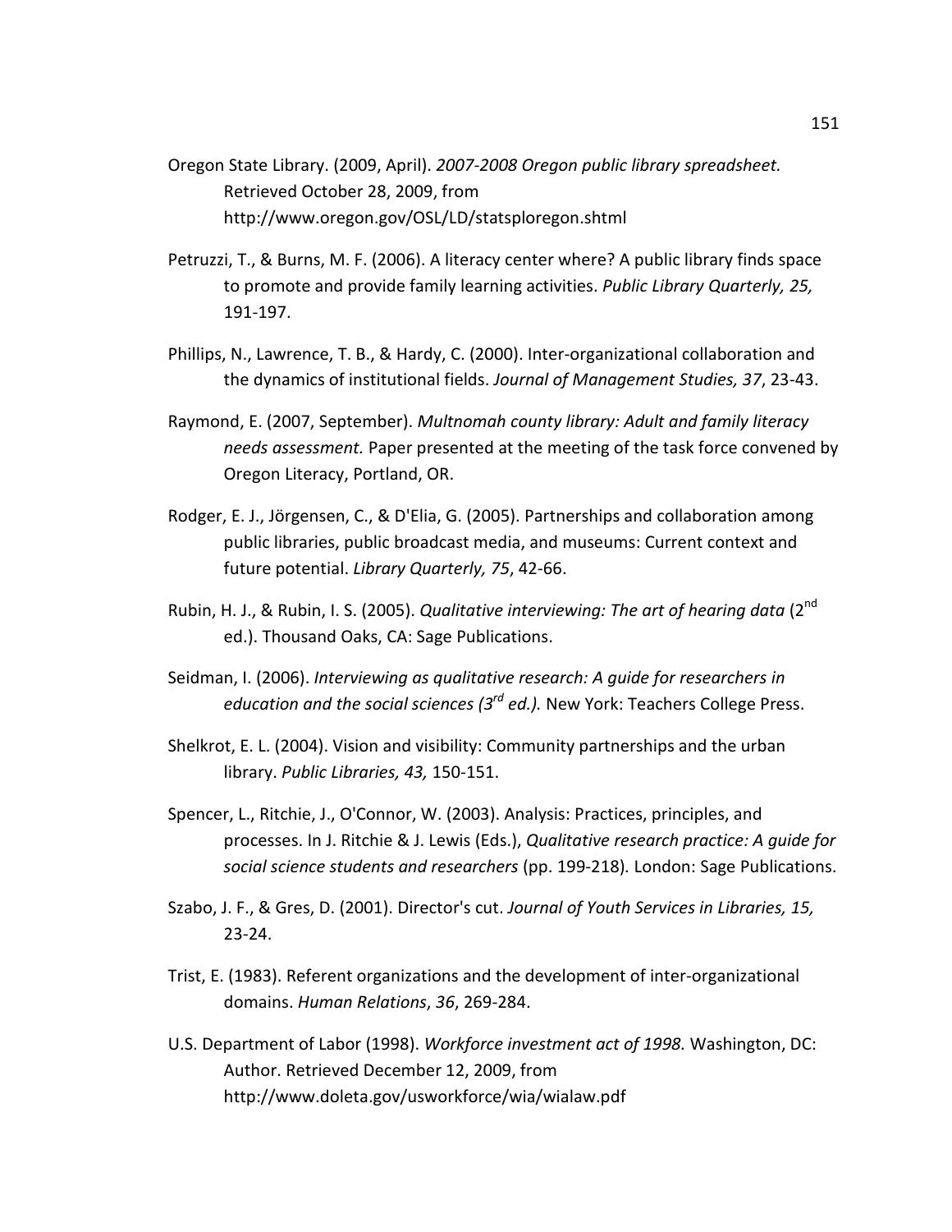Oregon State Library. (2009, April). *2007-2008 Oregon public library spreadsheet.* Retrieved October 28, 2009, from http://www.oregon.gov/OSL/LD/statsploregon.shtml

Petruzzi, T., & Burns, M. F. (2006). A literacy center where? A public library finds space to promote and provide family learning activities. *Public Library Quarterly, 25,* 191-197.

Phillips, N., Lawrence, T. B., & Hardy, C. (2000). Inter-organizational collaboration and the dynamics of institutional fields. *Journal of Management Studies, 37*, 23-43.

Raymond, E. (2007, September). *Multnomah county library: Adult and family literacy needs assessment.* Paper presented at the meeting of the task force convened by Oregon Literacy, Portland, OR.

Rodger, E. J., Jörgensen, C., & D'Elia, G. (2005). Partnerships and collaboration among public libraries, public broadcast media, and museums: Current context and future potential. *Library Quarterly, 75*, 42-66.

Rubin, H. J., & Rubin, I. S. (2005). *Qualitative interviewing: The art of hearing data* (2nd ed.). Thousand Oaks, CA: Sage Publications.

Seidman, I. (2006). *Interviewing as qualitative research: A guide for researchers in education and the social sciences (3rd ed.).* New York: Teachers College Press.

Shelkrot, E. L. (2004). Vision and visibility: Community partnerships and the urban library. *Public Libraries, 43,* 150-151.

Spencer, L., Ritchie, J., O'Connor, W. (2003). Analysis: Practices, principles, and processes. In J. Ritchie & J. Lewis (Eds.), *Qualitative research practice: A guide for social science students and researchers* (pp. 199-218). London: Sage Publications.

Szabo, J. F., & Gres, D. (2001). Director's cut. *Journal of Youth Services in Libraries, 15,* 23-24.

Trist, E. (1983). Referent organizations and the development of inter-organizational domains. *Human Relations*, *36*, 269-284.

U.S. Department of Labor (1998). *Workforce investment act of 1998.* Washington, DC: Author. Retrieved December 12, 2009, from http://www.doleta.gov/usworkforce/wia/wialaw.pdf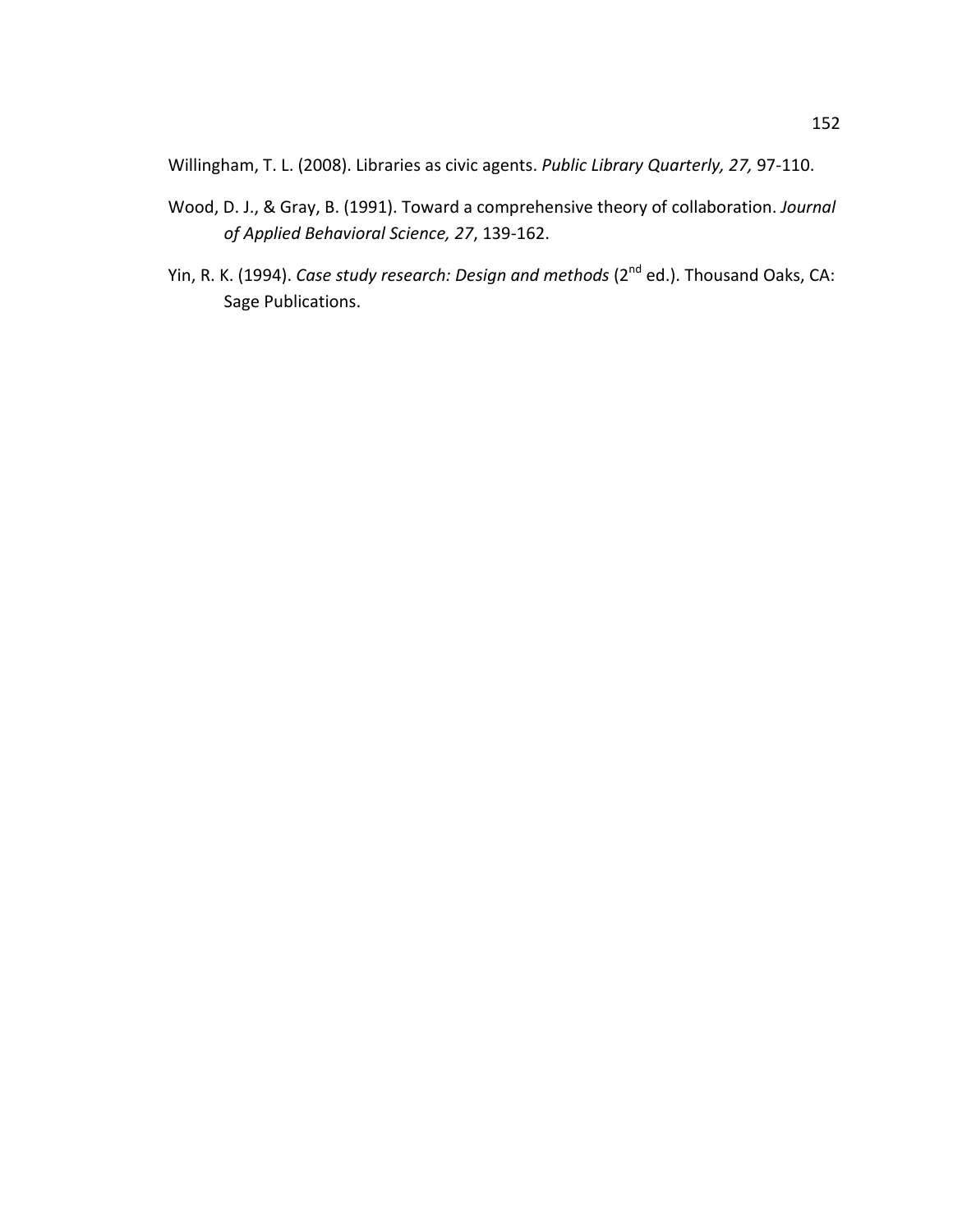Willingham, T. L. (2008). Libraries as civic agents. *Public Library Quarterly, 27,* 97-110.

Wood, D. J., & Gray, B. (1991). Toward a comprehensive theory of collaboration. *Journal of Applied Behavioral Science, 27*, 139-162.

Yin, R. K. (1994). *Case study research: Design and methods* (2nd ed.). Thousand Oaks, CA: Sage Publications.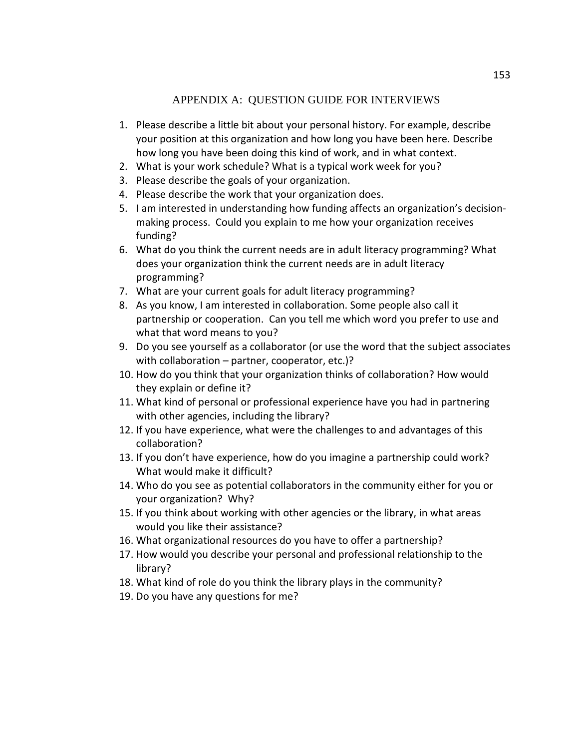# APPENDIX A: QUESTION GUIDE FOR INTERVIEWS

1. Please describe a little bit about your personal history. For example, describe your position at this organization and how long you have been here. Describe how long you have been doing this kind of work, and in what context.
2. What is your work schedule? What is a typical work week for you?
3. Please describe the goals of your organization.
4. Please describe the work that your organization does.
5. I am interested in understanding how funding affects an organization's decision-making process. Could you explain to me how your organization receives funding?
6. What do you think the current needs are in adult literacy programming? What does your organization think the current needs are in adult literacy programming?
7. What are your current goals for adult literacy programming?
8. As you know, I am interested in collaboration. Some people also call it partnership or cooperation. Can you tell me which word you prefer to use and what that word means to you?
9. Do you see yourself as a collaborator (or use the word that the subject associates with collaboration – partner, cooperator, etc.)?
10. How do you think that your organization thinks of collaboration? How would they explain or define it?
11. What kind of personal or professional experience have you had in partnering with other agencies, including the library?
12. If you have experience, what were the challenges to and advantages of this collaboration?
13. If you don't have experience, how do you imagine a partnership could work? What would make it difficult?
14. Who do you see as potential collaborators in the community either for you or your organization? Why?
15. If you think about working with other agencies or the library, in what areas would you like their assistance?
16. What organizational resources do you have to offer a partnership?
17. How would you describe your personal and professional relationship to the library?
18. What kind of role do you think the library plays in the community?
19. Do you have any questions for me?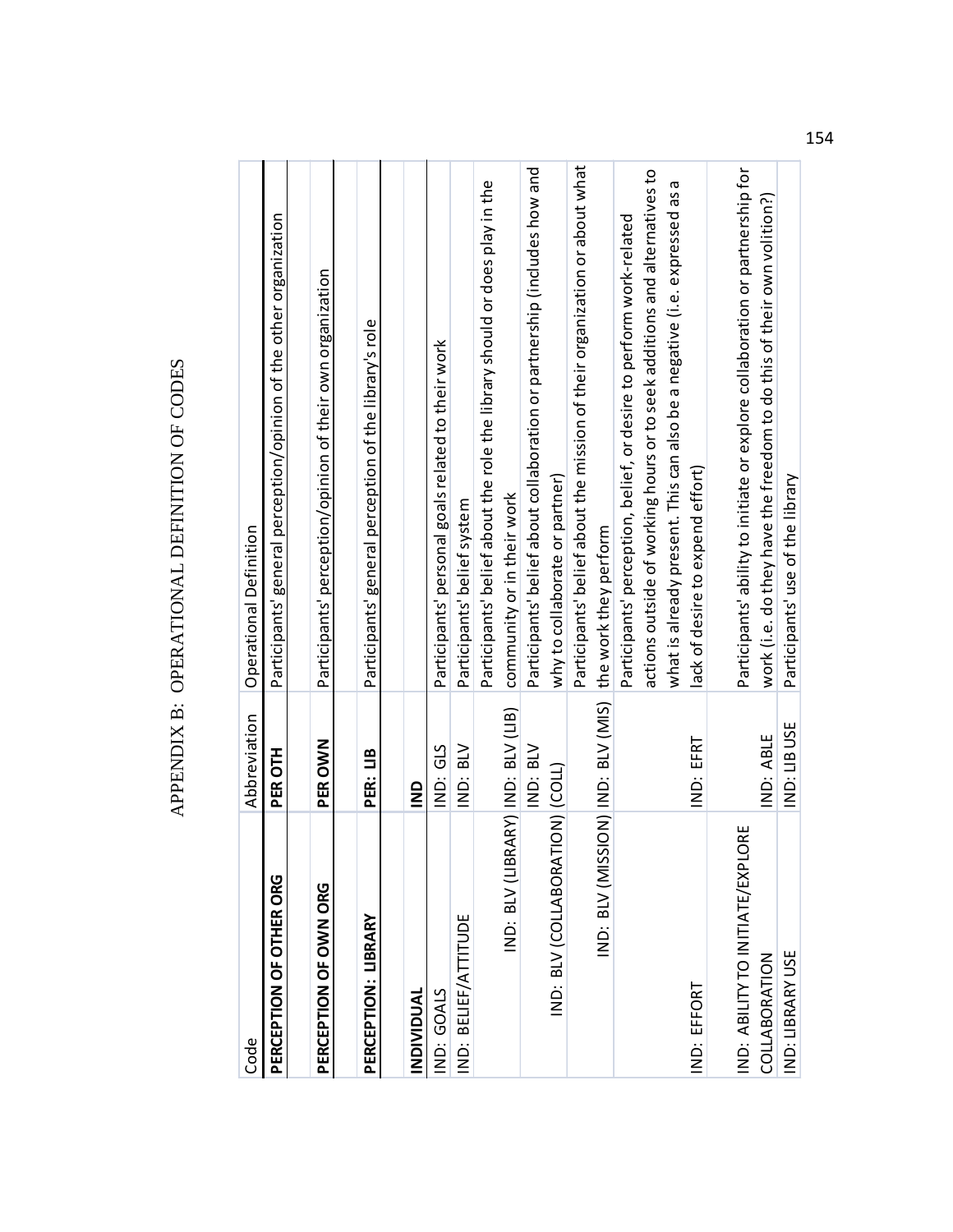# APPENDIX B: OPERATIONAL DEFINITION OF CODES

| Code | Abbreviation | Operational Definition |
|---|---|---|
| **PERCEPTION OF OTHER ORG** | **PER OTH** | Participants' general perception/opinion of the other organization |
| | | |
| **PERCEPTION OF OWN ORG** | **PER OWN** | Participants' perception/opinion of their own organization |
| | | |
| **PERCEPTION: LIBRARY** | **PER: LIB** | Participants' general perception of the library's role |
| | | |
| **INDIVIDUAL** | **IND** | |
| IND: GOALS | IND: GLS | Participants' personal goals related to their work |
| IND: BELIEF/ATTITUDE | IND: BLV | Participants' belief system |
| IND: BLV (LIBRARY) | IND: BLV (LIB) | Participants' belief about the role the library should or does play in the community or in their work |
| IND: BLV (COLLABORATION) | IND: BLV (COLL) | Participants' belief about collaboration or partnership (includes how and why to collaborate or partner) |
| IND: BLV (MISSION) | IND: BLV (MIS) | Participants' belief about the mission of their organization or about what the work they perform |
| IND: EFFORT | IND: EFRT | Participants' perception, belief, or desire to perform work-related actions outside of working hours or to seek additions and alternatives to what is already present. This can also be a negative (i.e. expressed as a lack of desire to expend effort) |
| | | |
| IND: ABILITY TO INITIATE/EXPLORE COLLABORATION | IND: ABLE | Participants' ability to initiate or explore collaboration or partnership for work (i.e. do they have the freedom to do this of their own volition?) |
| IND: LIBRARY USE | IND: LIB USE | Participants' use of the library |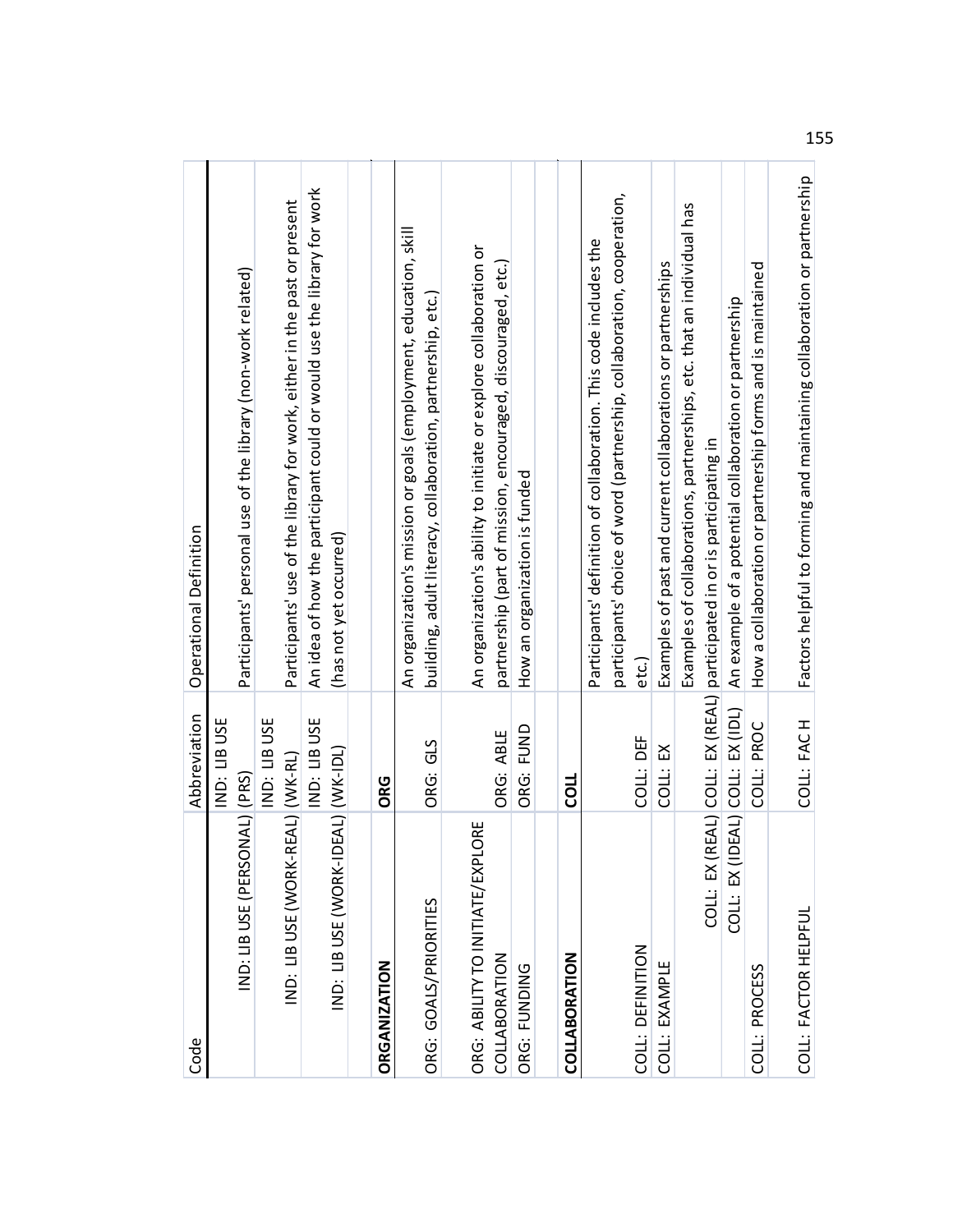| Code | Abbreviation | Operational Definition |
| --- | --- | --- |
| IND: LIB USE (PERSONAL) | IND: LIB USE (PRS) | Participants' personal use of the library (non-work related) |
| IND: LIB USE (WORK-REAL) | IND: LIB USE (WK-RL) | Participants' use of the library for work, either in the past or present |
| IND: LIB USE (WORK-IDEAL) | IND: LIB USE (WK-IDL) | An idea of how the participant could or would use the library for work (has not yet occurred) |
| | | |
| **ORGANIZATION** | **ORG** | |
| ORG: GOALS/PRIORITIES | ORG: GLS | An organization's mission or goals (employment, education, skill building, adult literacy, collaboration, partnership, etc.) |
| ORG: ABILITY TO INITIATE/EXPLORE COLLABORATION | ORG: ABLE | An organization's ability to initiate or explore collaboration or partnership (part of mission, encouraged, discouraged, etc.) |
| ORG: FUNDING | ORG: FUND | How an organization is funded |
| | | |
| **COLLABORATION** | **COLL** | |
| COLL: DEFINITION | COLL: DEF | Participants' definition of collaboration. This code includes the participants' choice of word (partnership, collaboration, cooperation, etc.) |
| COLL: EXAMPLE | COLL: EX | Examples of past and current collaborations or partnerships |
| COLL: EX (REAL) | COLL: EX (REAL) | Examples of collaborations, partnerships, etc. that an individual has participated in or is participating in |
| COLL: EX (IDEAL) | COLL: EX (IDL) | An example of a potential collaboration or partnership |
| COLL: PROCESS | COLL: PROC | How a collaboration or partnership forms and is maintained |
| COLL: FACTOR HELPFUL | COLL: FAC H | Factors helpful to forming and maintaining collaboration or partnership |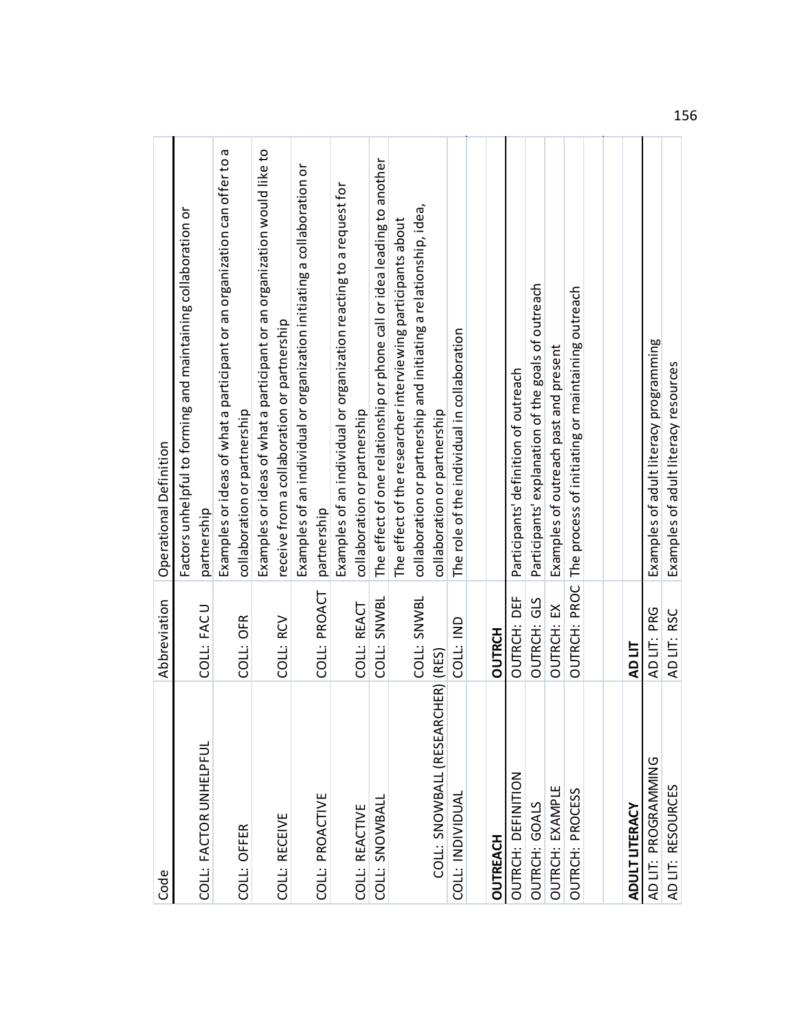| Code | Abbreviation | Operational Definition |
|---|---|---|
| COLL: FACTOR UNHELPFUL | COLL: FACU | Factors unhelpful to forming and maintaining collaboration or partnership |
| COLL: OFFER | COLL: OFR | Examples or ideas of what a participant or an organization can offer to a collaboration or partnership |
| COLL: RECEIVE | COLL: RCV | Examples or ideas of what a participant or an organization would like to receive from a collaboration or partnership |
| COLL: PROACTIVE | COLL: PROACT | Examples of an individual or organization initiating a collaboration or partnership |
| COLL: REACTIVE | COLL: REACT | Examples of an individual or organization reacting to a request for collaboration or partnership |
| COLL: SNOWBALL | COLL: SNWBL | The effect of one relationship or phone call or idea leading to another |
| COLL: SNOWBALL (RESEARCHER) | COLL: SNWBL (RES) | The effect of the researcher interviewing participants about collaboration or partnership and initiating a relationship, idea, collaboration or partnership |
| COLL: INDIVIDUAL | COLL: IND | The role of the individual in collaboration |
| | | |
| **OUTREACH** | **OUTRCH** | |
| OUTRCH: DEFINITION | OUTRCH: DEF | Participants' definition of outreach |
| OUTRCH: GOALS | OUTRCH: GLS | Participants' explanation of the goals of outreach |
| OUTRCH: EXAMPLE | OUTRCH: EX | Examples of outreach past and present |
| OUTRCH: PROCESS | OUTRCH: PROC | The process of initiating or maintaining outreach |
| | | |
| | | |
| **ADULT LITERACY** | **AD LIT** | |
| AD LIT: PROGRAMMING | AD LIT: PRG | Examples of adult literacy programming |
| AD LIT: RESOURCES | AD LIT: RSC | Examples of adult literacy resources |